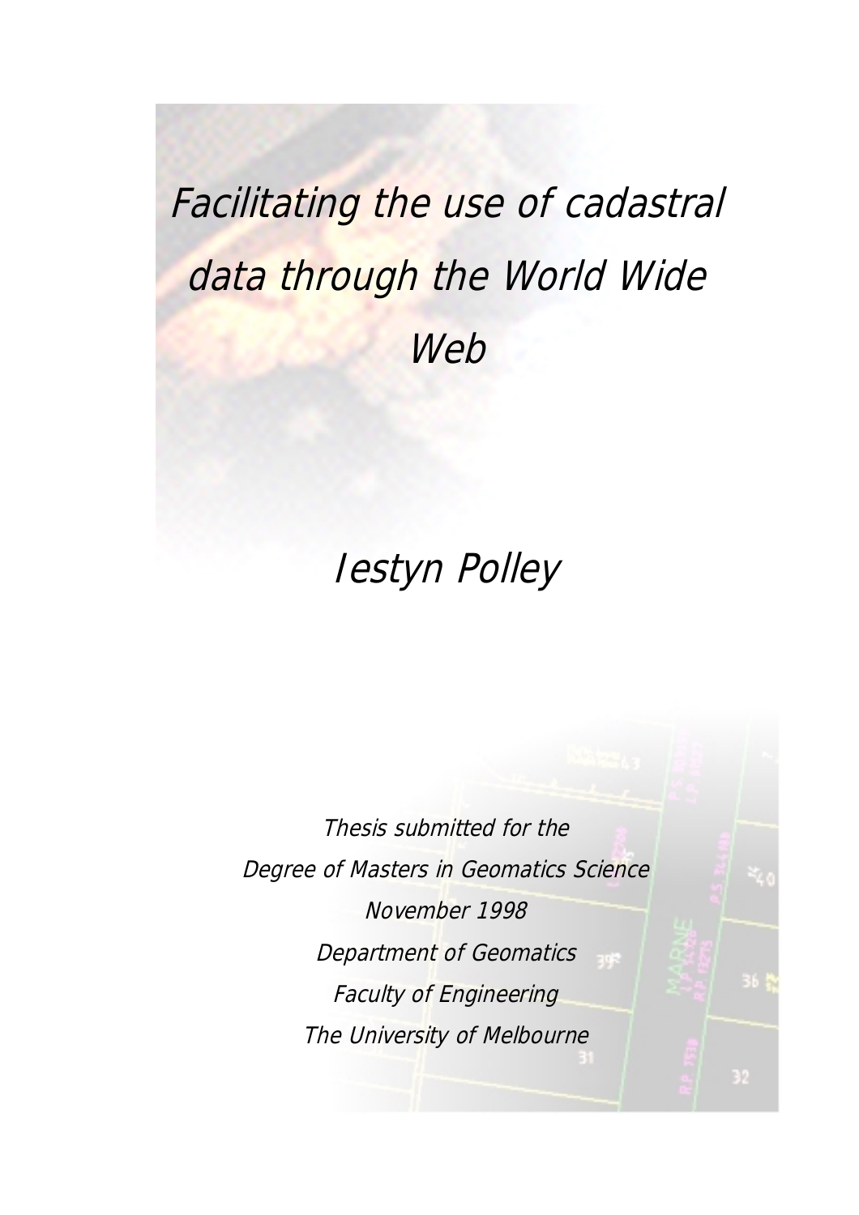# *Facilitating the use of cadastral data through the World Wide Web*

## *Iestyn Polley*

*Thesis submitted for the*

*Degree of Masters in Geomatics Science*

*November 1998*

*Department of Geomatics*

*Faculty of Engineering*

*The University of Melbourne*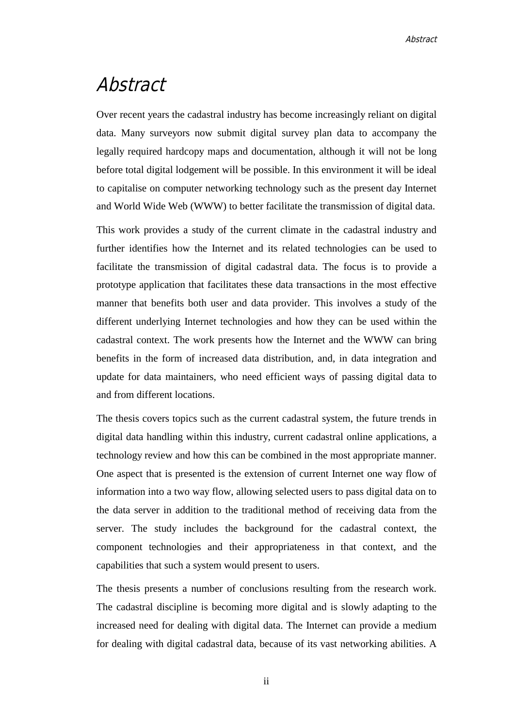# Abstract

Over recent years the cadastral industry has become increasingly reliant on digital data. Many surveyors now submit digital survey plan data to accompany the legally required hardcopy maps and documentation, although it will not be long before total digital lodgement will be possible. In this environment it will be ideal to capitalise on computer networking technology such as the present day Internet and World Wide Web (WWW) to better facilitate the transmission of digital data.

This work provides a study of the current climate in the cadastral industry and further identifies how the Internet and its related technologies can be used to facilitate the transmission of digital cadastral data. The focus is to provide a prototype application that facilitates these data transactions in the most effective manner that benefits both user and data provider. This involves a study of the different underlying Internet technologies and how they can be used within the cadastral context. The work presents how the Internet and the WWW can bring benefits in the form of increased data distribution, and, in data integration and update for data maintainers, who need efficient ways of passing digital data to and from different locations.

The thesis covers topics such as the current cadastral system, the future trends in digital data handling within this industry, current cadastral online applications, a technology review and how this can be combined in the most appropriate manner. One aspect that is presented is the extension of current Internet one way flow of information into a two way flow, allowing selected users to pass digital data on to the data server in addition to the traditional method of receiving data from the server. The study includes the background for the cadastral context, the component technologies and their appropriateness in that context, and the capabilities that such a system would present to users.

The thesis presents a number of conclusions resulting from the research work. The cadastral discipline is becoming more digital and is slowly adapting to the increased need for dealing with digital data. The Internet can provide a medium for dealing with digital cadastral data, because of its vast networking abilities. A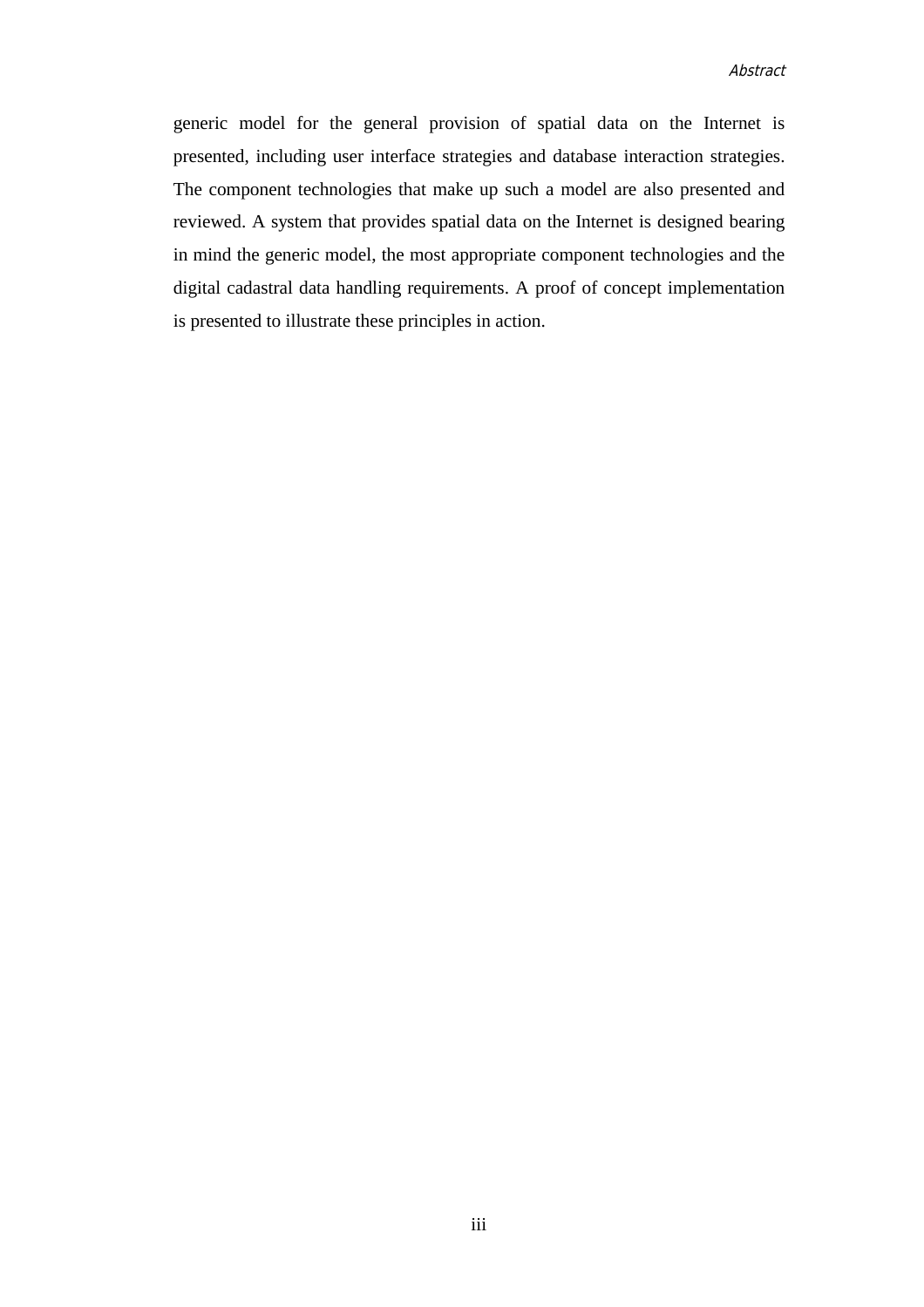generic model for the general provision of spatial data on the Internet is presented, including user interface strategies and database interaction strategies. The component technologies that make up such a model are also presented and reviewed. A system that provides spatial data on the Internet is designed bearing in mind the generic model, the most appropriate component technologies and the digital cadastral data handling requirements. A proof of concept implementation is presented to illustrate these principles in action.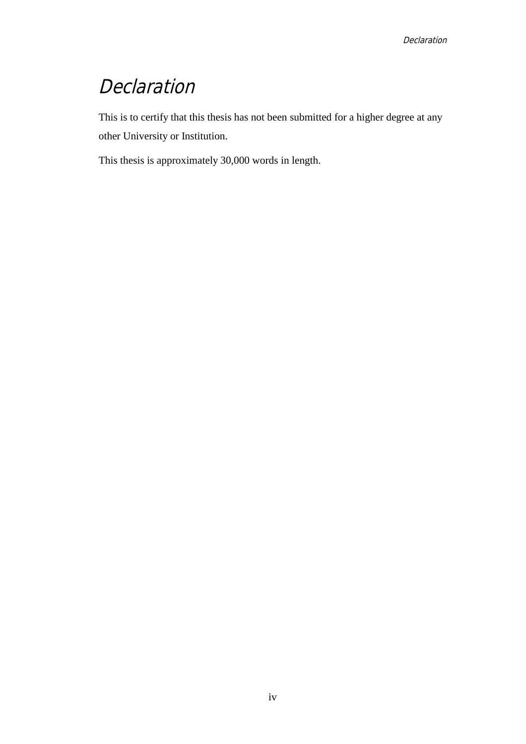# *Declaration*

This is to certify that this thesis has not been submitted for a higher degree at any other University or Institution.

This thesis is approximately 30,000 words in length.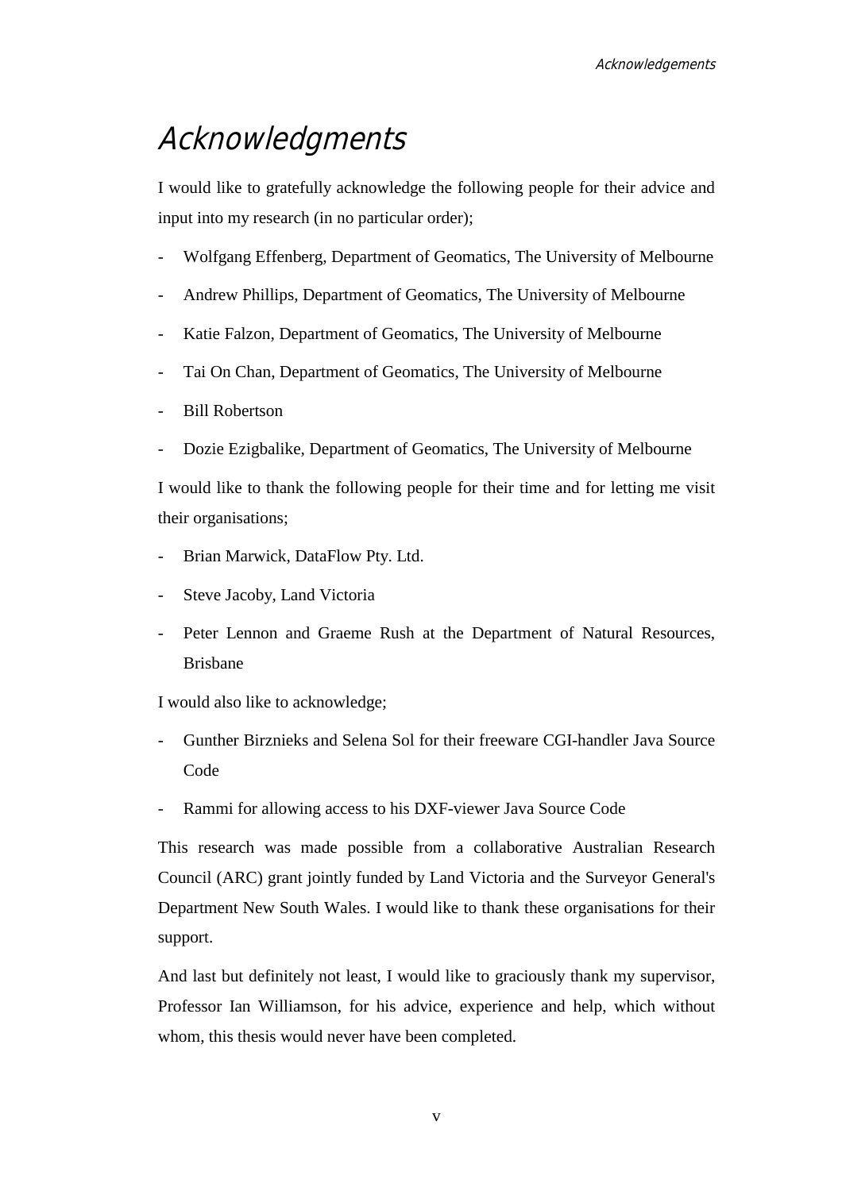# Acknowledgments

I would like to gratefully acknowledge the following people for their advice and input into my research (in no particular order);

- Wolfgang Effenberg, Department of Geomatics, The University of Melbourne
- Andrew Phillips, Department of Geomatics, The University of Melbourne
- Katie Falzon, Department of Geomatics, The University of Melbourne
- Tai On Chan, Department of Geomatics, The University of Melbourne
- Bill Robertson
- Dozie Ezigbalike, Department of Geomatics, The University of Melbourne

I would like to thank the following people for their time and for letting me visit their organisations;

- Brian Marwick, DataFlow Pty. Ltd.
- Steve Jacoby, Land Victoria
- Peter Lennon and Graeme Rush at the Department of Natural Resources, Brisbane

I would also like to acknowledge;

- Gunther Birznieks and Selena Sol for their freeware CGI-handler Java Source Code
- Rammi for allowing access to his DXF-viewer Java Source Code

This research was made possible from a collaborative Australian Research Council (ARC) grant jointly funded by Land Victoria and the Surveyor General's Department New South Wales. I would like to thank these organisations for their support.

And last but definitely not least, I would like to graciously thank my supervisor, Professor Ian Williamson, for his advice, experience and help, which without whom, this thesis would never have been completed.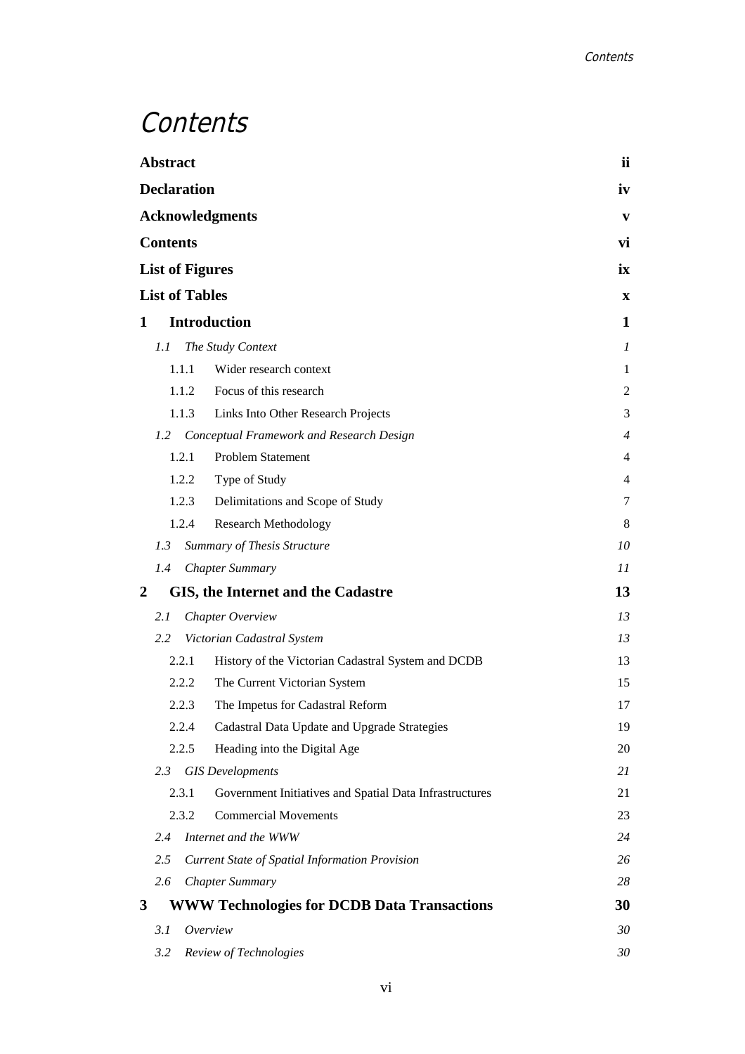# Contents

| | |
|---|---|
| **Abstract** | **ii** |
| **Declaration** | **iv** |
| **Acknowledgments** | **v** |
| **Contents** | **vi** |
| **List of Figures** | **ix** |
| **List of Tables** | **x** |
| **1 Introduction** | **1** |
| *1.1 The Study Context* | *1* |
| 1.1.1 Wider research context | 1 |
| 1.1.2 Focus of this research | 2 |
| 1.1.3 Links Into Other Research Projects | 3 |
| *1.2 Conceptual Framework and Research Design* | *4* |
| 1.2.1 Problem Statement | 4 |
| 1.2.2 Type of Study | 4 |
| 1.2.3 Delimitations and Scope of Study | 7 |
| 1.2.4 Research Methodology | 8 |
| *1.3 Summary of Thesis Structure* | *10* |
| *1.4 Chapter Summary* | *11* |
| **2 GIS, the Internet and the Cadastre** | **13** |
| *2.1 Chapter Overview* | *13* |
| *2.2 Victorian Cadastral System* | *13* |
| 2.2.1 History of the Victorian Cadastral System and DCDB | 13 |
| 2.2.2 The Current Victorian System | 15 |
| 2.2.3 The Impetus for Cadastral Reform | 17 |
| 2.2.4 Cadastral Data Update and Upgrade Strategies | 19 |
| 2.2.5 Heading into the Digital Age | 20 |
| *2.3 GIS Developments* | *21* |
| 2.3.1 Government Initiatives and Spatial Data Infrastructures | 21 |
| 2.3.2 Commercial Movements | 23 |
| *2.4 Internet and the WWW* | *24* |
| *2.5 Current State of Spatial Information Provision* | *26* |
| *2.6 Chapter Summary* | *28* |
| **3 WWW Technologies for DCDB Data Transactions** | **30** |
| *3.1 Overview* | *30* |
| *3.2 Review of Technologies* | *30* |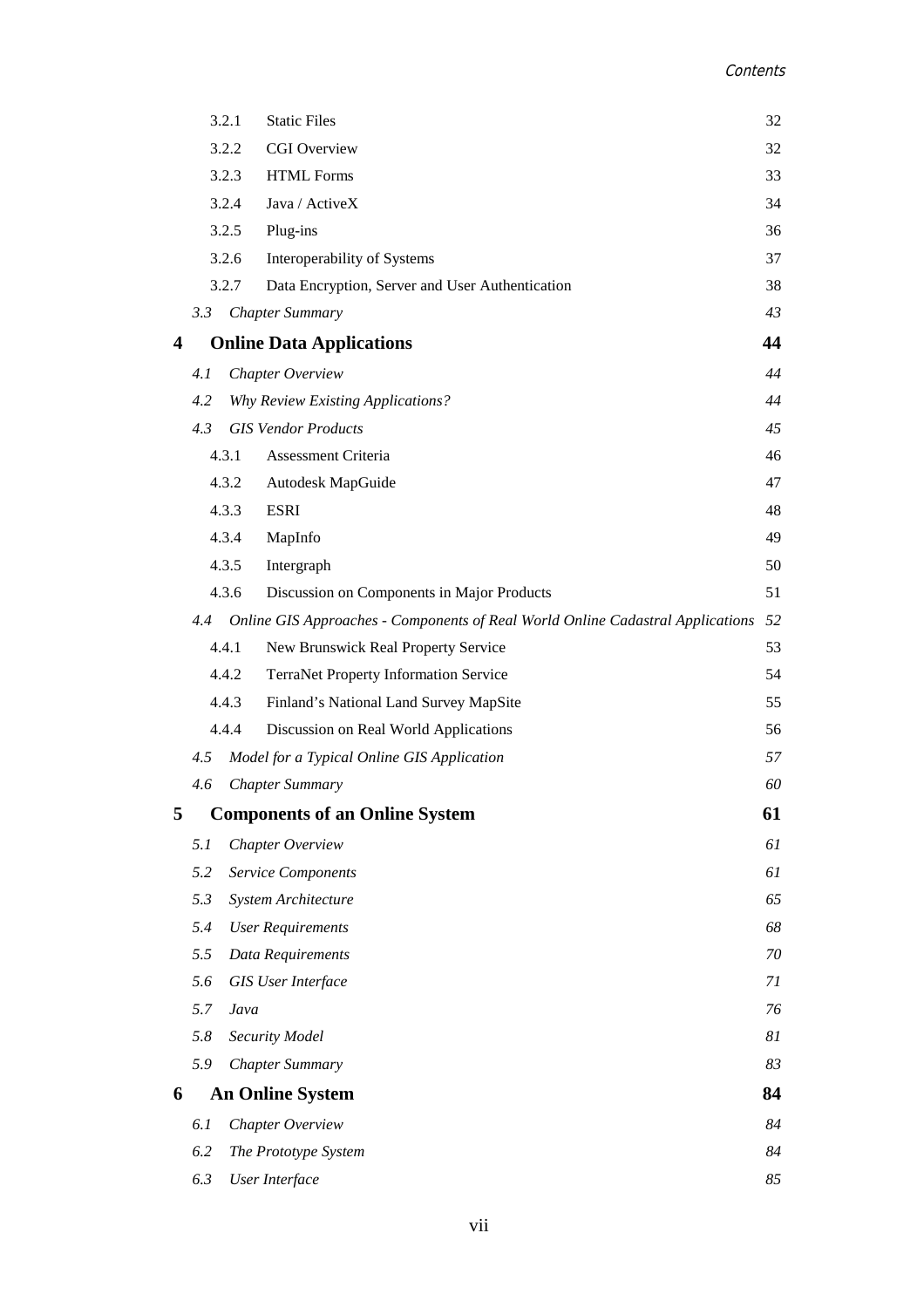| | | |
|---|---|---|
| 3.2.1 | Static Files | 32 |
| 3.2.2 | CGI Overview | 32 |
| 3.2.3 | HTML Forms | 33 |
| 3.2.4 | Java / ActiveX | 34 |
| 3.2.5 | Plug-ins | 36 |
| 3.2.6 | Interoperability of Systems | 37 |
| 3.2.7 | Data Encryption, Server and User Authentication | 38 |
| *3.3* | *Chapter Summary* | *43* |
| **4** | **Online Data Applications** | **44** |
| *4.1* | *Chapter Overview* | *44* |
| *4.2* | *Why Review Existing Applications?* | *44* |
| *4.3* | *GIS Vendor Products* | *45* |
| 4.3.1 | Assessment Criteria | 46 |
| 4.3.2 | Autodesk MapGuide | 47 |
| 4.3.3 | ESRI | 48 |
| 4.3.4 | MapInfo | 49 |
| 4.3.5 | Intergraph | 50 |
| 4.3.6 | Discussion on Components in Major Products | 51 |
| *4.4* | *Online GIS Approaches - Components of Real World Online Cadastral Applications* | *52* |
| 4.4.1 | New Brunswick Real Property Service | 53 |
| 4.4.2 | TerraNet Property Information Service | 54 |
| 4.4.3 | Finland's National Land Survey MapSite | 55 |
| 4.4.4 | Discussion on Real World Applications | 56 |
| *4.5* | *Model for a Typical Online GIS Application* | *57* |
| *4.6* | *Chapter Summary* | *60* |
| **5** | **Components of an Online System** | **61** |
| *5.1* | *Chapter Overview* | *61* |
| *5.2* | *Service Components* | *61* |
| *5.3* | *System Architecture* | *65* |
| *5.4* | *User Requirements* | *68* |
| *5.5* | *Data Requirements* | *70* |
| *5.6* | *GIS User Interface* | *71* |
| *5.7* | *Java* | *76* |
| *5.8* | *Security Model* | *81* |
| *5.9* | *Chapter Summary* | *83* |
| **6** | **An Online System** | **84** |
| *6.1* | *Chapter Overview* | *84* |
| *6.2* | *The Prototype System* | *84* |
| *6.3* | *User Interface* | *85* |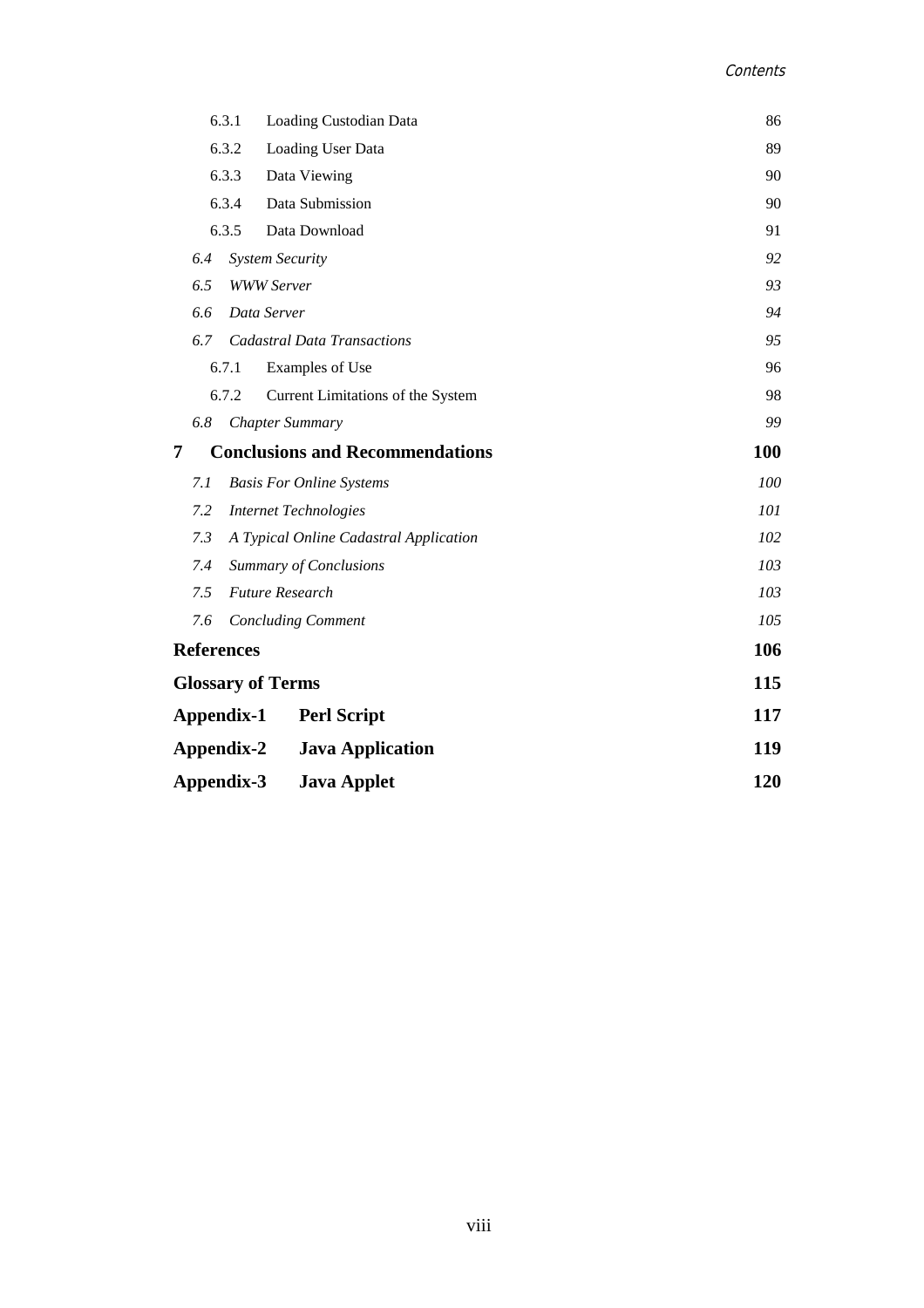6.3.1 Loading Custodian Data 86

6.3.2 Loading User Data 89

6.3.3 Data Viewing 90

6.3.4 Data Submission 90

6.3.5 Data Download 91

*6.4 System Security 92*

*6.5 WWW Server 93*

*6.6 Data Server 94*

*6.7 Cadastral Data Transactions 95*

6.7.1 Examples of Use 96

6.7.2 Current Limitations of the System 98

*6.8 Chapter Summary 99*

**7 Conclusions and Recommendations 100**

*7.1 Basis For Online Systems 100*

*7.2 Internet Technologies 101*

*7.3 A Typical Online Cadastral Application 102*

*7.4 Summary of Conclusions 103*

*7.5 Future Research 103*

*7.6 Concluding Comment 105*

**References 106**

**Glossary of Terms 115**

**Appendix-1 Perl Script 117**

**Appendix-2 Java Application 119**

**Appendix-3 Java Applet 120**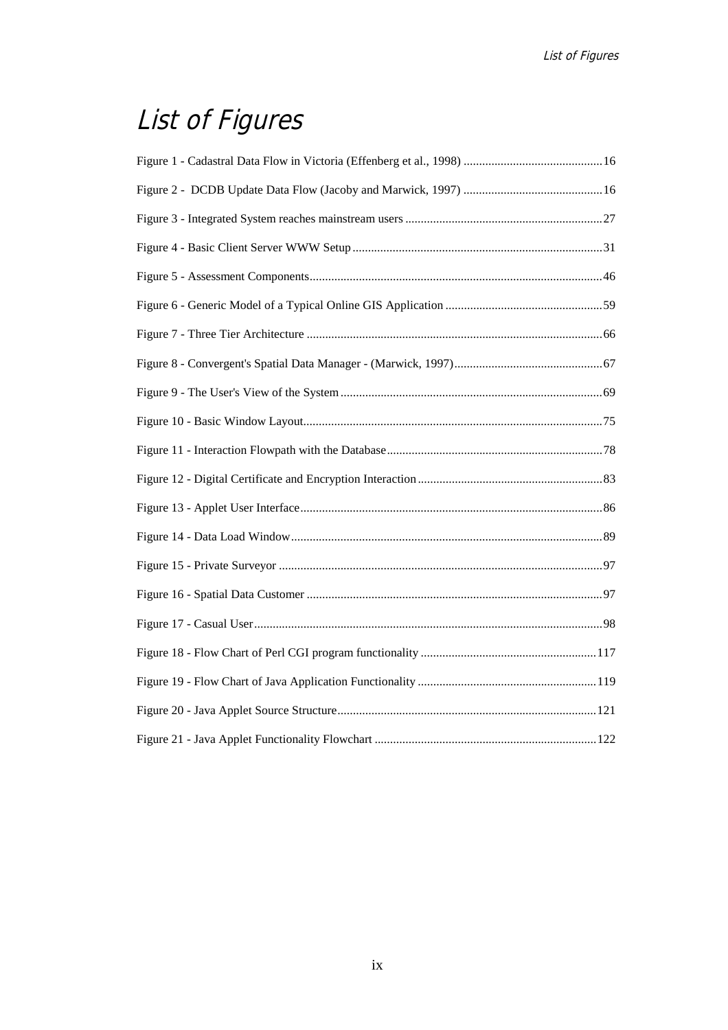# List of Figures

Figure 1 - Cadastral Data Flow in Victoria (Effenberg et al., 1998) .......... 16

Figure 2 - DCDB Update Data Flow (Jacoby and Marwick, 1997) .......... 16

Figure 3 - Integrated System reaches mainstream users .......... 27

Figure 4 - Basic Client Server WWW Setup .......... 31

Figure 5 - Assessment Components .......... 46

Figure 6 - Generic Model of a Typical Online GIS Application .......... 59

Figure 7 - Three Tier Architecture .......... 66

Figure 8 - Convergent's Spatial Data Manager - (Marwick, 1997) .......... 67

Figure 9 - The User's View of the System .......... 69

Figure 10 - Basic Window Layout .......... 75

Figure 11 - Interaction Flowpath with the Database .......... 78

Figure 12 - Digital Certificate and Encryption Interaction .......... 83

Figure 13 - Applet User Interface .......... 86

Figure 14 - Data Load Window .......... 89

Figure 15 - Private Surveyor .......... 97

Figure 16 - Spatial Data Customer .......... 97

Figure 17 - Casual User .......... 98

Figure 18 - Flow Chart of Perl CGI program functionality .......... 117

Figure 19 - Flow Chart of Java Application Functionality .......... 119

Figure 20 - Java Applet Source Structure .......... 121

Figure 21 - Java Applet Functionality Flowchart .......... 122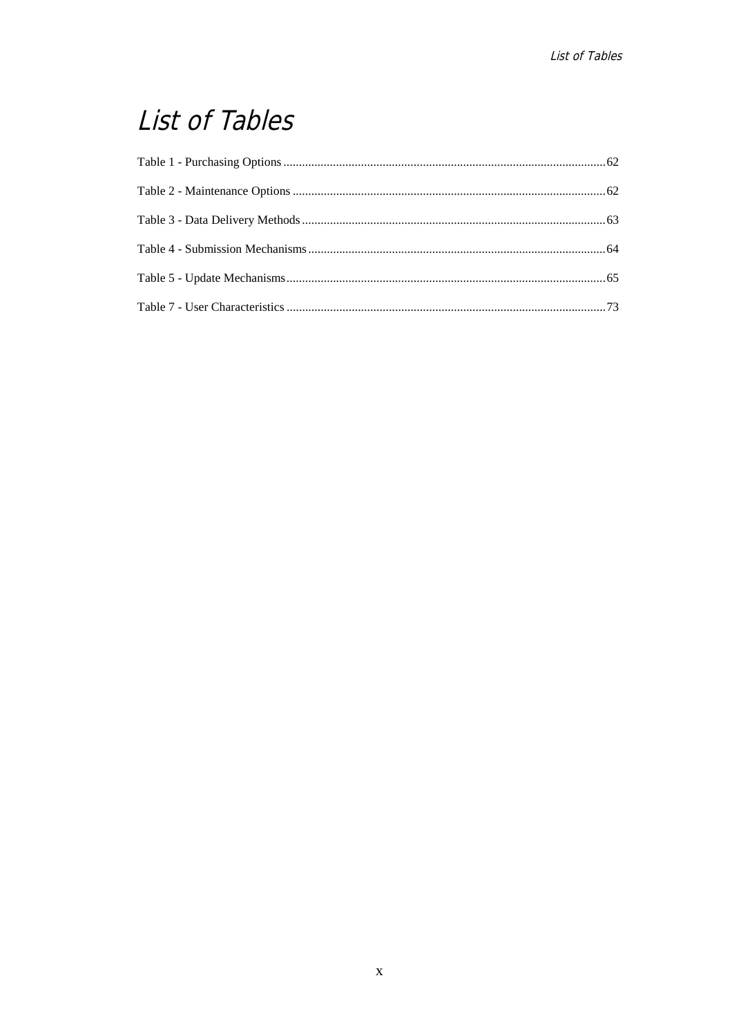# List of Tables

Table 1 - Purchasing Options ........................................................................................................62

Table 2 - Maintenance Options .....................................................................................................62

Table 3 - Data Delivery Methods ..................................................................................................63

Table 4 - Submission Mechanisms ................................................................................................64

Table 5 - Update Mechanisms .......................................................................................................65

Table 7 - User Characteristics .......................................................................................................73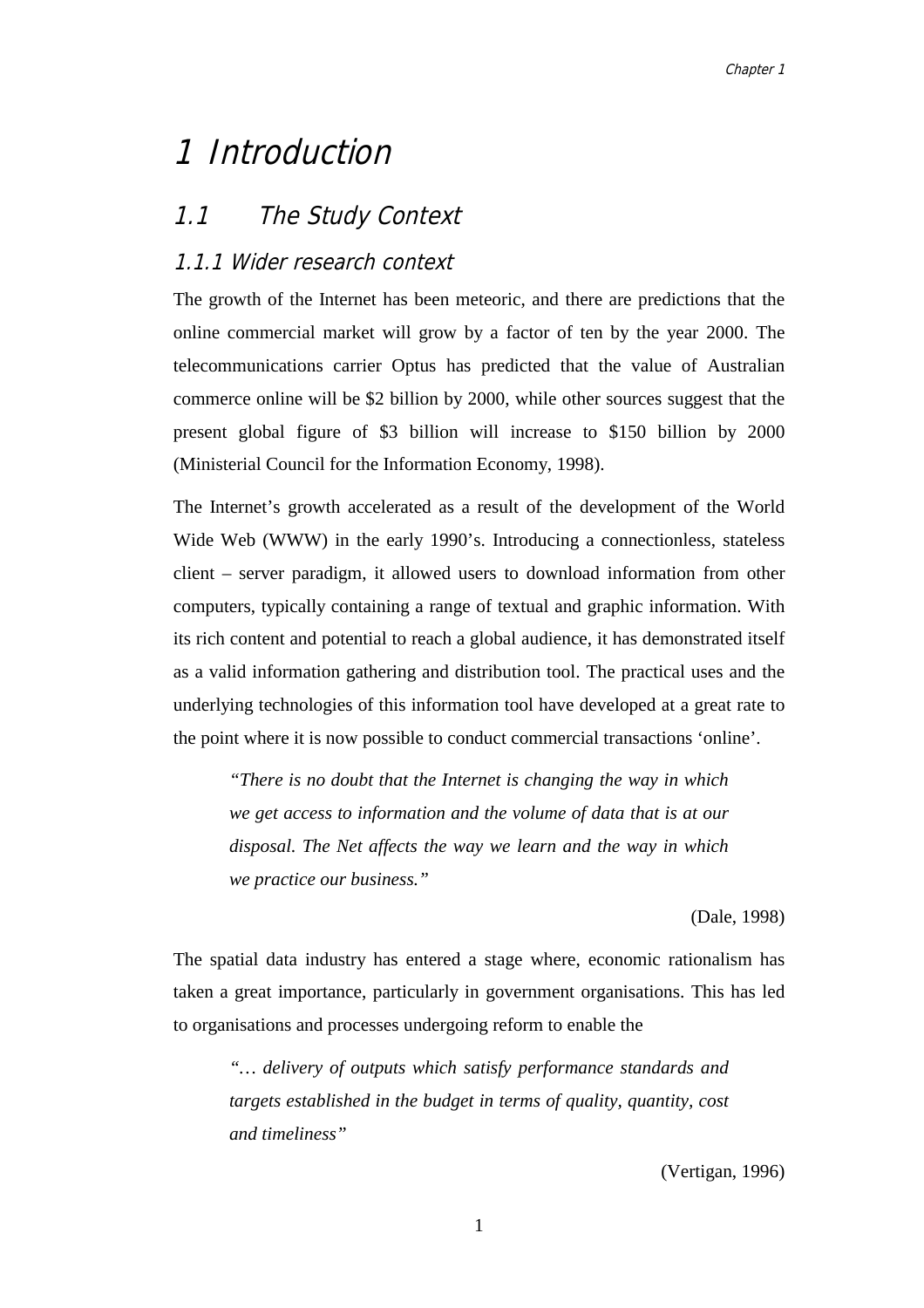# 1 Introduction

## 1.1 The Study Context

### 1.1.1 Wider research context

The growth of the Internet has been meteoric, and there are predictions that the online commercial market will grow by a factor of ten by the year 2000. The telecommunications carrier Optus has predicted that the value of Australian commerce online will be $2 billion by 2000, while other sources suggest that the present global figure of $3 billion will increase to $150 billion by 2000 (Ministerial Council for the Information Economy, 1998).

The Internet's growth accelerated as a result of the development of the World Wide Web (WWW) in the early 1990's. Introducing a connectionless, stateless client – server paradigm, it allowed users to download information from other computers, typically containing a range of textual and graphic information. With its rich content and potential to reach a global audience, it has demonstrated itself as a valid information gathering and distribution tool. The practical uses and the underlying technologies of this information tool have developed at a great rate to the point where it is now possible to conduct commercial transactions 'online'.

> *"There is no doubt that the Internet is changing the way in which we get access to information and the volume of data that is at our disposal. The Net affects the way we learn and the way in which we practice our business."*
>
> (Dale, 1998)

The spatial data industry has entered a stage where, economic rationalism has taken a great importance, particularly in government organisations. This has led to organisations and processes undergoing reform to enable the

> *"… delivery of outputs which satisfy performance standards and targets established in the budget in terms of quality, quantity, cost and timeliness"*
>
> (Vertigan, 1996)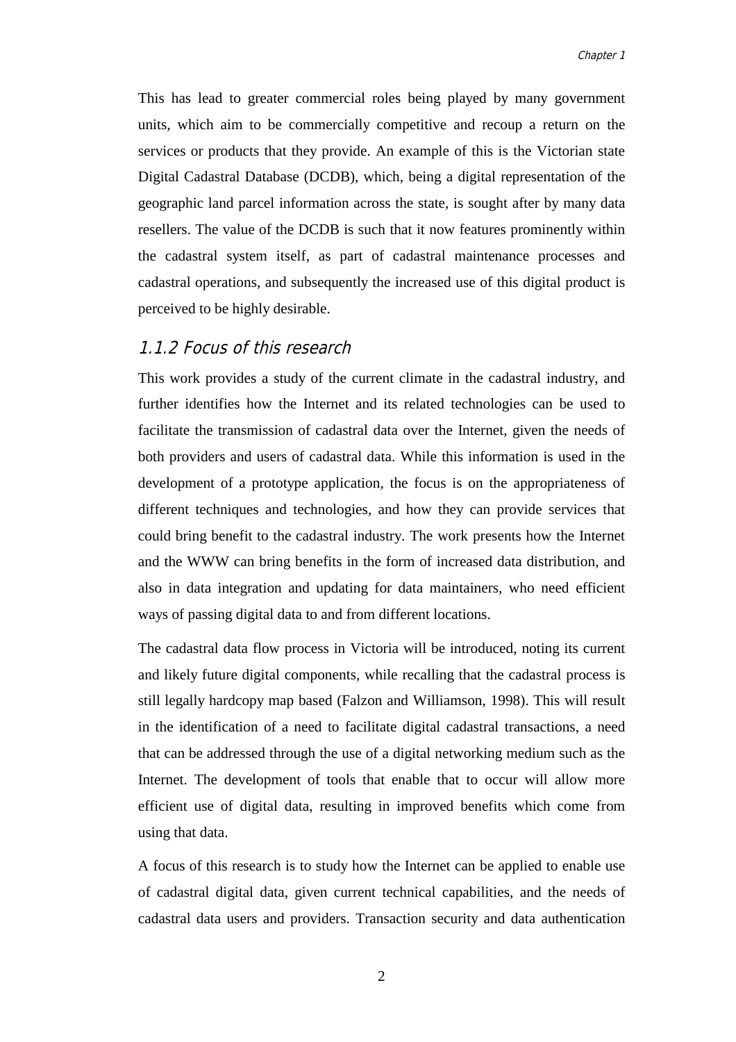This has lead to greater commercial roles being played by many government units, which aim to be commercially competitive and recoup a return on the services or products that they provide. An example of this is the Victorian state Digital Cadastral Database (DCDB), which, being a digital representation of the geographic land parcel information across the state, is sought after by many data resellers. The value of the DCDB is such that it now features prominently within the cadastral system itself, as part of cadastral maintenance processes and cadastral operations, and subsequently the increased use of this digital product is perceived to be highly desirable.

### 1.1.2 Focus of this research

This work provides a study of the current climate in the cadastral industry, and further identifies how the Internet and its related technologies can be used to facilitate the transmission of cadastral data over the Internet, given the needs of both providers and users of cadastral data. While this information is used in the development of a prototype application, the focus is on the appropriateness of different techniques and technologies, and how they can provide services that could bring benefit to the cadastral industry. The work presents how the Internet and the WWW can bring benefits in the form of increased data distribution, and also in data integration and updating for data maintainers, who need efficient ways of passing digital data to and from different locations.

The cadastral data flow process in Victoria will be introduced, noting its current and likely future digital components, while recalling that the cadastral process is still legally hardcopy map based (Falzon and Williamson, 1998). This will result in the identification of a need to facilitate digital cadastral transactions, a need that can be addressed through the use of a digital networking medium such as the Internet. The development of tools that enable that to occur will allow more efficient use of digital data, resulting in improved benefits which come from using that data.

A focus of this research is to study how the Internet can be applied to enable use of cadastral digital data, given current technical capabilities, and the needs of cadastral data users and providers. Transaction security and data authentication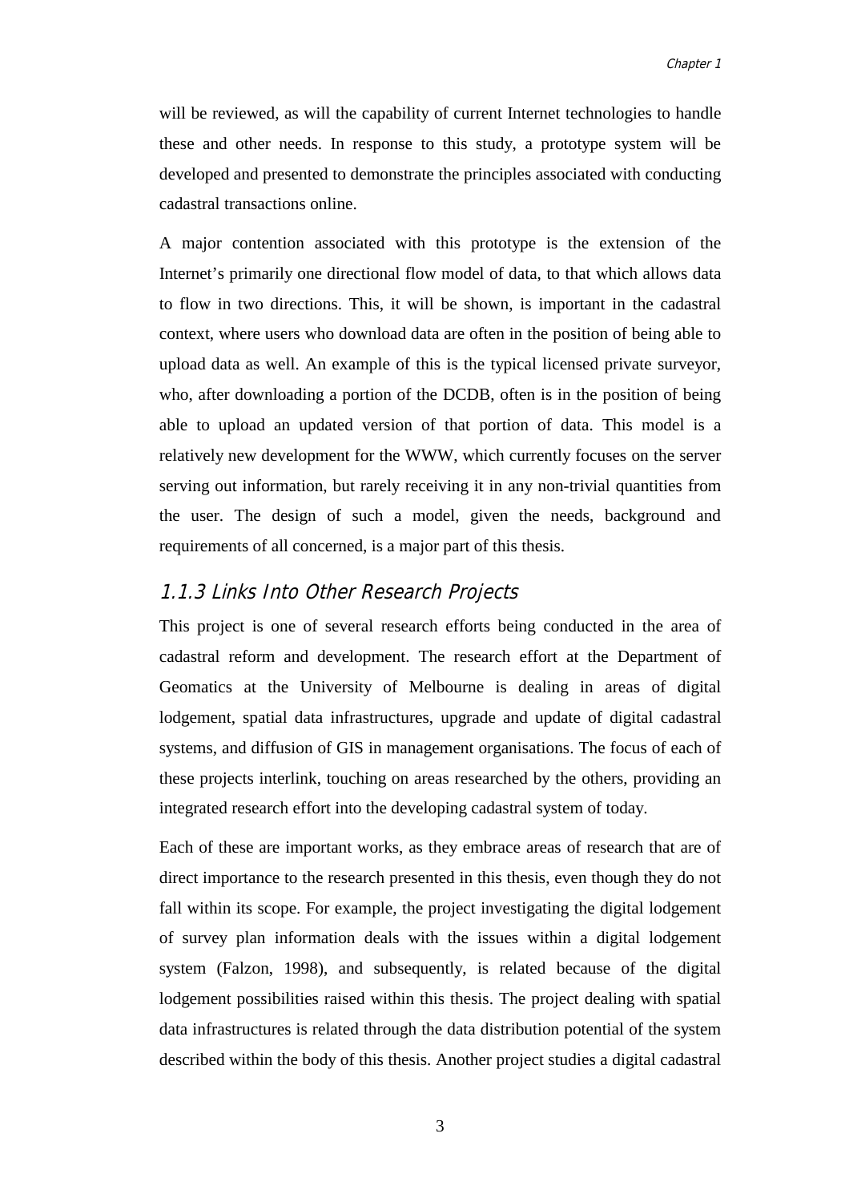will be reviewed, as will the capability of current Internet technologies to handle these and other needs. In response to this study, a prototype system will be developed and presented to demonstrate the principles associated with conducting cadastral transactions online.

A major contention associated with this prototype is the extension of the Internet's primarily one directional flow model of data, to that which allows data to flow in two directions. This, it will be shown, is important in the cadastral context, where users who download data are often in the position of being able to upload data as well. An example of this is the typical licensed private surveyor, who, after downloading a portion of the DCDB, often is in the position of being able to upload an updated version of that portion of data. This model is a relatively new development for the WWW, which currently focuses on the server serving out information, but rarely receiving it in any non-trivial quantities from the user. The design of such a model, given the needs, background and requirements of all concerned, is a major part of this thesis.

### 1.1.3 Links Into Other Research Projects

This project is one of several research efforts being conducted in the area of cadastral reform and development. The research effort at the Department of Geomatics at the University of Melbourne is dealing in areas of digital lodgement, spatial data infrastructures, upgrade and update of digital cadastral systems, and diffusion of GIS in management organisations. The focus of each of these projects interlink, touching on areas researched by the others, providing an integrated research effort into the developing cadastral system of today.

Each of these are important works, as they embrace areas of research that are of direct importance to the research presented in this thesis, even though they do not fall within its scope. For example, the project investigating the digital lodgement of survey plan information deals with the issues within a digital lodgement system (Falzon, 1998), and subsequently, is related because of the digital lodgement possibilities raised within this thesis. The project dealing with spatial data infrastructures is related through the data distribution potential of the system described within the body of this thesis. Another project studies a digital cadastral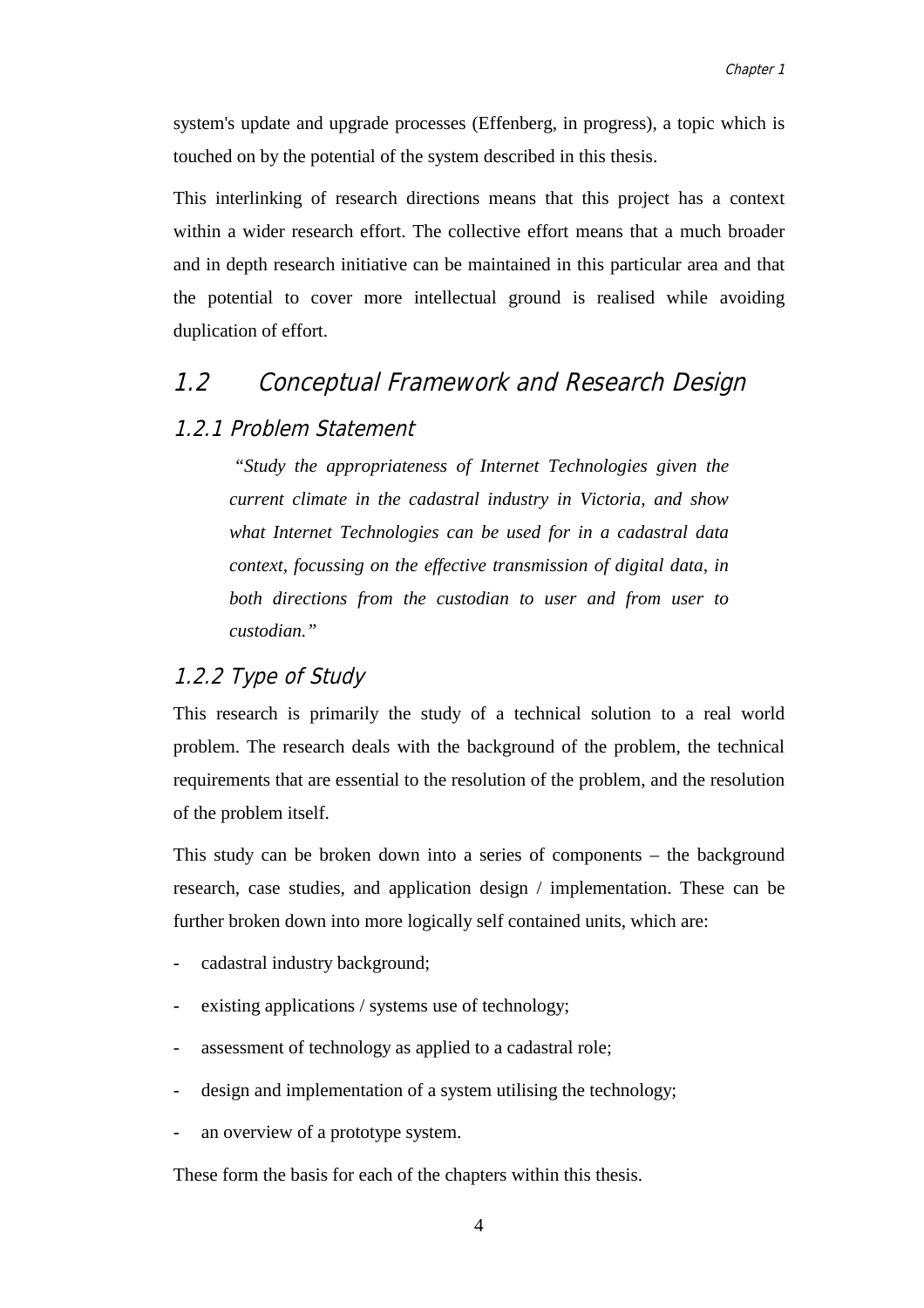system's update and upgrade processes (Effenberg, in progress), a topic which is touched on by the potential of the system described in this thesis.

This interlinking of research directions means that this project has a context within a wider research effort. The collective effort means that a much broader and in depth research initiative can be maintained in this particular area and that the potential to cover more intellectual ground is realised while avoiding duplication of effort.

## 1.2 Conceptual Framework and Research Design

### 1.2.1 Problem Statement

> *"Study the appropriateness of Internet Technologies given the current climate in the cadastral industry in Victoria, and show what Internet Technologies can be used for in a cadastral data context, focussing on the effective transmission of digital data, in both directions from the custodian to user and from user to custodian."*

### 1.2.2 Type of Study

This research is primarily the study of a technical solution to a real world problem. The research deals with the background of the problem, the technical requirements that are essential to the resolution of the problem, and the resolution of the problem itself.

This study can be broken down into a series of components – the background research, case studies, and application design / implementation. These can be further broken down into more logically self contained units, which are:

- cadastral industry background;
- existing applications / systems use of technology;
- assessment of technology as applied to a cadastral role;
- design and implementation of a system utilising the technology;
- an overview of a prototype system.

These form the basis for each of the chapters within this thesis.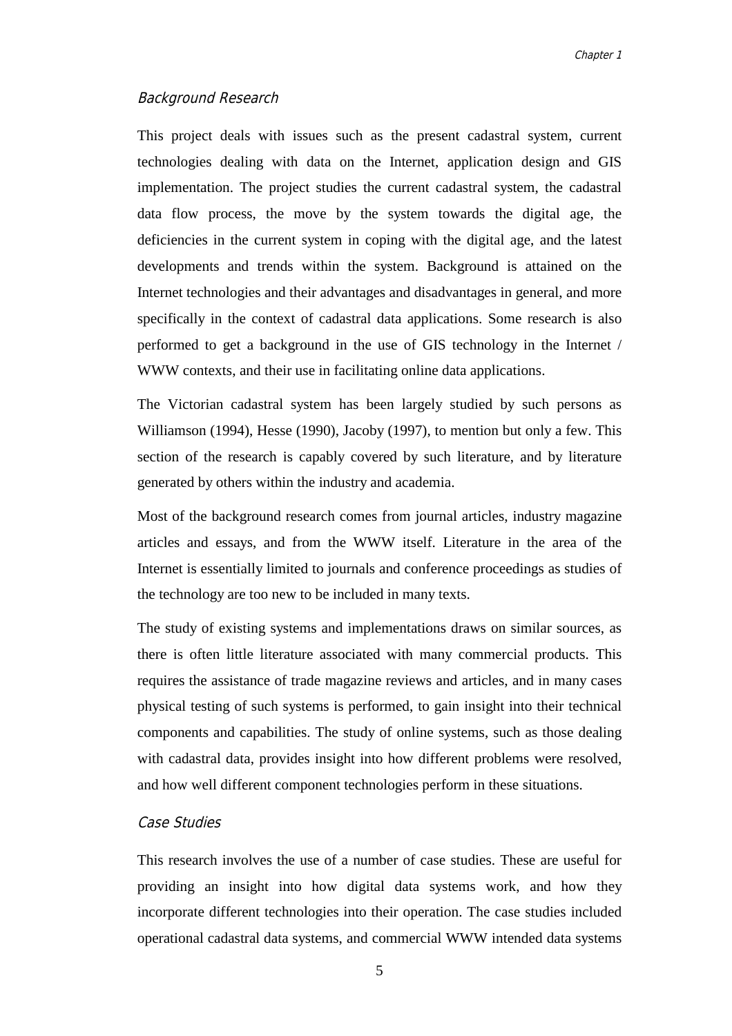### *Background Research*

This project deals with issues such as the present cadastral system, current technologies dealing with data on the Internet, application design and GIS implementation. The project studies the current cadastral system, the cadastral data flow process, the move by the system towards the digital age, the deficiencies in the current system in coping with the digital age, and the latest developments and trends within the system. Background is attained on the Internet technologies and their advantages and disadvantages in general, and more specifically in the context of cadastral data applications. Some research is also performed to get a background in the use of GIS technology in the Internet / WWW contexts, and their use in facilitating online data applications.

The Victorian cadastral system has been largely studied by such persons as Williamson (1994), Hesse (1990), Jacoby (1997), to mention but only a few. This section of the research is capably covered by such literature, and by literature generated by others within the industry and academia.

Most of the background research comes from journal articles, industry magazine articles and essays, and from the WWW itself. Literature in the area of the Internet is essentially limited to journals and conference proceedings as studies of the technology are too new to be included in many texts.

The study of existing systems and implementations draws on similar sources, as there is often little literature associated with many commercial products. This requires the assistance of trade magazine reviews and articles, and in many cases physical testing of such systems is performed, to gain insight into their technical components and capabilities. The study of online systems, such as those dealing with cadastral data, provides insight into how different problems were resolved, and how well different component technologies perform in these situations.

### *Case Studies*

This research involves the use of a number of case studies. These are useful for providing an insight into how digital data systems work, and how they incorporate different technologies into their operation. The case studies included operational cadastral data systems, and commercial WWW intended data systems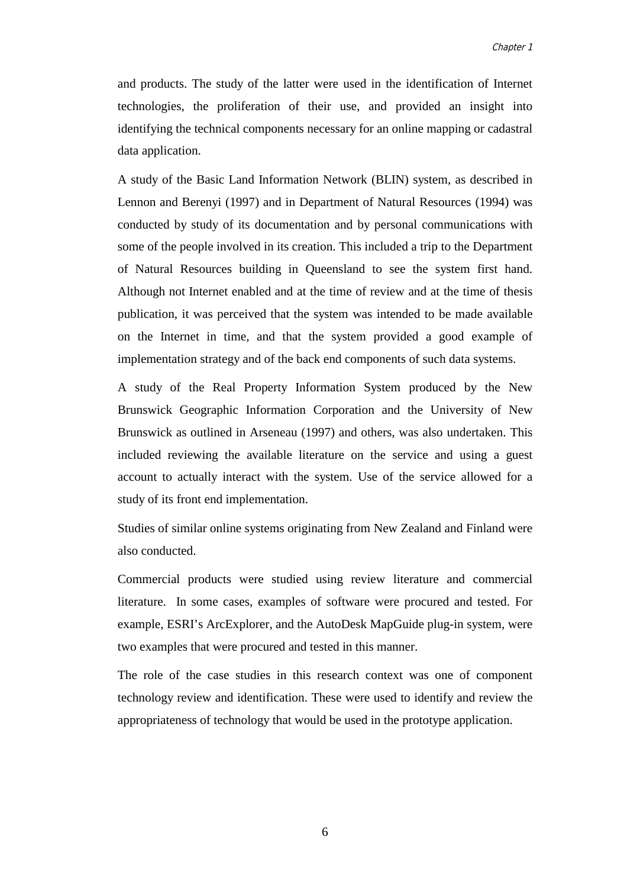and products. The study of the latter were used in the identification of Internet technologies, the proliferation of their use, and provided an insight into identifying the technical components necessary for an online mapping or cadastral data application.

A study of the Basic Land Information Network (BLIN) system, as described in Lennon and Berenyi (1997) and in Department of Natural Resources (1994) was conducted by study of its documentation and by personal communications with some of the people involved in its creation. This included a trip to the Department of Natural Resources building in Queensland to see the system first hand. Although not Internet enabled and at the time of review and at the time of thesis publication, it was perceived that the system was intended to be made available on the Internet in time, and that the system provided a good example of implementation strategy and of the back end components of such data systems.

A study of the Real Property Information System produced by the New Brunswick Geographic Information Corporation and the University of New Brunswick as outlined in Arseneau (1997) and others, was also undertaken. This included reviewing the available literature on the service and using a guest account to actually interact with the system. Use of the service allowed for a study of its front end implementation.

Studies of similar online systems originating from New Zealand and Finland were also conducted.

Commercial products were studied using review literature and commercial literature. In some cases, examples of software were procured and tested. For example, ESRI's ArcExplorer, and the AutoDesk MapGuide plug-in system, were two examples that were procured and tested in this manner.

The role of the case studies in this research context was one of component technology review and identification. These were used to identify and review the appropriateness of technology that would be used in the prototype application.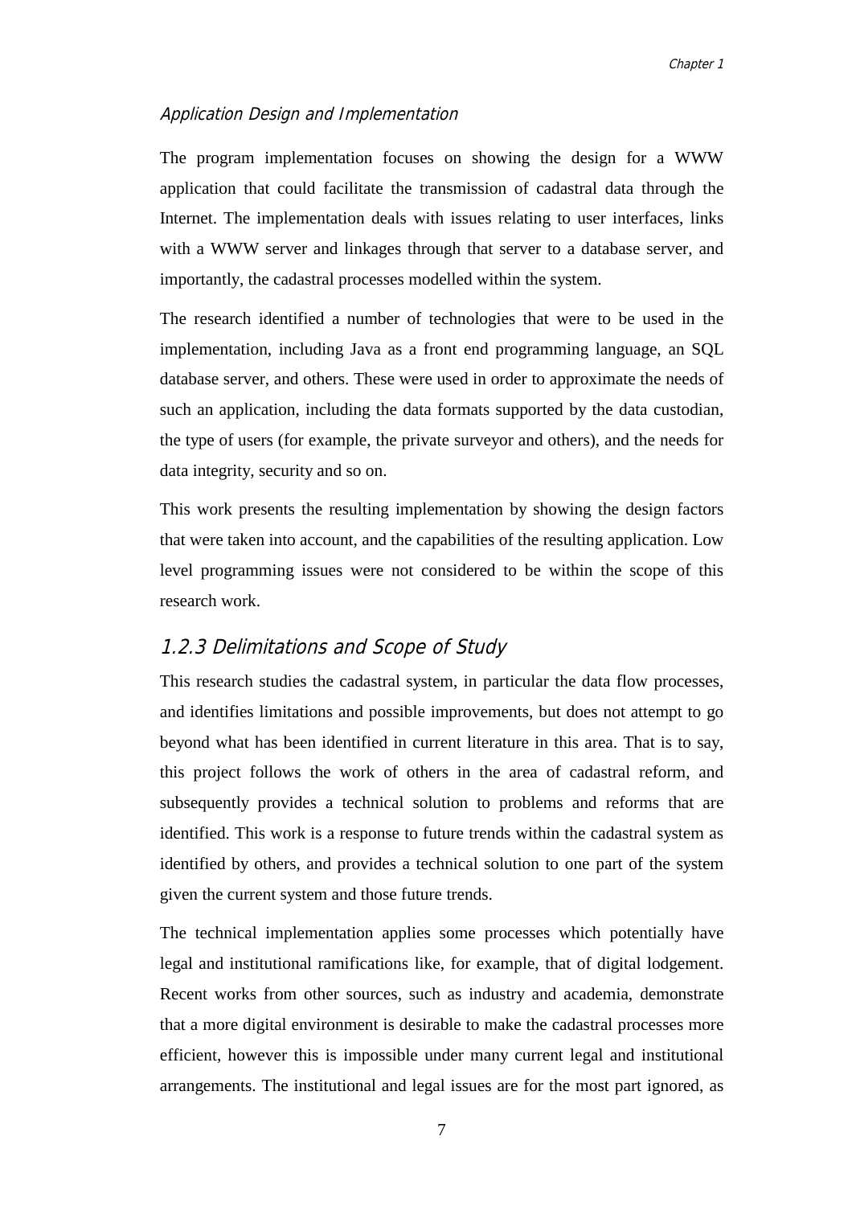*Application Design and Implementation*

The program implementation focuses on showing the design for a WWW application that could facilitate the transmission of cadastral data through the Internet. The implementation deals with issues relating to user interfaces, links with a WWW server and linkages through that server to a database server, and importantly, the cadastral processes modelled within the system.

The research identified a number of technologies that were to be used in the implementation, including Java as a front end programming language, an SQL database server, and others. These were used in order to approximate the needs of such an application, including the data formats supported by the data custodian, the type of users (for example, the private surveyor and others), and the needs for data integrity, security and so on.

This work presents the resulting implementation by showing the design factors that were taken into account, and the capabilities of the resulting application. Low level programming issues were not considered to be within the scope of this research work.

### 1.2.3 Delimitations and Scope of Study

This research studies the cadastral system, in particular the data flow processes, and identifies limitations and possible improvements, but does not attempt to go beyond what has been identified in current literature in this area. That is to say, this project follows the work of others in the area of cadastral reform, and subsequently provides a technical solution to problems and reforms that are identified. This work is a response to future trends within the cadastral system as identified by others, and provides a technical solution to one part of the system given the current system and those future trends.

The technical implementation applies some processes which potentially have legal and institutional ramifications like, for example, that of digital lodgement. Recent works from other sources, such as industry and academia, demonstrate that a more digital environment is desirable to make the cadastral processes more efficient, however this is impossible under many current legal and institutional arrangements. The institutional and legal issues are for the most part ignored, as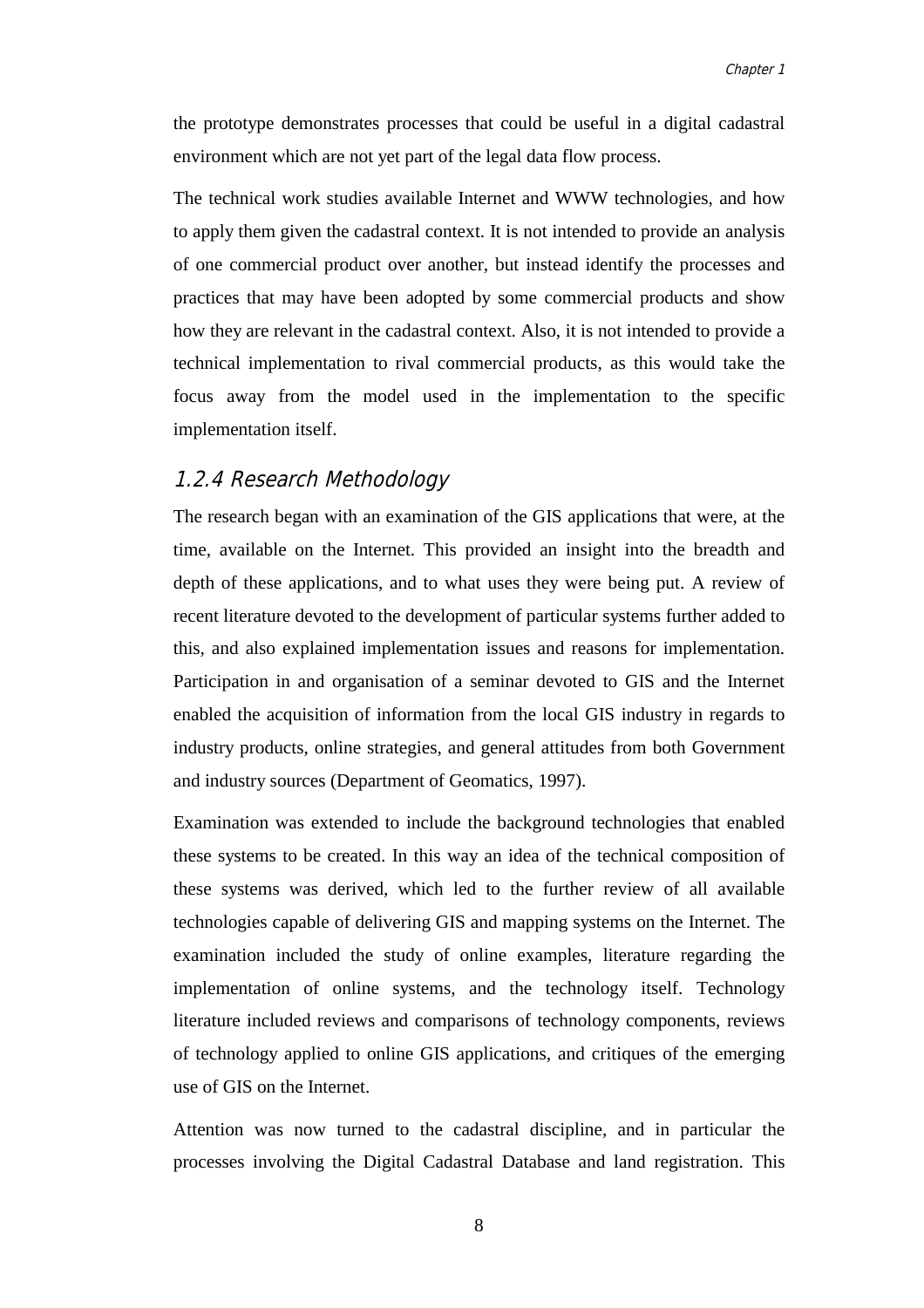the prototype demonstrates processes that could be useful in a digital cadastral environment which are not yet part of the legal data flow process.

The technical work studies available Internet and WWW technologies, and how to apply them given the cadastral context. It is not intended to provide an analysis of one commercial product over another, but instead identify the processes and practices that may have been adopted by some commercial products and show how they are relevant in the cadastral context. Also, it is not intended to provide a technical implementation to rival commercial products, as this would take the focus away from the model used in the implementation to the specific implementation itself.

### 1.2.4 Research Methodology

The research began with an examination of the GIS applications that were, at the time, available on the Internet. This provided an insight into the breadth and depth of these applications, and to what uses they were being put. A review of recent literature devoted to the development of particular systems further added to this, and also explained implementation issues and reasons for implementation. Participation in and organisation of a seminar devoted to GIS and the Internet enabled the acquisition of information from the local GIS industry in regards to industry products, online strategies, and general attitudes from both Government and industry sources (Department of Geomatics, 1997).

Examination was extended to include the background technologies that enabled these systems to be created. In this way an idea of the technical composition of these systems was derived, which led to the further review of all available technologies capable of delivering GIS and mapping systems on the Internet. The examination included the study of online examples, literature regarding the implementation of online systems, and the technology itself. Technology literature included reviews and comparisons of technology components, reviews of technology applied to online GIS applications, and critiques of the emerging use of GIS on the Internet.

Attention was now turned to the cadastral discipline, and in particular the processes involving the Digital Cadastral Database and land registration. This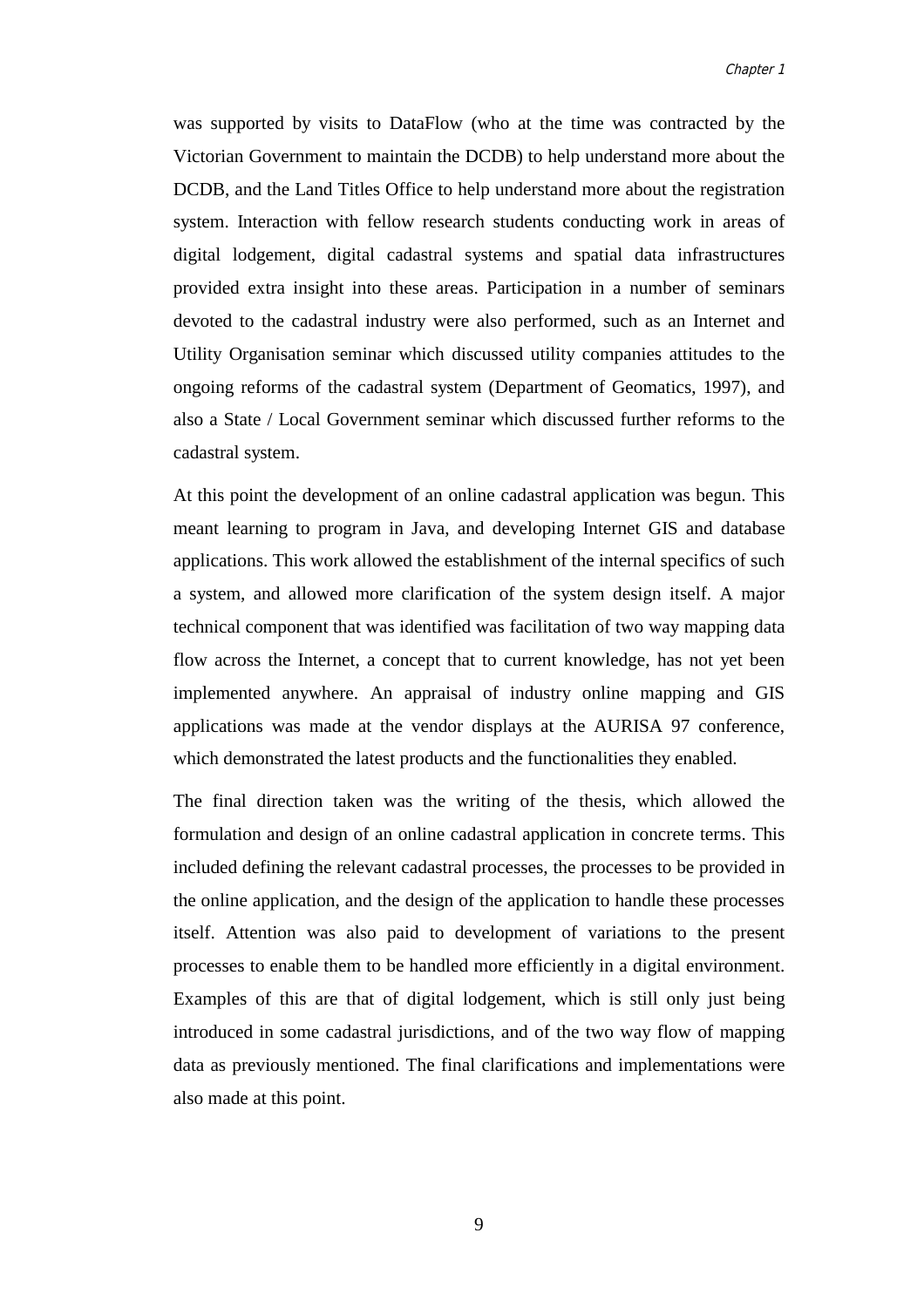was supported by visits to DataFlow (who at the time was contracted by the Victorian Government to maintain the DCDB) to help understand more about the DCDB, and the Land Titles Office to help understand more about the registration system. Interaction with fellow research students conducting work in areas of digital lodgement, digital cadastral systems and spatial data infrastructures provided extra insight into these areas. Participation in a number of seminars devoted to the cadastral industry were also performed, such as an Internet and Utility Organisation seminar which discussed utility companies attitudes to the ongoing reforms of the cadastral system (Department of Geomatics, 1997), and also a State / Local Government seminar which discussed further reforms to the cadastral system.

At this point the development of an online cadastral application was begun. This meant learning to program in Java, and developing Internet GIS and database applications. This work allowed the establishment of the internal specifics of such a system, and allowed more clarification of the system design itself. A major technical component that was identified was facilitation of two way mapping data flow across the Internet, a concept that to current knowledge, has not yet been implemented anywhere. An appraisal of industry online mapping and GIS applications was made at the vendor displays at the AURISA 97 conference, which demonstrated the latest products and the functionalities they enabled.

The final direction taken was the writing of the thesis, which allowed the formulation and design of an online cadastral application in concrete terms. This included defining the relevant cadastral processes, the processes to be provided in the online application, and the design of the application to handle these processes itself. Attention was also paid to development of variations to the present processes to enable them to be handled more efficiently in a digital environment. Examples of this are that of digital lodgement, which is still only just being introduced in some cadastral jurisdictions, and of the two way flow of mapping data as previously mentioned. The final clarifications and implementations were also made at this point.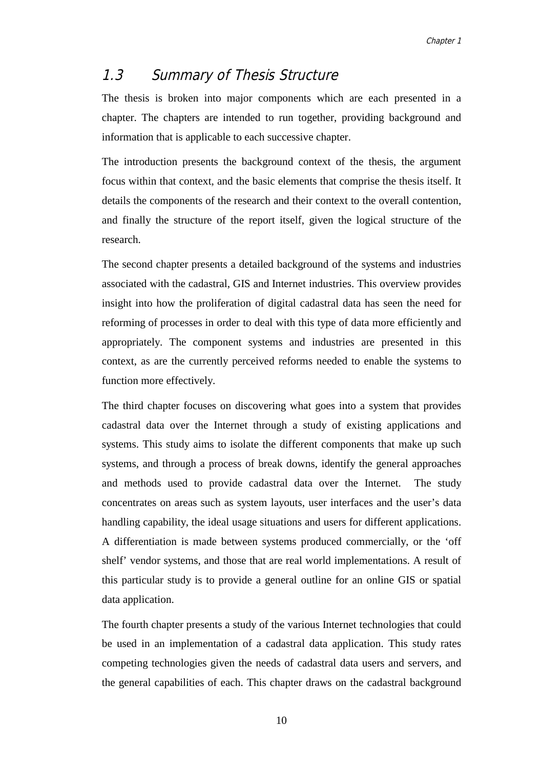## 1.3 Summary of Thesis Structure

The thesis is broken into major components which are each presented in a chapter. The chapters are intended to run together, providing background and information that is applicable to each successive chapter.

The introduction presents the background context of the thesis, the argument focus within that context, and the basic elements that comprise the thesis itself. It details the components of the research and their context to the overall contention, and finally the structure of the report itself, given the logical structure of the research.

The second chapter presents a detailed background of the systems and industries associated with the cadastral, GIS and Internet industries. This overview provides insight into how the proliferation of digital cadastral data has seen the need for reforming of processes in order to deal with this type of data more efficiently and appropriately. The component systems and industries are presented in this context, as are the currently perceived reforms needed to enable the systems to function more effectively.

The third chapter focuses on discovering what goes into a system that provides cadastral data over the Internet through a study of existing applications and systems. This study aims to isolate the different components that make up such systems, and through a process of break downs, identify the general approaches and methods used to provide cadastral data over the Internet. The study concentrates on areas such as system layouts, user interfaces and the user's data handling capability, the ideal usage situations and users for different applications. A differentiation is made between systems produced commercially, or the 'off shelf' vendor systems, and those that are real world implementations. A result of this particular study is to provide a general outline for an online GIS or spatial data application.

The fourth chapter presents a study of the various Internet technologies that could be used in an implementation of a cadastral data application. This study rates competing technologies given the needs of cadastral data users and servers, and the general capabilities of each. This chapter draws on the cadastral background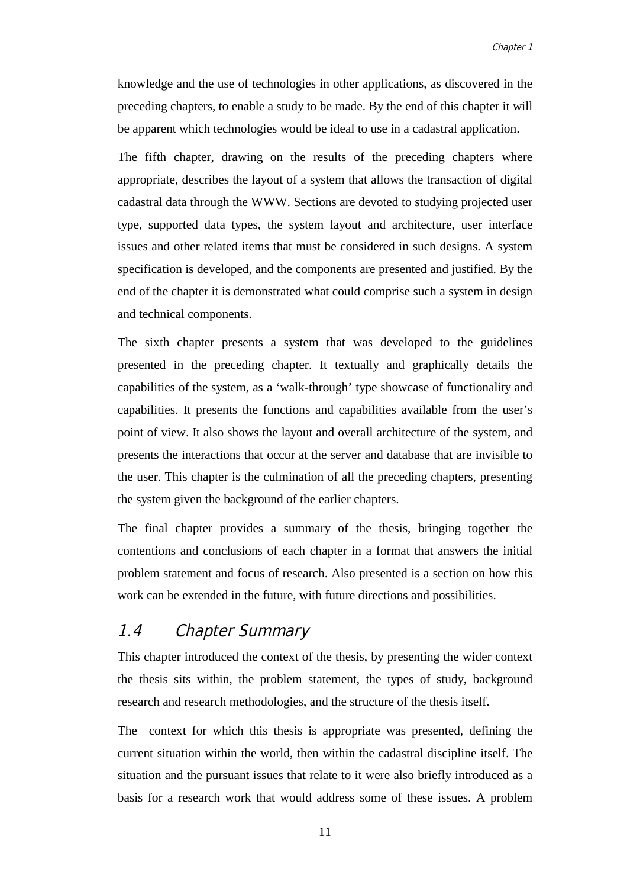knowledge and the use of technologies in other applications, as discovered in the preceding chapters, to enable a study to be made. By the end of this chapter it will be apparent which technologies would be ideal to use in a cadastral application.

The fifth chapter, drawing on the results of the preceding chapters where appropriate, describes the layout of a system that allows the transaction of digital cadastral data through the WWW. Sections are devoted to studying projected user type, supported data types, the system layout and architecture, user interface issues and other related items that must be considered in such designs. A system specification is developed, and the components are presented and justified. By the end of the chapter it is demonstrated what could comprise such a system in design and technical components.

The sixth chapter presents a system that was developed to the guidelines presented in the preceding chapter. It textually and graphically details the capabilities of the system, as a 'walk-through' type showcase of functionality and capabilities. It presents the functions and capabilities available from the user's point of view. It also shows the layout and overall architecture of the system, and presents the interactions that occur at the server and database that are invisible to the user. This chapter is the culmination of all the preceding chapters, presenting the system given the background of the earlier chapters.

The final chapter provides a summary of the thesis, bringing together the contentions and conclusions of each chapter in a format that answers the initial problem statement and focus of research. Also presented is a section on how this work can be extended in the future, with future directions and possibilities.

## 1.4 Chapter Summary

This chapter introduced the context of the thesis, by presenting the wider context the thesis sits within, the problem statement, the types of study, background research and research methodologies, and the structure of the thesis itself.

The context for which this thesis is appropriate was presented, defining the current situation within the world, then within the cadastral discipline itself. The situation and the pursuant issues that relate to it were also briefly introduced as a basis for a research work that would address some of these issues. A problem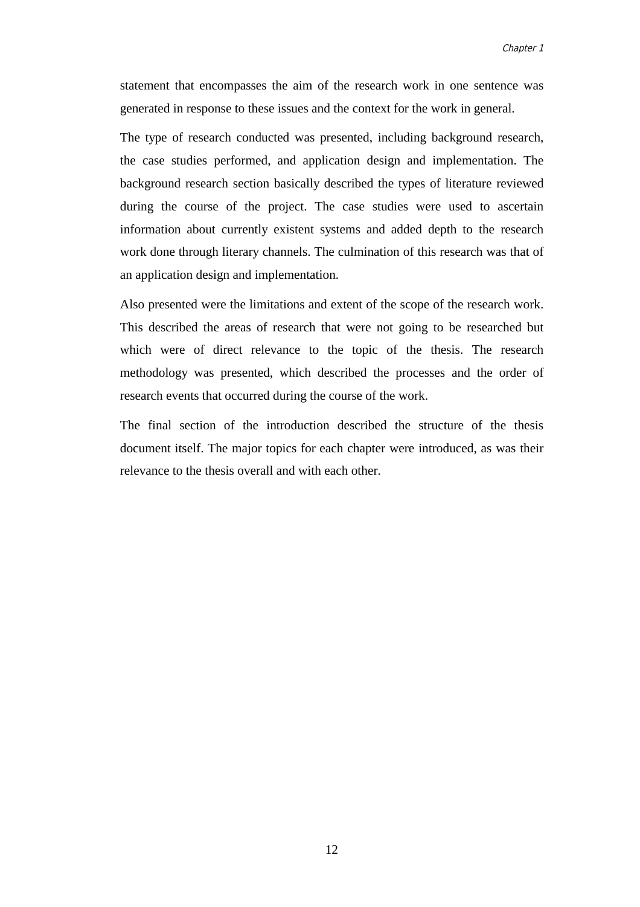statement that encompasses the aim of the research work in one sentence was generated in response to these issues and the context for the work in general.

The type of research conducted was presented, including background research, the case studies performed, and application design and implementation. The background research section basically described the types of literature reviewed during the course of the project. The case studies were used to ascertain information about currently existent systems and added depth to the research work done through literary channels. The culmination of this research was that of an application design and implementation.

Also presented were the limitations and extent of the scope of the research work. This described the areas of research that were not going to be researched but which were of direct relevance to the topic of the thesis. The research methodology was presented, which described the processes and the order of research events that occurred during the course of the work.

The final section of the introduction described the structure of the thesis document itself. The major topics for each chapter were introduced, as was their relevance to the thesis overall and with each other.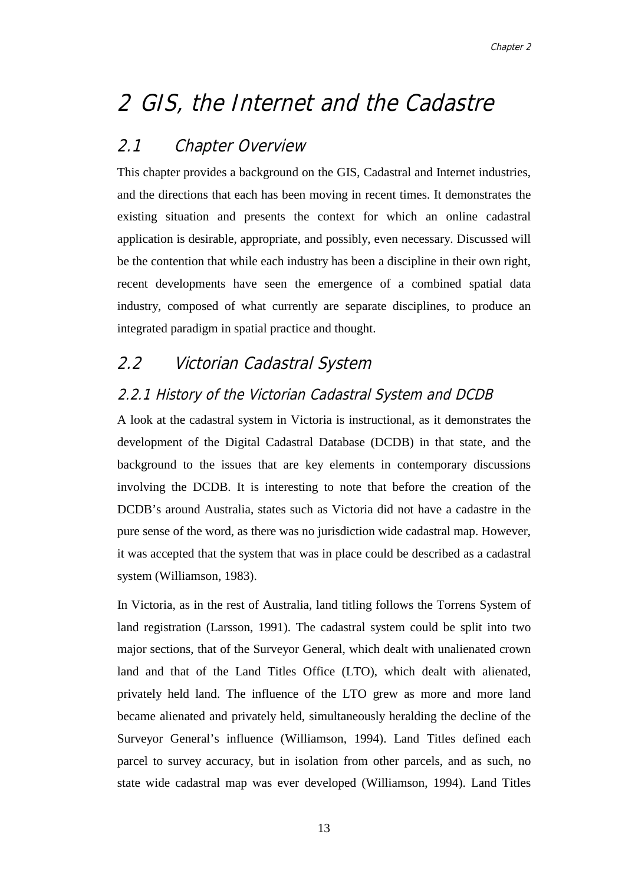# 2 GIS, the Internet and the Cadastre

## 2.1 Chapter Overview

This chapter provides a background on the GIS, Cadastral and Internet industries, and the directions that each has been moving in recent times. It demonstrates the existing situation and presents the context for which an online cadastral application is desirable, appropriate, and possibly, even necessary. Discussed will be the contention that while each industry has been a discipline in their own right, recent developments have seen the emergence of a combined spatial data industry, composed of what currently are separate disciplines, to produce an integrated paradigm in spatial practice and thought.

## 2.2 Victorian Cadastral System

### 2.2.1 History of the Victorian Cadastral System and DCDB

A look at the cadastral system in Victoria is instructional, as it demonstrates the development of the Digital Cadastral Database (DCDB) in that state, and the background to the issues that are key elements in contemporary discussions involving the DCDB. It is interesting to note that before the creation of the DCDB's around Australia, states such as Victoria did not have a cadastre in the pure sense of the word, as there was no jurisdiction wide cadastral map. However, it was accepted that the system that was in place could be described as a cadastral system (Williamson, 1983).

In Victoria, as in the rest of Australia, land titling follows the Torrens System of land registration (Larsson, 1991). The cadastral system could be split into two major sections, that of the Surveyor General, which dealt with unalienated crown land and that of the Land Titles Office (LTO), which dealt with alienated, privately held land. The influence of the LTO grew as more and more land became alienated and privately held, simultaneously heralding the decline of the Surveyor General's influence (Williamson, 1994). Land Titles defined each parcel to survey accuracy, but in isolation from other parcels, and as such, no state wide cadastral map was ever developed (Williamson, 1994). Land Titles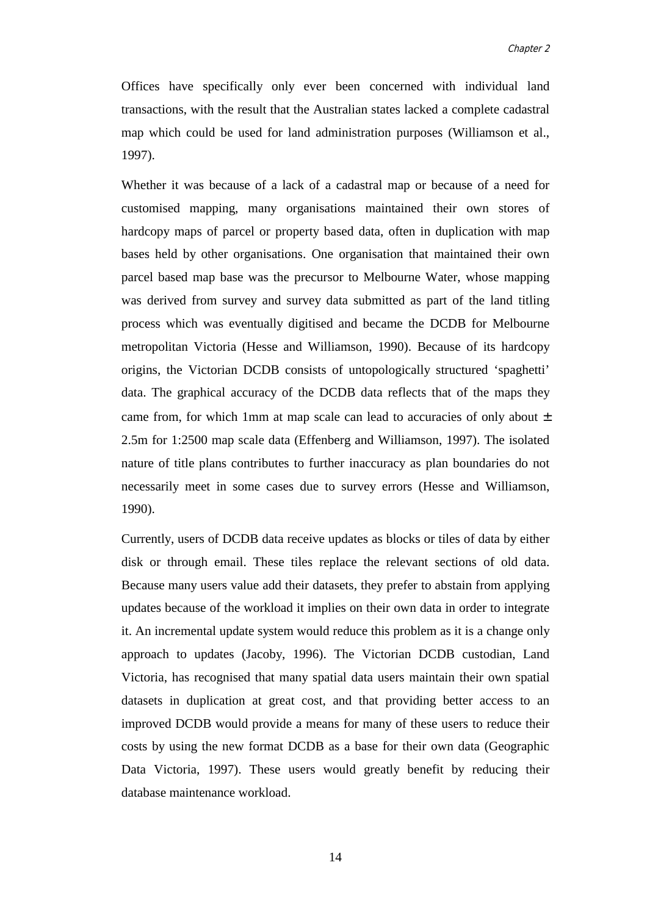Offices have specifically only ever been concerned with individual land transactions, with the result that the Australian states lacked a complete cadastral map which could be used for land administration purposes (Williamson et al., 1997).

Whether it was because of a lack of a cadastral map or because of a need for customised mapping, many organisations maintained their own stores of hardcopy maps of parcel or property based data, often in duplication with map bases held by other organisations. One organisation that maintained their own parcel based map base was the precursor to Melbourne Water, whose mapping was derived from survey and survey data submitted as part of the land titling process which was eventually digitised and became the DCDB for Melbourne metropolitan Victoria (Hesse and Williamson, 1990). Because of its hardcopy origins, the Victorian DCDB consists of untopologically structured 'spaghetti' data. The graphical accuracy of the DCDB data reflects that of the maps they came from, for which 1mm at map scale can lead to accuracies of only about ± 2.5m for 1:2500 map scale data (Effenberg and Williamson, 1997). The isolated nature of title plans contributes to further inaccuracy as plan boundaries do not necessarily meet in some cases due to survey errors (Hesse and Williamson, 1990).

Currently, users of DCDB data receive updates as blocks or tiles of data by either disk or through email. These tiles replace the relevant sections of old data. Because many users value add their datasets, they prefer to abstain from applying updates because of the workload it implies on their own data in order to integrate it. An incremental update system would reduce this problem as it is a change only approach to updates (Jacoby, 1996). The Victorian DCDB custodian, Land Victoria, has recognised that many spatial data users maintain their own spatial datasets in duplication at great cost, and that providing better access to an improved DCDB would provide a means for many of these users to reduce their costs by using the new format DCDB as a base for their own data (Geographic Data Victoria, 1997). These users would greatly benefit by reducing their database maintenance workload.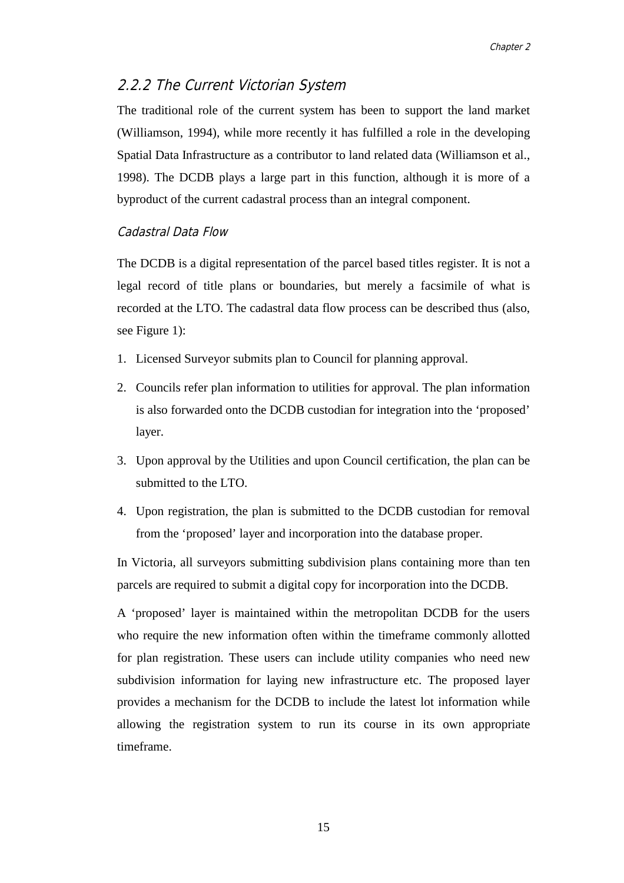### 2.2.2 The Current Victorian System

The traditional role of the current system has been to support the land market (Williamson, 1994), while more recently it has fulfilled a role in the developing Spatial Data Infrastructure as a contributor to land related data (Williamson et al., 1998). The DCDB plays a large part in this function, although it is more of a byproduct of the current cadastral process than an integral component.

#### Cadastral Data Flow

The DCDB is a digital representation of the parcel based titles register. It is not a legal record of title plans or boundaries, but merely a facsimile of what is recorded at the LTO. The cadastral data flow process can be described thus (also, see Figure 1):

1. Licensed Surveyor submits plan to Council for planning approval.
2. Councils refer plan information to utilities for approval. The plan information is also forwarded onto the DCDB custodian for integration into the 'proposed' layer.
3. Upon approval by the Utilities and upon Council certification, the plan can be submitted to the LTO.
4. Upon registration, the plan is submitted to the DCDB custodian for removal from the 'proposed' layer and incorporation into the database proper.

In Victoria, all surveyors submitting subdivision plans containing more than ten parcels are required to submit a digital copy for incorporation into the DCDB.

A 'proposed' layer is maintained within the metropolitan DCDB for the users who require the new information often within the timeframe commonly allotted for plan registration. These users can include utility companies who need new subdivision information for laying new infrastructure etc. The proposed layer provides a mechanism for the DCDB to include the latest lot information while allowing the registration system to run its course in its own appropriate timeframe.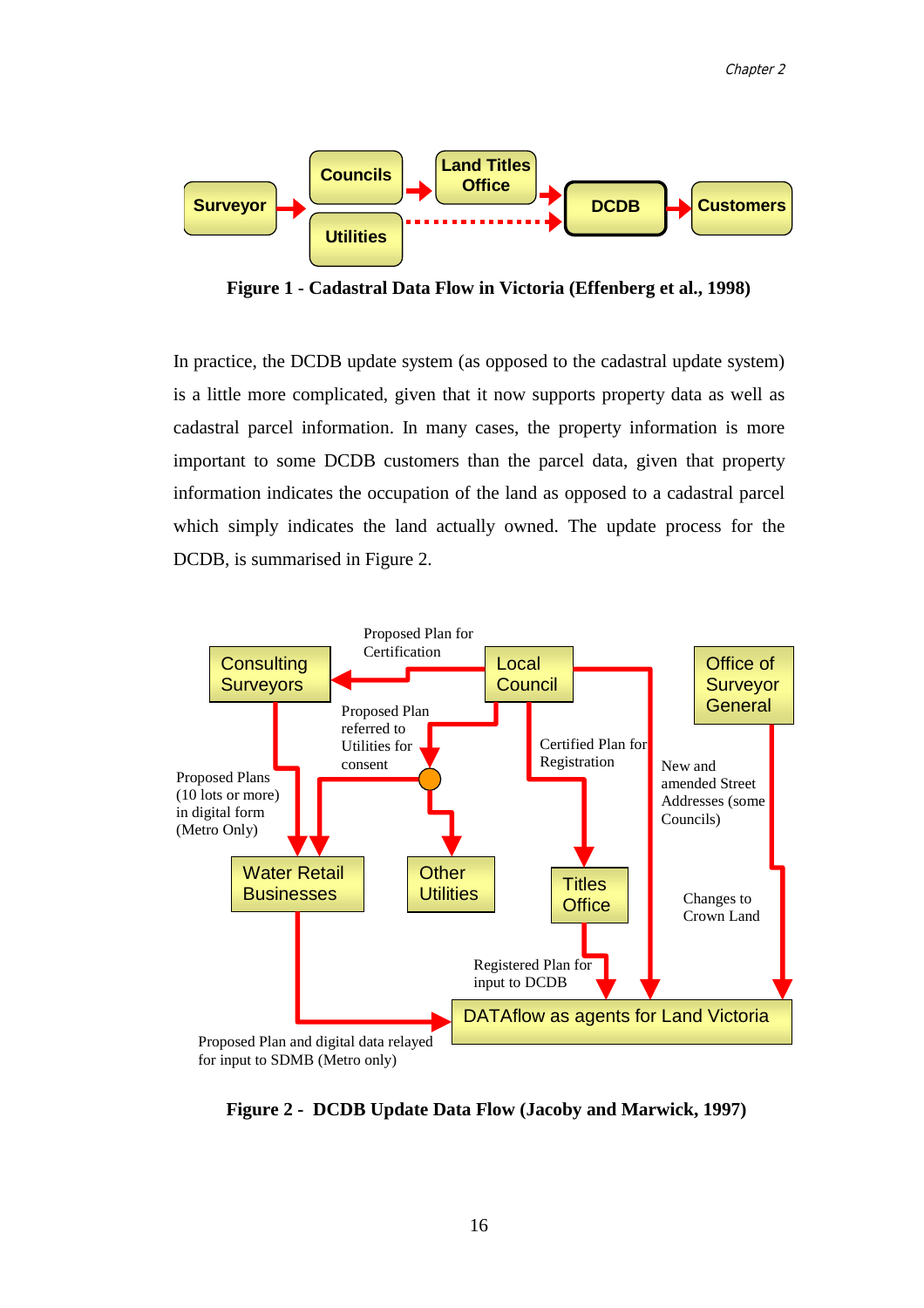**Figure 1 - Cadastral Data Flow in Victoria (Effenberg et al., 1998)**

In practice, the DCDB update system (as opposed to the cadastral update system) is a little more complicated, given that it now supports property data as well as cadastral parcel information. In many cases, the property information is more important to some DCDB customers than the parcel data, given that property information indicates the occupation of the land as opposed to a cadastral parcel which simply indicates the land actually owned. The update process for the DCDB, is summarised in Figure 2.

**Figure 2 - DCDB Update Data Flow (Jacoby and Marwick, 1997)**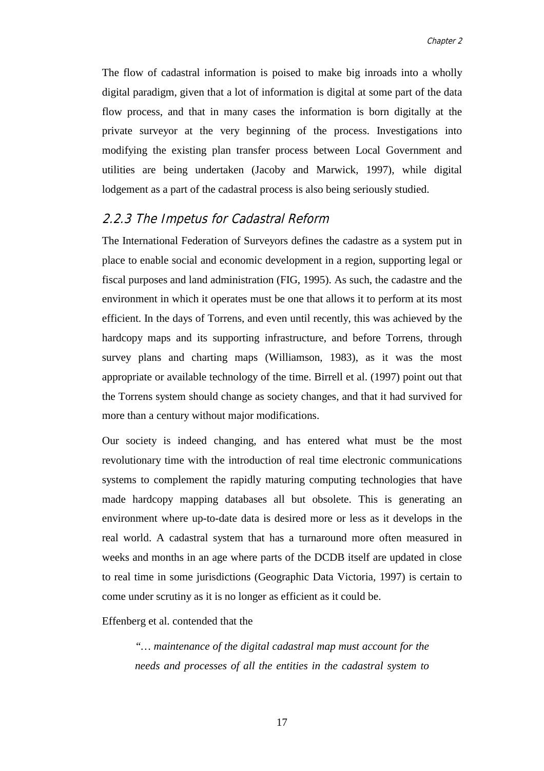The flow of cadastral information is poised to make big inroads into a wholly digital paradigm, given that a lot of information is digital at some part of the data flow process, and that in many cases the information is born digitally at the private surveyor at the very beginning of the process. Investigations into modifying the existing plan transfer process between Local Government and utilities are being undertaken (Jacoby and Marwick, 1997), while digital lodgement as a part of the cadastral process is also being seriously studied.

### 2.2.3 The Impetus for Cadastral Reform

The International Federation of Surveyors defines the cadastre as a system put in place to enable social and economic development in a region, supporting legal or fiscal purposes and land administration (FIG, 1995). As such, the cadastre and the environment in which it operates must be one that allows it to perform at its most efficient. In the days of Torrens, and even until recently, this was achieved by the hardcopy maps and its supporting infrastructure, and before Torrens, through survey plans and charting maps (Williamson, 1983), as it was the most appropriate or available technology of the time. Birrell et al. (1997) point out that the Torrens system should change as society changes, and that it had survived for more than a century without major modifications.

Our society is indeed changing, and has entered what must be the most revolutionary time with the introduction of real time electronic communications systems to complement the rapidly maturing computing technologies that have made hardcopy mapping databases all but obsolete. This is generating an environment where up-to-date data is desired more or less as it develops in the real world. A cadastral system that has a turnaround more often measured in weeks and months in an age where parts of the DCDB itself are updated in close to real time in some jurisdictions (Geographic Data Victoria, 1997) is certain to come under scrutiny as it is no longer as efficient as it could be.

Effenberg et al. contended that the

> *"… maintenance of the digital cadastral map must account for the needs and processes of all the entities in the cadastral system to*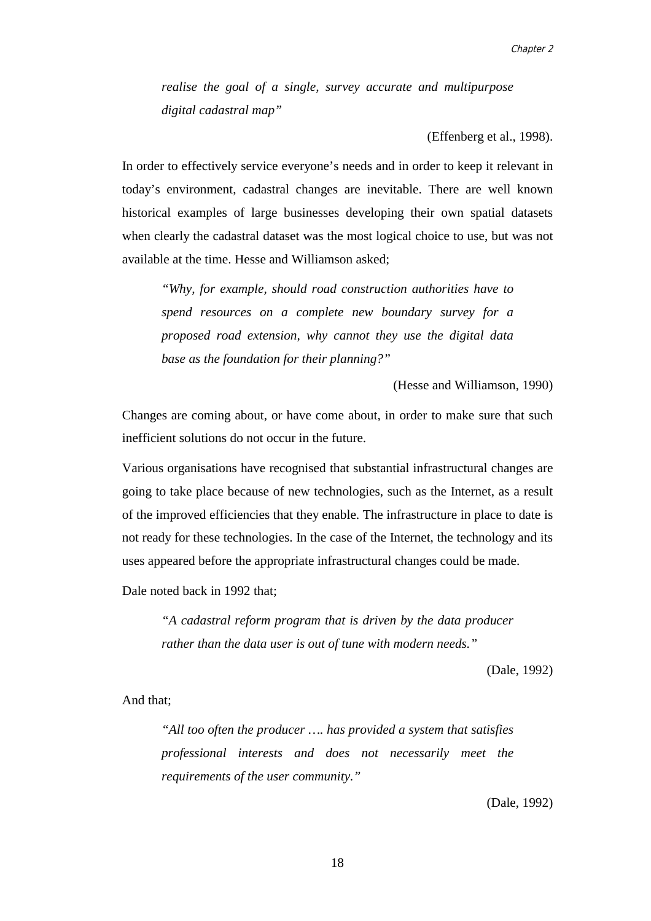> *realise the goal of a single, survey accurate and multipurpose digital cadastral map"*
>
> (Effenberg et al., 1998).

In order to effectively service everyone's needs and in order to keep it relevant in today's environment, cadastral changes are inevitable. There are well known historical examples of large businesses developing their own spatial datasets when clearly the cadastral dataset was the most logical choice to use, but was not available at the time. Hesse and Williamson asked;

> *"Why, for example, should road construction authorities have to spend resources on a complete new boundary survey for a proposed road extension, why cannot they use the digital data base as the foundation for their planning?"*
>
> (Hesse and Williamson, 1990)

Changes are coming about, or have come about, in order to make sure that such inefficient solutions do not occur in the future.

Various organisations have recognised that substantial infrastructural changes are going to take place because of new technologies, such as the Internet, as a result of the improved efficiencies that they enable. The infrastructure in place to date is not ready for these technologies. In the case of the Internet, the technology and its uses appeared before the appropriate infrastructural changes could be made.

Dale noted back in 1992 that;

> *"A cadastral reform program that is driven by the data producer rather than the data user is out of tune with modern needs."*
>
> (Dale, 1992)

And that;

> *"All too often the producer …. has provided a system that satisfies professional interests and does not necessarily meet the requirements of the user community."*
>
> (Dale, 1992)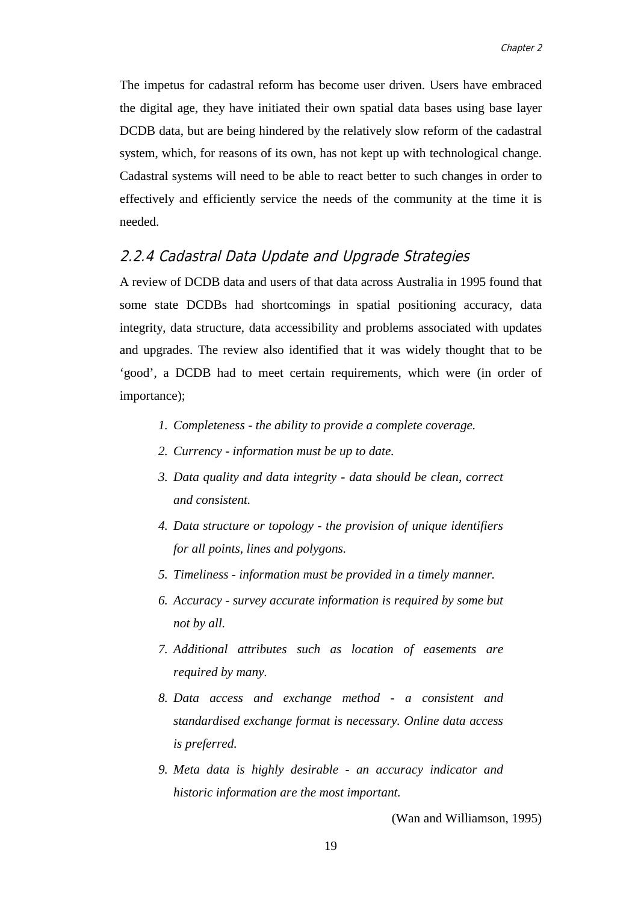The impetus for cadastral reform has become user driven. Users have embraced the digital age, they have initiated their own spatial data bases using base layer DCDB data, but are being hindered by the relatively slow reform of the cadastral system, which, for reasons of its own, has not kept up with technological change. Cadastral systems will need to be able to react better to such changes in order to effectively and efficiently service the needs of the community at the time it is needed.

### 2.2.4 Cadastral Data Update and Upgrade Strategies

A review of DCDB data and users of that data across Australia in 1995 found that some state DCDBs had shortcomings in spatial positioning accuracy, data integrity, data structure, data accessibility and problems associated with updates and upgrades. The review also identified that it was widely thought that to be 'good', a DCDB had to meet certain requirements, which were (in order of importance);

1. *Completeness - the ability to provide a complete coverage.*
2. *Currency - information must be up to date.*
3. *Data quality and data integrity - data should be clean, correct and consistent.*
4. *Data structure or topology - the provision of unique identifiers for all points, lines and polygons.*
5. *Timeliness - information must be provided in a timely manner.*
6. *Accuracy - survey accurate information is required by some but not by all.*
7. *Additional attributes such as location of easements are required by many.*
8. *Data access and exchange method - a consistent and standardised exchange format is necessary. Online data access is preferred.*
9. *Meta data is highly desirable - an accuracy indicator and historic information are the most important.*

(Wan and Williamson, 1995)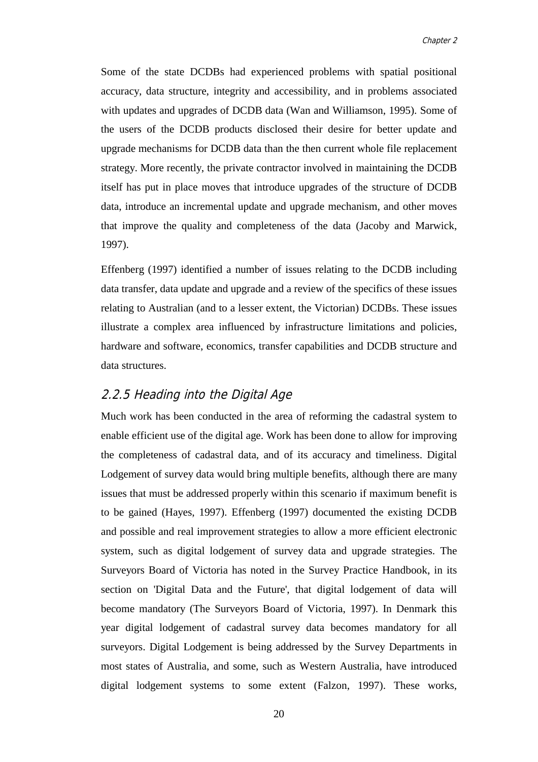Some of the state DCDBs had experienced problems with spatial positional accuracy, data structure, integrity and accessibility, and in problems associated with updates and upgrades of DCDB data (Wan and Williamson, 1995). Some of the users of the DCDB products disclosed their desire for better update and upgrade mechanisms for DCDB data than the then current whole file replacement strategy. More recently, the private contractor involved in maintaining the DCDB itself has put in place moves that introduce upgrades of the structure of DCDB data, introduce an incremental update and upgrade mechanism, and other moves that improve the quality and completeness of the data (Jacoby and Marwick, 1997).

Effenberg (1997) identified a number of issues relating to the DCDB including data transfer, data update and upgrade and a review of the specifics of these issues relating to Australian (and to a lesser extent, the Victorian) DCDBs. These issues illustrate a complex area influenced by infrastructure limitations and policies, hardware and software, economics, transfer capabilities and DCDB structure and data structures.

### *2.2.5 Heading into the Digital Age*

Much work has been conducted in the area of reforming the cadastral system to enable efficient use of the digital age. Work has been done to allow for improving the completeness of cadastral data, and of its accuracy and timeliness. Digital Lodgement of survey data would bring multiple benefits, although there are many issues that must be addressed properly within this scenario if maximum benefit is to be gained (Hayes, 1997). Effenberg (1997) documented the existing DCDB and possible and real improvement strategies to allow a more efficient electronic system, such as digital lodgement of survey data and upgrade strategies. The Surveyors Board of Victoria has noted in the Survey Practice Handbook, in its section on 'Digital Data and the Future', that digital lodgement of data will become mandatory (The Surveyors Board of Victoria, 1997). In Denmark this year digital lodgement of cadastral survey data becomes mandatory for all surveyors. Digital Lodgement is being addressed by the Survey Departments in most states of Australia, and some, such as Western Australia, have introduced digital lodgement systems to some extent (Falzon, 1997). These works,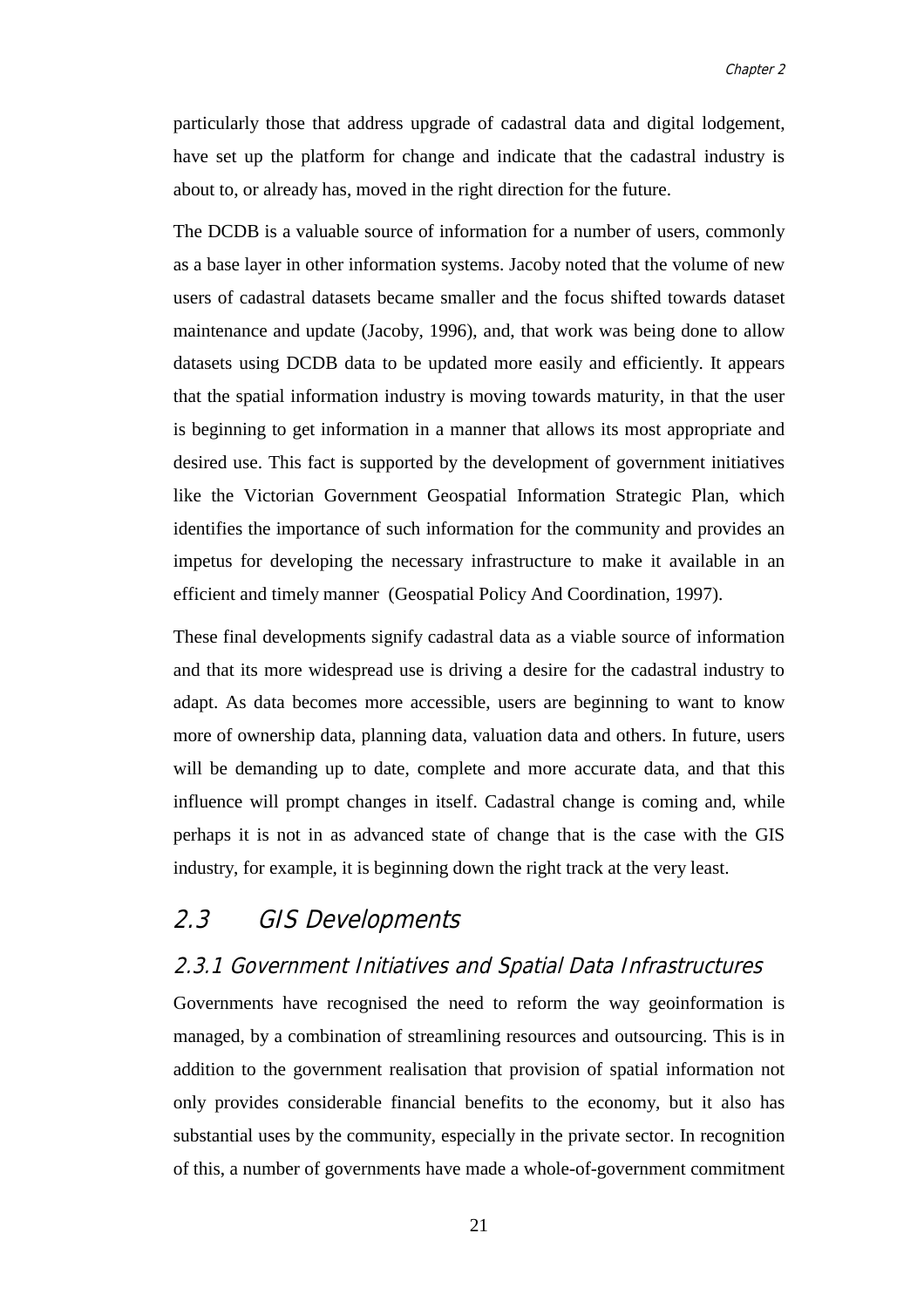particularly those that address upgrade of cadastral data and digital lodgement, have set up the platform for change and indicate that the cadastral industry is about to, or already has, moved in the right direction for the future.

The DCDB is a valuable source of information for a number of users, commonly as a base layer in other information systems. Jacoby noted that the volume of new users of cadastral datasets became smaller and the focus shifted towards dataset maintenance and update (Jacoby, 1996), and, that work was being done to allow datasets using DCDB data to be updated more easily and efficiently. It appears that the spatial information industry is moving towards maturity, in that the user is beginning to get information in a manner that allows its most appropriate and desired use. This fact is supported by the development of government initiatives like the Victorian Government Geospatial Information Strategic Plan, which identifies the importance of such information for the community and provides an impetus for developing the necessary infrastructure to make it available in an efficient and timely manner (Geospatial Policy And Coordination, 1997).

These final developments signify cadastral data as a viable source of information and that its more widespread use is driving a desire for the cadastral industry to adapt. As data becomes more accessible, users are beginning to want to know more of ownership data, planning data, valuation data and others. In future, users will be demanding up to date, complete and more accurate data, and that this influence will prompt changes in itself. Cadastral change is coming and, while perhaps it is not in as advanced state of change that is the case with the GIS industry, for example, it is beginning down the right track at the very least.

## 2.3 GIS Developments

### 2.3.1 Government Initiatives and Spatial Data Infrastructures

Governments have recognised the need to reform the way geoinformation is managed, by a combination of streamlining resources and outsourcing. This is in addition to the government realisation that provision of spatial information not only provides considerable financial benefits to the economy, but it also has substantial uses by the community, especially in the private sector. In recognition of this, a number of governments have made a whole-of-government commitment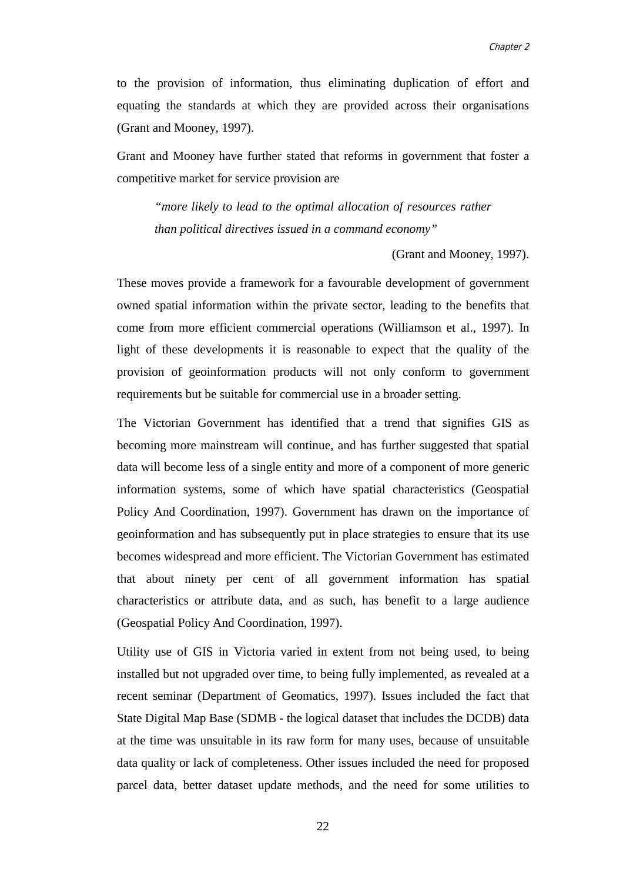to the provision of information, thus eliminating duplication of effort and equating the standards at which they are provided across their organisations (Grant and Mooney, 1997).

Grant and Mooney have further stated that reforms in government that foster a competitive market for service provision are

> *"more likely to lead to the optimal allocation of resources rather than political directives issued in a command economy"*
>
> (Grant and Mooney, 1997).

These moves provide a framework for a favourable development of government owned spatial information within the private sector, leading to the benefits that come from more efficient commercial operations (Williamson et al., 1997). In light of these developments it is reasonable to expect that the quality of the provision of geoinformation products will not only conform to government requirements but be suitable for commercial use in a broader setting.

The Victorian Government has identified that a trend that signifies GIS as becoming more mainstream will continue, and has further suggested that spatial data will become less of a single entity and more of a component of more generic information systems, some of which have spatial characteristics (Geospatial Policy And Coordination, 1997). Government has drawn on the importance of geoinformation and has subsequently put in place strategies to ensure that its use becomes widespread and more efficient. The Victorian Government has estimated that about ninety per cent of all government information has spatial characteristics or attribute data, and as such, has benefit to a large audience (Geospatial Policy And Coordination, 1997).

Utility use of GIS in Victoria varied in extent from not being used, to being installed but not upgraded over time, to being fully implemented, as revealed at a recent seminar (Department of Geomatics, 1997). Issues included the fact that State Digital Map Base (SDMB - the logical dataset that includes the DCDB) data at the time was unsuitable in its raw form for many uses, because of unsuitable data quality or lack of completeness. Other issues included the need for proposed parcel data, better dataset update methods, and the need for some utilities to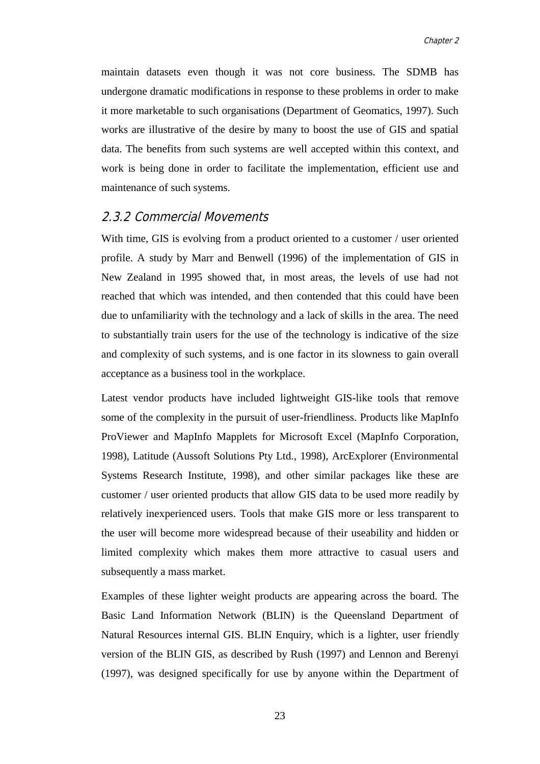maintain datasets even though it was not core business. The SDMB has undergone dramatic modifications in response to these problems in order to make it more marketable to such organisations (Department of Geomatics, 1997). Such works are illustrative of the desire by many to boost the use of GIS and spatial data. The benefits from such systems are well accepted within this context, and work is being done in order to facilitate the implementation, efficient use and maintenance of such systems.

### 2.3.2 Commercial Movements

With time, GIS is evolving from a product oriented to a customer / user oriented profile. A study by Marr and Benwell (1996) of the implementation of GIS in New Zealand in 1995 showed that, in most areas, the levels of use had not reached that which was intended, and then contended that this could have been due to unfamiliarity with the technology and a lack of skills in the area. The need to substantially train users for the use of the technology is indicative of the size and complexity of such systems, and is one factor in its slowness to gain overall acceptance as a business tool in the workplace.

Latest vendor products have included lightweight GIS-like tools that remove some of the complexity in the pursuit of user-friendliness. Products like MapInfo ProViewer and MapInfo Mapplets for Microsoft Excel (MapInfo Corporation, 1998), Latitude (Aussoft Solutions Pty Ltd., 1998), ArcExplorer (Environmental Systems Research Institute, 1998), and other similar packages like these are customer / user oriented products that allow GIS data to be used more readily by relatively inexperienced users. Tools that make GIS more or less transparent to the user will become more widespread because of their useability and hidden or limited complexity which makes them more attractive to casual users and subsequently a mass market.

Examples of these lighter weight products are appearing across the board. The Basic Land Information Network (BLIN) is the Queensland Department of Natural Resources internal GIS. BLIN Enquiry, which is a lighter, user friendly version of the BLIN GIS, as described by Rush (1997) and Lennon and Berenyi (1997), was designed specifically for use by anyone within the Department of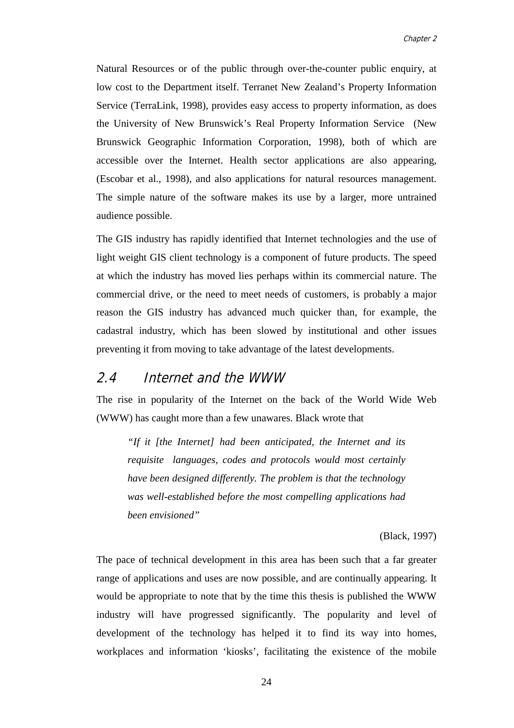Natural Resources or of the public through over-the-counter public enquiry, at low cost to the Department itself. Terranet New Zealand's Property Information Service (TerraLink, 1998), provides easy access to property information, as does the University of New Brunswick's Real Property Information Service (New Brunswick Geographic Information Corporation, 1998), both of which are accessible over the Internet. Health sector applications are also appearing, (Escobar et al., 1998), and also applications for natural resources management. The simple nature of the software makes its use by a larger, more untrained audience possible.

The GIS industry has rapidly identified that Internet technologies and the use of light weight GIS client technology is a component of future products. The speed at which the industry has moved lies perhaps within its commercial nature. The commercial drive, or the need to meet needs of customers, is probably a major reason the GIS industry has advanced much quicker than, for example, the cadastral industry, which has been slowed by institutional and other issues preventing it from moving to take advantage of the latest developments.

## 2.4 Internet and the WWW

The rise in popularity of the Internet on the back of the World Wide Web (WWW) has caught more than a few unawares. Black wrote that

> *"If it [the Internet] had been anticipated, the Internet and its requisite languages, codes and protocols would most certainly have been designed differently. The problem is that the technology was well-established before the most compelling applications had been envisioned"*
>
> (Black, 1997)

The pace of technical development in this area has been such that a far greater range of applications and uses are now possible, and are continually appearing. It would be appropriate to note that by the time this thesis is published the WWW industry will have progressed significantly. The popularity and level of development of the technology has helped it to find its way into homes, workplaces and information 'kiosks', facilitating the existence of the mobile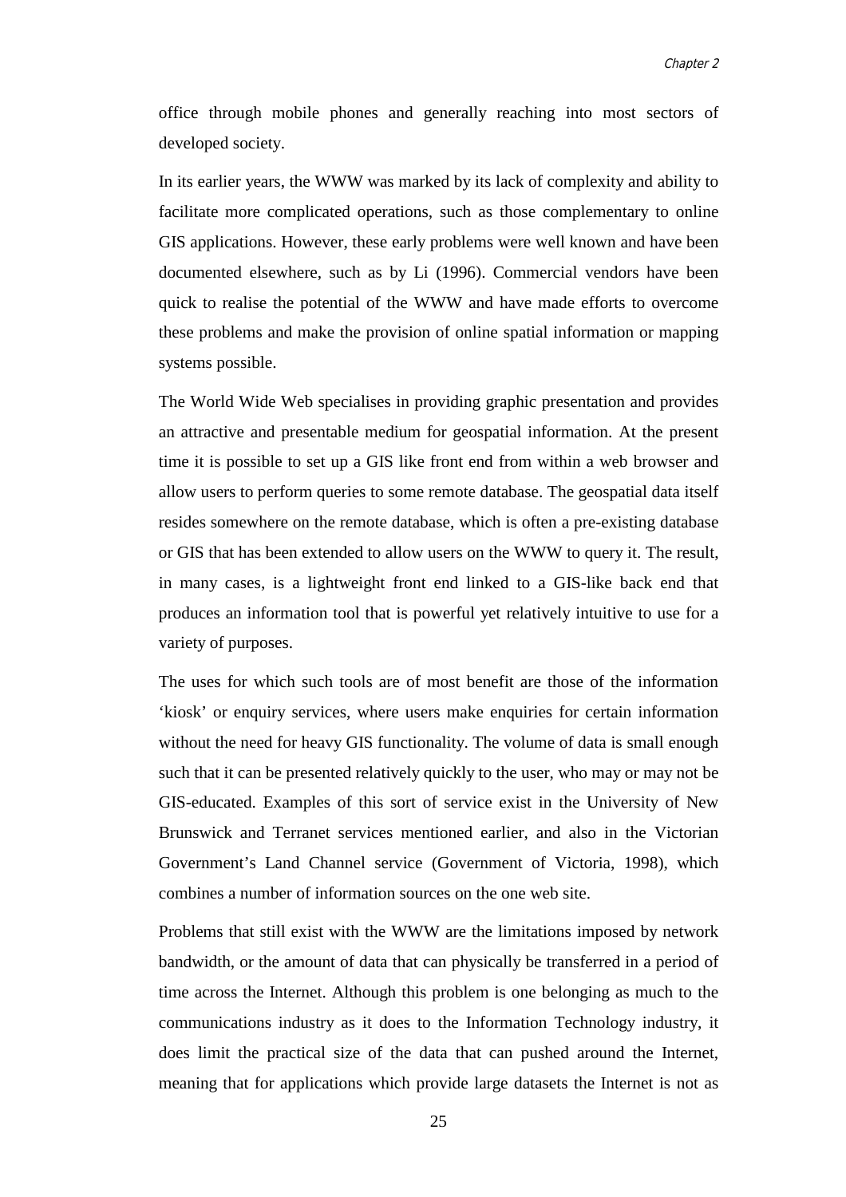office through mobile phones and generally reaching into most sectors of developed society.

In its earlier years, the WWW was marked by its lack of complexity and ability to facilitate more complicated operations, such as those complementary to online GIS applications. However, these early problems were well known and have been documented elsewhere, such as by Li (1996). Commercial vendors have been quick to realise the potential of the WWW and have made efforts to overcome these problems and make the provision of online spatial information or mapping systems possible.

The World Wide Web specialises in providing graphic presentation and provides an attractive and presentable medium for geospatial information. At the present time it is possible to set up a GIS like front end from within a web browser and allow users to perform queries to some remote database. The geospatial data itself resides somewhere on the remote database, which is often a pre-existing database or GIS that has been extended to allow users on the WWW to query it. The result, in many cases, is a lightweight front end linked to a GIS-like back end that produces an information tool that is powerful yet relatively intuitive to use for a variety of purposes.

The uses for which such tools are of most benefit are those of the information 'kiosk' or enquiry services, where users make enquiries for certain information without the need for heavy GIS functionality. The volume of data is small enough such that it can be presented relatively quickly to the user, who may or may not be GIS-educated. Examples of this sort of service exist in the University of New Brunswick and Terranet services mentioned earlier, and also in the Victorian Government's Land Channel service (Government of Victoria, 1998), which combines a number of information sources on the one web site.

Problems that still exist with the WWW are the limitations imposed by network bandwidth, or the amount of data that can physically be transferred in a period of time across the Internet. Although this problem is one belonging as much to the communications industry as it does to the Information Technology industry, it does limit the practical size of the data that can pushed around the Internet, meaning that for applications which provide large datasets the Internet is not as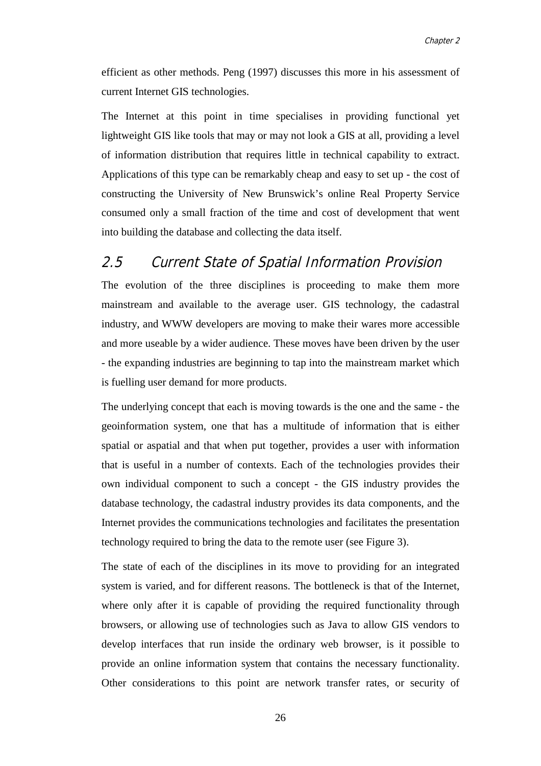efficient as other methods. Peng (1997) discusses this more in his assessment of current Internet GIS technologies.

The Internet at this point in time specialises in providing functional yet lightweight GIS like tools that may or may not look a GIS at all, providing a level of information distribution that requires little in technical capability to extract. Applications of this type can be remarkably cheap and easy to set up - the cost of constructing the University of New Brunswick's online Real Property Service consumed only a small fraction of the time and cost of development that went into building the database and collecting the data itself.

## 2.5 Current State of Spatial Information Provision

The evolution of the three disciplines is proceeding to make them more mainstream and available to the average user. GIS technology, the cadastral industry, and WWW developers are moving to make their wares more accessible and more useable by a wider audience. These moves have been driven by the user - the expanding industries are beginning to tap into the mainstream market which is fuelling user demand for more products.

The underlying concept that each is moving towards is the one and the same - the geoinformation system, one that has a multitude of information that is either spatial or aspatial and that when put together, provides a user with information that is useful in a number of contexts. Each of the technologies provides their own individual component to such a concept - the GIS industry provides the database technology, the cadastral industry provides its data components, and the Internet provides the communications technologies and facilitates the presentation technology required to bring the data to the remote user (see Figure 3).

The state of each of the disciplines in its move to providing for an integrated system is varied, and for different reasons. The bottleneck is that of the Internet, where only after it is capable of providing the required functionality through browsers, or allowing use of technologies such as Java to allow GIS vendors to develop interfaces that run inside the ordinary web browser, is it possible to provide an online information system that contains the necessary functionality. Other considerations to this point are network transfer rates, or security of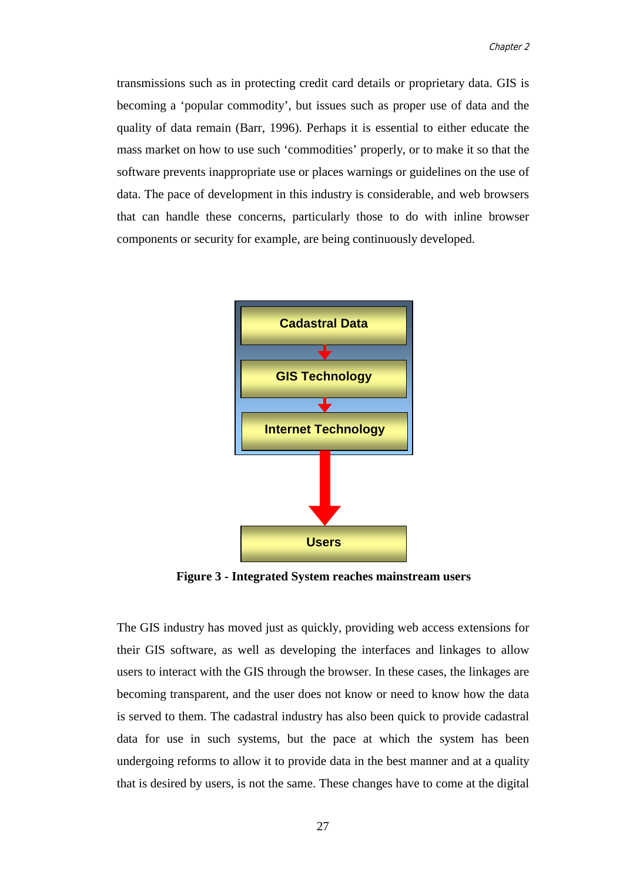transmissions such as in protecting credit card details or proprietary data. GIS is becoming a 'popular commodity', but issues such as proper use of data and the quality of data remain (Barr, 1996). Perhaps it is essential to either educate the mass market on how to use such 'commodities' properly, or to make it so that the software prevents inappropriate use or places warnings or guidelines on the use of data. The pace of development in this industry is considerable, and web browsers that can handle these concerns, particularly those to do with inline browser components or security for example, are being continuously developed.

**Figure 3 - Integrated System reaches mainstream users**

The GIS industry has moved just as quickly, providing web access extensions for their GIS software, as well as developing the interfaces and linkages to allow users to interact with the GIS through the browser. In these cases, the linkages are becoming transparent, and the user does not know or need to know how the data is served to them. The cadastral industry has also been quick to provide cadastral data for use in such systems, but the pace at which the system has been undergoing reforms to allow it to provide data in the best manner and at a quality that is desired by users, is not the same. These changes have to come at the digital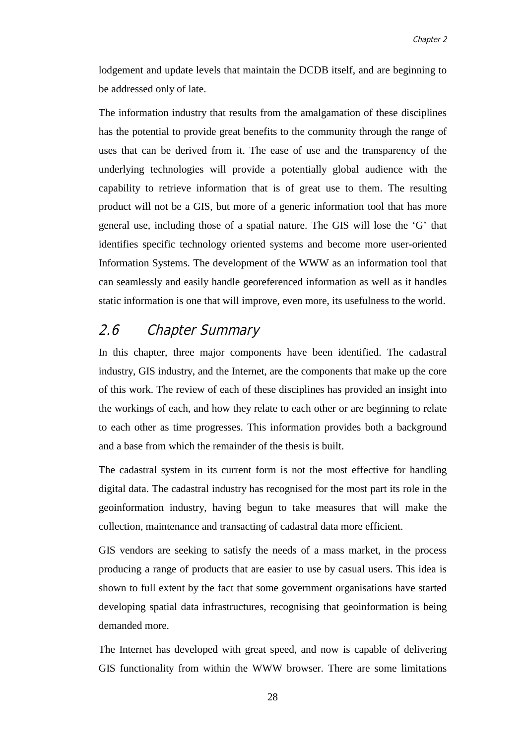lodgement and update levels that maintain the DCDB itself, and are beginning to be addressed only of late.

The information industry that results from the amalgamation of these disciplines has the potential to provide great benefits to the community through the range of uses that can be derived from it. The ease of use and the transparency of the underlying technologies will provide a potentially global audience with the capability to retrieve information that is of great use to them. The resulting product will not be a GIS, but more of a generic information tool that has more general use, including those of a spatial nature. The GIS will lose the 'G' that identifies specific technology oriented systems and become more user-oriented Information Systems. The development of the WWW as an information tool that can seamlessly and easily handle georeferenced information as well as it handles static information is one that will improve, even more, its usefulness to the world.

## 2.6 Chapter Summary

In this chapter, three major components have been identified. The cadastral industry, GIS industry, and the Internet, are the components that make up the core of this work. The review of each of these disciplines has provided an insight into the workings of each, and how they relate to each other or are beginning to relate to each other as time progresses. This information provides both a background and a base from which the remainder of the thesis is built.

The cadastral system in its current form is not the most effective for handling digital data. The cadastral industry has recognised for the most part its role in the geoinformation industry, having begun to take measures that will make the collection, maintenance and transacting of cadastral data more efficient.

GIS vendors are seeking to satisfy the needs of a mass market, in the process producing a range of products that are easier to use by casual users. This idea is shown to full extent by the fact that some government organisations have started developing spatial data infrastructures, recognising that geoinformation is being demanded more.

The Internet has developed with great speed, and now is capable of delivering GIS functionality from within the WWW browser. There are some limitations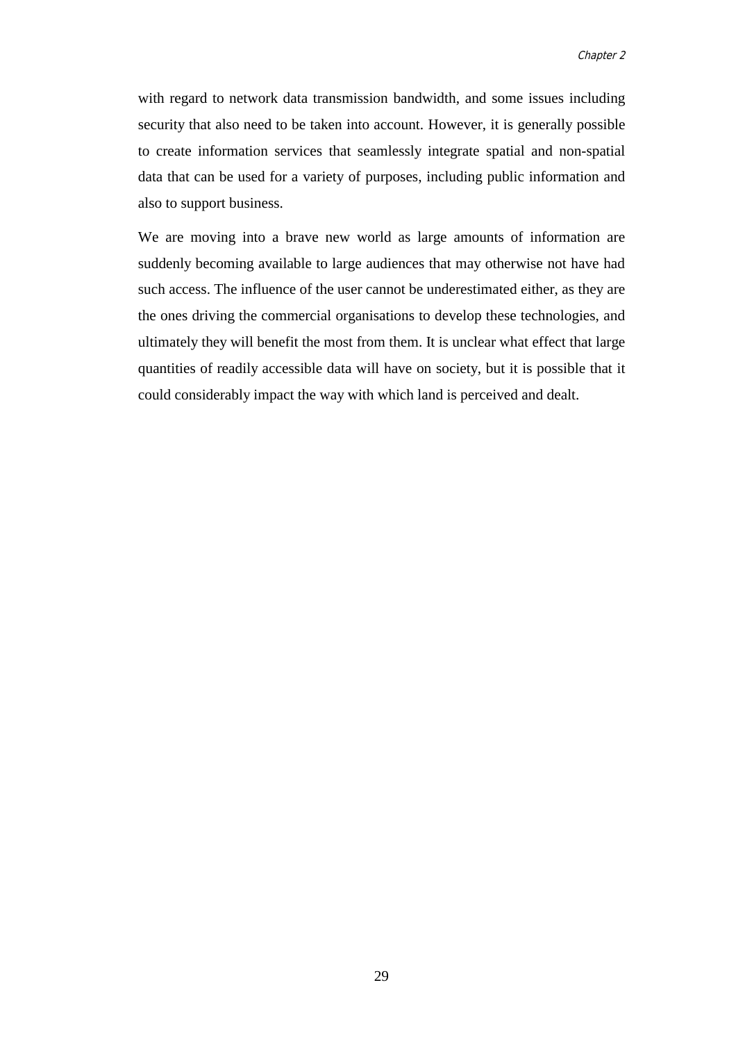with regard to network data transmission bandwidth, and some issues including security that also need to be taken into account. However, it is generally possible to create information services that seamlessly integrate spatial and non-spatial data that can be used for a variety of purposes, including public information and also to support business.

We are moving into a brave new world as large amounts of information are suddenly becoming available to large audiences that may otherwise not have had such access. The influence of the user cannot be underestimated either, as they are the ones driving the commercial organisations to develop these technologies, and ultimately they will benefit the most from them. It is unclear what effect that large quantities of readily accessible data will have on society, but it is possible that it could considerably impact the way with which land is perceived and dealt.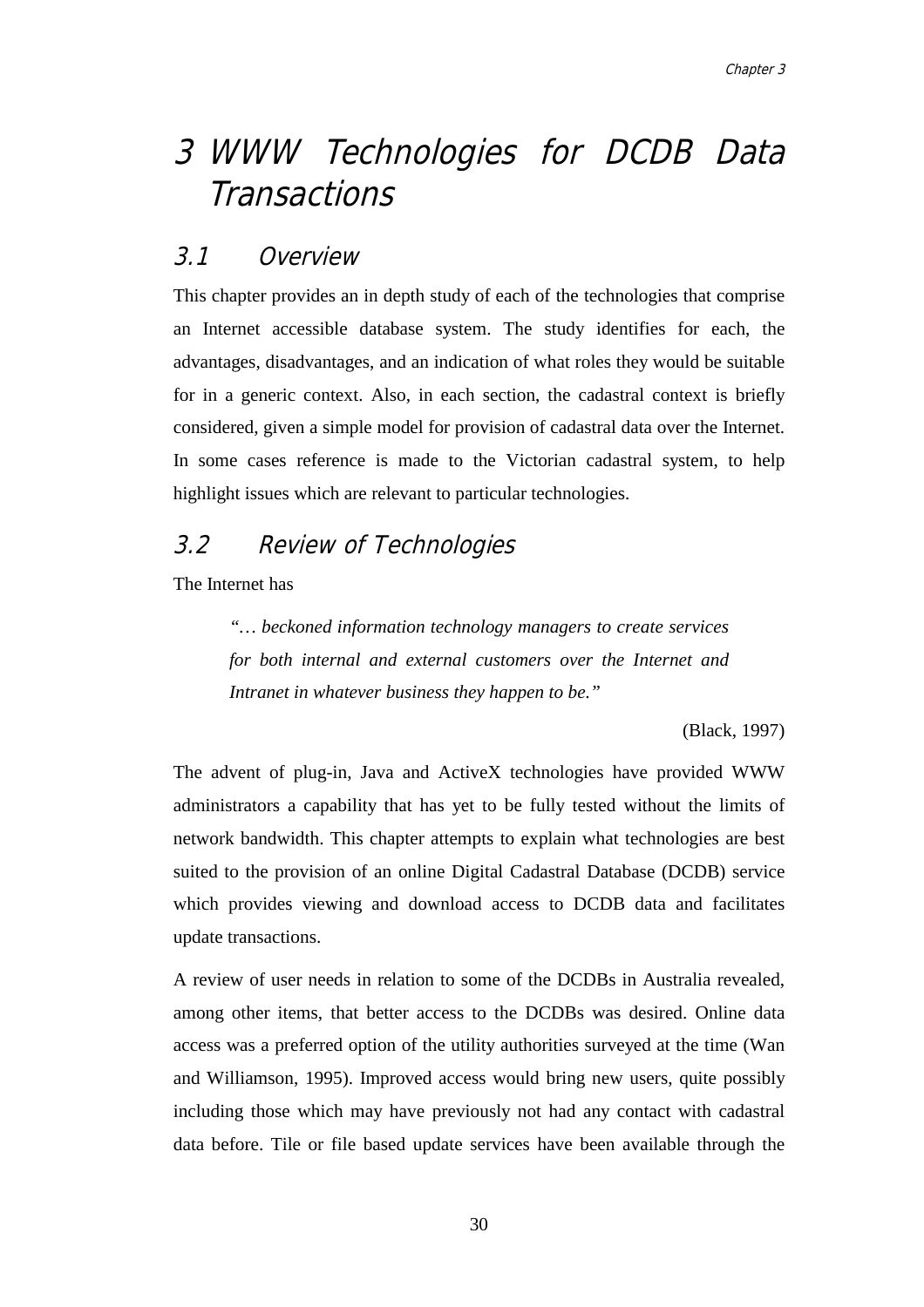# 3 WWW Technologies for DCDB Data Transactions

## 3.1 Overview

This chapter provides an in depth study of each of the technologies that comprise an Internet accessible database system. The study identifies for each, the advantages, disadvantages, and an indication of what roles they would be suitable for in a generic context. Also, in each section, the cadastral context is briefly considered, given a simple model for provision of cadastral data over the Internet. In some cases reference is made to the Victorian cadastral system, to help highlight issues which are relevant to particular technologies.

## 3.2 Review of Technologies

The Internet has

> *"… beckoned information technology managers to create services for both internal and external customers over the Internet and Intranet in whatever business they happen to be."*
>
> (Black, 1997)

The advent of plug-in, Java and ActiveX technologies have provided WWW administrators a capability that has yet to be fully tested without the limits of network bandwidth. This chapter attempts to explain what technologies are best suited to the provision of an online Digital Cadastral Database (DCDB) service which provides viewing and download access to DCDB data and facilitates update transactions.

A review of user needs in relation to some of the DCDBs in Australia revealed, among other items, that better access to the DCDBs was desired. Online data access was a preferred option of the utility authorities surveyed at the time (Wan and Williamson, 1995). Improved access would bring new users, quite possibly including those which may have previously not had any contact with cadastral data before. Tile or file based update services have been available through the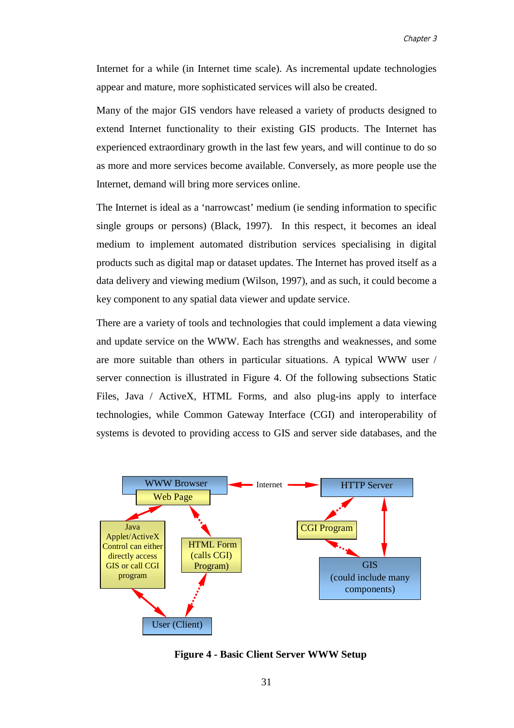Internet for a while (in Internet time scale). As incremental update technologies appear and mature, more sophisticated services will also be created.

Many of the major GIS vendors have released a variety of products designed to extend Internet functionality to their existing GIS products. The Internet has experienced extraordinary growth in the last few years, and will continue to do so as more and more services become available. Conversely, as more people use the Internet, demand will bring more services online.

The Internet is ideal as a 'narrowcast' medium (ie sending information to specific single groups or persons) (Black, 1997). In this respect, it becomes an ideal medium to implement automated distribution services specialising in digital products such as digital map or dataset updates. The Internet has proved itself as a data delivery and viewing medium (Wilson, 1997), and as such, it could become a key component to any spatial data viewer and update service.

There are a variety of tools and technologies that could implement a data viewing and update service on the WWW. Each has strengths and weaknesses, and some are more suitable than others in particular situations. A typical WWW user / server connection is illustrated in Figure 4. Of the following subsections Static Files, Java / ActiveX, HTML Forms, and also plug-ins apply to interface technologies, while Common Gateway Interface (CGI) and interoperability of systems is devoted to providing access to GIS and server side databases, and the

WWW Browser | Web Page | Internet | HTTP Server | Java Applet/ActiveX Control can either directly access GIS or call CGI program | HTML Form (calls CGI) Program) | CGI Program | GIS (could include many components) | User (Client)

**Figure 4 - Basic Client Server WWW Setup**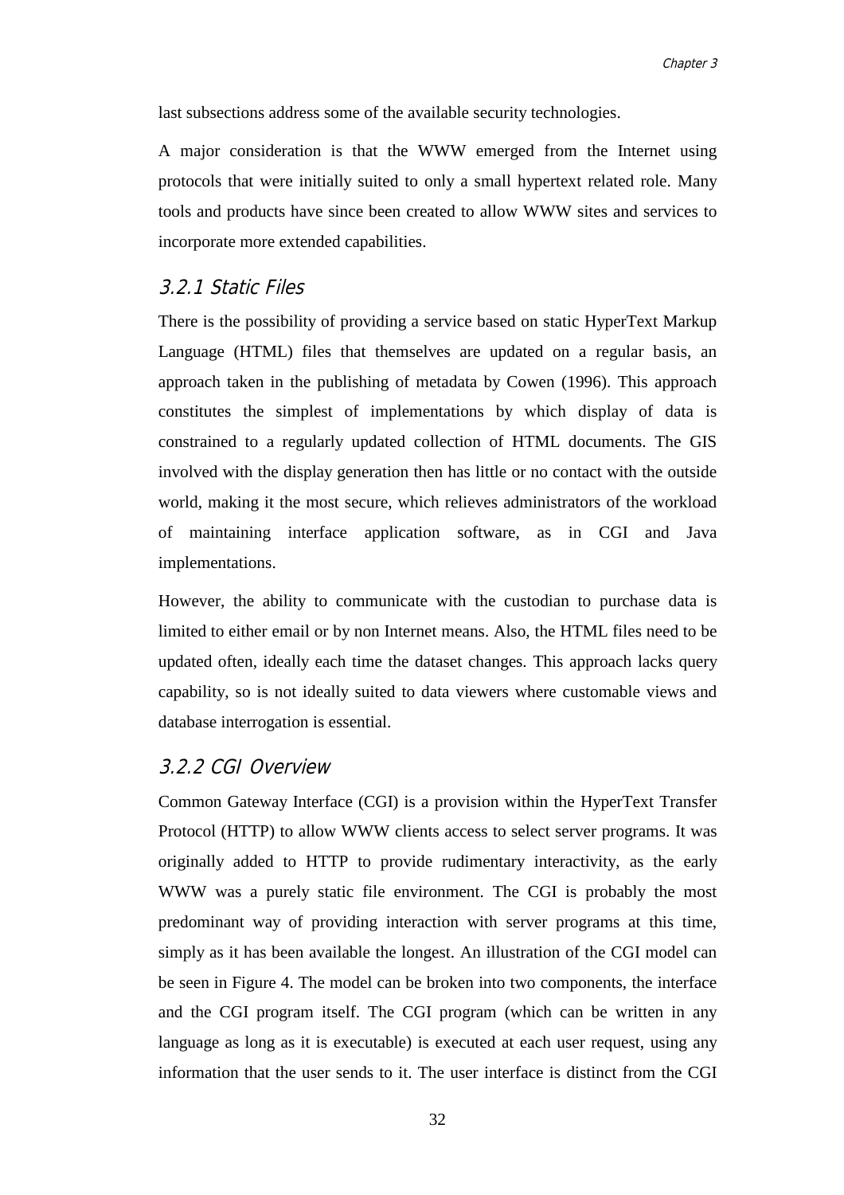last subsections address some of the available security technologies.

A major consideration is that the WWW emerged from the Internet using protocols that were initially suited to only a small hypertext related role. Many tools and products have since been created to allow WWW sites and services to incorporate more extended capabilities.

### 3.2.1 Static Files

There is the possibility of providing a service based on static HyperText Markup Language (HTML) files that themselves are updated on a regular basis, an approach taken in the publishing of metadata by Cowen (1996). This approach constitutes the simplest of implementations by which display of data is constrained to a regularly updated collection of HTML documents. The GIS involved with the display generation then has little or no contact with the outside world, making it the most secure, which relieves administrators of the workload of maintaining interface application software, as in CGI and Java implementations.

However, the ability to communicate with the custodian to purchase data is limited to either email or by non Internet means. Also, the HTML files need to be updated often, ideally each time the dataset changes. This approach lacks query capability, so is not ideally suited to data viewers where customable views and database interrogation is essential.

### 3.2.2 CGI Overview

Common Gateway Interface (CGI) is a provision within the HyperText Transfer Protocol (HTTP) to allow WWW clients access to select server programs. It was originally added to HTTP to provide rudimentary interactivity, as the early WWW was a purely static file environment. The CGI is probably the most predominant way of providing interaction with server programs at this time, simply as it has been available the longest. An illustration of the CGI model can be seen in Figure 4. The model can be broken into two components, the interface and the CGI program itself. The CGI program (which can be written in any language as long as it is executable) is executed at each user request, using any information that the user sends to it. The user interface is distinct from the CGI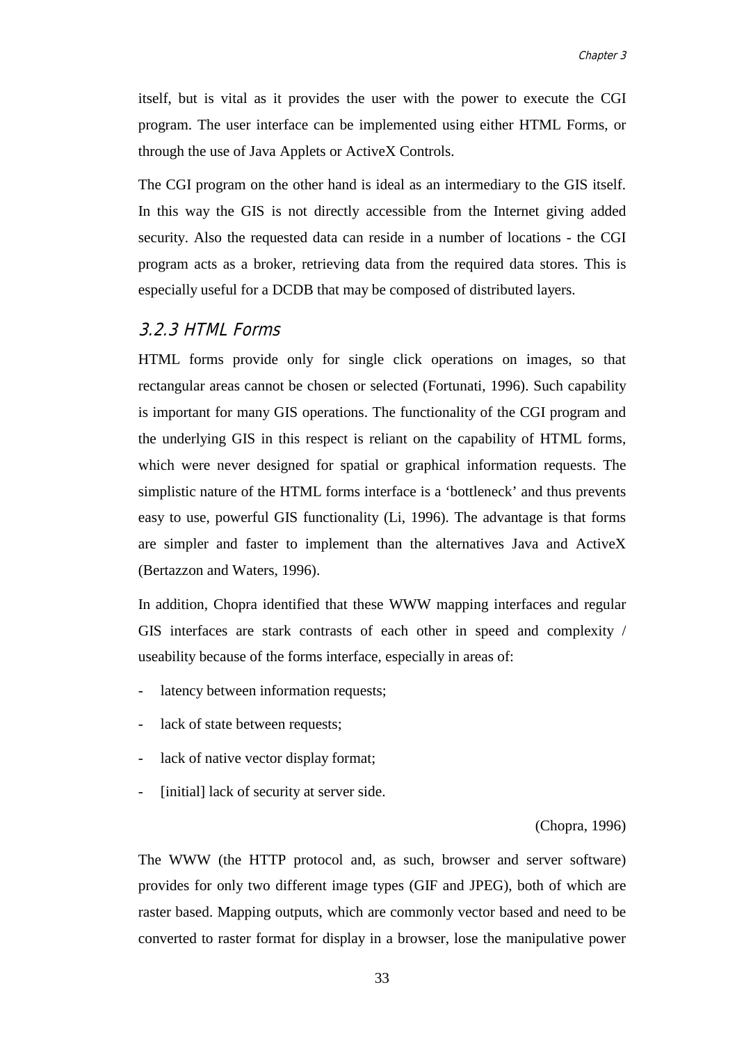itself, but is vital as it provides the user with the power to execute the CGI program. The user interface can be implemented using either HTML Forms, or through the use of Java Applets or ActiveX Controls.

The CGI program on the other hand is ideal as an intermediary to the GIS itself. In this way the GIS is not directly accessible from the Internet giving added security. Also the requested data can reside in a number of locations - the CGI program acts as a broker, retrieving data from the required data stores. This is especially useful for a DCDB that may be composed of distributed layers.

### 3.2.3 HTML Forms

HTML forms provide only for single click operations on images, so that rectangular areas cannot be chosen or selected (Fortunati, 1996). Such capability is important for many GIS operations. The functionality of the CGI program and the underlying GIS in this respect is reliant on the capability of HTML forms, which were never designed for spatial or graphical information requests. The simplistic nature of the HTML forms interface is a 'bottleneck' and thus prevents easy to use, powerful GIS functionality (Li, 1996). The advantage is that forms are simpler and faster to implement than the alternatives Java and ActiveX (Bertazzon and Waters, 1996).

In addition, Chopra identified that these WWW mapping interfaces and regular GIS interfaces are stark contrasts of each other in speed and complexity / useability because of the forms interface, especially in areas of:

- latency between information requests;
- lack of state between requests;
- lack of native vector display format;
- [initial] lack of security at server side.

(Chopra, 1996)

The WWW (the HTTP protocol and, as such, browser and server software) provides for only two different image types (GIF and JPEG), both of which are raster based. Mapping outputs, which are commonly vector based and need to be converted to raster format for display in a browser, lose the manipulative power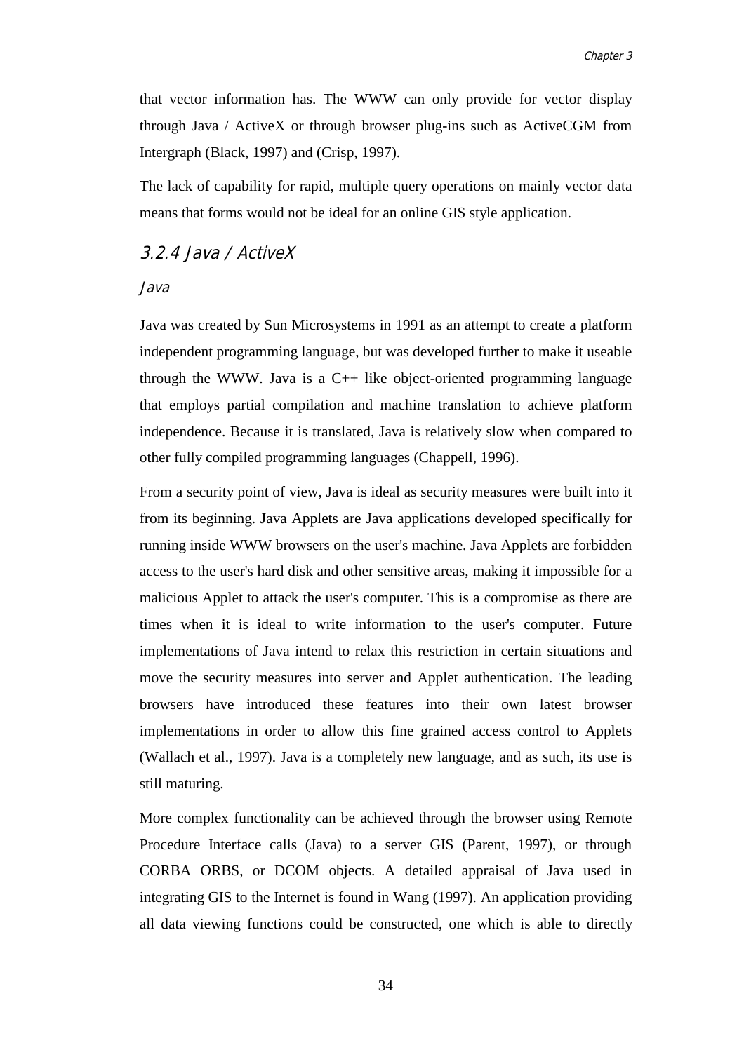that vector information has. The WWW can only provide for vector display through Java / ActiveX or through browser plug-ins such as ActiveCGM from Intergraph (Black, 1997) and (Crisp, 1997).

The lack of capability for rapid, multiple query operations on mainly vector data means that forms would not be ideal for an online GIS style application.

### 3.2.4 Java / ActiveX

#### Java

Java was created by Sun Microsystems in 1991 as an attempt to create a platform independent programming language, but was developed further to make it useable through the WWW. Java is a C++ like object-oriented programming language that employs partial compilation and machine translation to achieve platform independence. Because it is translated, Java is relatively slow when compared to other fully compiled programming languages (Chappell, 1996).

From a security point of view, Java is ideal as security measures were built into it from its beginning. Java Applets are Java applications developed specifically for running inside WWW browsers on the user's machine. Java Applets are forbidden access to the user's hard disk and other sensitive areas, making it impossible for a malicious Applet to attack the user's computer. This is a compromise as there are times when it is ideal to write information to the user's computer. Future implementations of Java intend to relax this restriction in certain situations and move the security measures into server and Applet authentication. The leading browsers have introduced these features into their own latest browser implementations in order to allow this fine grained access control to Applets (Wallach et al., 1997). Java is a completely new language, and as such, its use is still maturing.

More complex functionality can be achieved through the browser using Remote Procedure Interface calls (Java) to a server GIS (Parent, 1997), or through CORBA ORBS, or DCOM objects. A detailed appraisal of Java used in integrating GIS to the Internet is found in Wang (1997). An application providing all data viewing functions could be constructed, one which is able to directly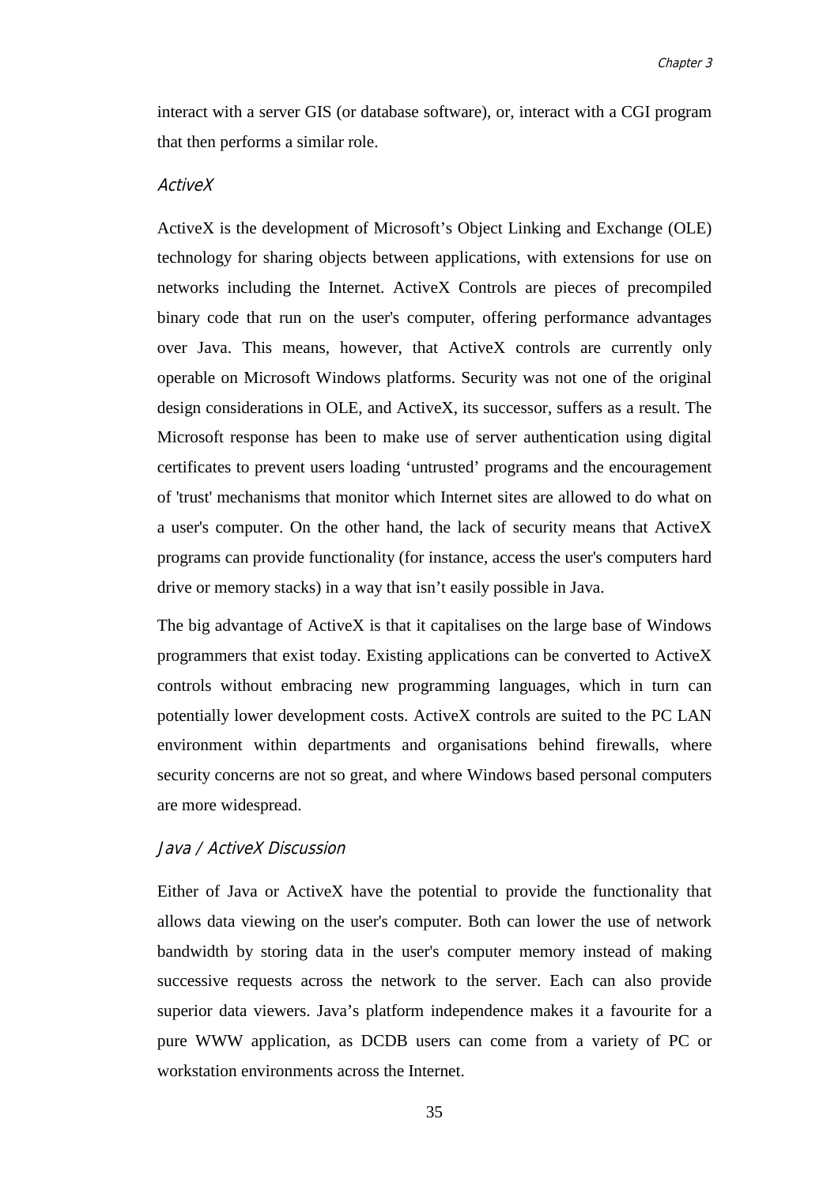interact with a server GIS (or database software), or, interact with a CGI program that then performs a similar role.

### *ActiveX*

ActiveX is the development of Microsoft's Object Linking and Exchange (OLE) technology for sharing objects between applications, with extensions for use on networks including the Internet. ActiveX Controls are pieces of precompiled binary code that run on the user's computer, offering performance advantages over Java. This means, however, that ActiveX controls are currently only operable on Microsoft Windows platforms. Security was not one of the original design considerations in OLE, and ActiveX, its successor, suffers as a result. The Microsoft response has been to make use of server authentication using digital certificates to prevent users loading 'untrusted' programs and the encouragement of 'trust' mechanisms that monitor which Internet sites are allowed to do what on a user's computer. On the other hand, the lack of security means that ActiveX programs can provide functionality (for instance, access the user's computers hard drive or memory stacks) in a way that isn't easily possible in Java.

The big advantage of ActiveX is that it capitalises on the large base of Windows programmers that exist today. Existing applications can be converted to ActiveX controls without embracing new programming languages, which in turn can potentially lower development costs. ActiveX controls are suited to the PC LAN environment within departments and organisations behind firewalls, where security concerns are not so great, and where Windows based personal computers are more widespread.

### *Java / ActiveX Discussion*

Either of Java or ActiveX have the potential to provide the functionality that allows data viewing on the user's computer. Both can lower the use of network bandwidth by storing data in the user's computer memory instead of making successive requests across the network to the server. Each can also provide superior data viewers. Java's platform independence makes it a favourite for a pure WWW application, as DCDB users can come from a variety of PC or workstation environments across the Internet.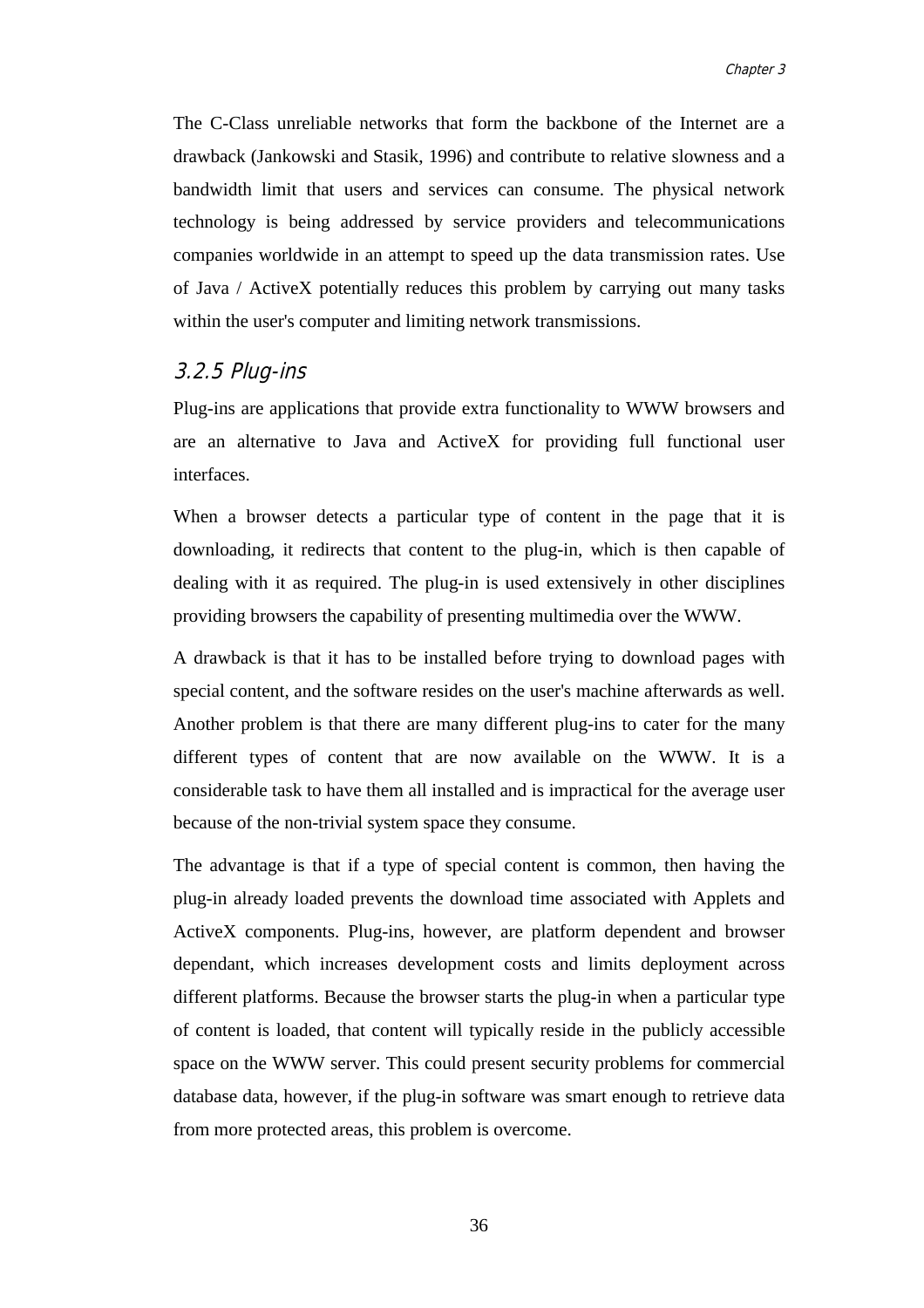The C-Class unreliable networks that form the backbone of the Internet are a drawback (Jankowski and Stasik, 1996) and contribute to relative slowness and a bandwidth limit that users and services can consume. The physical network technology is being addressed by service providers and telecommunications companies worldwide in an attempt to speed up the data transmission rates. Use of Java / ActiveX potentially reduces this problem by carrying out many tasks within the user's computer and limiting network transmissions.

### 3.2.5 Plug-ins

Plug-ins are applications that provide extra functionality to WWW browsers and are an alternative to Java and ActiveX for providing full functional user interfaces.

When a browser detects a particular type of content in the page that it is downloading, it redirects that content to the plug-in, which is then capable of dealing with it as required. The plug-in is used extensively in other disciplines providing browsers the capability of presenting multimedia over the WWW.

A drawback is that it has to be installed before trying to download pages with special content, and the software resides on the user's machine afterwards as well. Another problem is that there are many different plug-ins to cater for the many different types of content that are now available on the WWW. It is a considerable task to have them all installed and is impractical for the average user because of the non-trivial system space they consume.

The advantage is that if a type of special content is common, then having the plug-in already loaded prevents the download time associated with Applets and ActiveX components. Plug-ins, however, are platform dependent and browser dependant, which increases development costs and limits deployment across different platforms. Because the browser starts the plug-in when a particular type of content is loaded, that content will typically reside in the publicly accessible space on the WWW server. This could present security problems for commercial database data, however, if the plug-in software was smart enough to retrieve data from more protected areas, this problem is overcome.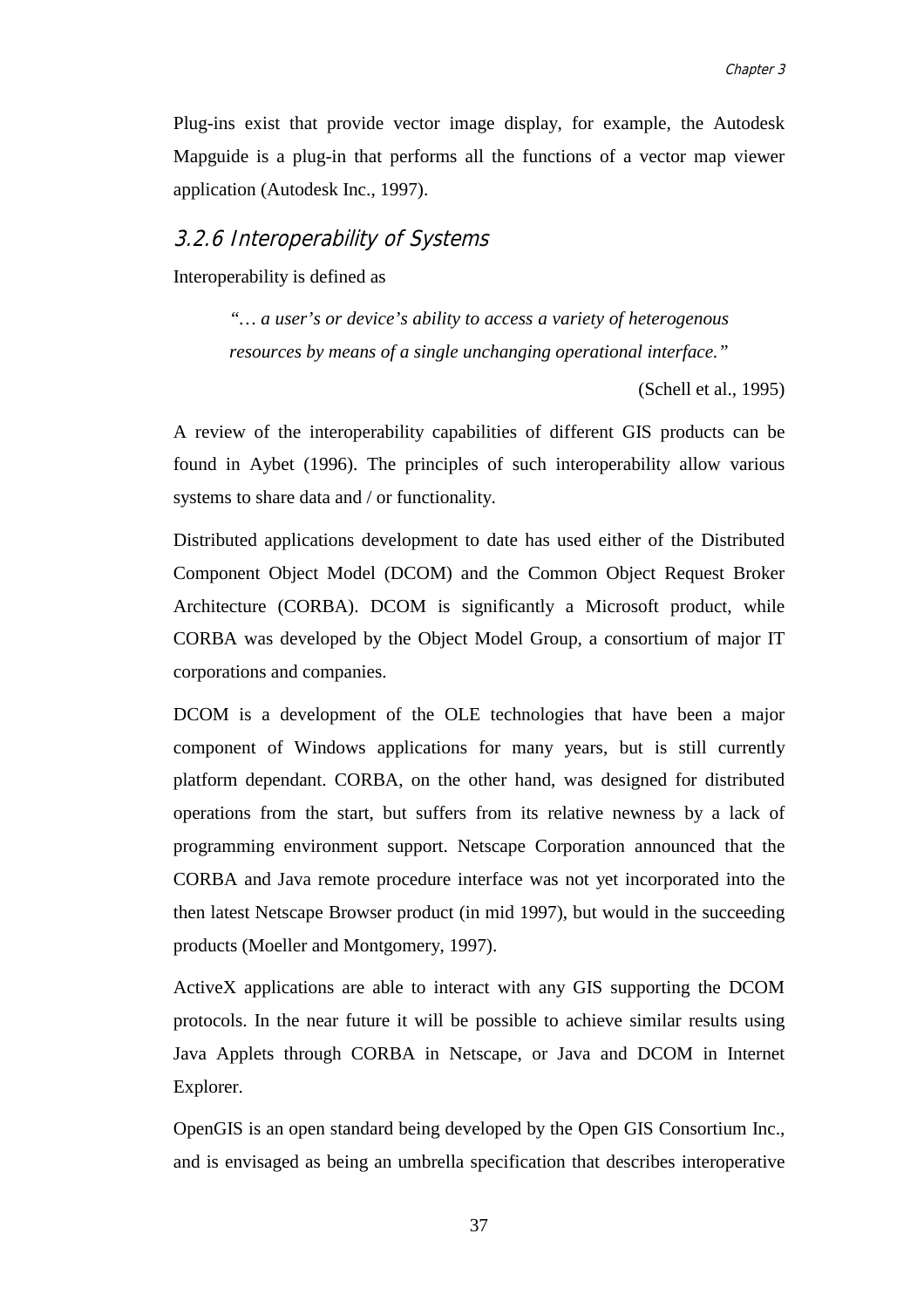Plug-ins exist that provide vector image display, for example, the Autodesk Mapguide is a plug-in that performs all the functions of a vector map viewer application (Autodesk Inc., 1997).

### 3.2.6 Interoperability of Systems

Interoperability is defined as

> *"… a user's or device's ability to access a variety of heterogenous resources by means of a single unchanging operational interface."*
>
> (Schell et al., 1995)

A review of the interoperability capabilities of different GIS products can be found in Aybet (1996). The principles of such interoperability allow various systems to share data and / or functionality.

Distributed applications development to date has used either of the Distributed Component Object Model (DCOM) and the Common Object Request Broker Architecture (CORBA). DCOM is significantly a Microsoft product, while CORBA was developed by the Object Model Group, a consortium of major IT corporations and companies.

DCOM is a development of the OLE technologies that have been a major component of Windows applications for many years, but is still currently platform dependant. CORBA, on the other hand, was designed for distributed operations from the start, but suffers from its relative newness by a lack of programming environment support. Netscape Corporation announced that the CORBA and Java remote procedure interface was not yet incorporated into the then latest Netscape Browser product (in mid 1997), but would in the succeeding products (Moeller and Montgomery, 1997).

ActiveX applications are able to interact with any GIS supporting the DCOM protocols. In the near future it will be possible to achieve similar results using Java Applets through CORBA in Netscape, or Java and DCOM in Internet Explorer.

OpenGIS is an open standard being developed by the Open GIS Consortium Inc., and is envisaged as being an umbrella specification that describes interoperative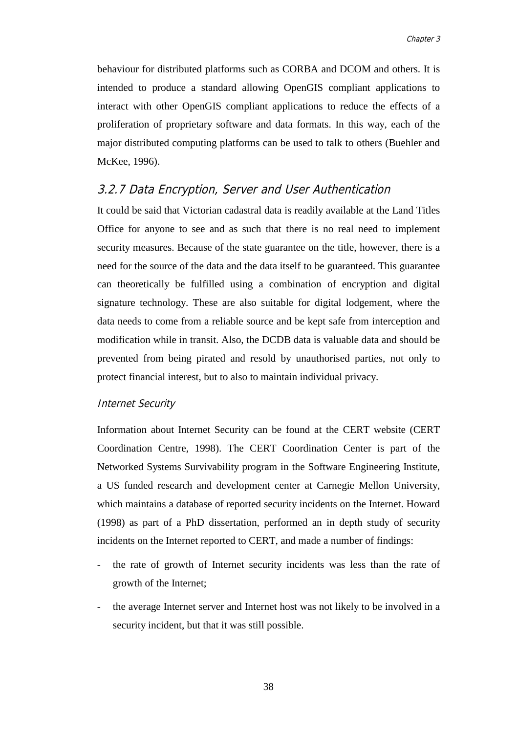behaviour for distributed platforms such as CORBA and DCOM and others. It is intended to produce a standard allowing OpenGIS compliant applications to interact with other OpenGIS compliant applications to reduce the effects of a proliferation of proprietary software and data formats. In this way, each of the major distributed computing platforms can be used to talk to others (Buehler and McKee, 1996).

### 3.2.7 Data Encryption, Server and User Authentication

It could be said that Victorian cadastral data is readily available at the Land Titles Office for anyone to see and as such that there is no real need to implement security measures. Because of the state guarantee on the title, however, there is a need for the source of the data and the data itself to be guaranteed. This guarantee can theoretically be fulfilled using a combination of encryption and digital signature technology. These are also suitable for digital lodgement, where the data needs to come from a reliable source and be kept safe from interception and modification while in transit. Also, the DCDB data is valuable data and should be prevented from being pirated and resold by unauthorised parties, not only to protect financial interest, but to also to maintain individual privacy.

#### *Internet Security*

Information about Internet Security can be found at the CERT website (CERT Coordination Centre, 1998). The CERT Coordination Center is part of the Networked Systems Survivability program in the Software Engineering Institute, a US funded research and development center at Carnegie Mellon University, which maintains a database of reported security incidents on the Internet. Howard (1998) as part of a PhD dissertation, performed an in depth study of security incidents on the Internet reported to CERT, and made a number of findings:

- the rate of growth of Internet security incidents was less than the rate of growth of the Internet;
- the average Internet server and Internet host was not likely to be involved in a security incident, but that it was still possible.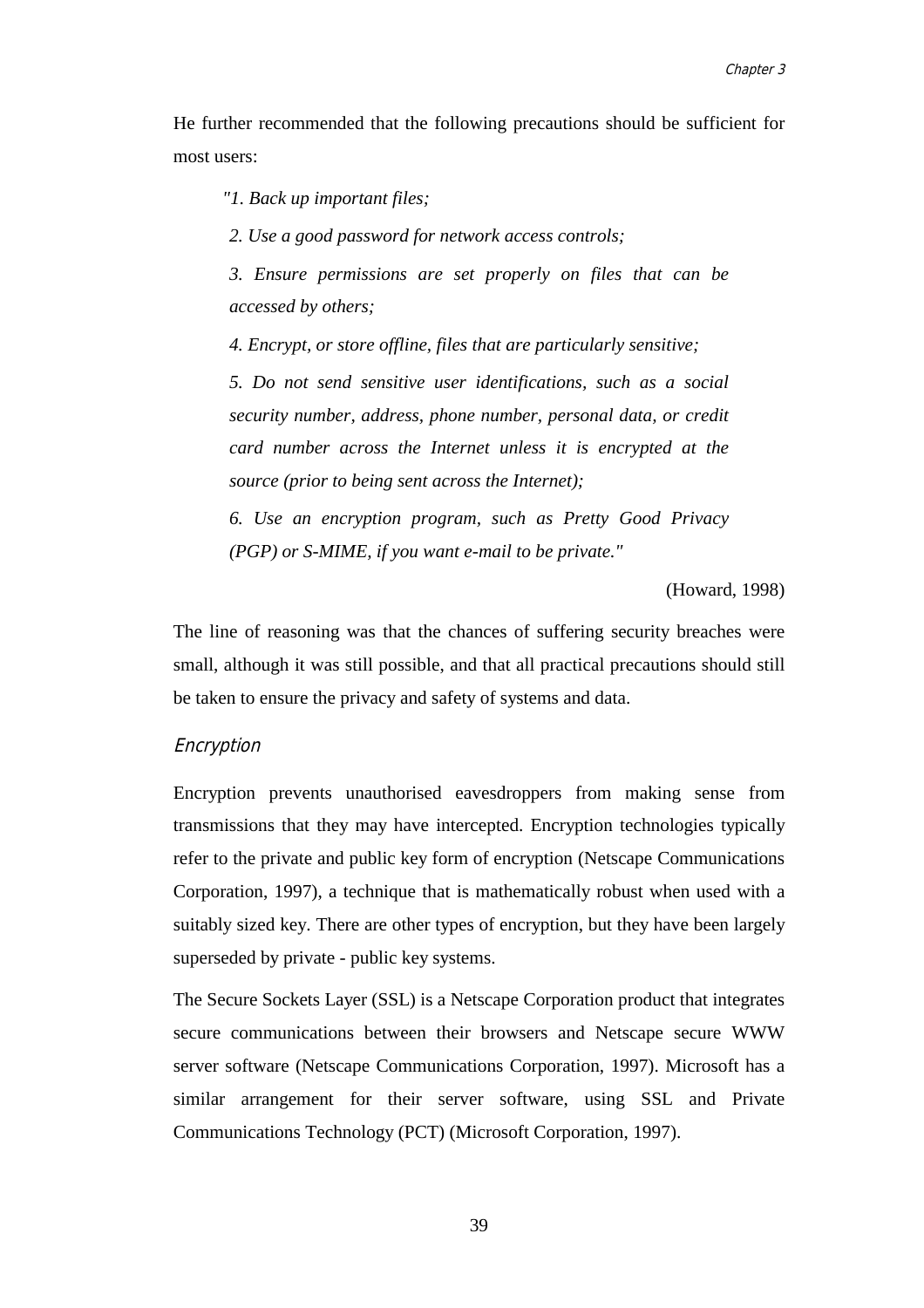He further recommended that the following precautions should be sufficient for most users:

> *"1. Back up important files;*
>
> *2. Use a good password for network access controls;*
>
> *3. Ensure permissions are set properly on files that can be accessed by others;*
>
> *4. Encrypt, or store offline, files that are particularly sensitive;*
>
> *5. Do not send sensitive user identifications, such as a social security number, address, phone number, personal data, or credit card number across the Internet unless it is encrypted at the source (prior to being sent across the Internet);*
>
> *6. Use an encryption program, such as Pretty Good Privacy (PGP) or S-MIME, if you want e-mail to be private."*

(Howard, 1998)

The line of reasoning was that the chances of suffering security breaches were small, although it was still possible, and that all practical precautions should still be taken to ensure the privacy and safety of systems and data.

### *Encryption*

Encryption prevents unauthorised eavesdroppers from making sense from transmissions that they may have intercepted. Encryption technologies typically refer to the private and public key form of encryption (Netscape Communications Corporation, 1997), a technique that is mathematically robust when used with a suitably sized key. There are other types of encryption, but they have been largely superseded by private - public key systems.

The Secure Sockets Layer (SSL) is a Netscape Corporation product that integrates secure communications between their browsers and Netscape secure WWW server software (Netscape Communications Corporation, 1997). Microsoft has a similar arrangement for their server software, using SSL and Private Communications Technology (PCT) (Microsoft Corporation, 1997).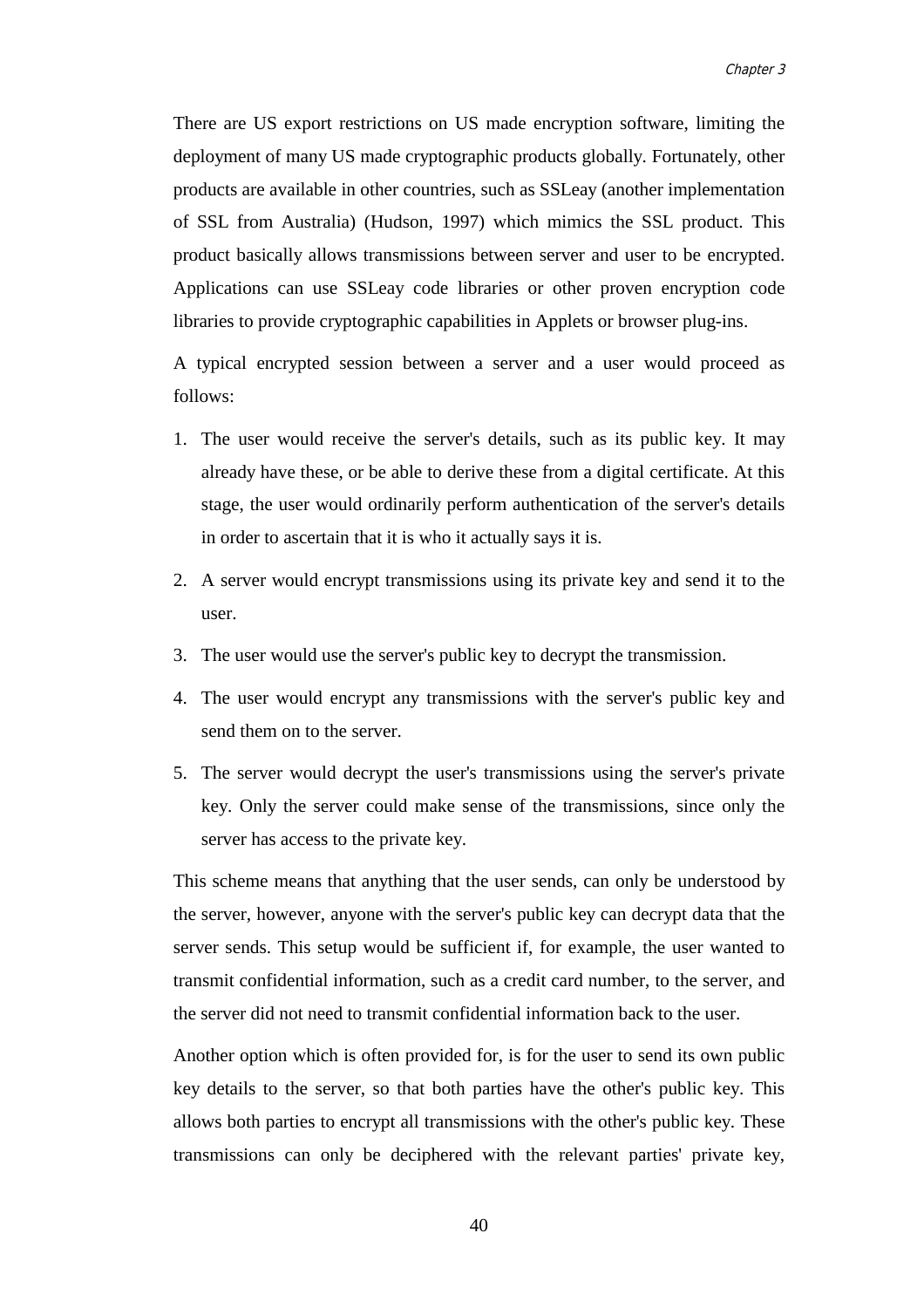There are US export restrictions on US made encryption software, limiting the deployment of many US made cryptographic products globally. Fortunately, other products are available in other countries, such as SSLeay (another implementation of SSL from Australia) (Hudson, 1997) which mimics the SSL product. This product basically allows transmissions between server and user to be encrypted. Applications can use SSLeay code libraries or other proven encryption code libraries to provide cryptographic capabilities in Applets or browser plug-ins.

A typical encrypted session between a server and a user would proceed as follows:

1. The user would receive the server's details, such as its public key. It may already have these, or be able to derive these from a digital certificate. At this stage, the user would ordinarily perform authentication of the server's details in order to ascertain that it is who it actually says it is.
2. A server would encrypt transmissions using its private key and send it to the user.
3. The user would use the server's public key to decrypt the transmission.
4. The user would encrypt any transmissions with the server's public key and send them on to the server.
5. The server would decrypt the user's transmissions using the server's private key. Only the server could make sense of the transmissions, since only the server has access to the private key.

This scheme means that anything that the user sends, can only be understood by the server, however, anyone with the server's public key can decrypt data that the server sends. This setup would be sufficient if, for example, the user wanted to transmit confidential information, such as a credit card number, to the server, and the server did not need to transmit confidential information back to the user.

Another option which is often provided for, is for the user to send its own public key details to the server, so that both parties have the other's public key. This allows both parties to encrypt all transmissions with the other's public key. These transmissions can only be deciphered with the relevant parties' private key,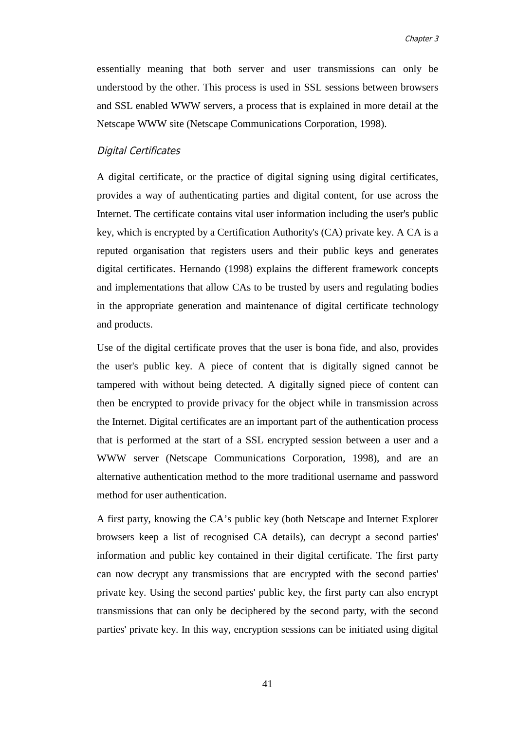essentially meaning that both server and user transmissions can only be understood by the other. This process is used in SSL sessions between browsers and SSL enabled WWW servers, a process that is explained in more detail at the Netscape WWW site (Netscape Communications Corporation, 1998).

### *Digital Certificates*

A digital certificate, or the practice of digital signing using digital certificates, provides a way of authenticating parties and digital content, for use across the Internet. The certificate contains vital user information including the user's public key, which is encrypted by a Certification Authority's (CA) private key. A CA is a reputed organisation that registers users and their public keys and generates digital certificates. Hernando (1998) explains the different framework concepts and implementations that allow CAs to be trusted by users and regulating bodies in the appropriate generation and maintenance of digital certificate technology and products.

Use of the digital certificate proves that the user is bona fide, and also, provides the user's public key. A piece of content that is digitally signed cannot be tampered with without being detected. A digitally signed piece of content can then be encrypted to provide privacy for the object while in transmission across the Internet. Digital certificates are an important part of the authentication process that is performed at the start of a SSL encrypted session between a user and a WWW server (Netscape Communications Corporation, 1998), and are an alternative authentication method to the more traditional username and password method for user authentication.

A first party, knowing the CA's public key (both Netscape and Internet Explorer browsers keep a list of recognised CA details), can decrypt a second parties' information and public key contained in their digital certificate. The first party can now decrypt any transmissions that are encrypted with the second parties' private key. Using the second parties' public key, the first party can also encrypt transmissions that can only be deciphered by the second party, with the second parties' private key. In this way, encryption sessions can be initiated using digital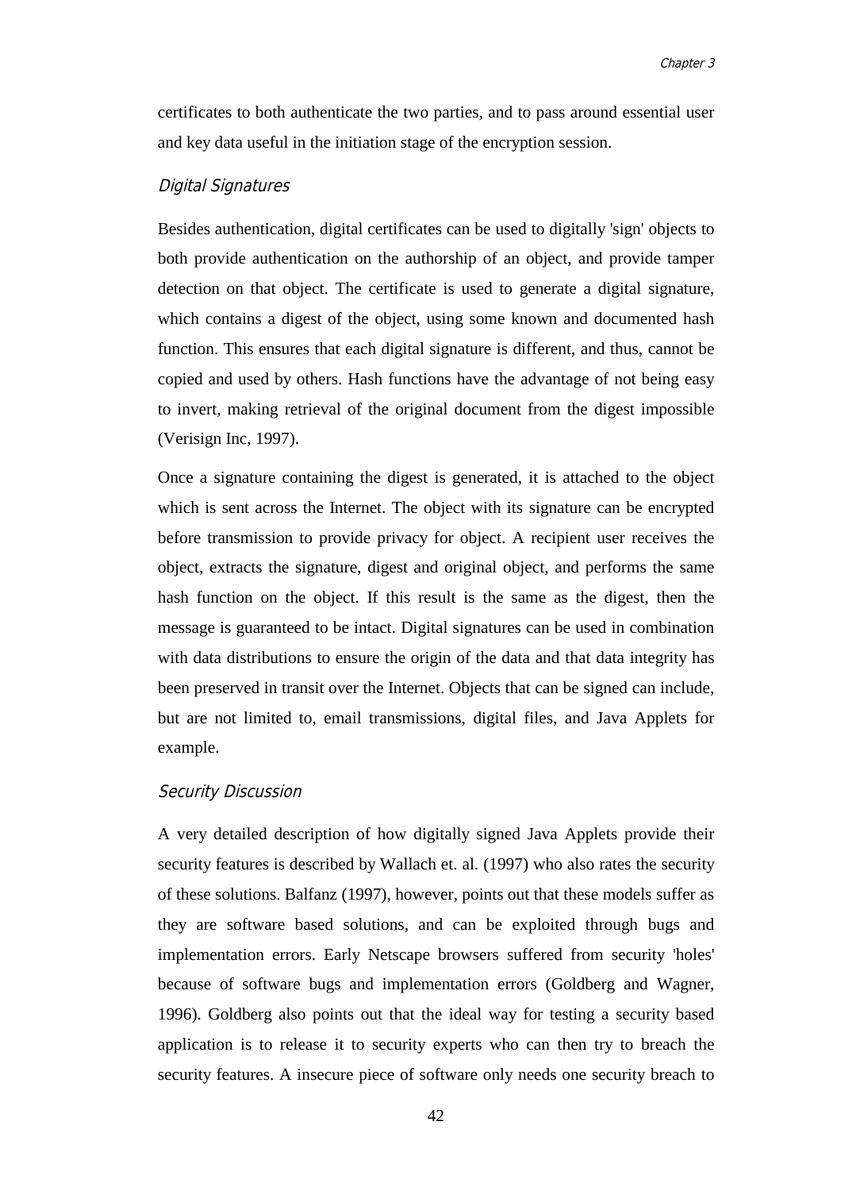certificates to both authenticate the two parties, and to pass around essential user and key data useful in the initiation stage of the encryption session.

### *Digital Signatures*

Besides authentication, digital certificates can be used to digitally 'sign' objects to both provide authentication on the authorship of an object, and provide tamper detection on that object. The certificate is used to generate a digital signature, which contains a digest of the object, using some known and documented hash function. This ensures that each digital signature is different, and thus, cannot be copied and used by others. Hash functions have the advantage of not being easy to invert, making retrieval of the original document from the digest impossible (Verisign Inc, 1997).

Once a signature containing the digest is generated, it is attached to the object which is sent across the Internet. The object with its signature can be encrypted before transmission to provide privacy for object. A recipient user receives the object, extracts the signature, digest and original object, and performs the same hash function on the object. If this result is the same as the digest, then the message is guaranteed to be intact. Digital signatures can be used in combination with data distributions to ensure the origin of the data and that data integrity has been preserved in transit over the Internet. Objects that can be signed can include, but are not limited to, email transmissions, digital files, and Java Applets for example.

### *Security Discussion*

A very detailed description of how digitally signed Java Applets provide their security features is described by Wallach et. al. (1997) who also rates the security of these solutions. Balfanz (1997), however, points out that these models suffer as they are software based solutions, and can be exploited through bugs and implementation errors. Early Netscape browsers suffered from security 'holes' because of software bugs and implementation errors (Goldberg and Wagner, 1996). Goldberg also points out that the ideal way for testing a security based application is to release it to security experts who can then try to breach the security features. A insecure piece of software only needs one security breach to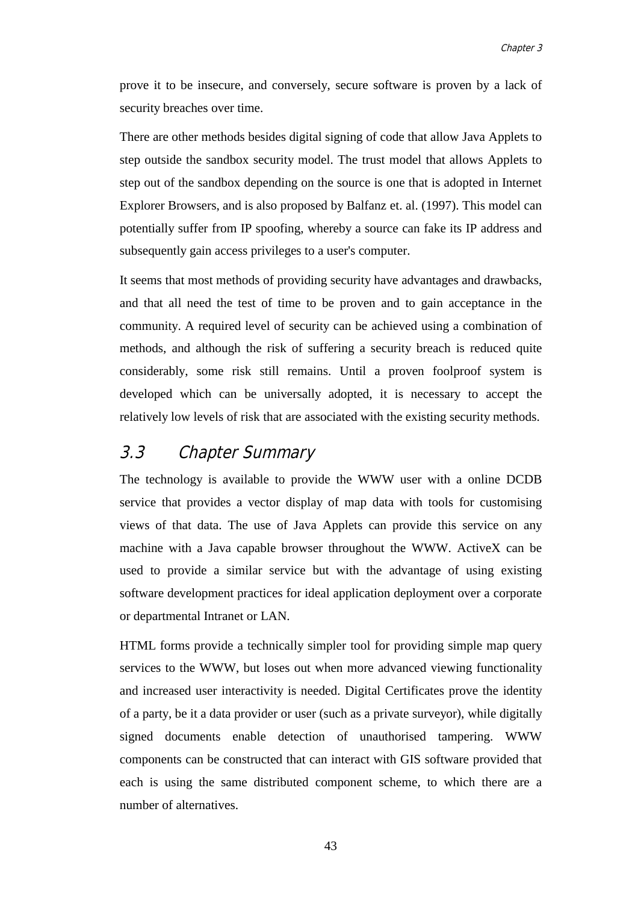prove it to be insecure, and conversely, secure software is proven by a lack of security breaches over time.

There are other methods besides digital signing of code that allow Java Applets to step outside the sandbox security model. The trust model that allows Applets to step out of the sandbox depending on the source is one that is adopted in Internet Explorer Browsers, and is also proposed by Balfanz et. al. (1997). This model can potentially suffer from IP spoofing, whereby a source can fake its IP address and subsequently gain access privileges to a user's computer.

It seems that most methods of providing security have advantages and drawbacks, and that all need the test of time to be proven and to gain acceptance in the community. A required level of security can be achieved using a combination of methods, and although the risk of suffering a security breach is reduced quite considerably, some risk still remains. Until a proven foolproof system is developed which can be universally adopted, it is necessary to accept the relatively low levels of risk that are associated with the existing security methods.

## 3.3 Chapter Summary

The technology is available to provide the WWW user with a online DCDB service that provides a vector display of map data with tools for customising views of that data. The use of Java Applets can provide this service on any machine with a Java capable browser throughout the WWW. ActiveX can be used to provide a similar service but with the advantage of using existing software development practices for ideal application deployment over a corporate or departmental Intranet or LAN.

HTML forms provide a technically simpler tool for providing simple map query services to the WWW, but loses out when more advanced viewing functionality and increased user interactivity is needed. Digital Certificates prove the identity of a party, be it a data provider or user (such as a private surveyor), while digitally signed documents enable detection of unauthorised tampering. WWW components can be constructed that can interact with GIS software provided that each is using the same distributed component scheme, to which there are a number of alternatives.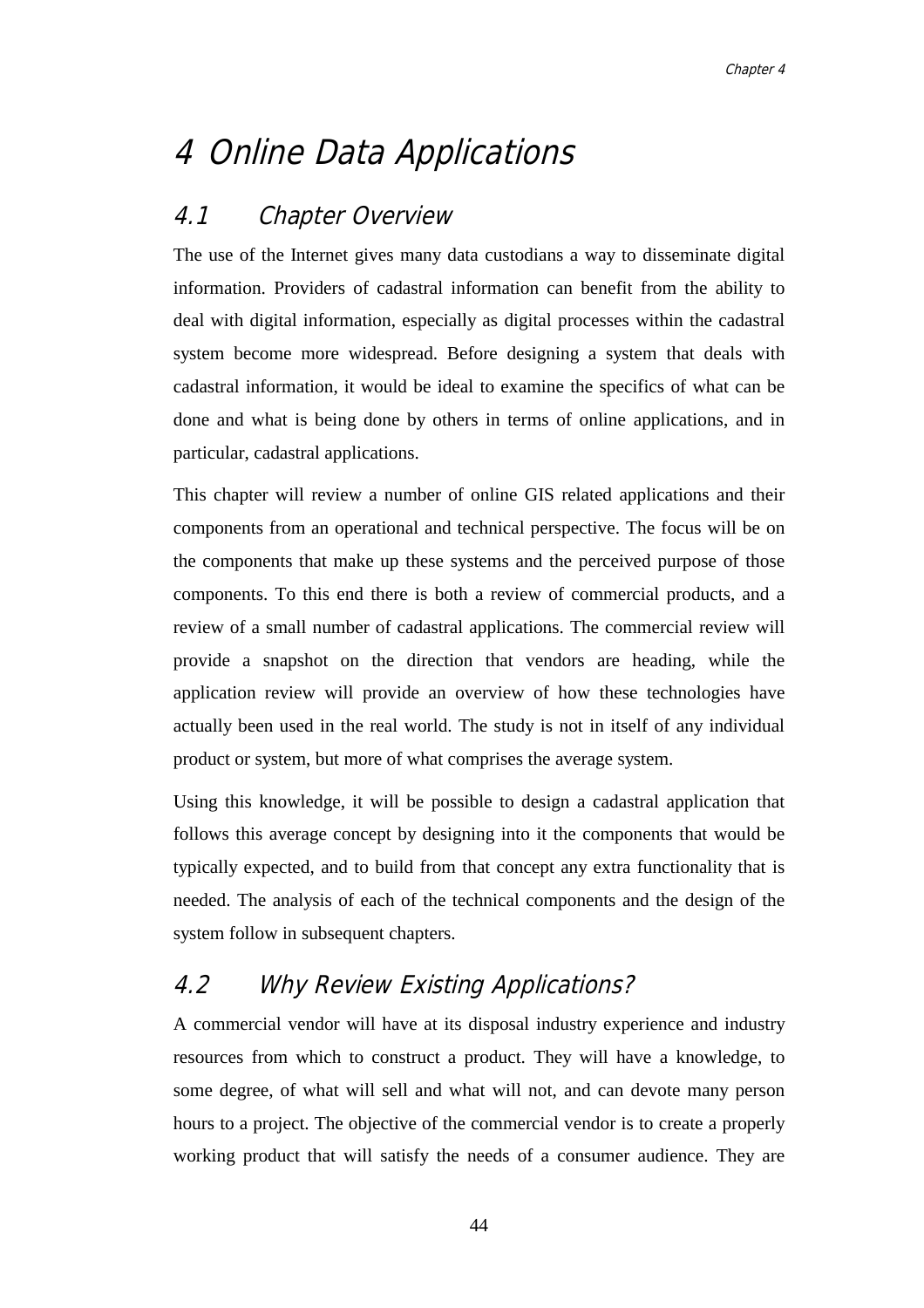# 4 Online Data Applications

## 4.1 Chapter Overview

The use of the Internet gives many data custodians a way to disseminate digital information. Providers of cadastral information can benefit from the ability to deal with digital information, especially as digital processes within the cadastral system become more widespread. Before designing a system that deals with cadastral information, it would be ideal to examine the specifics of what can be done and what is being done by others in terms of online applications, and in particular, cadastral applications.

This chapter will review a number of online GIS related applications and their components from an operational and technical perspective. The focus will be on the components that make up these systems and the perceived purpose of those components. To this end there is both a review of commercial products, and a review of a small number of cadastral applications. The commercial review will provide a snapshot on the direction that vendors are heading, while the application review will provide an overview of how these technologies have actually been used in the real world. The study is not in itself of any individual product or system, but more of what comprises the average system.

Using this knowledge, it will be possible to design a cadastral application that follows this average concept by designing into it the components that would be typically expected, and to build from that concept any extra functionality that is needed. The analysis of each of the technical components and the design of the system follow in subsequent chapters.

## 4.2 Why Review Existing Applications?

A commercial vendor will have at its disposal industry experience and industry resources from which to construct a product. They will have a knowledge, to some degree, of what will sell and what will not, and can devote many person hours to a project. The objective of the commercial vendor is to create a properly working product that will satisfy the needs of a consumer audience. They are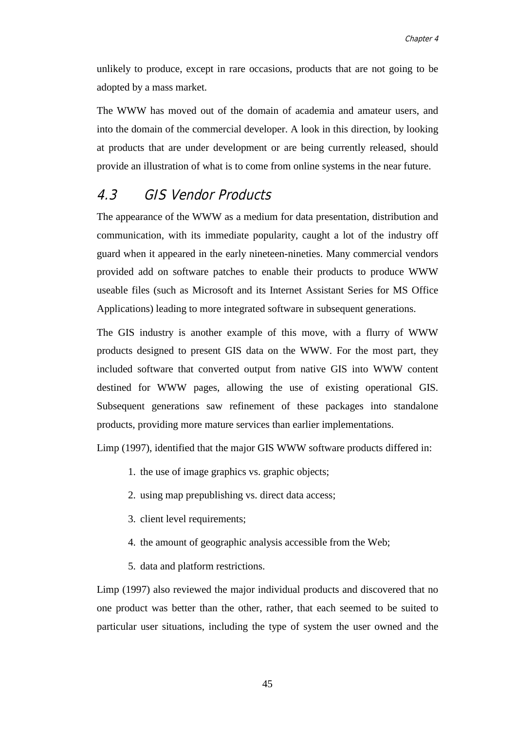unlikely to produce, except in rare occasions, products that are not going to be adopted by a mass market.

The WWW has moved out of the domain of academia and amateur users, and into the domain of the commercial developer. A look in this direction, by looking at products that are under development or are being currently released, should provide an illustration of what is to come from online systems in the near future.

## 4.3 GIS Vendor Products

The appearance of the WWW as a medium for data presentation, distribution and communication, with its immediate popularity, caught a lot of the industry off guard when it appeared in the early nineteen-nineties. Many commercial vendors provided add on software patches to enable their products to produce WWW useable files (such as Microsoft and its Internet Assistant Series for MS Office Applications) leading to more integrated software in subsequent generations.

The GIS industry is another example of this move, with a flurry of WWW products designed to present GIS data on the WWW. For the most part, they included software that converted output from native GIS into WWW content destined for WWW pages, allowing the use of existing operational GIS. Subsequent generations saw refinement of these packages into standalone products, providing more mature services than earlier implementations.

Limp (1997), identified that the major GIS WWW software products differed in:

1. the use of image graphics vs. graphic objects;
2. using map prepublishing vs. direct data access;
3. client level requirements;
4. the amount of geographic analysis accessible from the Web;
5. data and platform restrictions.

Limp (1997) also reviewed the major individual products and discovered that no one product was better than the other, rather, that each seemed to be suited to particular user situations, including the type of system the user owned and the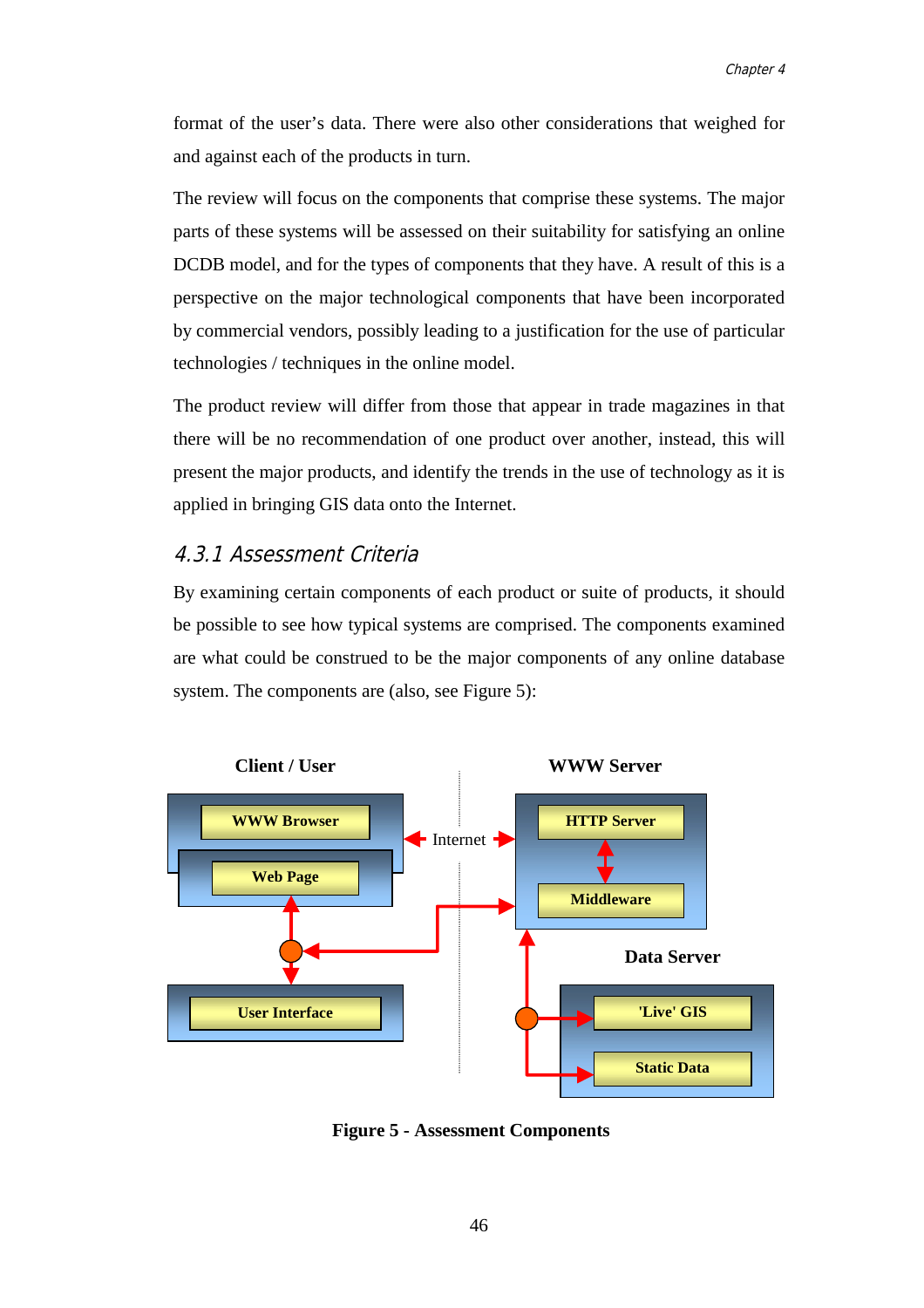format of the user's data. There were also other considerations that weighed for and against each of the products in turn.

The review will focus on the components that comprise these systems. The major parts of these systems will be assessed on their suitability for satisfying an online DCDB model, and for the types of components that they have. A result of this is a perspective on the major technological components that have been incorporated by commercial vendors, possibly leading to a justification for the use of particular technologies / techniques in the online model.

The product review will differ from those that appear in trade magazines in that there will be no recommendation of one product over another, instead, this will present the major products, and identify the trends in the use of technology as it is applied in bringing GIS data onto the Internet.

### 4.3.1 Assessment Criteria

By examining certain components of each product or suite of products, it should be possible to see how typical systems are comprised. The components examined are what could be construed to be the major components of any online database system. The components are (also, see Figure 5):

**Figure 5 - Assessment Components**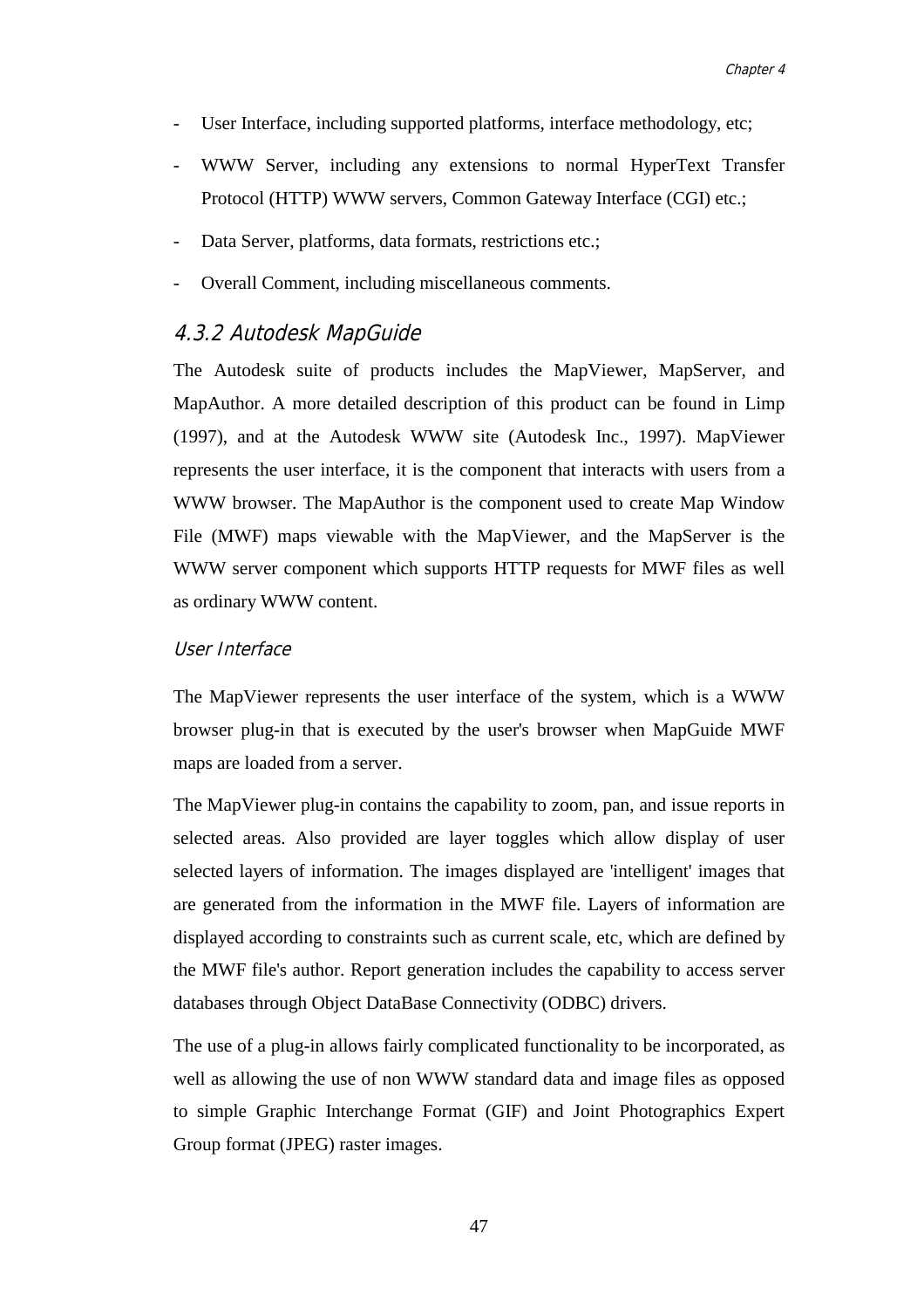- User Interface, including supported platforms, interface methodology, etc;
- WWW Server, including any extensions to normal HyperText Transfer Protocol (HTTP) WWW servers, Common Gateway Interface (CGI) etc.;
- Data Server, platforms, data formats, restrictions etc.;
- Overall Comment, including miscellaneous comments.

### 4.3.2 Autodesk MapGuide

The Autodesk suite of products includes the MapViewer, MapServer, and MapAuthor. A more detailed description of this product can be found in Limp (1997), and at the Autodesk WWW site (Autodesk Inc., 1997). MapViewer represents the user interface, it is the component that interacts with users from a WWW browser. The MapAuthor is the component used to create Map Window File (MWF) maps viewable with the MapViewer, and the MapServer is the WWW server component which supports HTTP requests for MWF files as well as ordinary WWW content.

#### User Interface

The MapViewer represents the user interface of the system, which is a WWW browser plug-in that is executed by the user's browser when MapGuide MWF maps are loaded from a server.

The MapViewer plug-in contains the capability to zoom, pan, and issue reports in selected areas. Also provided are layer toggles which allow display of user selected layers of information. The images displayed are 'intelligent' images that are generated from the information in the MWF file. Layers of information are displayed according to constraints such as current scale, etc, which are defined by the MWF file's author. Report generation includes the capability to access server databases through Object DataBase Connectivity (ODBC) drivers.

The use of a plug-in allows fairly complicated functionality to be incorporated, as well as allowing the use of non WWW standard data and image files as opposed to simple Graphic Interchange Format (GIF) and Joint Photographics Expert Group format (JPEG) raster images.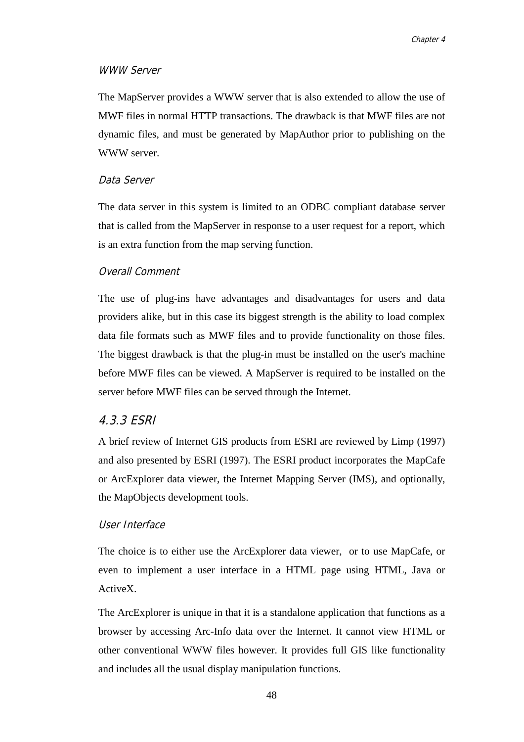#### WWW Server

The MapServer provides a WWW server that is also extended to allow the use of MWF files in normal HTTP transactions. The drawback is that MWF files are not dynamic files, and must be generated by MapAuthor prior to publishing on the WWW server.

#### Data Server

The data server in this system is limited to an ODBC compliant database server that is called from the MapServer in response to a user request for a report, which is an extra function from the map serving function.

#### Overall Comment

The use of plug-ins have advantages and disadvantages for users and data providers alike, but in this case its biggest strength is the ability to load complex data file formats such as MWF files and to provide functionality on those files. The biggest drawback is that the plug-in must be installed on the user's machine before MWF files can be viewed. A MapServer is required to be installed on the server before MWF files can be served through the Internet.

### 4.3.3 ESRI

A brief review of Internet GIS products from ESRI are reviewed by Limp (1997) and also presented by ESRI (1997). The ESRI product incorporates the MapCafe or ArcExplorer data viewer, the Internet Mapping Server (IMS), and optionally, the MapObjects development tools.

#### User Interface

The choice is to either use the ArcExplorer data viewer, or to use MapCafe, or even to implement a user interface in a HTML page using HTML, Java or ActiveX.

The ArcExplorer is unique in that it is a standalone application that functions as a browser by accessing Arc-Info data over the Internet. It cannot view HTML or other conventional WWW files however. It provides full GIS like functionality and includes all the usual display manipulation functions.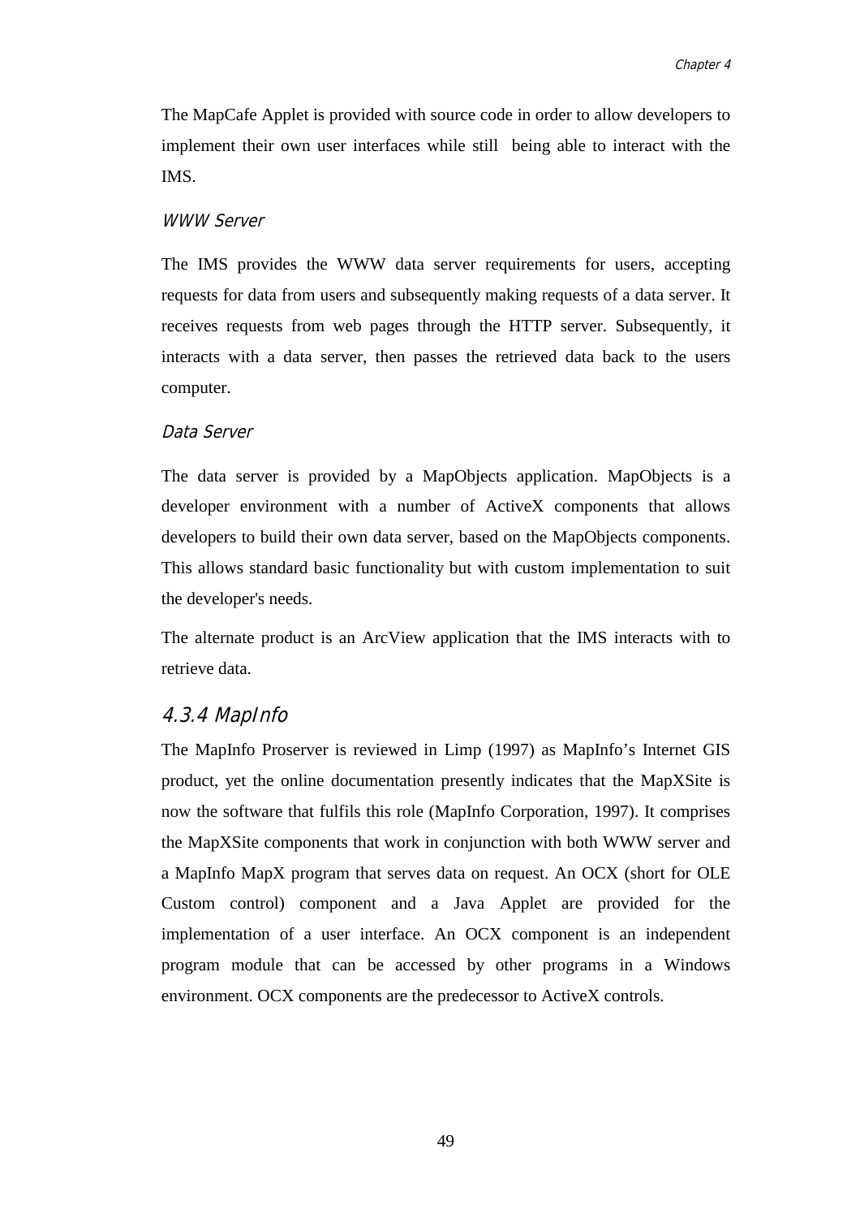The MapCafe Applet is provided with source code in order to allow developers to implement their own user interfaces while still being able to interact with the IMS.

#### *WWW Server*

The IMS provides the WWW data server requirements for users, accepting requests for data from users and subsequently making requests of a data server. It receives requests from web pages through the HTTP server. Subsequently, it interacts with a data server, then passes the retrieved data back to the users computer.

#### *Data Server*

The data server is provided by a MapObjects application. MapObjects is a developer environment with a number of ActiveX components that allows developers to build their own data server, based on the MapObjects components. This allows standard basic functionality but with custom implementation to suit the developer's needs.

The alternate product is an ArcView application that the IMS interacts with to retrieve data.

### *4.3.4 MapInfo*

The MapInfo Proserver is reviewed in Limp (1997) as MapInfo's Internet GIS product, yet the online documentation presently indicates that the MapXSite is now the software that fulfils this role (MapInfo Corporation, 1997). It comprises the MapXSite components that work in conjunction with both WWW server and a MapInfo MapX program that serves data on request. An OCX (short for OLE Custom control) component and a Java Applet are provided for the implementation of a user interface. An OCX component is an independent program module that can be accessed by other programs in a Windows environment. OCX components are the predecessor to ActiveX controls.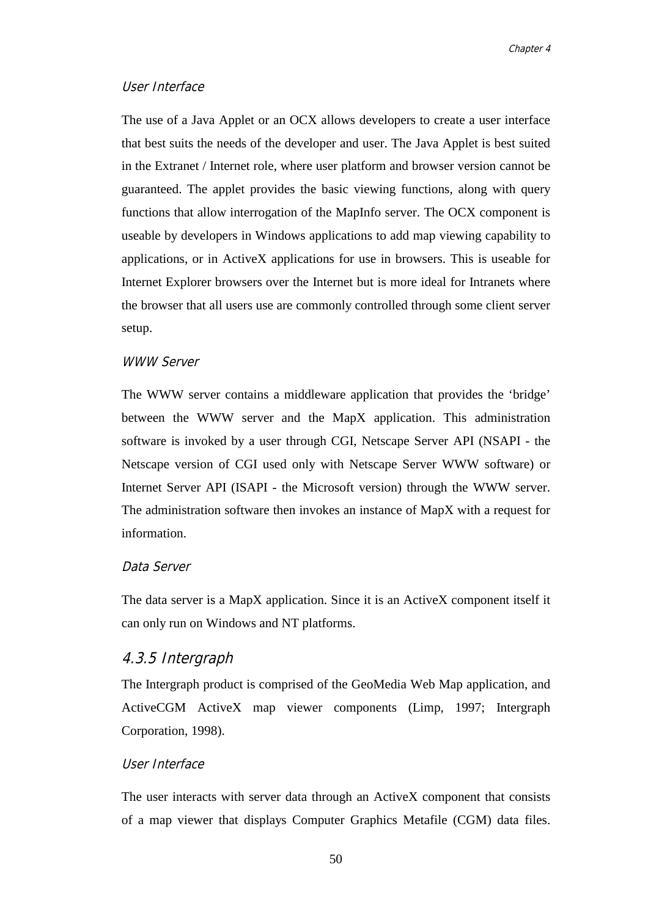#### User Interface

The use of a Java Applet or an OCX allows developers to create a user interface that best suits the needs of the developer and user. The Java Applet is best suited in the Extranet / Internet role, where user platform and browser version cannot be guaranteed. The applet provides the basic viewing functions, along with query functions that allow interrogation of the MapInfo server. The OCX component is useable by developers in Windows applications to add map viewing capability to applications, or in ActiveX applications for use in browsers. This is useable for Internet Explorer browsers over the Internet but is more ideal for Intranets where the browser that all users use are commonly controlled through some client server setup.

#### WWW Server

The WWW server contains a middleware application that provides the ‘bridge’ between the WWW server and the MapX application. This administration software is invoked by a user through CGI, Netscape Server API (NSAPI - the Netscape version of CGI used only with Netscape Server WWW software) or Internet Server API (ISAPI - the Microsoft version) through the WWW server. The administration software then invokes an instance of MapX with a request for information.

#### Data Server

The data server is a MapX application. Since it is an ActiveX component itself it can only run on Windows and NT platforms.

### 4.3.5 Intergraph

The Intergraph product is comprised of the GeoMedia Web Map application, and ActiveCGM ActiveX map viewer components (Limp, 1997; Intergraph Corporation, 1998).

#### User Interface

The user interacts with server data through an ActiveX component that consists of a map viewer that displays Computer Graphics Metafile (CGM) data files.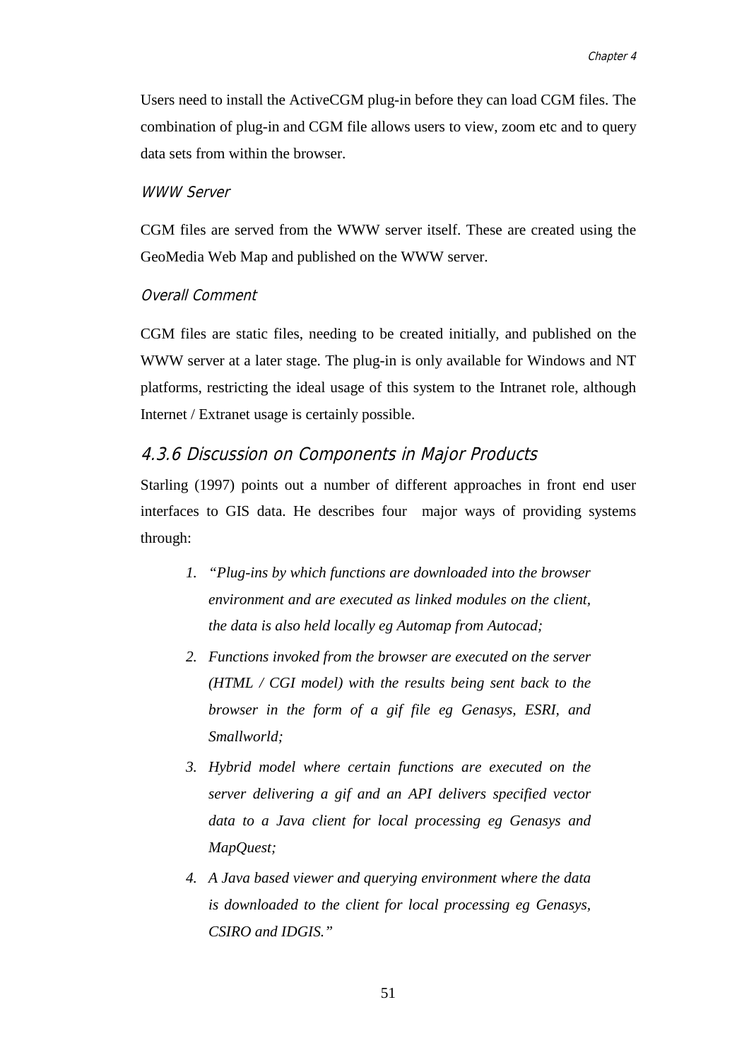Users need to install the ActiveCGM plug-in before they can load CGM files. The combination of plug-in and CGM file allows users to view, zoom etc and to query data sets from within the browser.

*WWW Server*

CGM files are served from the WWW server itself. These are created using the GeoMedia Web Map and published on the WWW server.

*Overall Comment*

CGM files are static files, needing to be created initially, and published on the WWW server at a later stage. The plug-in is only available for Windows and NT platforms, restricting the ideal usage of this system to the Intranet role, although Internet / Extranet usage is certainly possible.

### 4.3.6 Discussion on Components in Major Products

Starling (1997) points out a number of different approaches in front end user interfaces to GIS data. He describes four major ways of providing systems through:

1. *"Plug-ins by which functions are downloaded into the browser environment and are executed as linked modules on the client, the data is also held locally eg Automap from Autocad;*
2. *Functions invoked from the browser are executed on the server (HTML / CGI model) with the results being sent back to the browser in the form of a gif file eg Genasys, ESRI, and Smallworld;*
3. *Hybrid model where certain functions are executed on the server delivering a gif and an API delivers specified vector data to a Java client for local processing eg Genasys and MapQuest;*
4. *A Java based viewer and querying environment where the data is downloaded to the client for local processing eg Genasys, CSIRO and IDGIS."*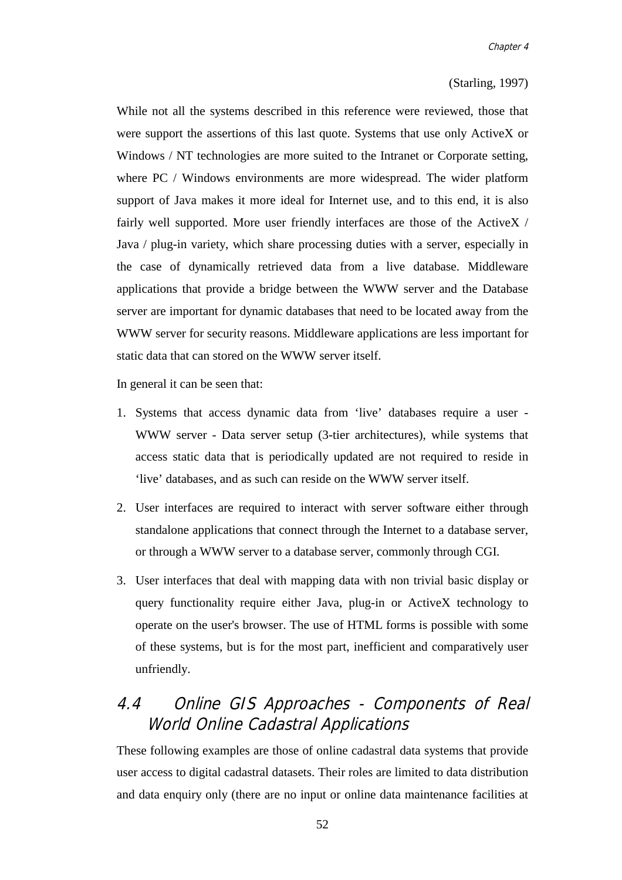(Starling, 1997)

While not all the systems described in this reference were reviewed, those that were support the assertions of this last quote. Systems that use only ActiveX or Windows / NT technologies are more suited to the Intranet or Corporate setting, where PC / Windows environments are more widespread. The wider platform support of Java makes it more ideal for Internet use, and to this end, it is also fairly well supported. More user friendly interfaces are those of the ActiveX / Java / plug-in variety, which share processing duties with a server, especially in the case of dynamically retrieved data from a live database. Middleware applications that provide a bridge between the WWW server and the Database server are important for dynamic databases that need to be located away from the WWW server for security reasons. Middleware applications are less important for static data that can stored on the WWW server itself.

In general it can be seen that:

1. Systems that access dynamic data from 'live' databases require a user - WWW server - Data server setup (3-tier architectures), while systems that access static data that is periodically updated are not required to reside in 'live' databases, and as such can reside on the WWW server itself.
2. User interfaces are required to interact with server software either through standalone applications that connect through the Internet to a database server, or through a WWW server to a database server, commonly through CGI.
3. User interfaces that deal with mapping data with non trivial basic display or query functionality require either Java, plug-in or ActiveX technology to operate on the user's browser. The use of HTML forms is possible with some of these systems, but is for the most part, inefficient and comparatively user unfriendly.

## 4.4 Online GIS Approaches - Components of Real World Online Cadastral Applications

These following examples are those of online cadastral data systems that provide user access to digital cadastral datasets. Their roles are limited to data distribution and data enquiry only (there are no input or online data maintenance facilities at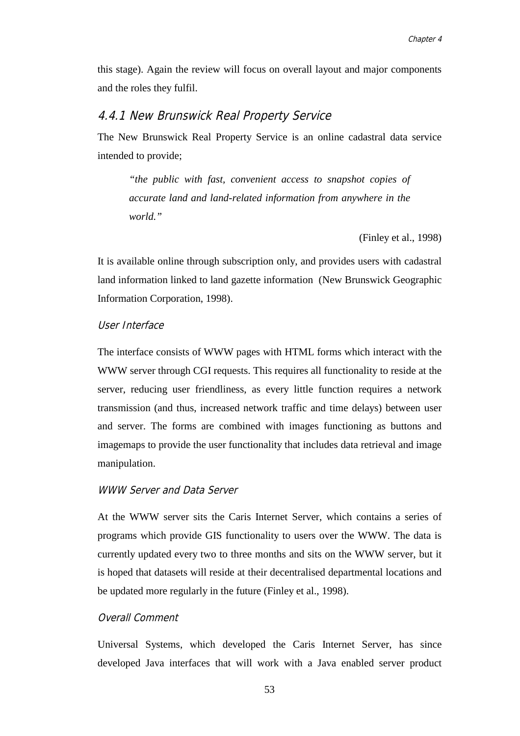this stage). Again the review will focus on overall layout and major components and the roles they fulfil.

### 4.4.1 New Brunswick Real Property Service

The New Brunswick Real Property Service is an online cadastral data service intended to provide;

> *"the public with fast, convenient access to snapshot copies of accurate land and land-related information from anywhere in the world."*
>
> (Finley et al., 1998)

It is available online through subscription only, and provides users with cadastral land information linked to land gazette information (New Brunswick Geographic Information Corporation, 1998).

#### User Interface

The interface consists of WWW pages with HTML forms which interact with the WWW server through CGI requests. This requires all functionality to reside at the server, reducing user friendliness, as every little function requires a network transmission (and thus, increased network traffic and time delays) between user and server. The forms are combined with images functioning as buttons and imagemaps to provide the user functionality that includes data retrieval and image manipulation.

#### WWW Server and Data Server

At the WWW server sits the Caris Internet Server, which contains a series of programs which provide GIS functionality to users over the WWW. The data is currently updated every two to three months and sits on the WWW server, but it is hoped that datasets will reside at their decentralised departmental locations and be updated more regularly in the future (Finley et al., 1998).

#### Overall Comment

Universal Systems, which developed the Caris Internet Server, has since developed Java interfaces that will work with a Java enabled server product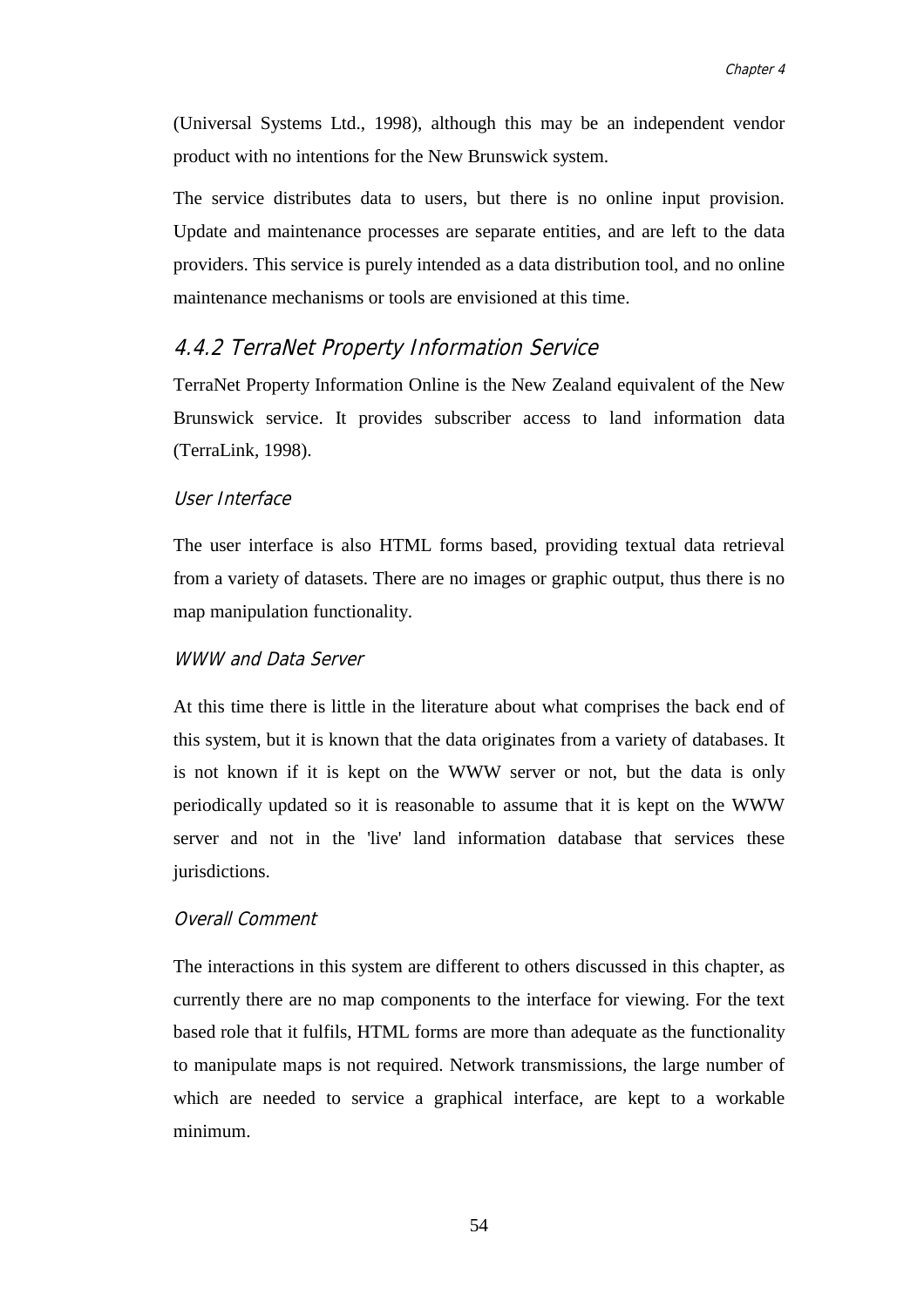(Universal Systems Ltd., 1998), although this may be an independent vendor product with no intentions for the New Brunswick system.

The service distributes data to users, but there is no online input provision. Update and maintenance processes are separate entities, and are left to the data providers. This service is purely intended as a data distribution tool, and no online maintenance mechanisms or tools are envisioned at this time.

### 4.4.2 TerraNet Property Information Service

TerraNet Property Information Online is the New Zealand equivalent of the New Brunswick service. It provides subscriber access to land information data (TerraLink, 1998).

#### User Interface

The user interface is also HTML forms based, providing textual data retrieval from a variety of datasets. There are no images or graphic output, thus there is no map manipulation functionality.

#### WWW and Data Server

At this time there is little in the literature about what comprises the back end of this system, but it is known that the data originates from a variety of databases. It is not known if it is kept on the WWW server or not, but the data is only periodically updated so it is reasonable to assume that it is kept on the WWW server and not in the 'live' land information database that services these jurisdictions.

#### Overall Comment

The interactions in this system are different to others discussed in this chapter, as currently there are no map components to the interface for viewing. For the text based role that it fulfils, HTML forms are more than adequate as the functionality to manipulate maps is not required. Network transmissions, the large number of which are needed to service a graphical interface, are kept to a workable minimum.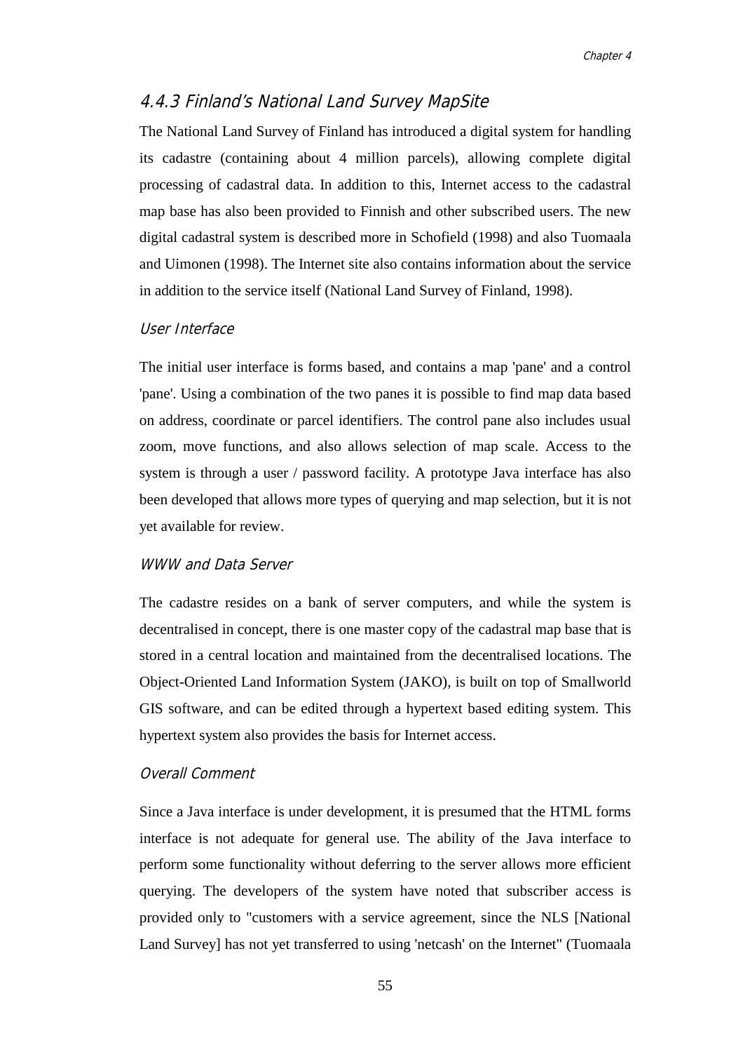### 4.4.3 Finland's National Land Survey MapSite

The National Land Survey of Finland has introduced a digital system for handling its cadastre (containing about 4 million parcels), allowing complete digital processing of cadastral data. In addition to this, Internet access to the cadastral map base has also been provided to Finnish and other subscribed users. The new digital cadastral system is described more in Schofield (1998) and also Tuomaala and Uimonen (1998). The Internet site also contains information about the service in addition to the service itself (National Land Survey of Finland, 1998).

#### User Interface

The initial user interface is forms based, and contains a map 'pane' and a control 'pane'. Using a combination of the two panes it is possible to find map data based on address, coordinate or parcel identifiers. The control pane also includes usual zoom, move functions, and also allows selection of map scale. Access to the system is through a user / password facility. A prototype Java interface has also been developed that allows more types of querying and map selection, but it is not yet available for review.

#### WWW and Data Server

The cadastre resides on a bank of server computers, and while the system is decentralised in concept, there is one master copy of the cadastral map base that is stored in a central location and maintained from the decentralised locations. The Object-Oriented Land Information System (JAKO), is built on top of Smallworld GIS software, and can be edited through a hypertext based editing system. This hypertext system also provides the basis for Internet access.

#### Overall Comment

Since a Java interface is under development, it is presumed that the HTML forms interface is not adequate for general use. The ability of the Java interface to perform some functionality without deferring to the server allows more efficient querying. The developers of the system have noted that subscriber access is provided only to "customers with a service agreement, since the NLS [National Land Survey] has not yet transferred to using 'netcash' on the Internet" (Tuomaala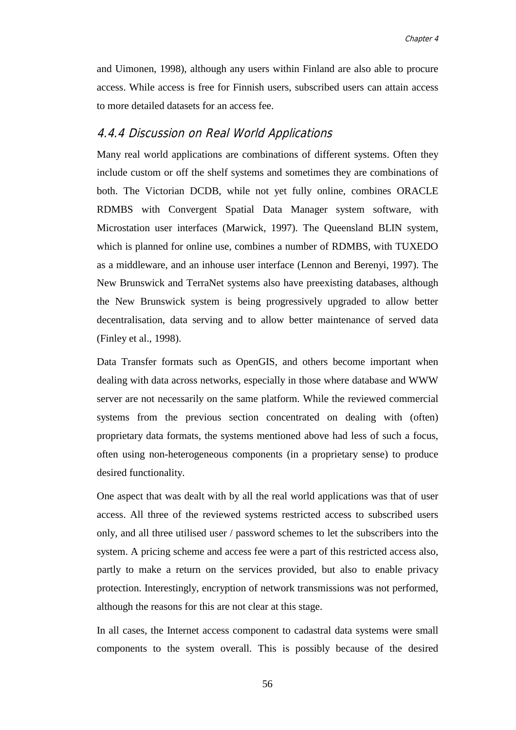and Uimonen, 1998), although any users within Finland are also able to procure access. While access is free for Finnish users, subscribed users can attain access to more detailed datasets for an access fee.

### 4.4.4 Discussion on Real World Applications

Many real world applications are combinations of different systems. Often they include custom or off the shelf systems and sometimes they are combinations of both. The Victorian DCDB, while not yet fully online, combines ORACLE RDMBS with Convergent Spatial Data Manager system software, with Microstation user interfaces (Marwick, 1997). The Queensland BLIN system, which is planned for online use, combines a number of RDMBS, with TUXEDO as a middleware, and an inhouse user interface (Lennon and Berenyi, 1997). The New Brunswick and TerraNet systems also have preexisting databases, although the New Brunswick system is being progressively upgraded to allow better decentralisation, data serving and to allow better maintenance of served data (Finley et al., 1998).

Data Transfer formats such as OpenGIS, and others become important when dealing with data across networks, especially in those where database and WWW server are not necessarily on the same platform. While the reviewed commercial systems from the previous section concentrated on dealing with (often) proprietary data formats, the systems mentioned above had less of such a focus, often using non-heterogeneous components (in a proprietary sense) to produce desired functionality.

One aspect that was dealt with by all the real world applications was that of user access. All three of the reviewed systems restricted access to subscribed users only, and all three utilised user / password schemes to let the subscribers into the system. A pricing scheme and access fee were a part of this restricted access also, partly to make a return on the services provided, but also to enable privacy protection. Interestingly, encryption of network transmissions was not performed, although the reasons for this are not clear at this stage.

In all cases, the Internet access component to cadastral data systems were small components to the system overall. This is possibly because of the desired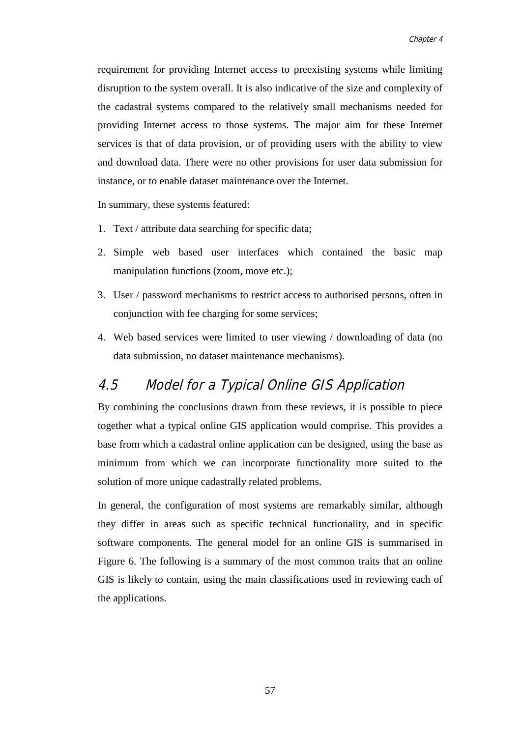requirement for providing Internet access to preexisting systems while limiting disruption to the system overall. It is also indicative of the size and complexity of the cadastral systems compared to the relatively small mechanisms needed for providing Internet access to those systems. The major aim for these Internet services is that of data provision, or of providing users with the ability to view and download data. There were no other provisions for user data submission for instance, or to enable dataset maintenance over the Internet.

In summary, these systems featured:

1. Text / attribute data searching for specific data;
2. Simple web based user interfaces which contained the basic map manipulation functions (zoom, move etc.);
3. User / password mechanisms to restrict access to authorised persons, often in conjunction with fee charging for some services;
4. Web based services were limited to user viewing / downloading of data (no data submission, no dataset maintenance mechanisms).

## 4.5 Model for a Typical Online GIS Application

By combining the conclusions drawn from these reviews, it is possible to piece together what a typical online GIS application would comprise. This provides a base from which a cadastral online application can be designed, using the base as minimum from which we can incorporate functionality more suited to the solution of more unique cadastrally related problems.

In general, the configuration of most systems are remarkably similar, although they differ in areas such as specific technical functionality, and in specific software components. The general model for an online GIS is summarised in Figure 6. The following is a summary of the most common traits that an online GIS is likely to contain, using the main classifications used in reviewing each of the applications.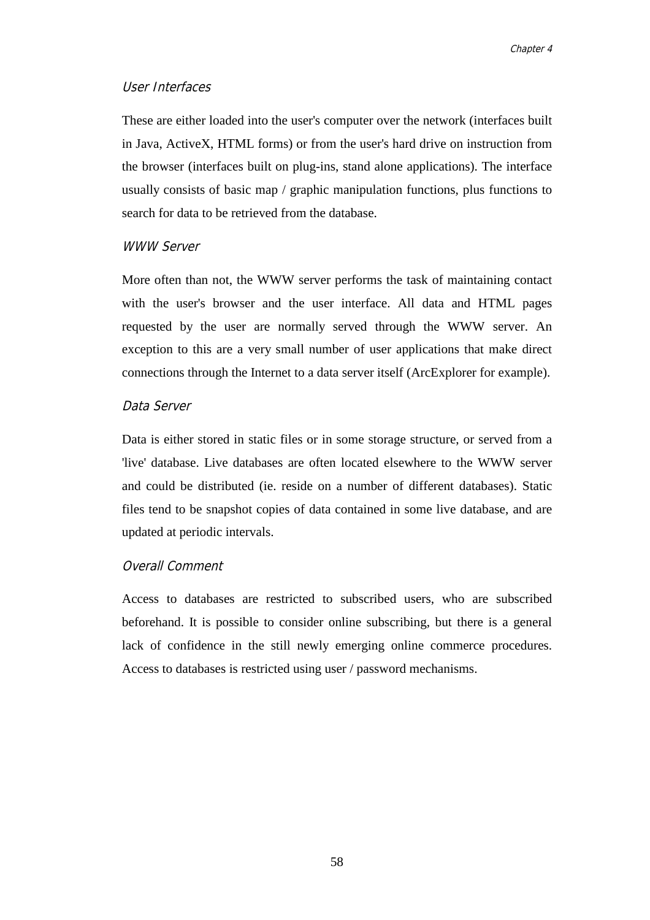#### User Interfaces

These are either loaded into the user's computer over the network (interfaces built in Java, ActiveX, HTML forms) or from the user's hard drive on instruction from the browser (interfaces built on plug-ins, stand alone applications). The interface usually consists of basic map / graphic manipulation functions, plus functions to search for data to be retrieved from the database.

#### WWW Server

More often than not, the WWW server performs the task of maintaining contact with the user's browser and the user interface. All data and HTML pages requested by the user are normally served through the WWW server. An exception to this are a very small number of user applications that make direct connections through the Internet to a data server itself (ArcExplorer for example).

#### Data Server

Data is either stored in static files or in some storage structure, or served from a 'live' database. Live databases are often located elsewhere to the WWW server and could be distributed (ie. reside on a number of different databases). Static files tend to be snapshot copies of data contained in some live database, and are updated at periodic intervals.

#### Overall Comment

Access to databases are restricted to subscribed users, who are subscribed beforehand. It is possible to consider online subscribing, but there is a general lack of confidence in the still newly emerging online commerce procedures. Access to databases is restricted using user / password mechanisms.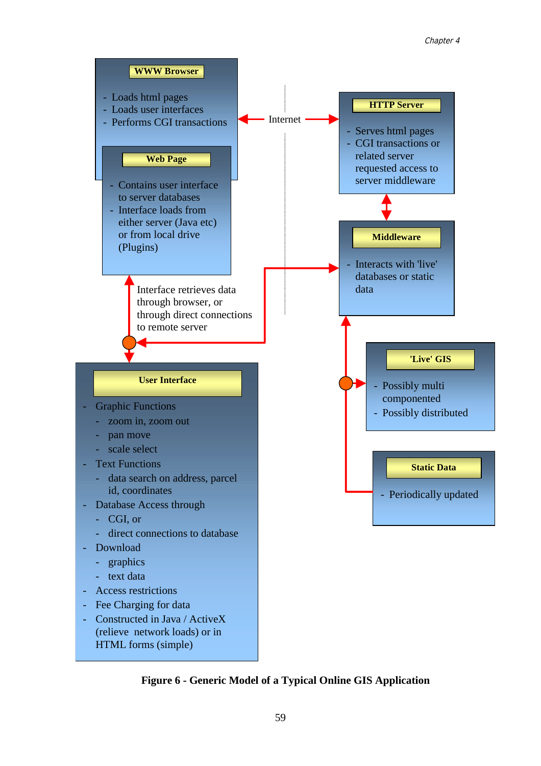**WWW Browser**

- Loads html pages
- Loads user interfaces
- Performs CGI transactions

**Web Page**

- Contains user interface to server databases
- Interface loads from either server (Java etc) or from local drive (Plugins)

Internet

**HTTP Server**

- Serves html pages
- CGI transactions or related server requested access to server middleware

**Middleware**

- Interacts with 'live' databases or static data

Interface retrieves data through browser, or through direct connections to remote server

**'Live' GIS**

- Possibly multi componented
- Possibly distributed

**Static Data**

- Periodically updated

**User Interface**

- Graphic Functions
  - zoom in, zoom out
  - pan move
  - scale select
- Text Functions
  - data search on address, parcel id, coordinates
- Database Access through
  - CGI, or
  - direct connections to database
- Download
  - graphics
  - text data
- Access restrictions
- Fee Charging for data
- Constructed in Java / ActiveX (relieve network loads) or in HTML forms (simple)

**Figure 6 - Generic Model of a Typical Online GIS Application**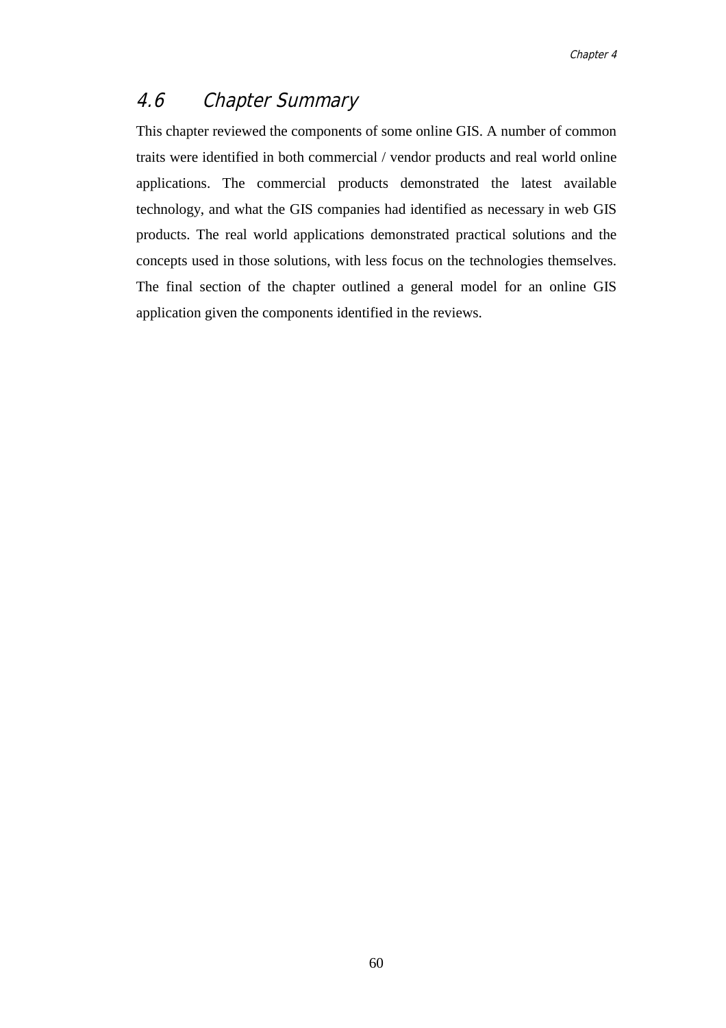## 4.6 Chapter Summary

This chapter reviewed the components of some online GIS. A number of common traits were identified in both commercial / vendor products and real world online applications. The commercial products demonstrated the latest available technology, and what the GIS companies had identified as necessary in web GIS products. The real world applications demonstrated practical solutions and the concepts used in those solutions, with less focus on the technologies themselves. The final section of the chapter outlined a general model for an online GIS application given the components identified in the reviews.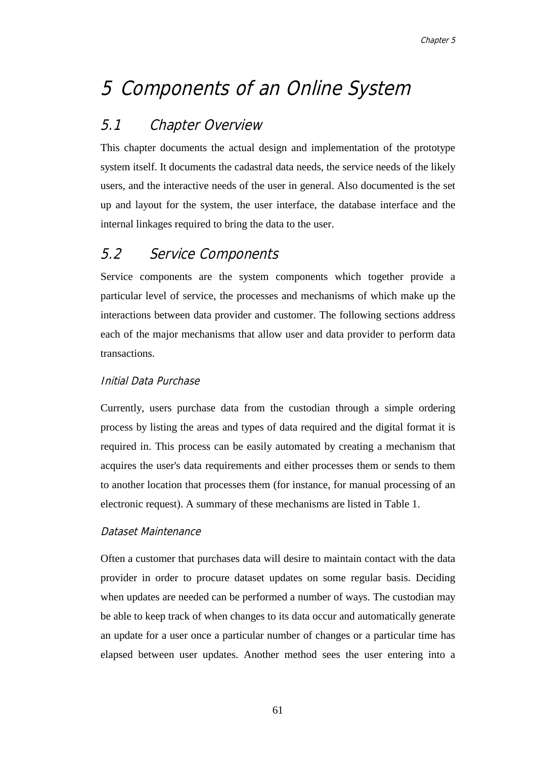# 5 Components of an Online System

## 5.1 Chapter Overview

This chapter documents the actual design and implementation of the prototype system itself. It documents the cadastral data needs, the service needs of the likely users, and the interactive needs of the user in general. Also documented is the set up and layout for the system, the user interface, the database interface and the internal linkages required to bring the data to the user.

## 5.2 Service Components

Service components are the system components which together provide a particular level of service, the processes and mechanisms of which make up the interactions between data provider and customer. The following sections address each of the major mechanisms that allow user and data provider to perform data transactions.

### Initial Data Purchase

Currently, users purchase data from the custodian through a simple ordering process by listing the areas and types of data required and the digital format it is required in. This process can be easily automated by creating a mechanism that acquires the user's data requirements and either processes them or sends to them to another location that processes them (for instance, for manual processing of an electronic request). A summary of these mechanisms are listed in Table 1.

### Dataset Maintenance

Often a customer that purchases data will desire to maintain contact with the data provider in order to procure dataset updates on some regular basis. Deciding when updates are needed can be performed a number of ways. The custodian may be able to keep track of when changes to its data occur and automatically generate an update for a user once a particular number of changes or a particular time has elapsed between user updates. Another method sees the user entering into a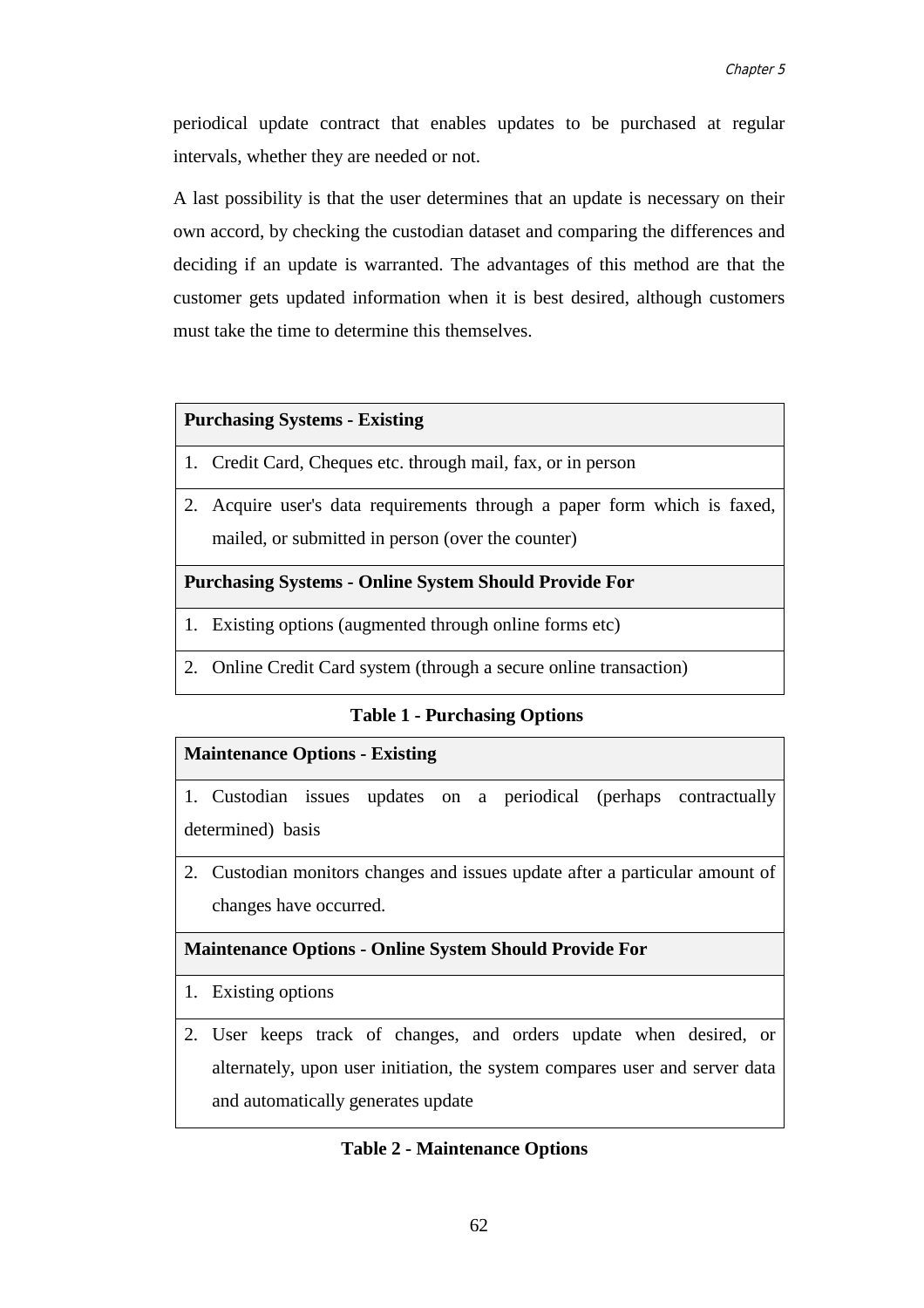periodical update contract that enables updates to be purchased at regular intervals, whether they are needed or not.

A last possibility is that the user determines that an update is necessary on their own accord, by checking the custodian dataset and comparing the differences and deciding if an update is warranted. The advantages of this method are that the customer gets updated information when it is best desired, although customers must take the time to determine this themselves.

| **Purchasing Systems - Existing** |
|---|
| 1. Credit Card, Cheques etc. through mail, fax, or in person |
| 2. Acquire user's data requirements through a paper form which is faxed, mailed, or submitted in person (over the counter) |
| **Purchasing Systems - Online System Should Provide For** |
| 1. Existing options (augmented through online forms etc) |
| 2. Online Credit Card system (through a secure online transaction) |

**Table 1 - Purchasing Options**

| **Maintenance Options - Existing** |
|---|
| 1. Custodian issues updates on a periodical (perhaps contractually determined) basis |
| 2. Custodian monitors changes and issues update after a particular amount of changes have occurred. |
| **Maintenance Options - Online System Should Provide For** |
| 1. Existing options |
| 2. User keeps track of changes, and orders update when desired, or alternately, upon user initiation, the system compares user and server data and automatically generates update |

**Table 2 - Maintenance Options**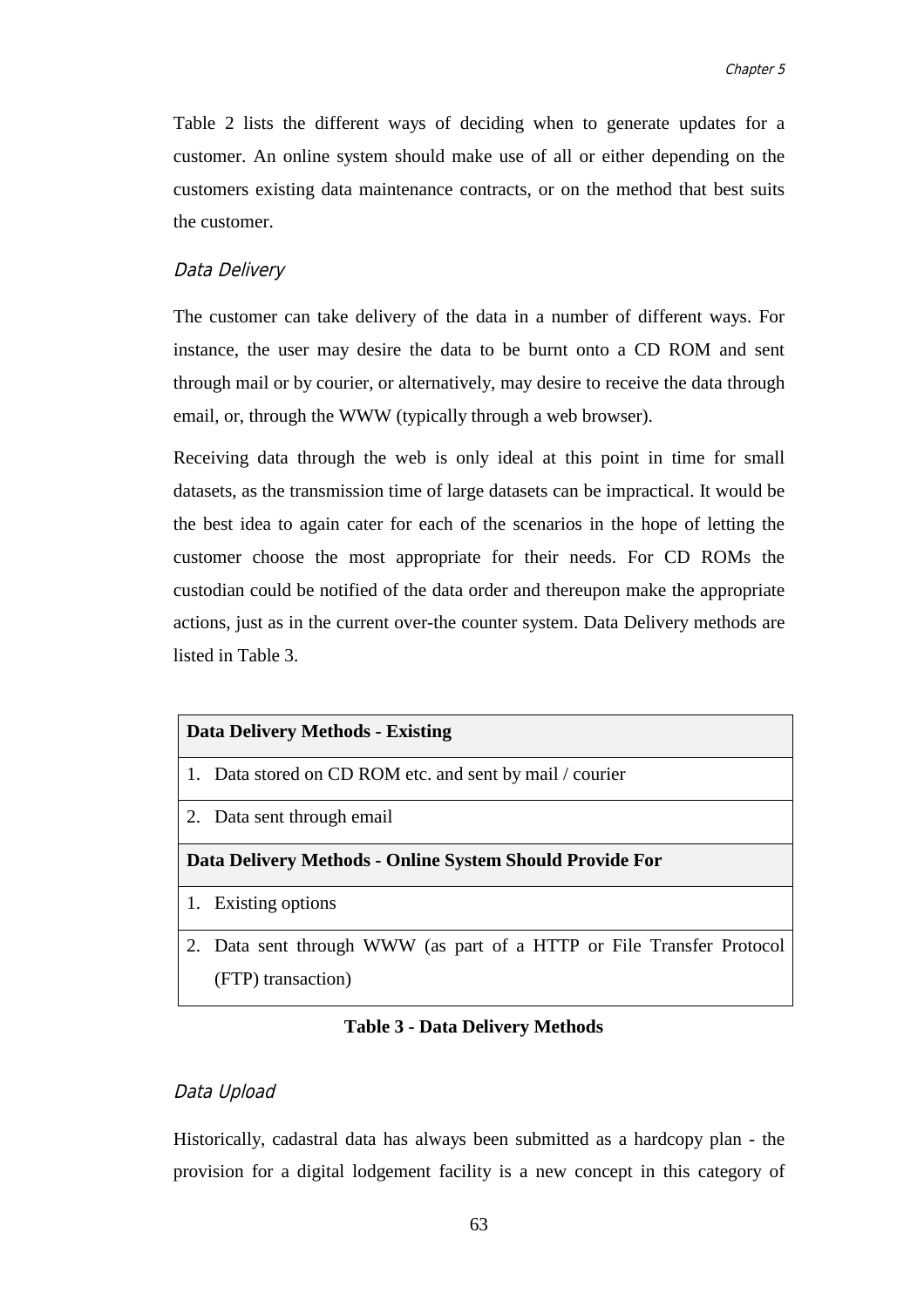Table 2 lists the different ways of deciding when to generate updates for a customer. An online system should make use of all or either depending on the customers existing data maintenance contracts, or on the method that best suits the customer.

### *Data Delivery*

The customer can take delivery of the data in a number of different ways. For instance, the user may desire the data to be burnt onto a CD ROM and sent through mail or by courier, or alternatively, may desire to receive the data through email, or, through the WWW (typically through a web browser).

Receiving data through the web is only ideal at this point in time for small datasets, as the transmission time of large datasets can be impractical. It would be the best idea to again cater for each of the scenarios in the hope of letting the customer choose the most appropriate for their needs. For CD ROMs the custodian could be notified of the data order and thereupon make the appropriate actions, just as in the current over-the counter system. Data Delivery methods are listed in Table 3.

| **Data Delivery Methods - Existing** |
|---|
| 1. Data stored on CD ROM etc. and sent by mail / courier |
| 2. Data sent through email |
| **Data Delivery Methods - Online System Should Provide For** |
| 1. Existing options |
| 2. Data sent through WWW (as part of a HTTP or File Transfer Protocol (FTP) transaction) |

**Table 3 - Data Delivery Methods**

### *Data Upload*

Historically, cadastral data has always been submitted as a hardcopy plan - the provision for a digital lodgement facility is a new concept in this category of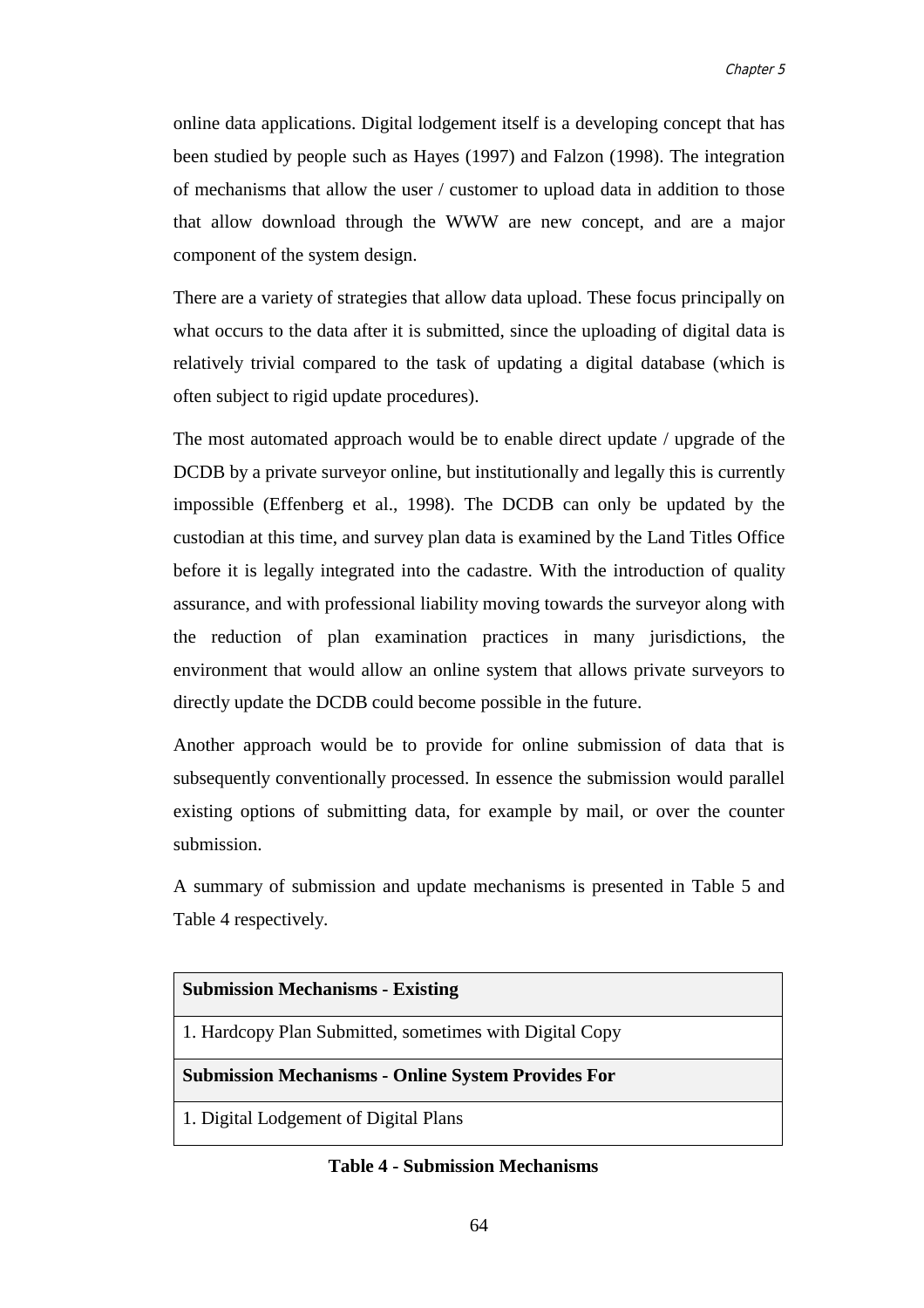online data applications. Digital lodgement itself is a developing concept that has been studied by people such as Hayes (1997) and Falzon (1998). The integration of mechanisms that allow the user / customer to upload data in addition to those that allow download through the WWW are new concept, and are a major component of the system design.

There are a variety of strategies that allow data upload. These focus principally on what occurs to the data after it is submitted, since the uploading of digital data is relatively trivial compared to the task of updating a digital database (which is often subject to rigid update procedures).

The most automated approach would be to enable direct update / upgrade of the DCDB by a private surveyor online, but institutionally and legally this is currently impossible (Effenberg et al., 1998). The DCDB can only be updated by the custodian at this time, and survey plan data is examined by the Land Titles Office before it is legally integrated into the cadastre. With the introduction of quality assurance, and with professional liability moving towards the surveyor along with the reduction of plan examination practices in many jurisdictions, the environment that would allow an online system that allows private surveyors to directly update the DCDB could become possible in the future.

Another approach would be to provide for online submission of data that is subsequently conventionally processed. In essence the submission would parallel existing options of submitting data, for example by mail, or over the counter submission.

A summary of submission and update mechanisms is presented in Table 5 and Table 4 respectively.

| **Submission Mechanisms - Existing** |
|---|
| 1. Hardcopy Plan Submitted, sometimes with Digital Copy |
| **Submission Mechanisms - Online System Provides For** |
| 1. Digital Lodgement of Digital Plans |

**Table 4 - Submission Mechanisms**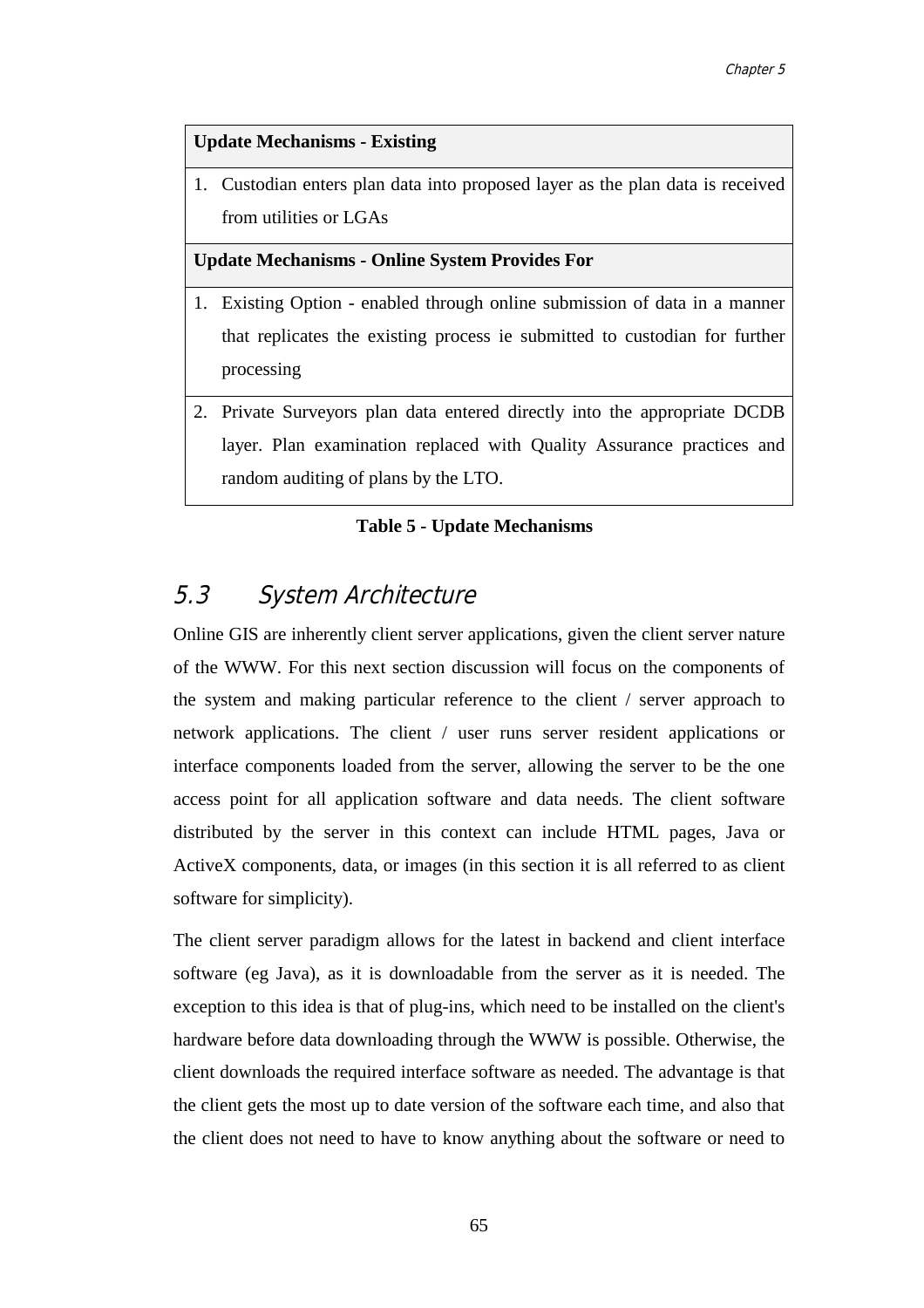| Update Mechanisms - Existing |
|---|
| 1. Custodian enters plan data into proposed layer as the plan data is received from utilities or LGAs |
| **Update Mechanisms - Online System Provides For** |
| 1. Existing Option - enabled through online submission of data in a manner that replicates the existing process ie submitted to custodian for further processing |
| 2. Private Surveyors plan data entered directly into the appropriate DCDB layer. Plan examination replaced with Quality Assurance practices and random auditing of plans by the LTO. |

**Table 5 - Update Mechanisms**

## 5.3 System Architecture

Online GIS are inherently client server applications, given the client server nature of the WWW. For this next section discussion will focus on the components of the system and making particular reference to the client / server approach to network applications. The client / user runs server resident applications or interface components loaded from the server, allowing the server to be the one access point for all application software and data needs. The client software distributed by the server in this context can include HTML pages, Java or ActiveX components, data, or images (in this section it is all referred to as client software for simplicity).

The client server paradigm allows for the latest in backend and client interface software (eg Java), as it is downloadable from the server as it is needed. The exception to this idea is that of plug-ins, which need to be installed on the client's hardware before data downloading through the WWW is possible. Otherwise, the client downloads the required interface software as needed. The advantage is that the client gets the most up to date version of the software each time, and also that the client does not need to have to know anything about the software or need to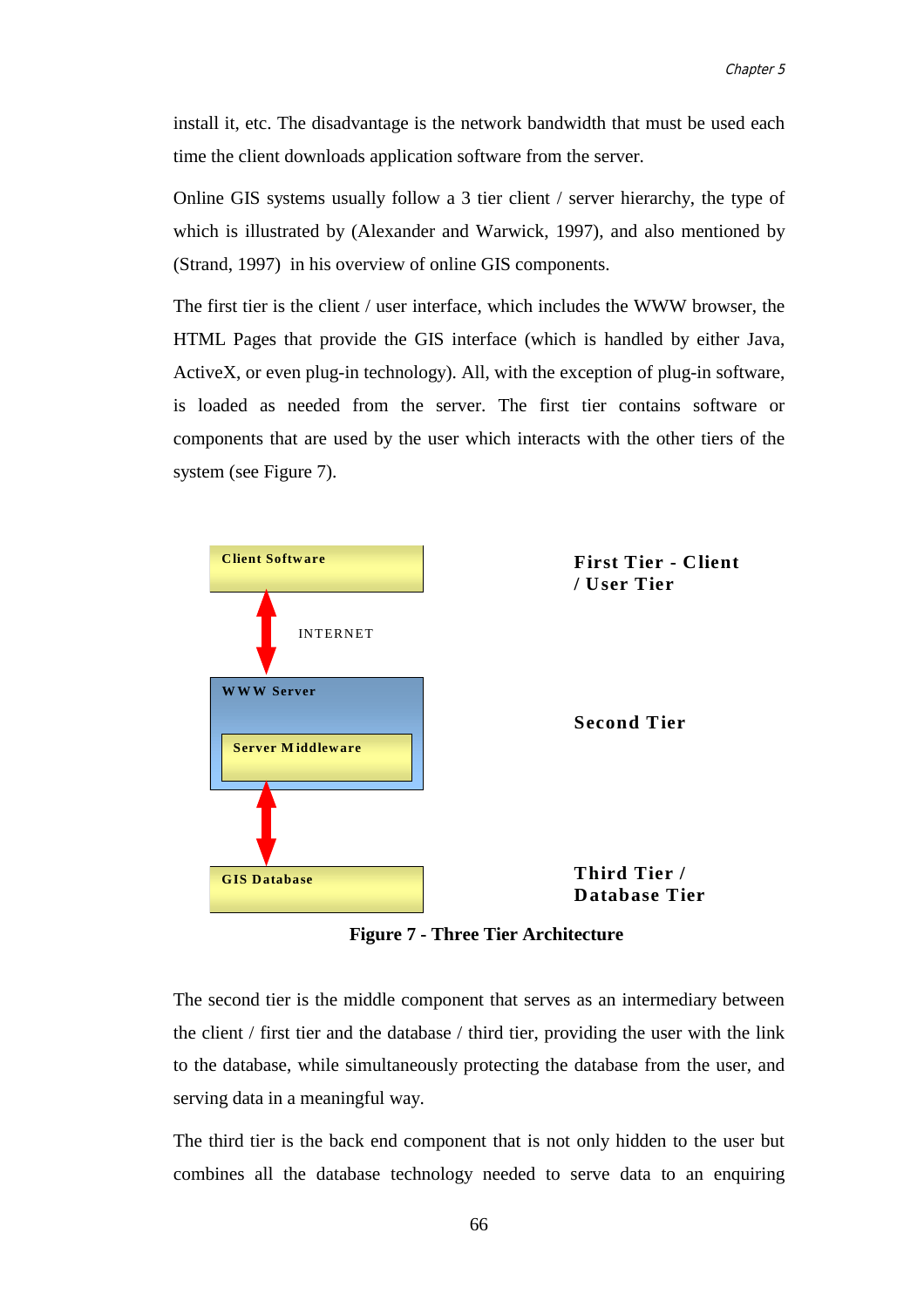install it, etc. The disadvantage is the network bandwidth that must be used each time the client downloads application software from the server.

Online GIS systems usually follow a 3 tier client / server hierarchy, the type of which is illustrated by (Alexander and Warwick, 1997), and also mentioned by (Strand, 1997) in his overview of online GIS components.

The first tier is the client / user interface, which includes the WWW browser, the HTML Pages that provide the GIS interface (which is handled by either Java, ActiveX, or even plug-in technology). All, with the exception of plug-in software, is loaded as needed from the server. The first tier contains software or components that are used by the user which interacts with the other tiers of the system (see Figure 7).

Client Software — First Tier - Client / User Tier

INTERNET

WWW Server / Server Middleware — Second Tier

GIS Database — Third Tier / Database Tier

**Figure 7 - Three Tier Architecture**

The second tier is the middle component that serves as an intermediary between the client / first tier and the database / third tier, providing the user with the link to the database, while simultaneously protecting the database from the user, and serving data in a meaningful way.

The third tier is the back end component that is not only hidden to the user but combines all the database technology needed to serve data to an enquiring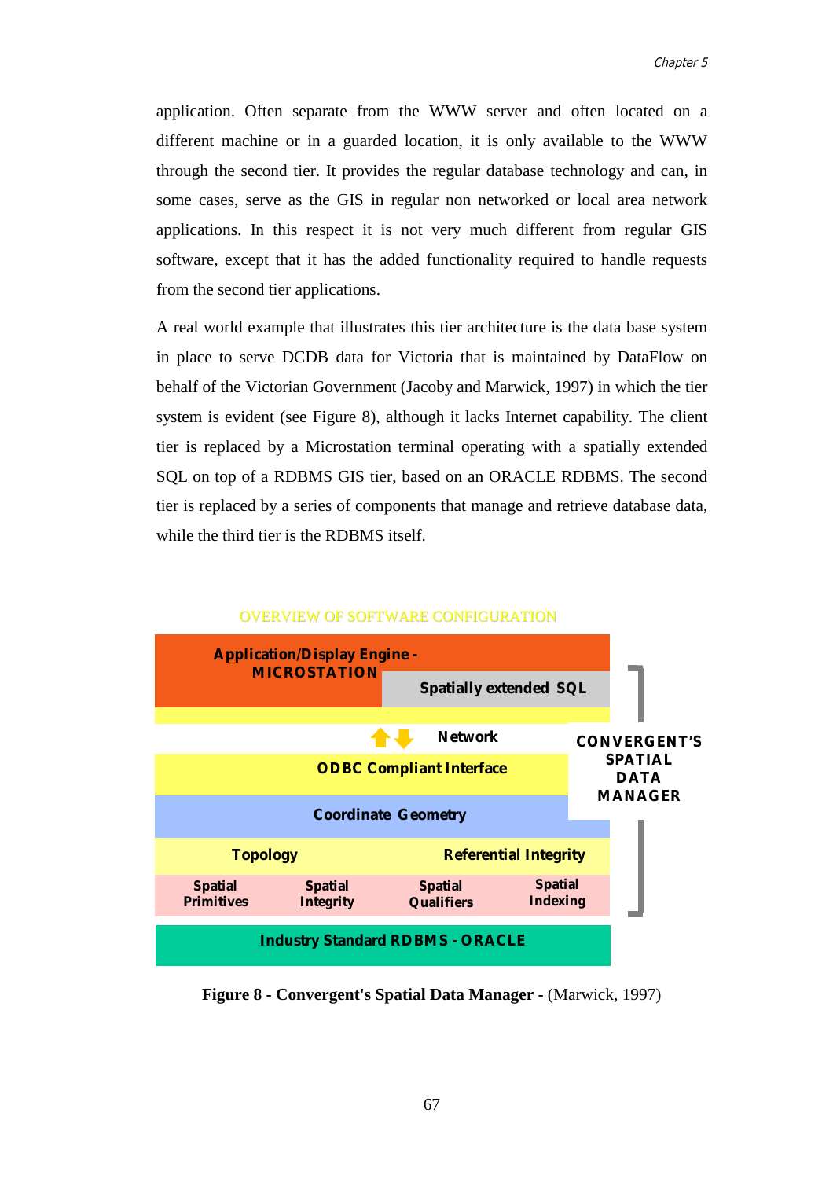application. Often separate from the WWW server and often located on a different machine or in a guarded location, it is only available to the WWW through the second tier. It provides the regular database technology and can, in some cases, serve as the GIS in regular non networked or local area network applications. In this respect it is not very much different from regular GIS software, except that it has the added functionality required to handle requests from the second tier applications.

A real world example that illustrates this tier architecture is the data base system in place to serve DCDB data for Victoria that is maintained by DataFlow on behalf of the Victorian Government (Jacoby and Marwick, 1997) in which the tier system is evident (see Figure 8), although it lacks Internet capability. The client tier is replaced by a Microstation terminal operating with a spatially extended SQL on top of a RDBMS GIS tier, based on an ORACLE RDBMS. The second tier is replaced by a series of components that manage and retrieve database data, while the third tier is the RDBMS itself.

OVERVIEW OF SOFTWARE CONFIGURATION

Application/Display Engine - MICROSTATION

Spatially extended SQL

Network

ODBC Compliant Interface

Coordinate Geometry

Topology | Referential Integrity

Spatial Primitives | Spatial Integrity | Spatial Qualifiers | Spatial Indexing

Industry Standard RDBMS - ORACLE

CONVERGENT'S SPATIAL DATA MANAGER

**Figure 8 - Convergent's Spatial Data Manager -** (Marwick, 1997)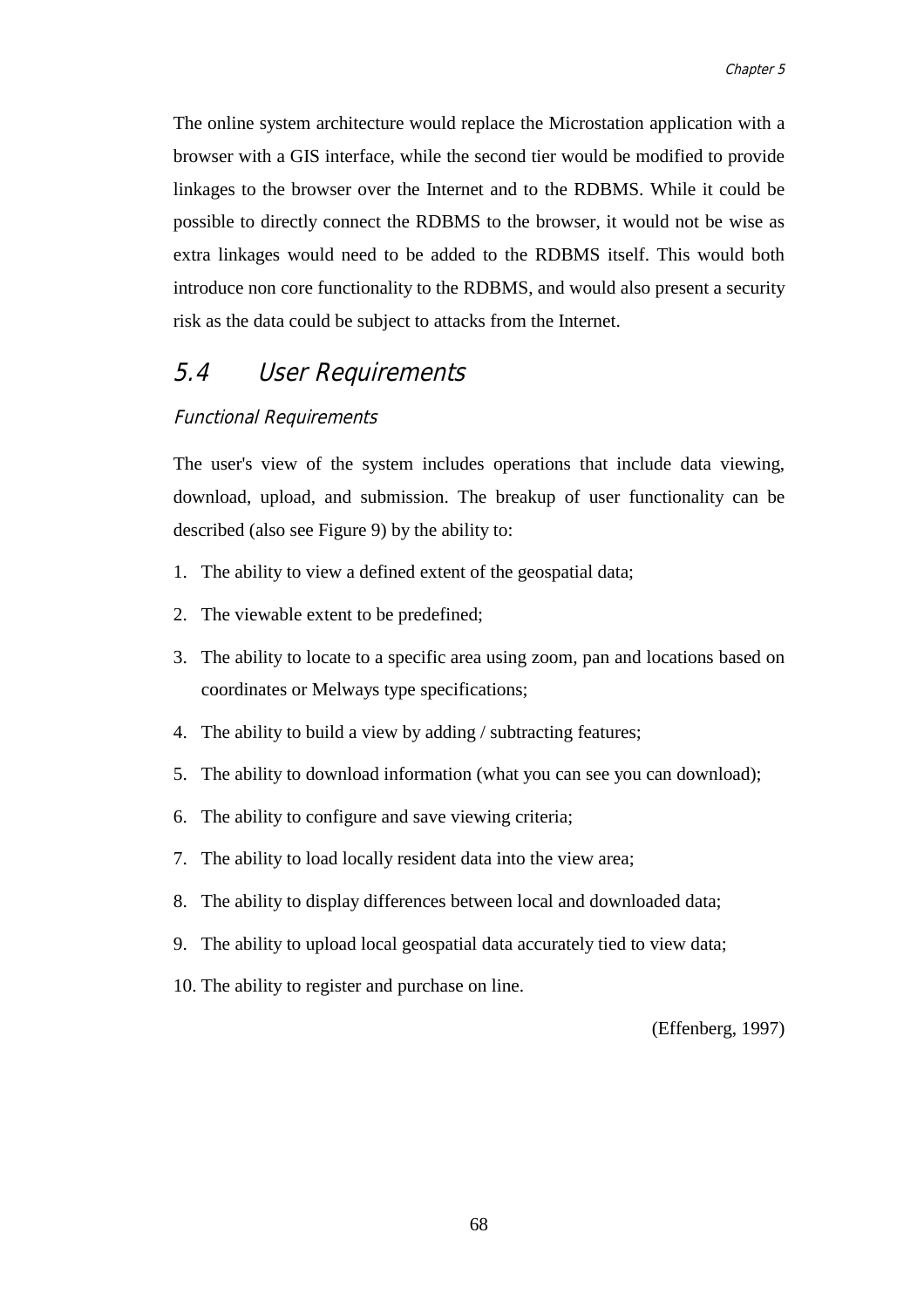The online system architecture would replace the Microstation application with a browser with a GIS interface, while the second tier would be modified to provide linkages to the browser over the Internet and to the RDBMS. While it could be possible to directly connect the RDBMS to the browser, it would not be wise as extra linkages would need to be added to the RDBMS itself. This would both introduce non core functionality to the RDBMS, and would also present a security risk as the data could be subject to attacks from the Internet.

## 5.4 User Requirements

### Functional Requirements

The user's view of the system includes operations that include data viewing, download, upload, and submission. The breakup of user functionality can be described (also see Figure 9) by the ability to:

1. The ability to view a defined extent of the geospatial data;
2. The viewable extent to be predefined;
3. The ability to locate to a specific area using zoom, pan and locations based on coordinates or Melways type specifications;
4. The ability to build a view by adding / subtracting features;
5. The ability to download information (what you can see you can download);
6. The ability to configure and save viewing criteria;
7. The ability to load locally resident data into the view area;
8. The ability to display differences between local and downloaded data;
9. The ability to upload local geospatial data accurately tied to view data;
10. The ability to register and purchase on line.

(Effenberg, 1997)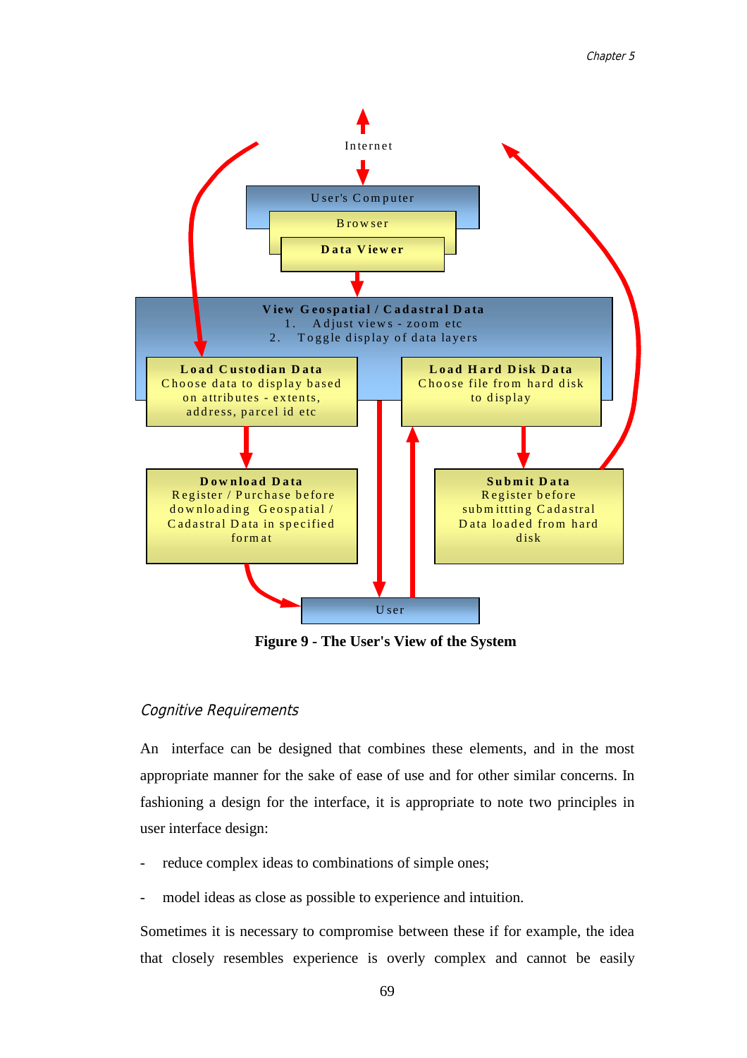Internet

User's Computer

Browser

**Data Viewer**

**View Geospatial / Cadastral Data**

1. Adjust views - zoom etc
2. Toggle display of data layers

**Load Custodian Data**
Choose data to display based on attributes - extents, address, parcel id etc

**Load Hard Disk Data**
Choose file from hard disk to display

**Download Data**
Register / Purchase before downloading Geospatial / Cadastral Data in specified format

**Submit Data**
Register before submittting Cadastral Data loaded from hard disk

User

**Figure 9 - The User's View of the System**

*Cognitive Requirements*

An interface can be designed that combines these elements, and in the most appropriate manner for the sake of ease of use and for other similar concerns. In fashioning a design for the interface, it is appropriate to note two principles in user interface design:

- reduce complex ideas to combinations of simple ones;
- model ideas as close as possible to experience and intuition.

Sometimes it is necessary to compromise between these if for example, the idea that closely resembles experience is overly complex and cannot be easily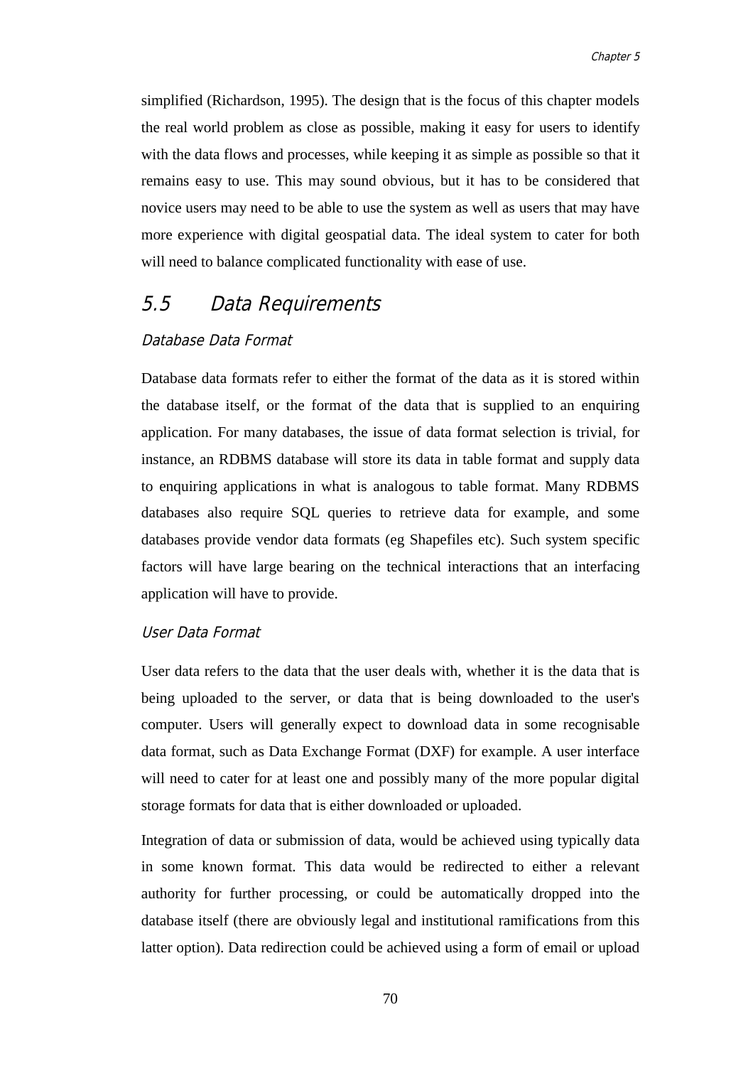simplified (Richardson, 1995). The design that is the focus of this chapter models the real world problem as close as possible, making it easy for users to identify with the data flows and processes, while keeping it as simple as possible so that it remains easy to use. This may sound obvious, but it has to be considered that novice users may need to be able to use the system as well as users that may have more experience with digital geospatial data. The ideal system to cater for both will need to balance complicated functionality with ease of use.

## 5.5 Data Requirements

### *Database Data Format*

Database data formats refer to either the format of the data as it is stored within the database itself, or the format of the data that is supplied to an enquiring application. For many databases, the issue of data format selection is trivial, for instance, an RDBMS database will store its data in table format and supply data to enquiring applications in what is analogous to table format. Many RDBMS databases also require SQL queries to retrieve data for example, and some databases provide vendor data formats (eg Shapefiles etc). Such system specific factors will have large bearing on the technical interactions that an interfacing application will have to provide.

### *User Data Format*

User data refers to the data that the user deals with, whether it is the data that is being uploaded to the server, or data that is being downloaded to the user's computer. Users will generally expect to download data in some recognisable data format, such as Data Exchange Format (DXF) for example. A user interface will need to cater for at least one and possibly many of the more popular digital storage formats for data that is either downloaded or uploaded.

Integration of data or submission of data, would be achieved using typically data in some known format. This data would be redirected to either a relevant authority for further processing, or could be automatically dropped into the database itself (there are obviously legal and institutional ramifications from this latter option). Data redirection could be achieved using a form of email or upload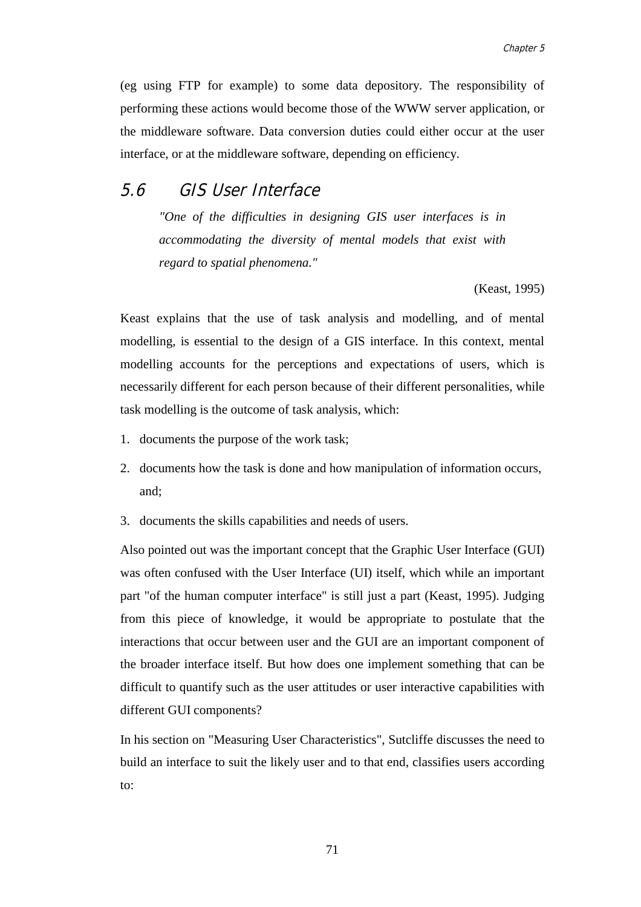(eg using FTP for example) to some data depository. The responsibility of performing these actions would become those of the WWW server application, or the middleware software. Data conversion duties could either occur at the user interface, or at the middleware software, depending on efficiency.

## 5.6 GIS User Interface

> *"One of the difficulties in designing GIS user interfaces is in accommodating the diversity of mental models that exist with regard to spatial phenomena."*
>
> (Keast, 1995)

Keast explains that the use of task analysis and modelling, and of mental modelling, is essential to the design of a GIS interface. In this context, mental modelling accounts for the perceptions and expectations of users, which is necessarily different for each person because of their different personalities, while task modelling is the outcome of task analysis, which:

1. documents the purpose of the work task;
2. documents how the task is done and how manipulation of information occurs, and;
3. documents the skills capabilities and needs of users.

Also pointed out was the important concept that the Graphic User Interface (GUI) was often confused with the User Interface (UI) itself, which while an important part "of the human computer interface" is still just a part (Keast, 1995). Judging from this piece of knowledge, it would be appropriate to postulate that the interactions that occur between user and the GUI are an important component of the broader interface itself. But how does one implement something that can be difficult to quantify such as the user attitudes or user interactive capabilities with different GUI components?

In his section on "Measuring User Characteristics", Sutcliffe discusses the need to build an interface to suit the likely user and to that end, classifies users according to: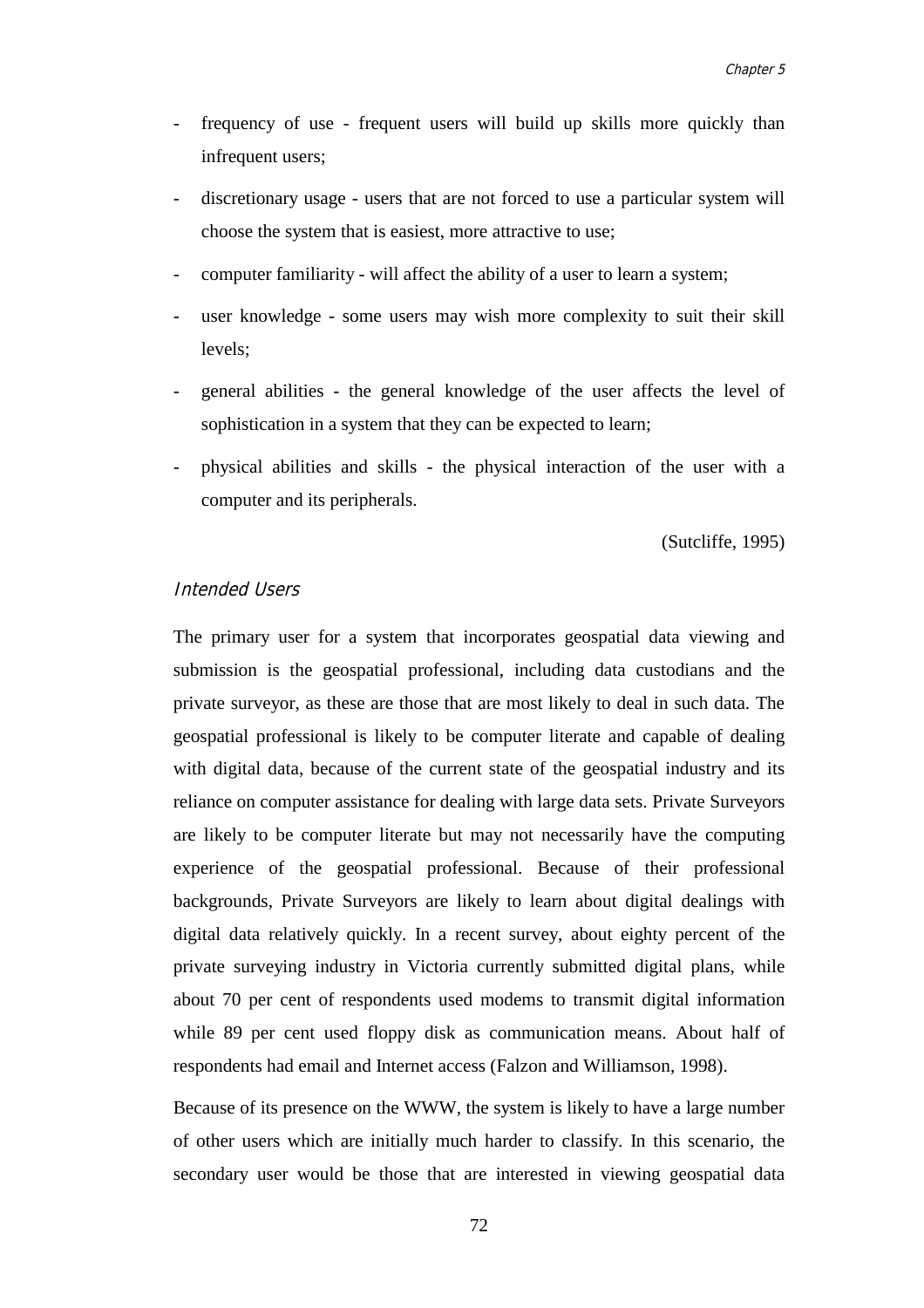- frequency of use - frequent users will build up skills more quickly than infrequent users;
- discretionary usage - users that are not forced to use a particular system will choose the system that is easiest, more attractive to use;
- computer familiarity - will affect the ability of a user to learn a system;
- user knowledge - some users may wish more complexity to suit their skill levels;
- general abilities - the general knowledge of the user affects the level of sophistication in a system that they can be expected to learn;
- physical abilities and skills - the physical interaction of the user with a computer and its peripherals.

(Sutcliffe, 1995)

### *Intended Users*

The primary user for a system that incorporates geospatial data viewing and submission is the geospatial professional, including data custodians and the private surveyor, as these are those that are most likely to deal in such data. The geospatial professional is likely to be computer literate and capable of dealing with digital data, because of the current state of the geospatial industry and its reliance on computer assistance for dealing with large data sets. Private Surveyors are likely to be computer literate but may not necessarily have the computing experience of the geospatial professional. Because of their professional backgrounds, Private Surveyors are likely to learn about digital dealings with digital data relatively quickly. In a recent survey, about eighty percent of the private surveying industry in Victoria currently submitted digital plans, while about 70 per cent of respondents used modems to transmit digital information while 89 per cent used floppy disk as communication means. About half of respondents had email and Internet access (Falzon and Williamson, 1998).

Because of its presence on the WWW, the system is likely to have a large number of other users which are initially much harder to classify. In this scenario, the secondary user would be those that are interested in viewing geospatial data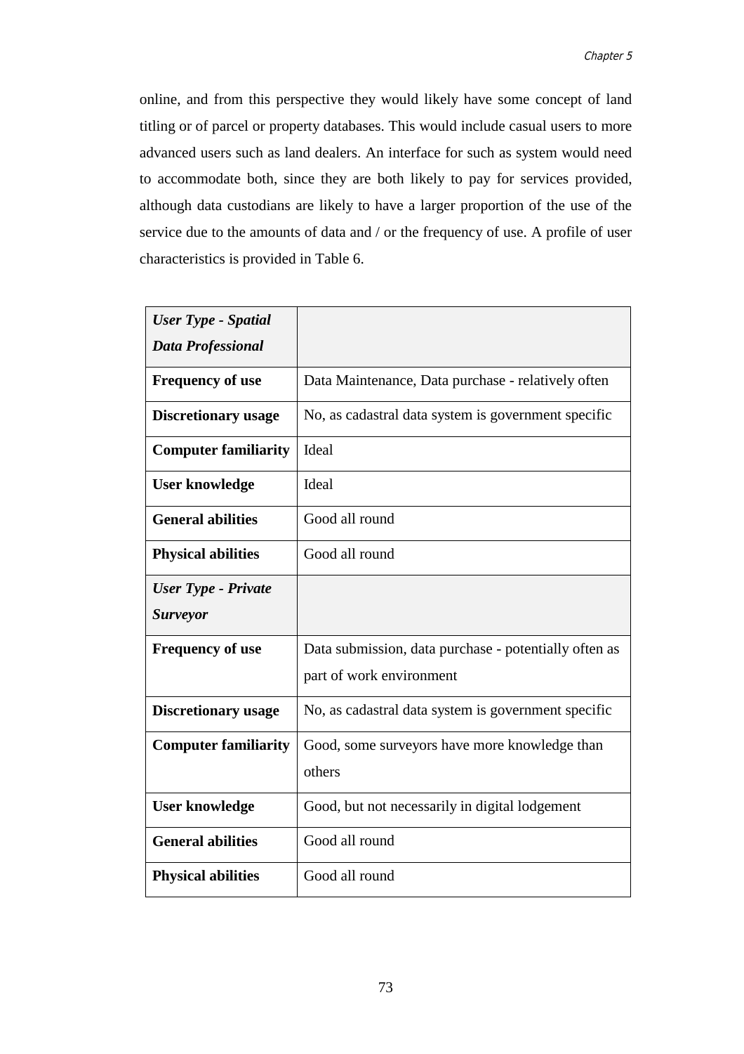online, and from this perspective they would likely have some concept of land titling or of parcel or property databases. This would include casual users to more advanced users such as land dealers. An interface for such as system would need to accommodate both, since they are both likely to pay for services provided, although data custodians are likely to have a larger proportion of the use of the service due to the amounts of data and / or the frequency of use. A profile of user characteristics is provided in Table 6.

| ***User Type - Spatial Data Professional*** | |
|---|---|
| **Frequency of use** | Data Maintenance, Data purchase - relatively often |
| **Discretionary usage** | No, as cadastral data system is government specific |
| **Computer familiarity** | Ideal |
| **User knowledge** | Ideal |
| **General abilities** | Good all round |
| **Physical abilities** | Good all round |
| ***User Type - Private Surveyor*** | |
| **Frequency of use** | Data submission, data purchase - potentially often as part of work environment |
| **Discretionary usage** | No, as cadastral data system is government specific |
| **Computer familiarity** | Good, some surveyors have more knowledge than others |
| **User knowledge** | Good, but not necessarily in digital lodgement |
| **General abilities** | Good all round |
| **Physical abilities** | Good all round |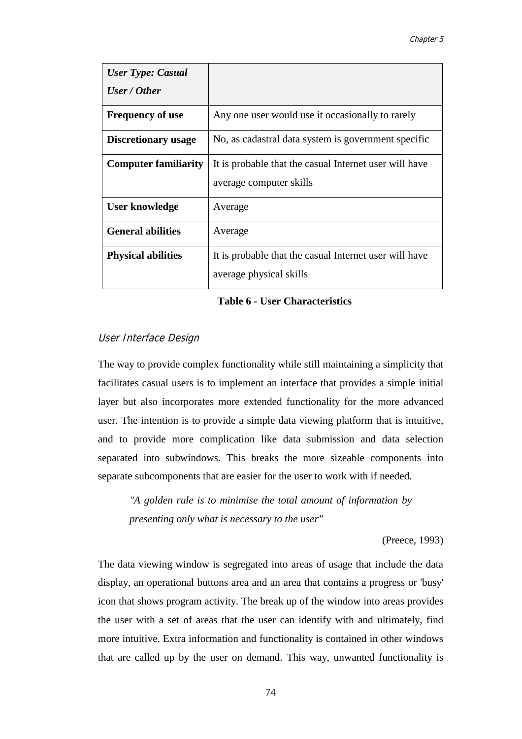| ***User Type: Casual User / Other*** | |
| --- | --- |
| **Frequency of use** | Any one user would use it occasionally to rarely |
| **Discretionary usage** | No, as cadastral data system is government specific |
| **Computer familiarity** | It is probable that the casual Internet user will have average computer skills |
| **User knowledge** | Average |
| **General abilities** | Average |
| **Physical abilities** | It is probable that the casual Internet user will have average physical skills |

**Table 6 - User Characteristics**

### *User Interface Design*

The way to provide complex functionality while still maintaining a simplicity that facilitates casual users is to implement an interface that provides a simple initial layer but also incorporates more extended functionality for the more advanced user. The intention is to provide a simple data viewing platform that is intuitive, and to provide more complication like data submission and data selection separated into subwindows. This breaks the more sizeable components into separate subcomponents that are easier for the user to work with if needed.

> *"A golden rule is to minimise the total amount of information by presenting only what is necessary to the user"*
>
> (Preece, 1993)

The data viewing window is segregated into areas of usage that include the data display, an operational buttons area and an area that contains a progress or 'busy' icon that shows program activity. The break up of the window into areas provides the user with a set of areas that the user can identify with and ultimately, find more intuitive. Extra information and functionality is contained in other windows that are called up by the user on demand. This way, unwanted functionality is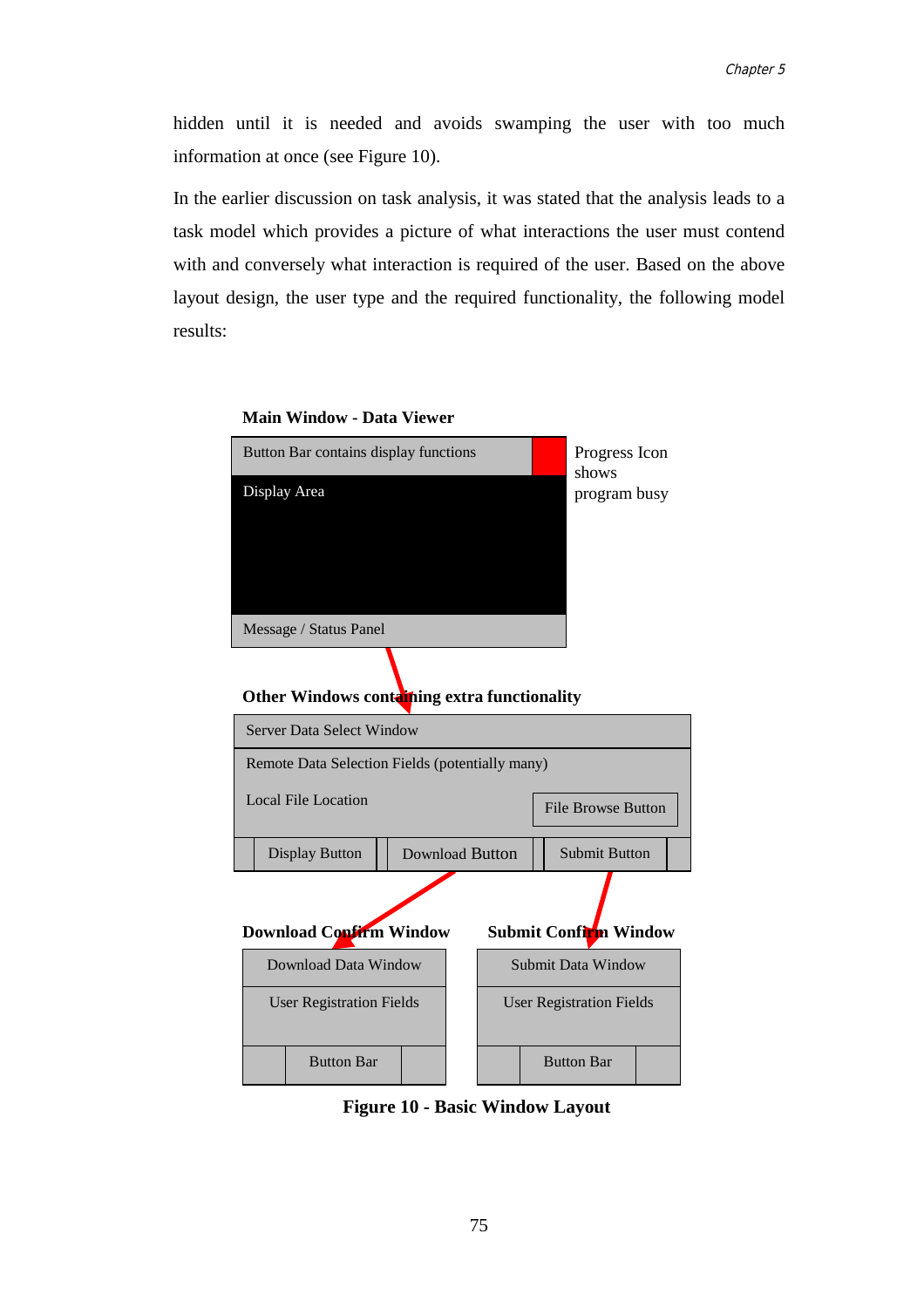hidden until it is needed and avoids swamping the user with too much information at once (see Figure 10).

In the earlier discussion on task analysis, it was stated that the analysis leads to a task model which provides a picture of what interactions the user must contend with and conversely what interaction is required of the user. Based on the above layout design, the user type and the required functionality, the following model results:

**Main Window - Data Viewer**

Button Bar contains display functions

Display Area

Message / Status Panel

Progress Icon shows program busy

**Other Windows containing extra functionality**

Server Data Select Window

Remote Data Selection Fields (potentially many)

Local File Location

File Browse Button

Display Button | Download Button | Submit Button

**Download Confirm Window**

Download Data Window

User Registration Fields

Button Bar

**Submit Confirm Window**

Submit Data Window

User Registration Fields

Button Bar

**Figure 10 - Basic Window Layout**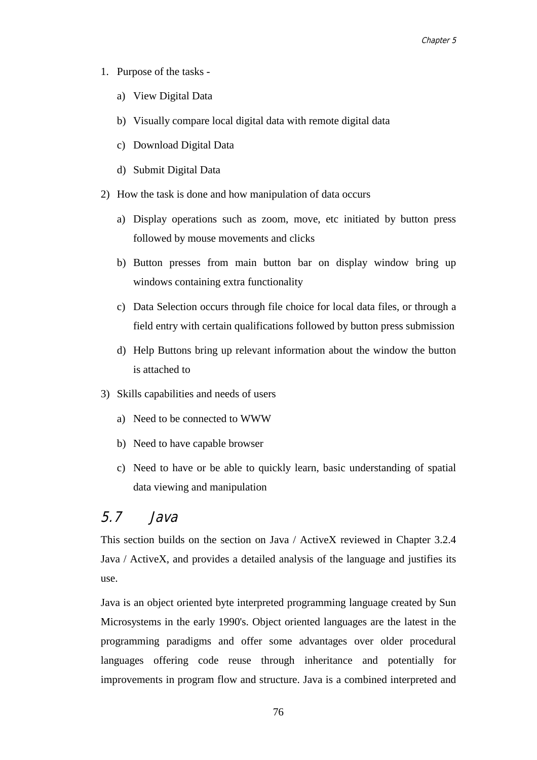1. Purpose of the tasks -

   a) View Digital Data

   b) Visually compare local digital data with remote digital data

   c) Download Digital Data

   d) Submit Digital Data

2) How the task is done and how manipulation of data occurs

   a) Display operations such as zoom, move, etc initiated by button press followed by mouse movements and clicks

   b) Button presses from main button bar on display window bring up windows containing extra functionality

   c) Data Selection occurs through file choice for local data files, or through a field entry with certain qualifications followed by button press submission

   d) Help Buttons bring up relevant information about the window the button is attached to

3) Skills capabilities and needs of users

   a) Need to be connected to WWW

   b) Need to have capable browser

   c) Need to have or be able to quickly learn, basic understanding of spatial data viewing and manipulation

## 5.7 Java

This section builds on the section on Java / ActiveX reviewed in Chapter 3.2.4 Java / ActiveX, and provides a detailed analysis of the language and justifies its use.

Java is an object oriented byte interpreted programming language created by Sun Microsystems in the early 1990's. Object oriented languages are the latest in the programming paradigms and offer some advantages over older procedural languages offering code reuse through inheritance and potentially for improvements in program flow and structure. Java is a combined interpreted and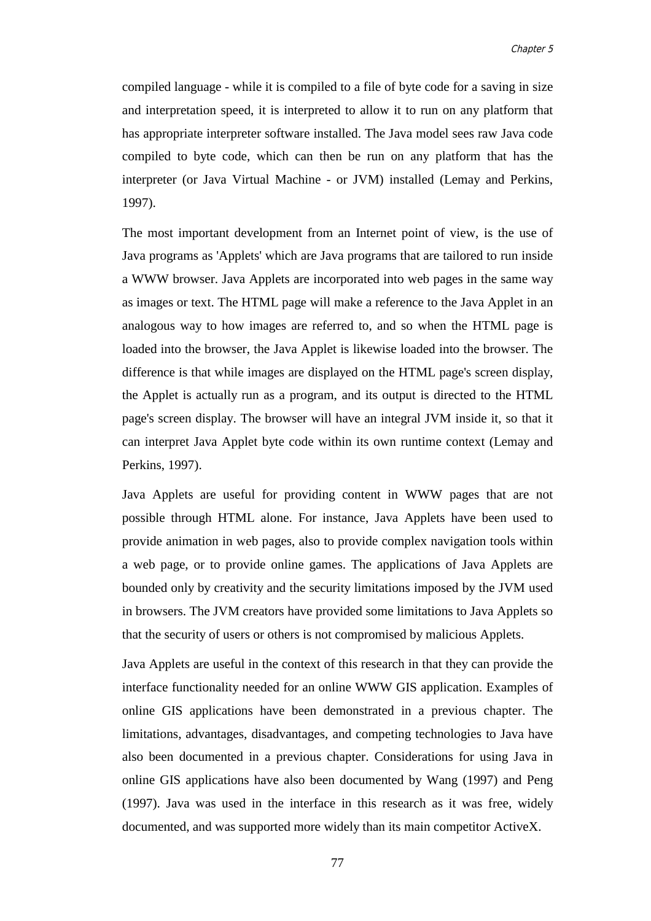compiled language - while it is compiled to a file of byte code for a saving in size and interpretation speed, it is interpreted to allow it to run on any platform that has appropriate interpreter software installed. The Java model sees raw Java code compiled to byte code, which can then be run on any platform that has the interpreter (or Java Virtual Machine - or JVM) installed (Lemay and Perkins, 1997).

The most important development from an Internet point of view, is the use of Java programs as 'Applets' which are Java programs that are tailored to run inside a WWW browser. Java Applets are incorporated into web pages in the same way as images or text. The HTML page will make a reference to the Java Applet in an analogous way to how images are referred to, and so when the HTML page is loaded into the browser, the Java Applet is likewise loaded into the browser. The difference is that while images are displayed on the HTML page's screen display, the Applet is actually run as a program, and its output is directed to the HTML page's screen display. The browser will have an integral JVM inside it, so that it can interpret Java Applet byte code within its own runtime context (Lemay and Perkins, 1997).

Java Applets are useful for providing content in WWW pages that are not possible through HTML alone. For instance, Java Applets have been used to provide animation in web pages, also to provide complex navigation tools within a web page, or to provide online games. The applications of Java Applets are bounded only by creativity and the security limitations imposed by the JVM used in browsers. The JVM creators have provided some limitations to Java Applets so that the security of users or others is not compromised by malicious Applets.

Java Applets are useful in the context of this research in that they can provide the interface functionality needed for an online WWW GIS application. Examples of online GIS applications have been demonstrated in a previous chapter. The limitations, advantages, disadvantages, and competing technologies to Java have also been documented in a previous chapter. Considerations for using Java in online GIS applications have also been documented by Wang (1997) and Peng (1997). Java was used in the interface in this research as it was free, widely documented, and was supported more widely than its main competitor ActiveX.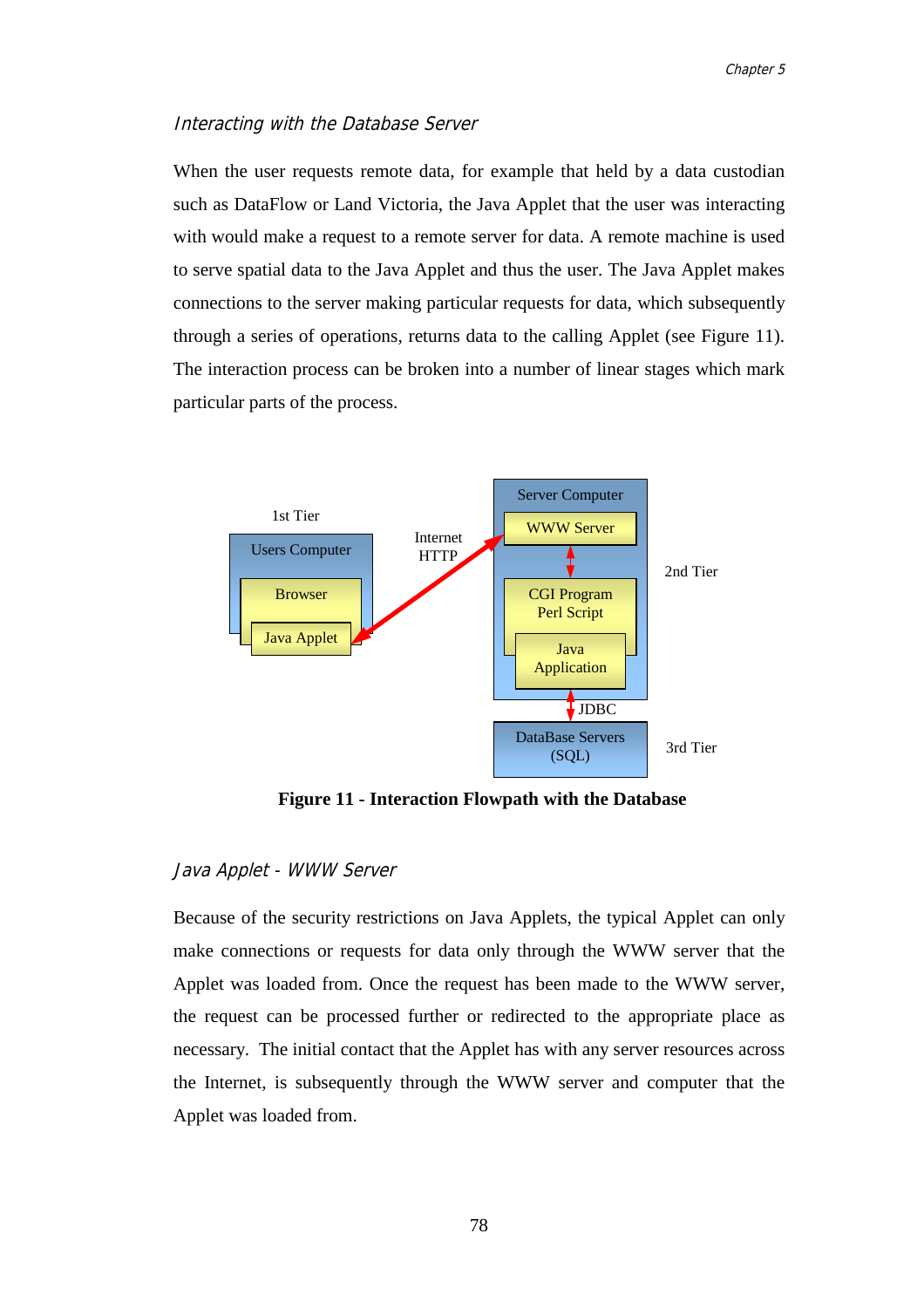### *Interacting with the Database Server*

When the user requests remote data, for example that held by a data custodian such as DataFlow or Land Victoria, the Java Applet that the user was interacting with would make a request to a remote server for data. A remote machine is used to serve spatial data to the Java Applet and thus the user. The Java Applet makes connections to the server making particular requests for data, which subsequently through a series of operations, returns data to the calling Applet (see Figure 11). The interaction process can be broken into a number of linear stages which mark particular parts of the process.

**Figure 11 - Interaction Flowpath with the Database**

### *Java Applet - WWW Server*

Because of the security restrictions on Java Applets, the typical Applet can only make connections or requests for data only through the WWW server that the Applet was loaded from. Once the request has been made to the WWW server, the request can be processed further or redirected to the appropriate place as necessary. The initial contact that the Applet has with any server resources across the Internet, is subsequently through the WWW server and computer that the Applet was loaded from.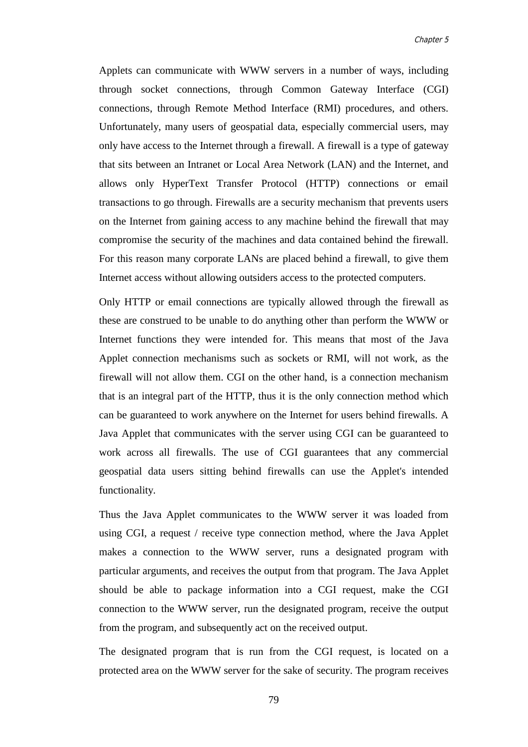Applets can communicate with WWW servers in a number of ways, including through socket connections, through Common Gateway Interface (CGI) connections, through Remote Method Interface (RMI) procedures, and others. Unfortunately, many users of geospatial data, especially commercial users, may only have access to the Internet through a firewall. A firewall is a type of gateway that sits between an Intranet or Local Area Network (LAN) and the Internet, and allows only HyperText Transfer Protocol (HTTP) connections or email transactions to go through. Firewalls are a security mechanism that prevents users on the Internet from gaining access to any machine behind the firewall that may compromise the security of the machines and data contained behind the firewall. For this reason many corporate LANs are placed behind a firewall, to give them Internet access without allowing outsiders access to the protected computers.

Only HTTP or email connections are typically allowed through the firewall as these are construed to be unable to do anything other than perform the WWW or Internet functions they were intended for. This means that most of the Java Applet connection mechanisms such as sockets or RMI, will not work, as the firewall will not allow them. CGI on the other hand, is a connection mechanism that is an integral part of the HTTP, thus it is the only connection method which can be guaranteed to work anywhere on the Internet for users behind firewalls. A Java Applet that communicates with the server using CGI can be guaranteed to work across all firewalls. The use of CGI guarantees that any commercial geospatial data users sitting behind firewalls can use the Applet's intended functionality.

Thus the Java Applet communicates to the WWW server it was loaded from using CGI, a request / receive type connection method, where the Java Applet makes a connection to the WWW server, runs a designated program with particular arguments, and receives the output from that program. The Java Applet should be able to package information into a CGI request, make the CGI connection to the WWW server, run the designated program, receive the output from the program, and subsequently act on the received output.

The designated program that is run from the CGI request, is located on a protected area on the WWW server for the sake of security. The program receives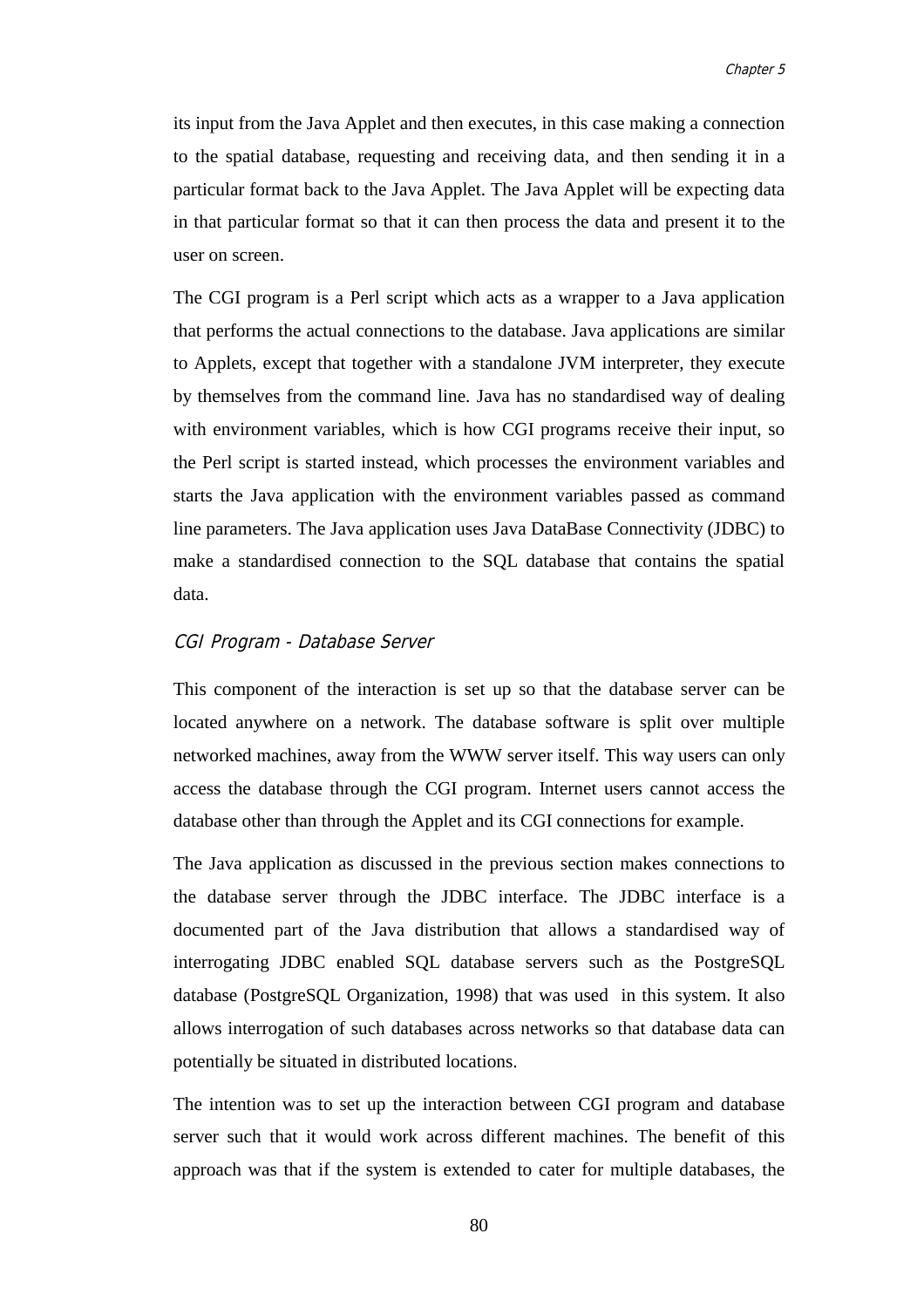its input from the Java Applet and then executes, in this case making a connection to the spatial database, requesting and receiving data, and then sending it in a particular format back to the Java Applet. The Java Applet will be expecting data in that particular format so that it can then process the data and present it to the user on screen.

The CGI program is a Perl script which acts as a wrapper to a Java application that performs the actual connections to the database. Java applications are similar to Applets, except that together with a standalone JVM interpreter, they execute by themselves from the command line. Java has no standardised way of dealing with environment variables, which is how CGI programs receive their input, so the Perl script is started instead, which processes the environment variables and starts the Java application with the environment variables passed as command line parameters. The Java application uses Java DataBase Connectivity (JDBC) to make a standardised connection to the SQL database that contains the spatial data.

### *CGI Program - Database Server*

This component of the interaction is set up so that the database server can be located anywhere on a network. The database software is split over multiple networked machines, away from the WWW server itself. This way users can only access the database through the CGI program. Internet users cannot access the database other than through the Applet and its CGI connections for example.

The Java application as discussed in the previous section makes connections to the database server through the JDBC interface. The JDBC interface is a documented part of the Java distribution that allows a standardised way of interrogating JDBC enabled SQL database servers such as the PostgreSQL database (PostgreSQL Organization, 1998) that was used in this system. It also allows interrogation of such databases across networks so that database data can potentially be situated in distributed locations.

The intention was to set up the interaction between CGI program and database server such that it would work across different machines. The benefit of this approach was that if the system is extended to cater for multiple databases, the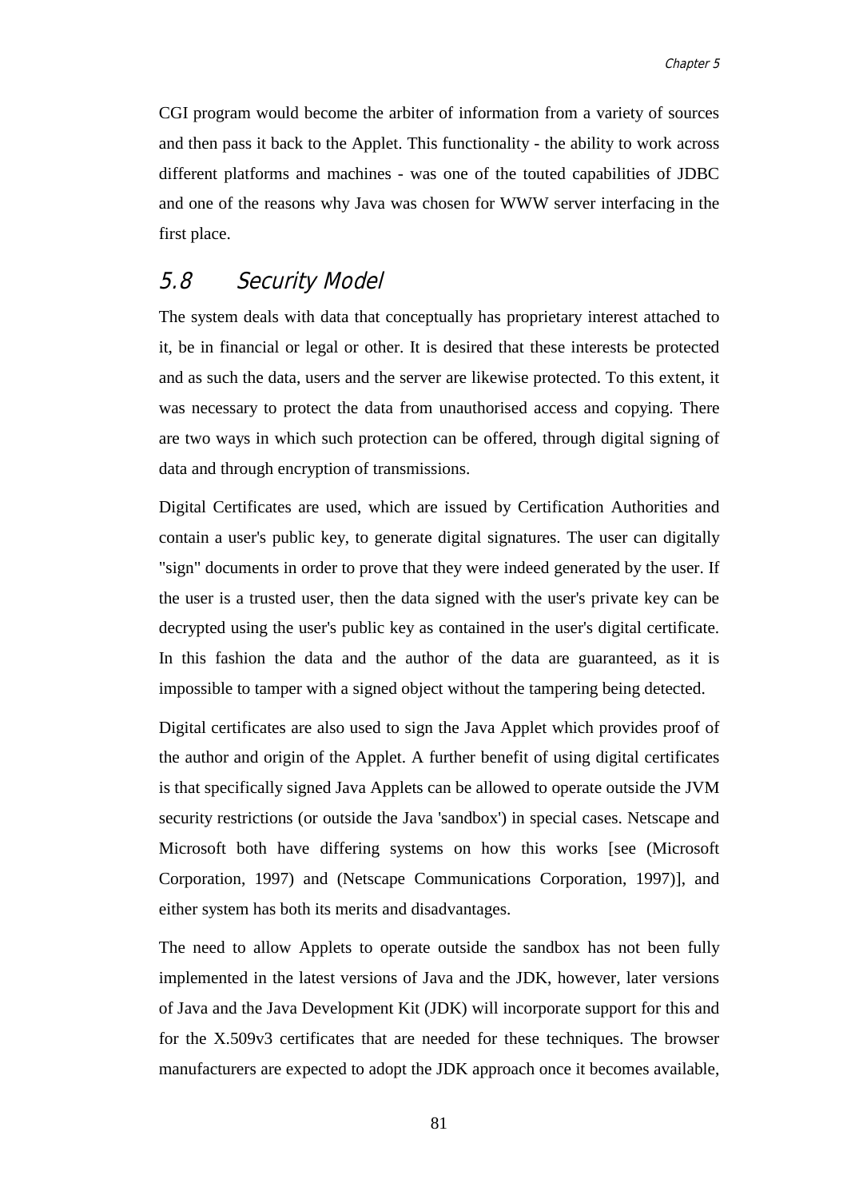CGI program would become the arbiter of information from a variety of sources and then pass it back to the Applet. This functionality - the ability to work across different platforms and machines - was one of the touted capabilities of JDBC and one of the reasons why Java was chosen for WWW server interfacing in the first place.

## 5.8 Security Model

The system deals with data that conceptually has proprietary interest attached to it, be in financial or legal or other. It is desired that these interests be protected and as such the data, users and the server are likewise protected. To this extent, it was necessary to protect the data from unauthorised access and copying. There are two ways in which such protection can be offered, through digital signing of data and through encryption of transmissions.

Digital Certificates are used, which are issued by Certification Authorities and contain a user's public key, to generate digital signatures. The user can digitally "sign" documents in order to prove that they were indeed generated by the user. If the user is a trusted user, then the data signed with the user's private key can be decrypted using the user's public key as contained in the user's digital certificate. In this fashion the data and the author of the data are guaranteed, as it is impossible to tamper with a signed object without the tampering being detected.

Digital certificates are also used to sign the Java Applet which provides proof of the author and origin of the Applet. A further benefit of using digital certificates is that specifically signed Java Applets can be allowed to operate outside the JVM security restrictions (or outside the Java 'sandbox') in special cases. Netscape and Microsoft both have differing systems on how this works [see (Microsoft Corporation, 1997) and (Netscape Communications Corporation, 1997)], and either system has both its merits and disadvantages.

The need to allow Applets to operate outside the sandbox has not been fully implemented in the latest versions of Java and the JDK, however, later versions of Java and the Java Development Kit (JDK) will incorporate support for this and for the X.509v3 certificates that are needed for these techniques. The browser manufacturers are expected to adopt the JDK approach once it becomes available,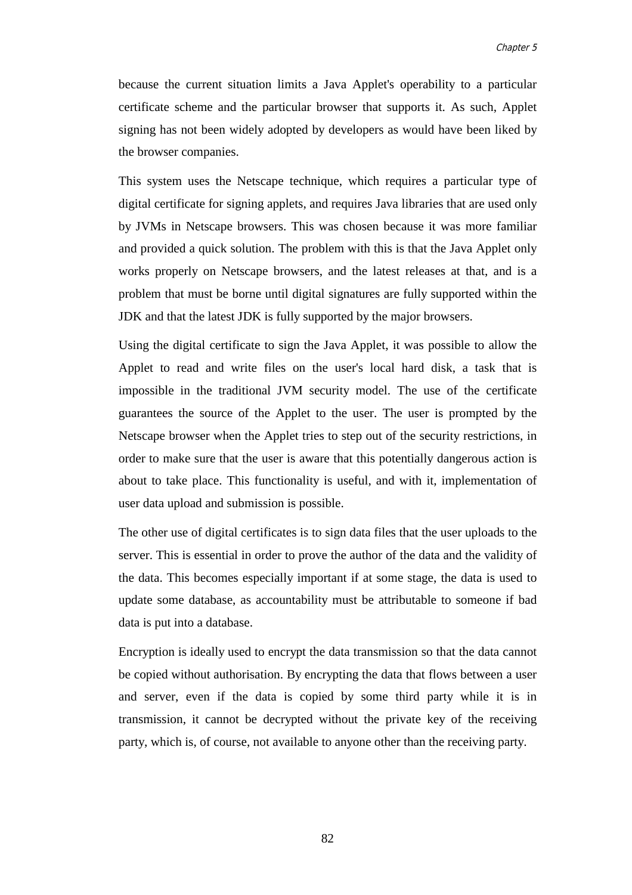because the current situation limits a Java Applet's operability to a particular certificate scheme and the particular browser that supports it. As such, Applet signing has not been widely adopted by developers as would have been liked by the browser companies.

This system uses the Netscape technique, which requires a particular type of digital certificate for signing applets, and requires Java libraries that are used only by JVMs in Netscape browsers. This was chosen because it was more familiar and provided a quick solution. The problem with this is that the Java Applet only works properly on Netscape browsers, and the latest releases at that, and is a problem that must be borne until digital signatures are fully supported within the JDK and that the latest JDK is fully supported by the major browsers.

Using the digital certificate to sign the Java Applet, it was possible to allow the Applet to read and write files on the user's local hard disk, a task that is impossible in the traditional JVM security model. The use of the certificate guarantees the source of the Applet to the user. The user is prompted by the Netscape browser when the Applet tries to step out of the security restrictions, in order to make sure that the user is aware that this potentially dangerous action is about to take place. This functionality is useful, and with it, implementation of user data upload and submission is possible.

The other use of digital certificates is to sign data files that the user uploads to the server. This is essential in order to prove the author of the data and the validity of the data. This becomes especially important if at some stage, the data is used to update some database, as accountability must be attributable to someone if bad data is put into a database.

Encryption is ideally used to encrypt the data transmission so that the data cannot be copied without authorisation. By encrypting the data that flows between a user and server, even if the data is copied by some third party while it is in transmission, it cannot be decrypted without the private key of the receiving party, which is, of course, not available to anyone other than the receiving party.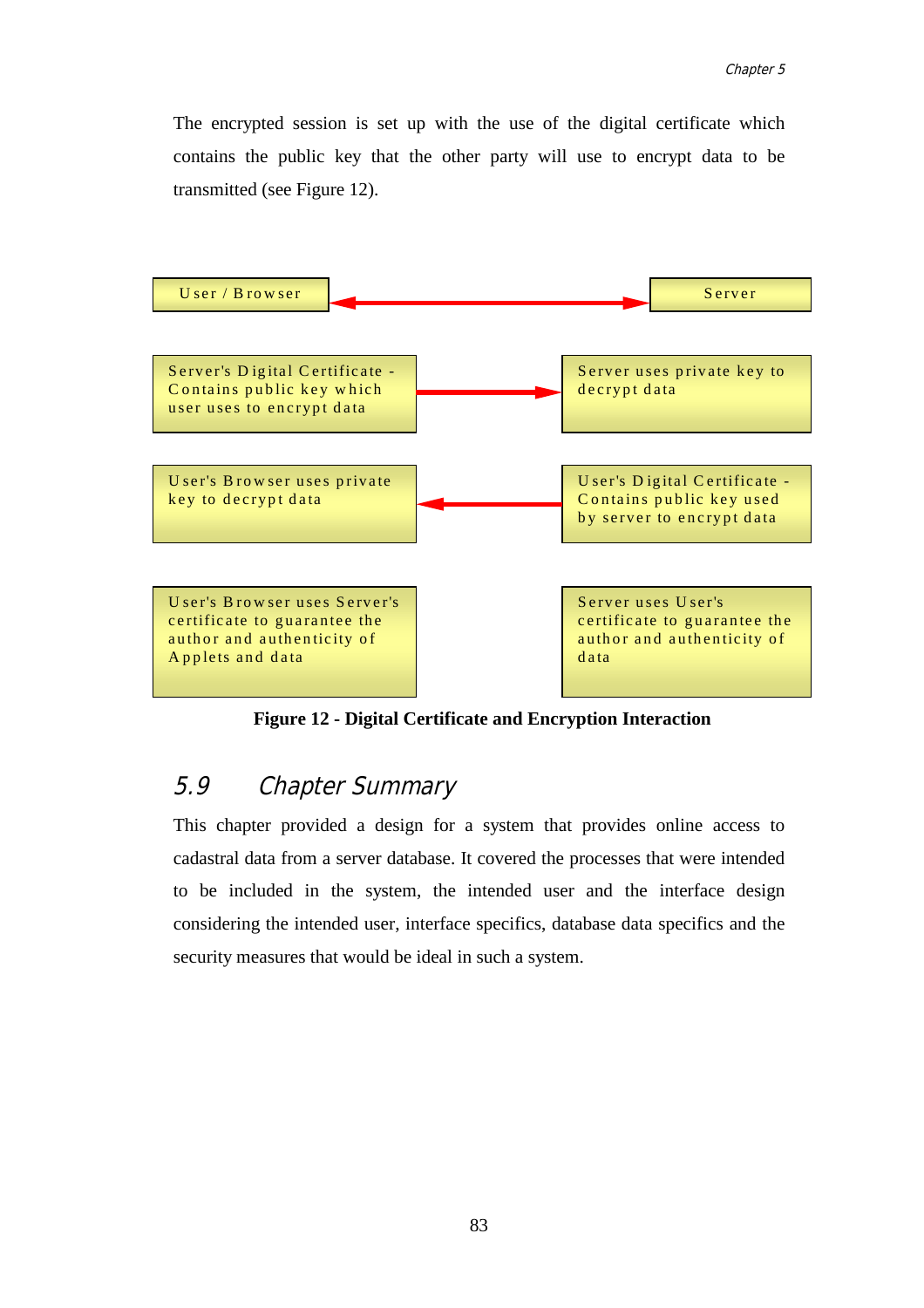The encrypted session is set up with the use of the digital certificate which contains the public key that the other party will use to encrypt data to be transmitted (see Figure 12).

User / Browser ⟷ Server

Server's Digital Certificate - Contains public key which user uses to encrypt data → Server uses private key to decrypt data

User's Browser uses private key to decrypt data ← User's Digital Certificate - Contains public key used by server to encrypt data

User's Browser uses Server's certificate to guarantee the author and authenticity of Applets and data

Server uses User's certificate to guarantee the author and authenticity of data

**Figure 12 - Digital Certificate and Encryption Interaction**

## 5.9 Chapter Summary

This chapter provided a design for a system that provides online access to cadastral data from a server database. It covered the processes that were intended to be included in the system, the intended user and the interface design considering the intended user, interface specifics, database data specifics and the security measures that would be ideal in such a system.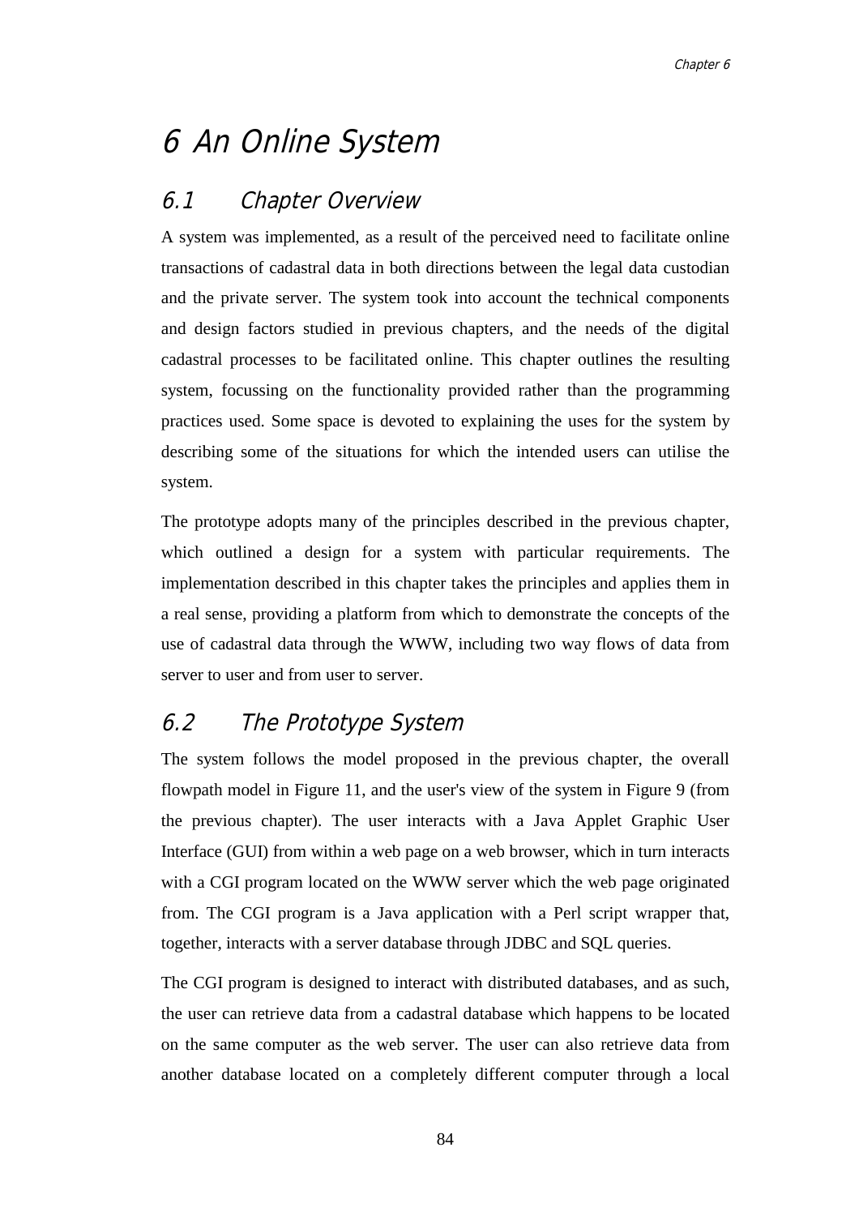# 6 An Online System

## 6.1 Chapter Overview

A system was implemented, as a result of the perceived need to facilitate online transactions of cadastral data in both directions between the legal data custodian and the private server. The system took into account the technical components and design factors studied in previous chapters, and the needs of the digital cadastral processes to be facilitated online. This chapter outlines the resulting system, focussing on the functionality provided rather than the programming practices used. Some space is devoted to explaining the uses for the system by describing some of the situations for which the intended users can utilise the system.

The prototype adopts many of the principles described in the previous chapter, which outlined a design for a system with particular requirements. The implementation described in this chapter takes the principles and applies them in a real sense, providing a platform from which to demonstrate the concepts of the use of cadastral data through the WWW, including two way flows of data from server to user and from user to server.

## 6.2 The Prototype System

The system follows the model proposed in the previous chapter, the overall flowpath model in Figure 11, and the user's view of the system in Figure 9 (from the previous chapter). The user interacts with a Java Applet Graphic User Interface (GUI) from within a web page on a web browser, which in turn interacts with a CGI program located on the WWW server which the web page originated from. The CGI program is a Java application with a Perl script wrapper that, together, interacts with a server database through JDBC and SQL queries.

The CGI program is designed to interact with distributed databases, and as such, the user can retrieve data from a cadastral database which happens to be located on the same computer as the web server. The user can also retrieve data from another database located on a completely different computer through a local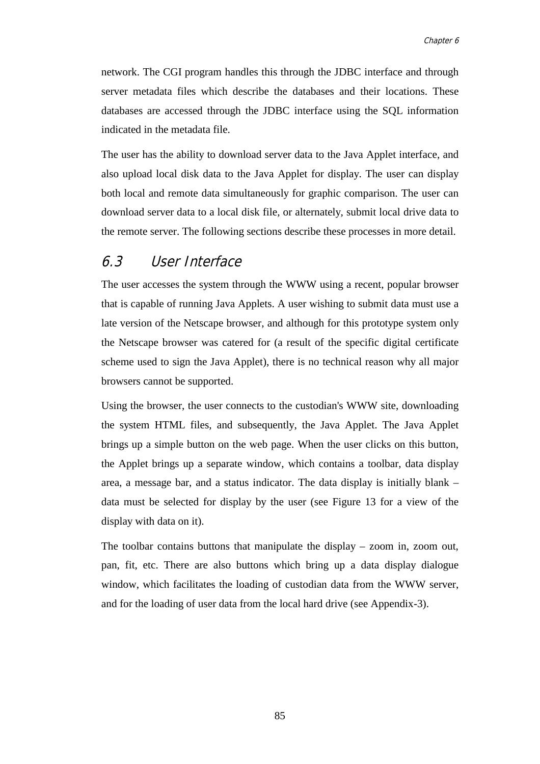network. The CGI program handles this through the JDBC interface and through server metadata files which describe the databases and their locations. These databases are accessed through the JDBC interface using the SQL information indicated in the metadata file.

The user has the ability to download server data to the Java Applet interface, and also upload local disk data to the Java Applet for display. The user can display both local and remote data simultaneously for graphic comparison. The user can download server data to a local disk file, or alternately, submit local drive data to the remote server. The following sections describe these processes in more detail.

## 6.3 User Interface

The user accesses the system through the WWW using a recent, popular browser that is capable of running Java Applets. A user wishing to submit data must use a late version of the Netscape browser, and although for this prototype system only the Netscape browser was catered for (a result of the specific digital certificate scheme used to sign the Java Applet), there is no technical reason why all major browsers cannot be supported.

Using the browser, the user connects to the custodian's WWW site, downloading the system HTML files, and subsequently, the Java Applet. The Java Applet brings up a simple button on the web page. When the user clicks on this button, the Applet brings up a separate window, which contains a toolbar, data display area, a message bar, and a status indicator. The data display is initially blank – data must be selected for display by the user (see Figure 13 for a view of the display with data on it).

The toolbar contains buttons that manipulate the display – zoom in, zoom out, pan, fit, etc. There are also buttons which bring up a data display dialogue window, which facilitates the loading of custodian data from the WWW server, and for the loading of user data from the local hard drive (see Appendix-3).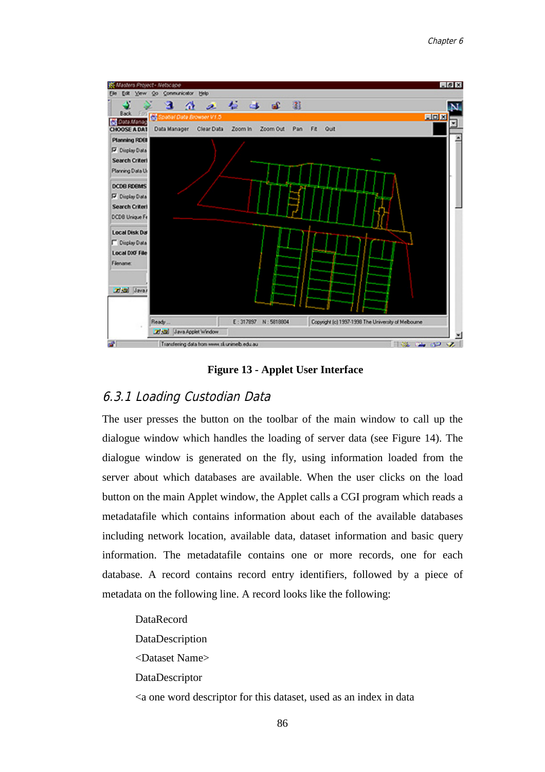Figure 13 - Applet User Interface

### 6.3.1 Loading Custodian Data

The user presses the button on the toolbar of the main window to call up the dialogue window which handles the loading of server data (see Figure 14). The dialogue window is generated on the fly, using information loaded from the server about which databases are available. When the user clicks on the load button on the main Applet window, the Applet calls a CGI program which reads a metadatafile which contains information about each of the available databases including network location, available data, dataset information and basic query information. The metadatafile contains one or more records, one for each database. A record contains record entry identifiers, followed by a piece of metadata on the following line. A record looks like the following:

DataRecord

DataDescription

<Dataset Name>

DataDescriptor

<a one word descriptor for this dataset, used as an index in data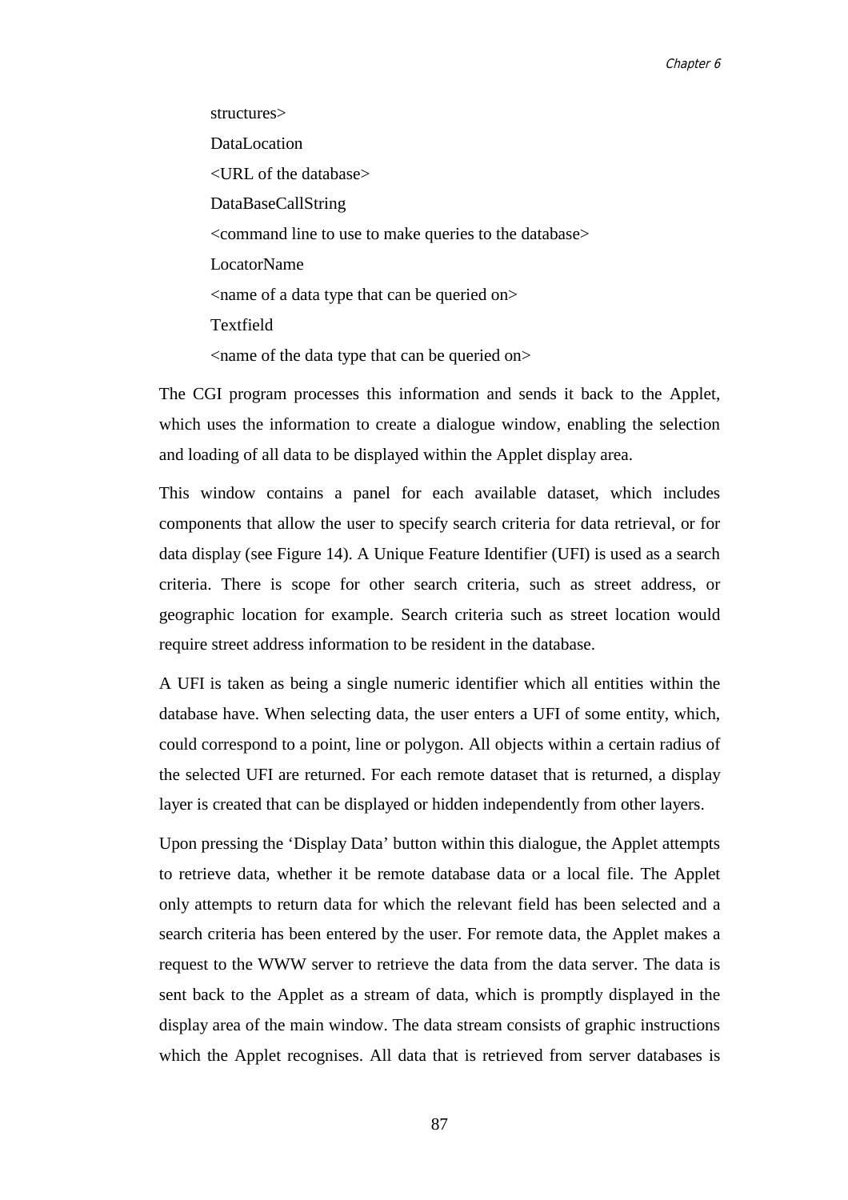structures>

DataLocation

<URL of the database>

DataBaseCallString

<command line to use to make queries to the database>

LocatorName

<name of a data type that can be queried on>

Textfield

<name of the data type that can be queried on>

The CGI program processes this information and sends it back to the Applet, which uses the information to create a dialogue window, enabling the selection and loading of all data to be displayed within the Applet display area.

This window contains a panel for each available dataset, which includes components that allow the user to specify search criteria for data retrieval, or for data display (see Figure 14). A Unique Feature Identifier (UFI) is used as a search criteria. There is scope for other search criteria, such as street address, or geographic location for example. Search criteria such as street location would require street address information to be resident in the database.

A UFI is taken as being a single numeric identifier which all entities within the database have. When selecting data, the user enters a UFI of some entity, which, could correspond to a point, line or polygon. All objects within a certain radius of the selected UFI are returned. For each remote dataset that is returned, a display layer is created that can be displayed or hidden independently from other layers.

Upon pressing the 'Display Data' button within this dialogue, the Applet attempts to retrieve data, whether it be remote database data or a local file. The Applet only attempts to return data for which the relevant field has been selected and a search criteria has been entered by the user. For remote data, the Applet makes a request to the WWW server to retrieve the data from the data server. The data is sent back to the Applet as a stream of data, which is promptly displayed in the display area of the main window. The data stream consists of graphic instructions which the Applet recognises. All data that is retrieved from server databases is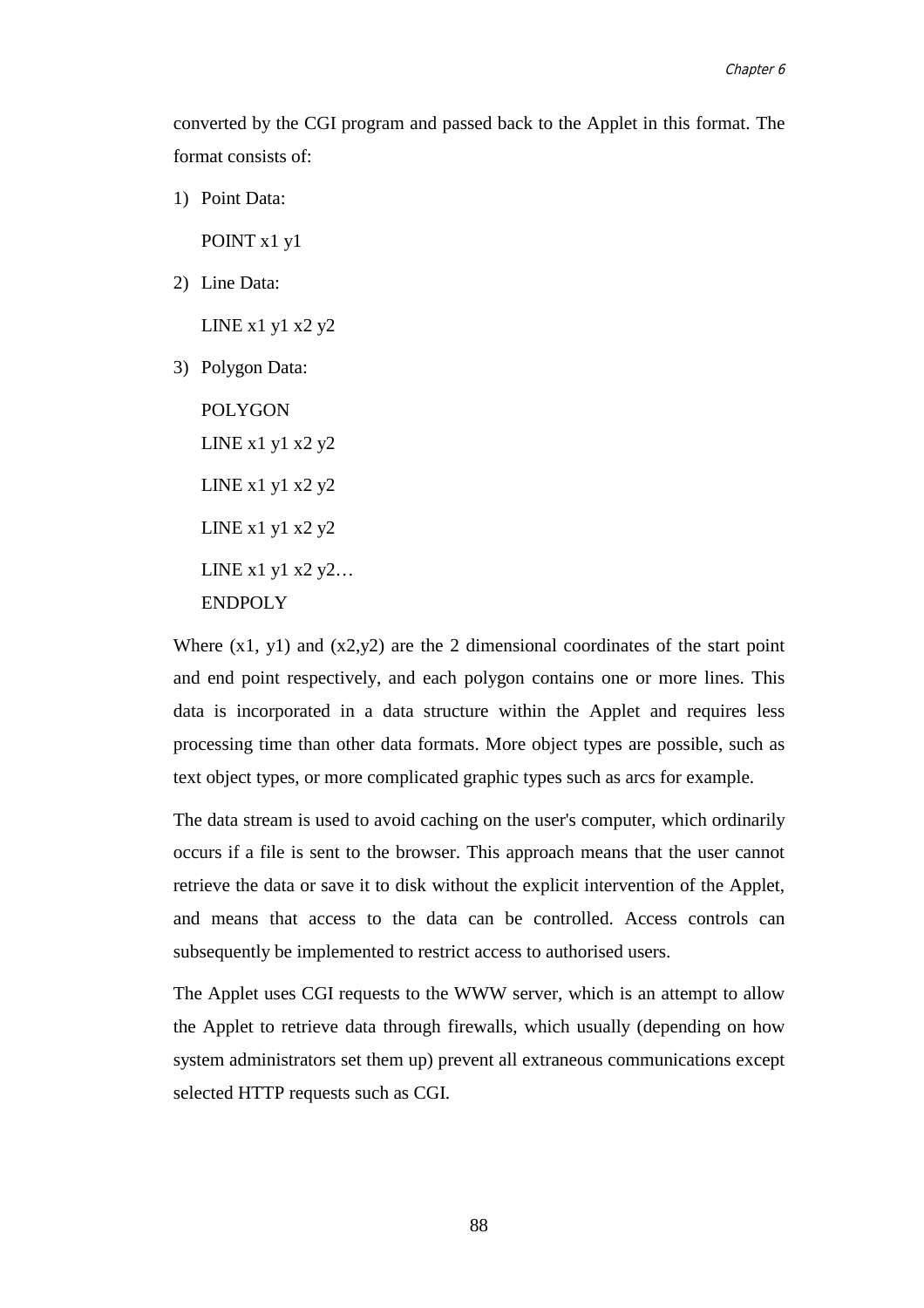converted by the CGI program and passed back to the Applet in this format. The format consists of:

1) Point Data:

   POINT x1 y1

2) Line Data:

   LINE x1 y1 x2 y2

3) Polygon Data:

   POLYGON
   LINE x1 y1 x2 y2
   LINE x1 y1 x2 y2
   LINE x1 y1 x2 y2
   LINE x1 y1 x2 y2…
   ENDPOLY

Where (x1, y1) and (x2,y2) are the 2 dimensional coordinates of the start point and end point respectively, and each polygon contains one or more lines. This data is incorporated in a data structure within the Applet and requires less processing time than other data formats. More object types are possible, such as text object types, or more complicated graphic types such as arcs for example.

The data stream is used to avoid caching on the user's computer, which ordinarily occurs if a file is sent to the browser. This approach means that the user cannot retrieve the data or save it to disk without the explicit intervention of the Applet, and means that access to the data can be controlled. Access controls can subsequently be implemented to restrict access to authorised users.

The Applet uses CGI requests to the WWW server, which is an attempt to allow the Applet to retrieve data through firewalls, which usually (depending on how system administrators set them up) prevent all extraneous communications except selected HTTP requests such as CGI.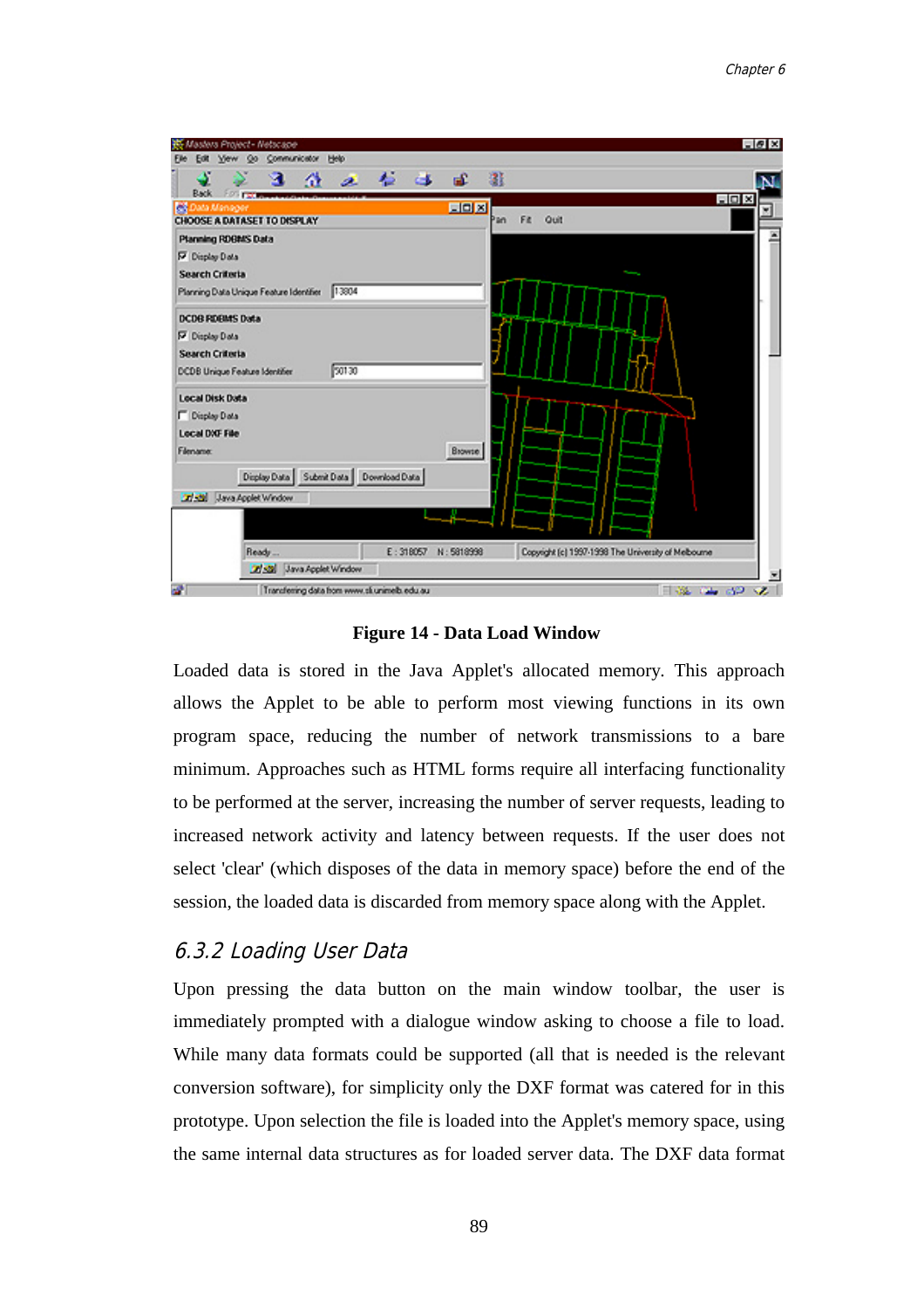**Figure 14 - Data Load Window**

Loaded data is stored in the Java Applet's allocated memory. This approach allows the Applet to be able to perform most viewing functions in its own program space, reducing the number of network transmissions to a bare minimum. Approaches such as HTML forms require all interfacing functionality to be performed at the server, increasing the number of server requests, leading to increased network activity and latency between requests. If the user does not select 'clear' (which disposes of the data in memory space) before the end of the session, the loaded data is discarded from memory space along with the Applet.

### 6.3.2 Loading User Data

Upon pressing the data button on the main window toolbar, the user is immediately prompted with a dialogue window asking to choose a file to load. While many data formats could be supported (all that is needed is the relevant conversion software), for simplicity only the DXF format was catered for in this prototype. Upon selection the file is loaded into the Applet's memory space, using the same internal data structures as for loaded server data. The DXF data format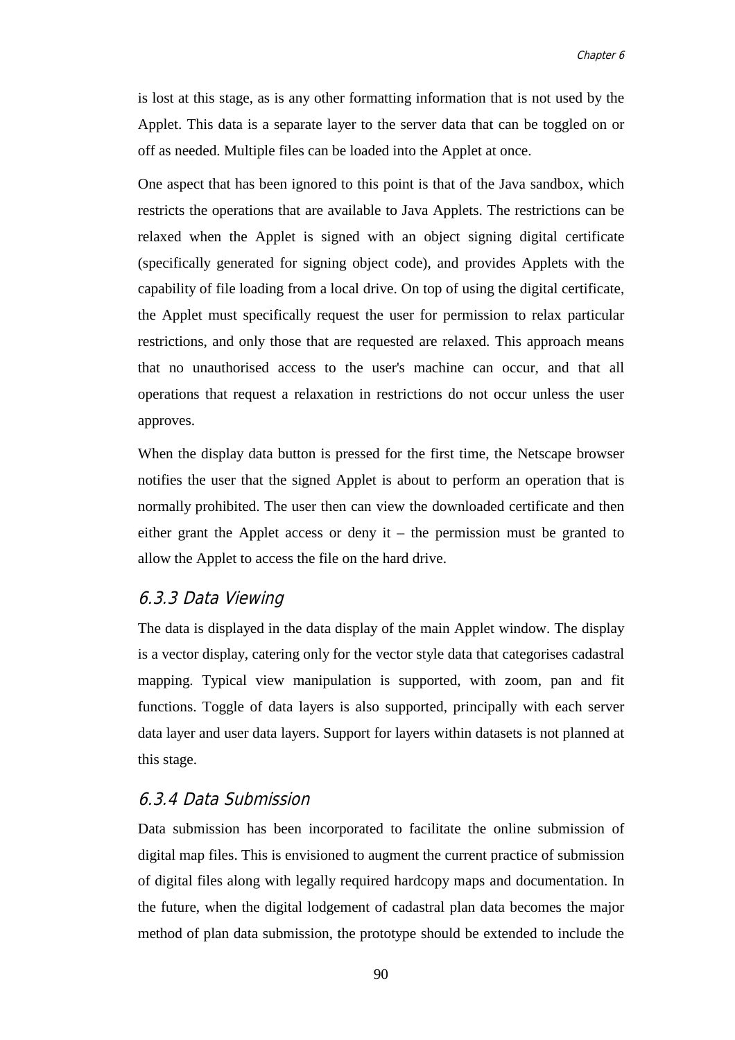is lost at this stage, as is any other formatting information that is not used by the Applet. This data is a separate layer to the server data that can be toggled on or off as needed. Multiple files can be loaded into the Applet at once.

One aspect that has been ignored to this point is that of the Java sandbox, which restricts the operations that are available to Java Applets. The restrictions can be relaxed when the Applet is signed with an object signing digital certificate (specifically generated for signing object code), and provides Applets with the capability of file loading from a local drive. On top of using the digital certificate, the Applet must specifically request the user for permission to relax particular restrictions, and only those that are requested are relaxed. This approach means that no unauthorised access to the user's machine can occur, and that all operations that request a relaxation in restrictions do not occur unless the user approves.

When the display data button is pressed for the first time, the Netscape browser notifies the user that the signed Applet is about to perform an operation that is normally prohibited. The user then can view the downloaded certificate and then either grant the Applet access or deny it – the permission must be granted to allow the Applet to access the file on the hard drive.

### 6.3.3 Data Viewing

The data is displayed in the data display of the main Applet window. The display is a vector display, catering only for the vector style data that categorises cadastral mapping. Typical view manipulation is supported, with zoom, pan and fit functions. Toggle of data layers is also supported, principally with each server data layer and user data layers. Support for layers within datasets is not planned at this stage.

### 6.3.4 Data Submission

Data submission has been incorporated to facilitate the online submission of digital map files. This is envisioned to augment the current practice of submission of digital files along with legally required hardcopy maps and documentation. In the future, when the digital lodgement of cadastral plan data becomes the major method of plan data submission, the prototype should be extended to include the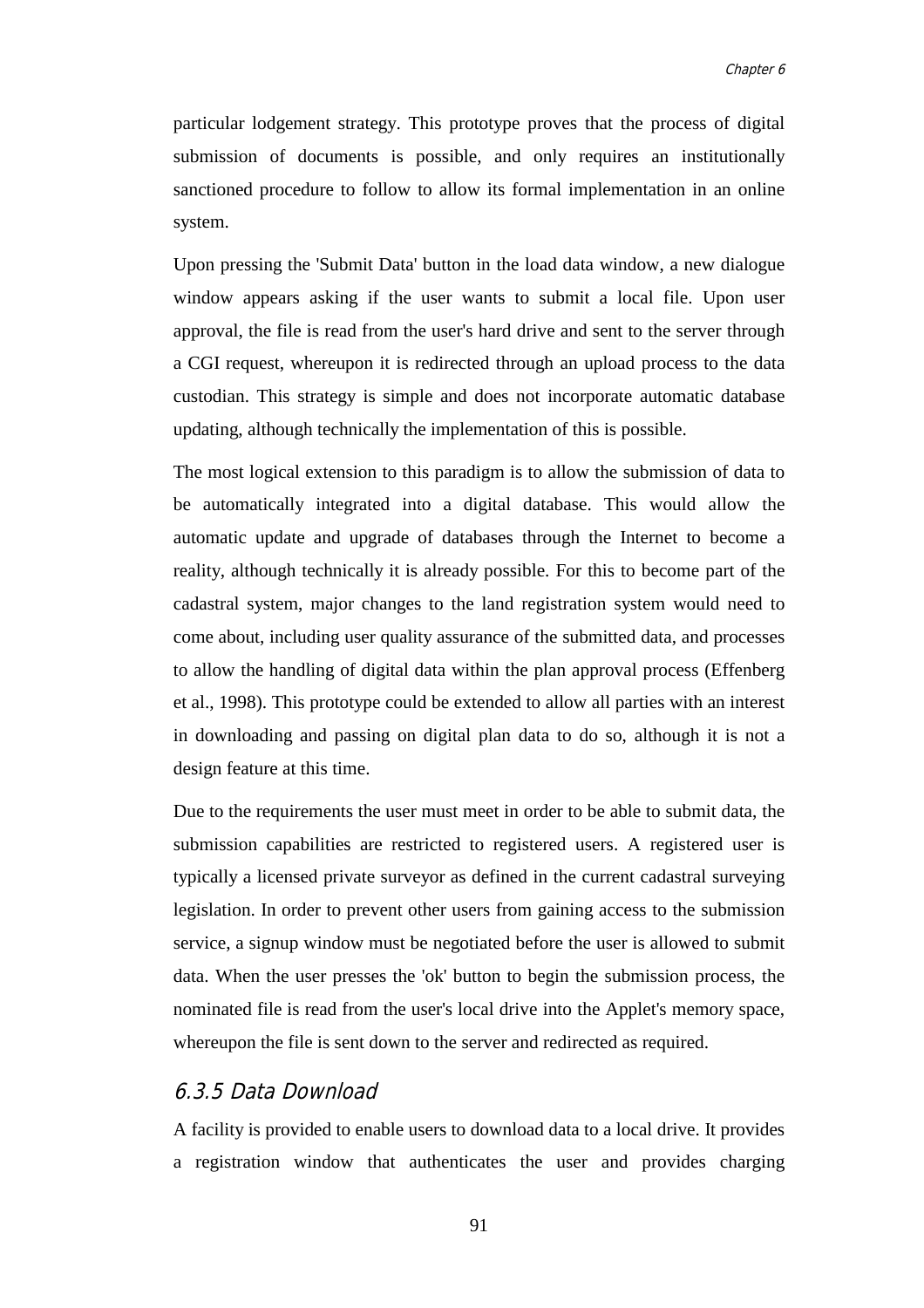particular lodgement strategy. This prototype proves that the process of digital submission of documents is possible, and only requires an institutionally sanctioned procedure to follow to allow its formal implementation in an online system.

Upon pressing the 'Submit Data' button in the load data window, a new dialogue window appears asking if the user wants to submit a local file. Upon user approval, the file is read from the user's hard drive and sent to the server through a CGI request, whereupon it is redirected through an upload process to the data custodian. This strategy is simple and does not incorporate automatic database updating, although technically the implementation of this is possible.

The most logical extension to this paradigm is to allow the submission of data to be automatically integrated into a digital database. This would allow the automatic update and upgrade of databases through the Internet to become a reality, although technically it is already possible. For this to become part of the cadastral system, major changes to the land registration system would need to come about, including user quality assurance of the submitted data, and processes to allow the handling of digital data within the plan approval process (Effenberg et al., 1998). This prototype could be extended to allow all parties with an interest in downloading and passing on digital plan data to do so, although it is not a design feature at this time.

Due to the requirements the user must meet in order to be able to submit data, the submission capabilities are restricted to registered users. A registered user is typically a licensed private surveyor as defined in the current cadastral surveying legislation. In order to prevent other users from gaining access to the submission service, a signup window must be negotiated before the user is allowed to submit data. When the user presses the 'ok' button to begin the submission process, the nominated file is read from the user's local drive into the Applet's memory space, whereupon the file is sent down to the server and redirected as required.

### 6.3.5 Data Download

A facility is provided to enable users to download data to a local drive. It provides a registration window that authenticates the user and provides charging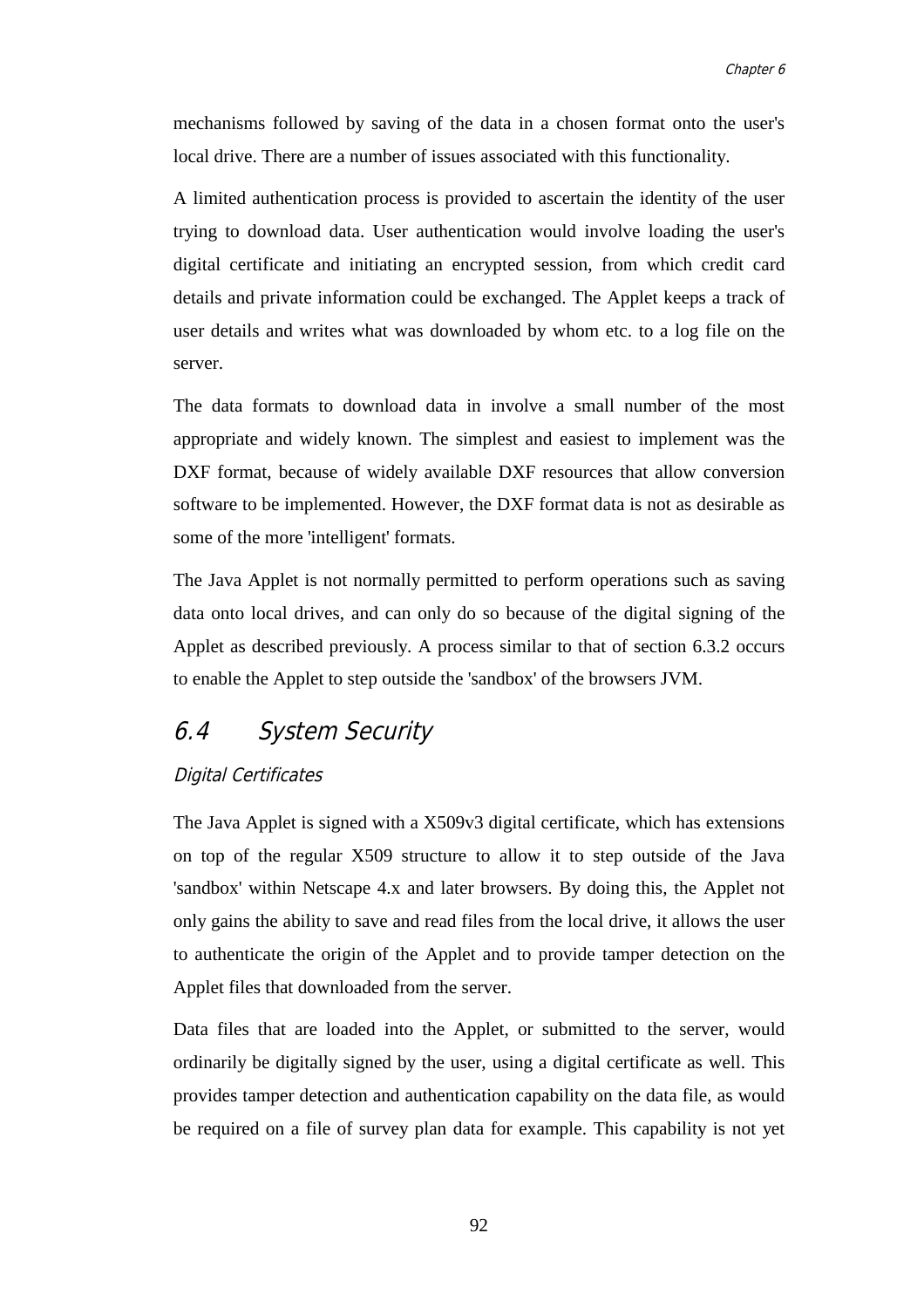mechanisms followed by saving of the data in a chosen format onto the user's local drive. There are a number of issues associated with this functionality.

A limited authentication process is provided to ascertain the identity of the user trying to download data. User authentication would involve loading the user's digital certificate and initiating an encrypted session, from which credit card details and private information could be exchanged. The Applet keeps a track of user details and writes what was downloaded by whom etc. to a log file on the server.

The data formats to download data in involve a small number of the most appropriate and widely known. The simplest and easiest to implement was the DXF format, because of widely available DXF resources that allow conversion software to be implemented. However, the DXF format data is not as desirable as some of the more 'intelligent' formats.

The Java Applet is not normally permitted to perform operations such as saving data onto local drives, and can only do so because of the digital signing of the Applet as described previously. A process similar to that of section 6.3.2 occurs to enable the Applet to step outside the 'sandbox' of the browsers JVM.

## 6.4 System Security

### *Digital Certificates*

The Java Applet is signed with a X509v3 digital certificate, which has extensions on top of the regular X509 structure to allow it to step outside of the Java 'sandbox' within Netscape 4.x and later browsers. By doing this, the Applet not only gains the ability to save and read files from the local drive, it allows the user to authenticate the origin of the Applet and to provide tamper detection on the Applet files that downloaded from the server.

Data files that are loaded into the Applet, or submitted to the server, would ordinarily be digitally signed by the user, using a digital certificate as well. This provides tamper detection and authentication capability on the data file, as would be required on a file of survey plan data for example. This capability is not yet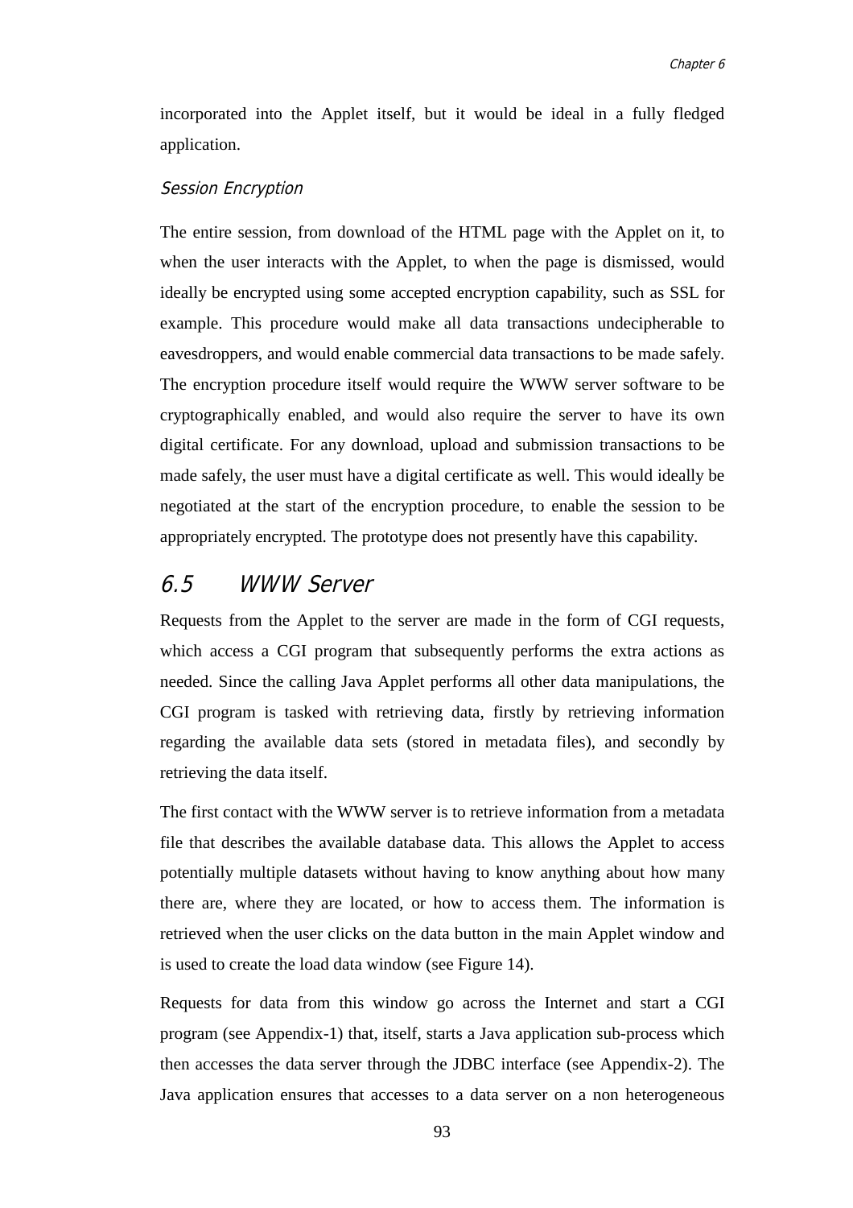incorporated into the Applet itself, but it would be ideal in a fully fledged application.

### *Session Encryption*

The entire session, from download of the HTML page with the Applet on it, to when the user interacts with the Applet, to when the page is dismissed, would ideally be encrypted using some accepted encryption capability, such as SSL for example. This procedure would make all data transactions undecipherable to eavesdroppers, and would enable commercial data transactions to be made safely. The encryption procedure itself would require the WWW server software to be cryptographically enabled, and would also require the server to have its own digital certificate. For any download, upload and submission transactions to be made safely, the user must have a digital certificate as well. This would ideally be negotiated at the start of the encryption procedure, to enable the session to be appropriately encrypted. The prototype does not presently have this capability.

## 6.5 WWW Server

Requests from the Applet to the server are made in the form of CGI requests, which access a CGI program that subsequently performs the extra actions as needed. Since the calling Java Applet performs all other data manipulations, the CGI program is tasked with retrieving data, firstly by retrieving information regarding the available data sets (stored in metadata files), and secondly by retrieving the data itself.

The first contact with the WWW server is to retrieve information from a metadata file that describes the available database data. This allows the Applet to access potentially multiple datasets without having to know anything about how many there are, where they are located, or how to access them. The information is retrieved when the user clicks on the data button in the main Applet window and is used to create the load data window (see Figure 14).

Requests for data from this window go across the Internet and start a CGI program (see Appendix-1) that, itself, starts a Java application sub-process which then accesses the data server through the JDBC interface (see Appendix-2). The Java application ensures that accesses to a data server on a non heterogeneous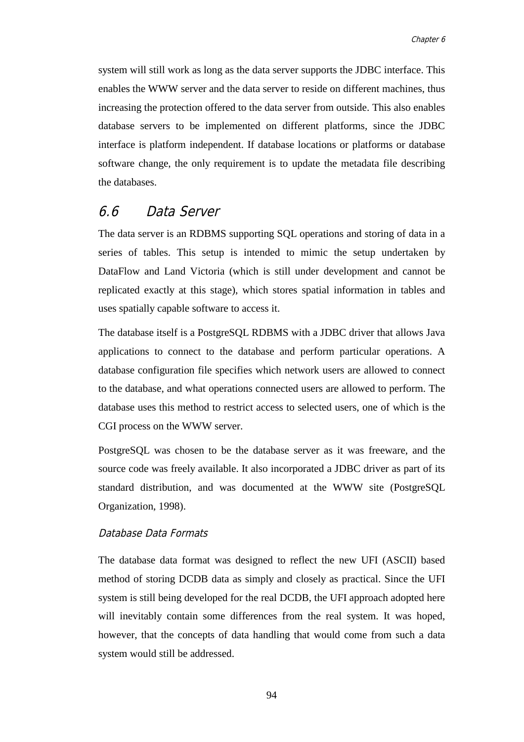system will still work as long as the data server supports the JDBC interface. This enables the WWW server and the data server to reside on different machines, thus increasing the protection offered to the data server from outside. This also enables database servers to be implemented on different platforms, since the JDBC interface is platform independent. If database locations or platforms or database software change, the only requirement is to update the metadata file describing the databases.

## 6.6 Data Server

The data server is an RDBMS supporting SQL operations and storing of data in a series of tables. This setup is intended to mimic the setup undertaken by DataFlow and Land Victoria (which is still under development and cannot be replicated exactly at this stage), which stores spatial information in tables and uses spatially capable software to access it.

The database itself is a PostgreSQL RDBMS with a JDBC driver that allows Java applications to connect to the database and perform particular operations. A database configuration file specifies which network users are allowed to connect to the database, and what operations connected users are allowed to perform. The database uses this method to restrict access to selected users, one of which is the CGI process on the WWW server.

PostgreSQL was chosen to be the database server as it was freeware, and the source code was freely available. It also incorporated a JDBC driver as part of its standard distribution, and was documented at the WWW site (PostgreSQL Organization, 1998).

### *Database Data Formats*

The database data format was designed to reflect the new UFI (ASCII) based method of storing DCDB data as simply and closely as practical. Since the UFI system is still being developed for the real DCDB, the UFI approach adopted here will inevitably contain some differences from the real system. It was hoped, however, that the concepts of data handling that would come from such a data system would still be addressed.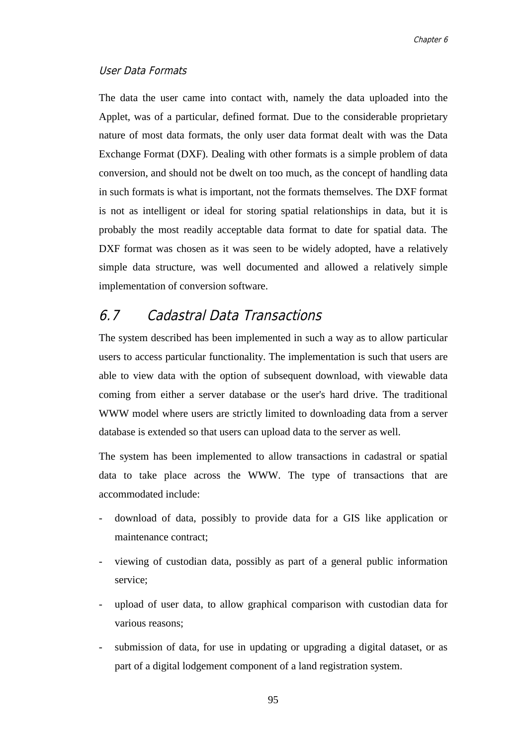### User Data Formats

The data the user came into contact with, namely the data uploaded into the Applet, was of a particular, defined format. Due to the considerable proprietary nature of most data formats, the only user data format dealt with was the Data Exchange Format (DXF). Dealing with other formats is a simple problem of data conversion, and should not be dwelt on too much, as the concept of handling data in such formats is what is important, not the formats themselves. The DXF format is not as intelligent or ideal for storing spatial relationships in data, but it is probably the most readily acceptable data format to date for spatial data. The DXF format was chosen as it was seen to be widely adopted, have a relatively simple data structure, was well documented and allowed a relatively simple implementation of conversion software.

## 6.7 Cadastral Data Transactions

The system described has been implemented in such a way as to allow particular users to access particular functionality. The implementation is such that users are able to view data with the option of subsequent download, with viewable data coming from either a server database or the user's hard drive. The traditional WWW model where users are strictly limited to downloading data from a server database is extended so that users can upload data to the server as well.

The system has been implemented to allow transactions in cadastral or spatial data to take place across the WWW. The type of transactions that are accommodated include:

- download of data, possibly to provide data for a GIS like application or maintenance contract;
- viewing of custodian data, possibly as part of a general public information service;
- upload of user data, to allow graphical comparison with custodian data for various reasons;
- submission of data, for use in updating or upgrading a digital dataset, or as part of a digital lodgement component of a land registration system.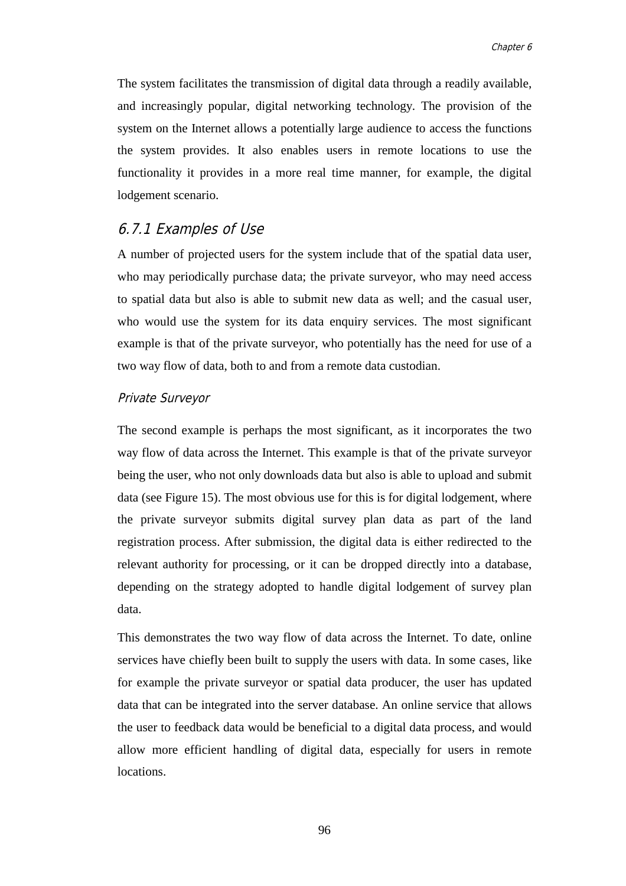The system facilitates the transmission of digital data through a readily available, and increasingly popular, digital networking technology. The provision of the system on the Internet allows a potentially large audience to access the functions the system provides. It also enables users in remote locations to use the functionality it provides in a more real time manner, for example, the digital lodgement scenario.

### 6.7.1 Examples of Use

A number of projected users for the system include that of the spatial data user, who may periodically purchase data; the private surveyor, who may need access to spatial data but also is able to submit new data as well; and the casual user, who would use the system for its data enquiry services. The most significant example is that of the private surveyor, who potentially has the need for use of a two way flow of data, both to and from a remote data custodian.

#### *Private Surveyor*

The second example is perhaps the most significant, as it incorporates the two way flow of data across the Internet. This example is that of the private surveyor being the user, who not only downloads data but also is able to upload and submit data (see Figure 15). The most obvious use for this is for digital lodgement, where the private surveyor submits digital survey plan data as part of the land registration process. After submission, the digital data is either redirected to the relevant authority for processing, or it can be dropped directly into a database, depending on the strategy adopted to handle digital lodgement of survey plan data.

This demonstrates the two way flow of data across the Internet. To date, online services have chiefly been built to supply the users with data. In some cases, like for example the private surveyor or spatial data producer, the user has updated data that can be integrated into the server database. An online service that allows the user to feedback data would be beneficial to a digital data process, and would allow more efficient handling of digital data, especially for users in remote locations.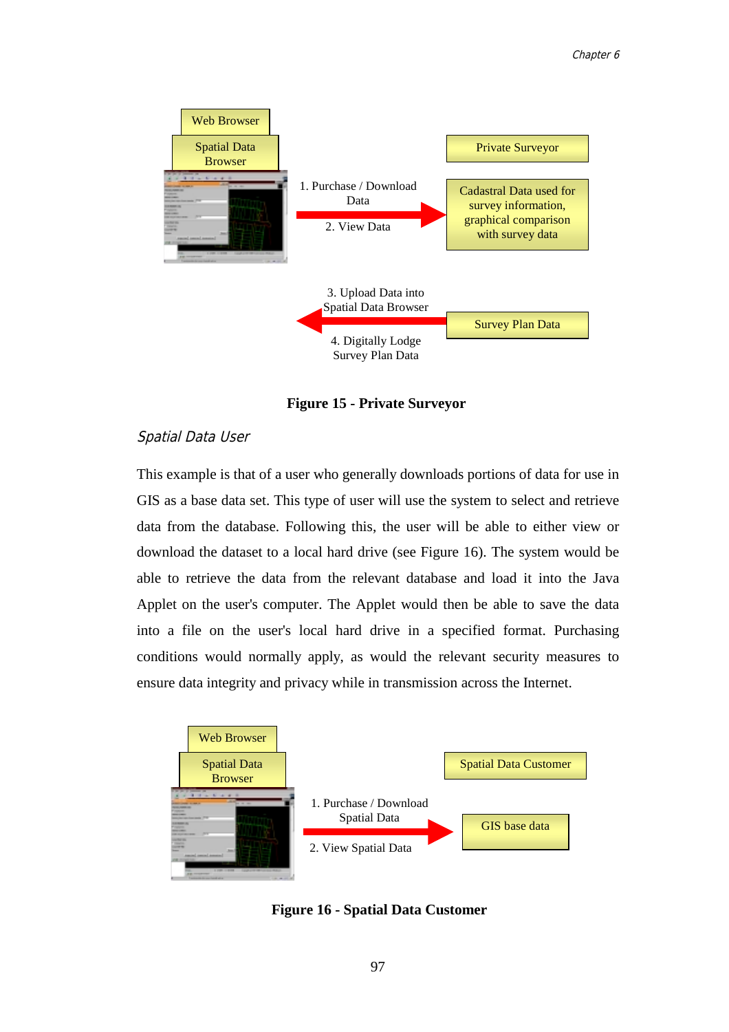Web Browser

Spatial Data Browser

Private Surveyor

1. Purchase / Download Data

2. View Data

Cadastral Data used for survey information, graphical comparison with survey data

3. Upload Data into Spatial Data Browser

4. Digitally Lodge Survey Plan Data

Survey Plan Data

**Figure 15 - Private Surveyor**

### *Spatial Data User*

This example is that of a user who generally downloads portions of data for use in GIS as a base data set. This type of user will use the system to select and retrieve data from the database. Following this, the user will be able to either view or download the dataset to a local hard drive (see Figure 16). The system would be able to retrieve the data from the relevant database and load it into the Java Applet on the user's computer. The Applet would then be able to save the data into a file on the user's local hard drive in a specified format. Purchasing conditions would normally apply, as would the relevant security measures to ensure data integrity and privacy while in transmission across the Internet.

Web Browser

Spatial Data Browser

Spatial Data Customer

1. Purchase / Download Spatial Data

2. View Spatial Data

GIS base data

**Figure 16 - Spatial Data Customer**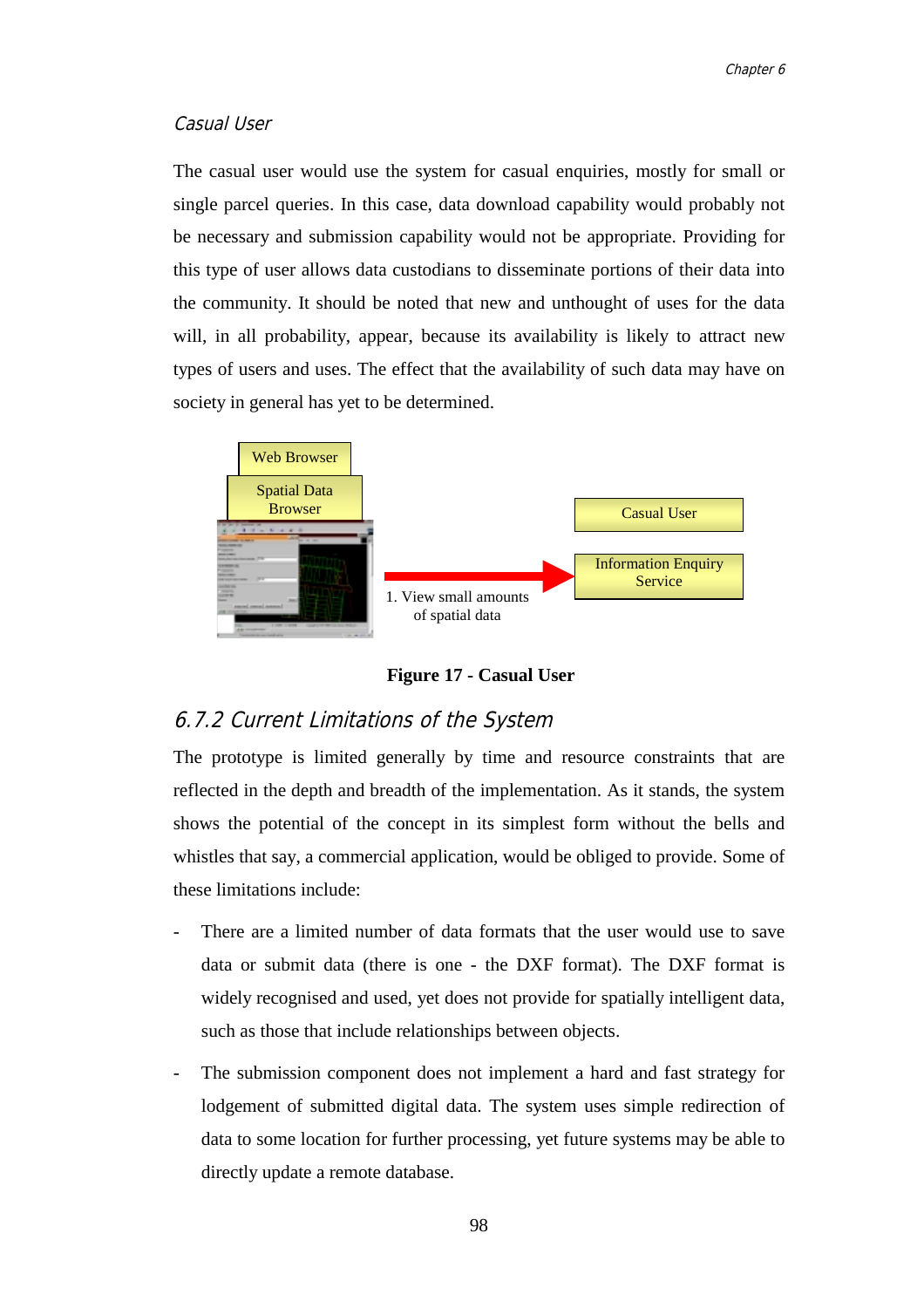*Casual User*

The casual user would use the system for casual enquiries, mostly for small or single parcel queries. In this case, data download capability would probably not be necessary and submission capability would not be appropriate. Providing for this type of user allows data custodians to disseminate portions of their data into the community. It should be noted that new and unthought of uses for the data will, in all probability, appear, because its availability is likely to attract new types of users and uses. The effect that the availability of such data may have on society in general has yet to be determined.

Web Browser

Spatial Data Browser

Casual User

Information Enquiry Service

1. View small amounts of spatial data

**Figure 17 - Casual User**

### 6.7.2 Current Limitations of the System

The prototype is limited generally by time and resource constraints that are reflected in the depth and breadth of the implementation. As it stands, the system shows the potential of the concept in its simplest form without the bells and whistles that say, a commercial application, would be obliged to provide. Some of these limitations include:

- There are a limited number of data formats that the user would use to save data or submit data (there is one - the DXF format). The DXF format is widely recognised and used, yet does not provide for spatially intelligent data, such as those that include relationships between objects.

- The submission component does not implement a hard and fast strategy for lodgement of submitted digital data. The system uses simple redirection of data to some location for further processing, yet future systems may be able to directly update a remote database.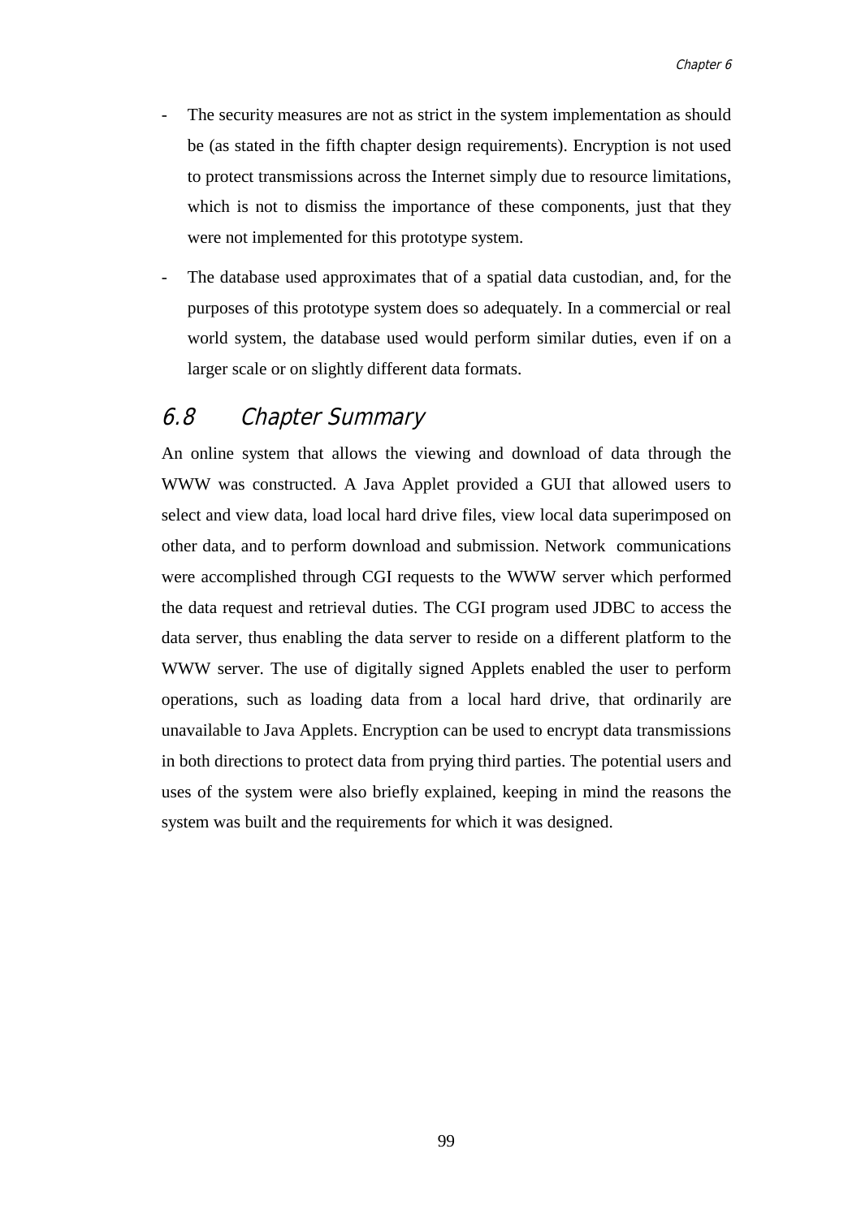- The security measures are not as strict in the system implementation as should be (as stated in the fifth chapter design requirements). Encryption is not used to protect transmissions across the Internet simply due to resource limitations, which is not to dismiss the importance of these components, just that they were not implemented for this prototype system.
- The database used approximates that of a spatial data custodian, and, for the purposes of this prototype system does so adequately. In a commercial or real world system, the database used would perform similar duties, even if on a larger scale or on slightly different data formats.

## 6.8 Chapter Summary

An online system that allows the viewing and download of data through the WWW was constructed. A Java Applet provided a GUI that allowed users to select and view data, load local hard drive files, view local data superimposed on other data, and to perform download and submission. Network communications were accomplished through CGI requests to the WWW server which performed the data request and retrieval duties. The CGI program used JDBC to access the data server, thus enabling the data server to reside on a different platform to the WWW server. The use of digitally signed Applets enabled the user to perform operations, such as loading data from a local hard drive, that ordinarily are unavailable to Java Applets. Encryption can be used to encrypt data transmissions in both directions to protect data from prying third parties. The potential users and uses of the system were also briefly explained, keeping in mind the reasons the system was built and the requirements for which it was designed.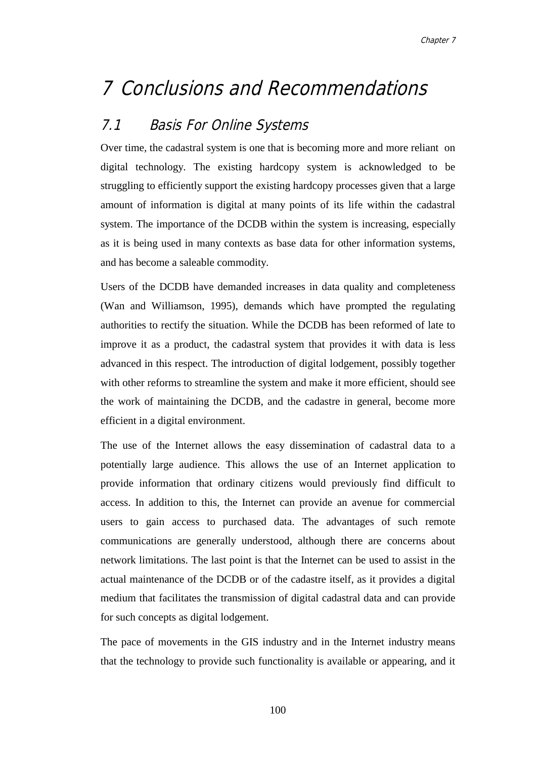# 7 Conclusions and Recommendations

## 7.1 Basis For Online Systems

Over time, the cadastral system is one that is becoming more and more reliant on digital technology. The existing hardcopy system is acknowledged to be struggling to efficiently support the existing hardcopy processes given that a large amount of information is digital at many points of its life within the cadastral system. The importance of the DCDB within the system is increasing, especially as it is being used in many contexts as base data for other information systems, and has become a saleable commodity.

Users of the DCDB have demanded increases in data quality and completeness (Wan and Williamson, 1995), demands which have prompted the regulating authorities to rectify the situation. While the DCDB has been reformed of late to improve it as a product, the cadastral system that provides it with data is less advanced in this respect. The introduction of digital lodgement, possibly together with other reforms to streamline the system and make it more efficient, should see the work of maintaining the DCDB, and the cadastre in general, become more efficient in a digital environment.

The use of the Internet allows the easy dissemination of cadastral data to a potentially large audience. This allows the use of an Internet application to provide information that ordinary citizens would previously find difficult to access. In addition to this, the Internet can provide an avenue for commercial users to gain access to purchased data. The advantages of such remote communications are generally understood, although there are concerns about network limitations. The last point is that the Internet can be used to assist in the actual maintenance of the DCDB or of the cadastre itself, as it provides a digital medium that facilitates the transmission of digital cadastral data and can provide for such concepts as digital lodgement.

The pace of movements in the GIS industry and in the Internet industry means that the technology to provide such functionality is available or appearing, and it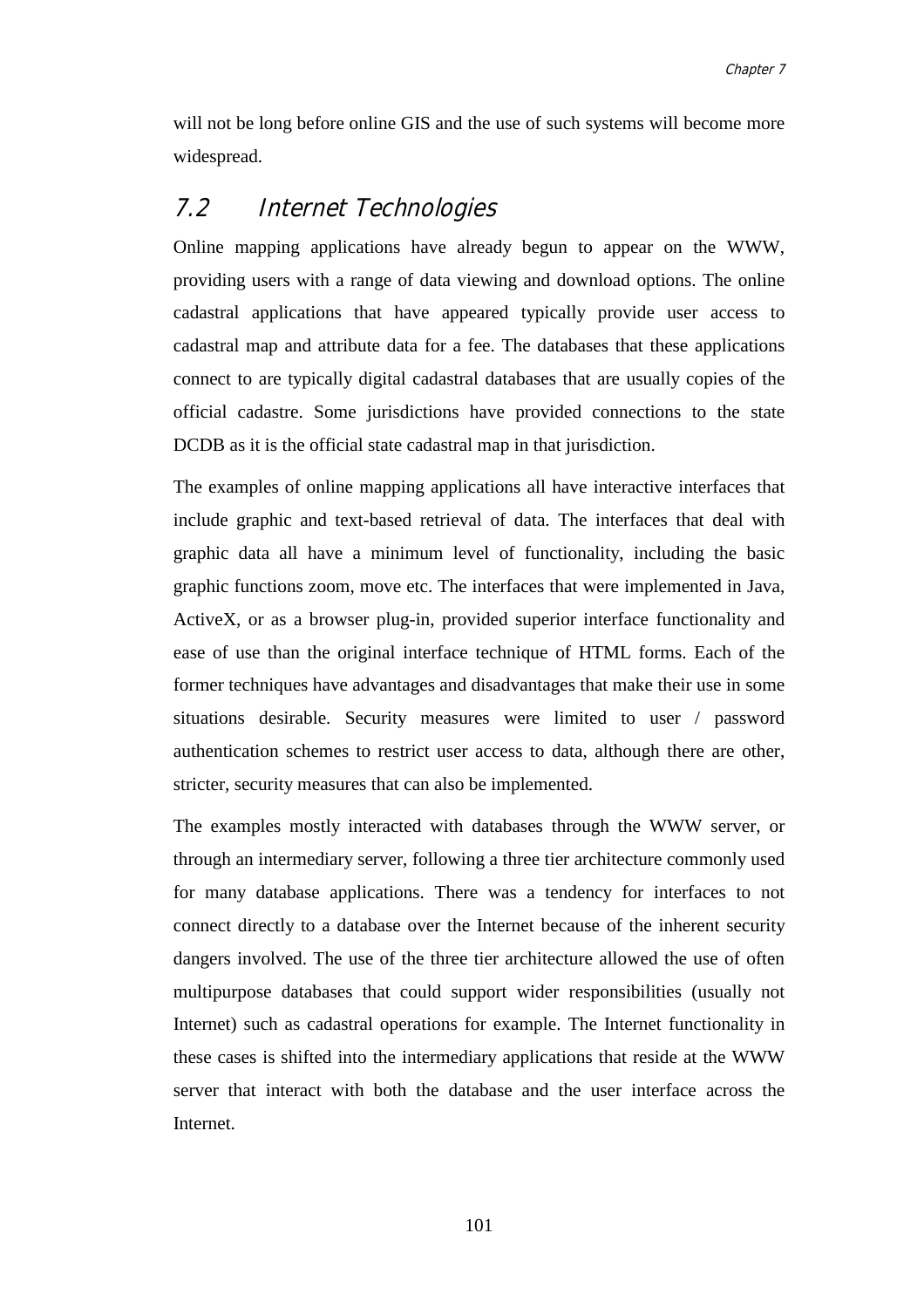will not be long before online GIS and the use of such systems will become more widespread.

## 7.2 Internet Technologies

Online mapping applications have already begun to appear on the WWW, providing users with a range of data viewing and download options. The online cadastral applications that have appeared typically provide user access to cadastral map and attribute data for a fee. The databases that these applications connect to are typically digital cadastral databases that are usually copies of the official cadastre. Some jurisdictions have provided connections to the state DCDB as it is the official state cadastral map in that jurisdiction.

The examples of online mapping applications all have interactive interfaces that include graphic and text-based retrieval of data. The interfaces that deal with graphic data all have a minimum level of functionality, including the basic graphic functions zoom, move etc. The interfaces that were implemented in Java, ActiveX, or as a browser plug-in, provided superior interface functionality and ease of use than the original interface technique of HTML forms. Each of the former techniques have advantages and disadvantages that make their use in some situations desirable. Security measures were limited to user / password authentication schemes to restrict user access to data, although there are other, stricter, security measures that can also be implemented.

The examples mostly interacted with databases through the WWW server, or through an intermediary server, following a three tier architecture commonly used for many database applications. There was a tendency for interfaces to not connect directly to a database over the Internet because of the inherent security dangers involved. The use of the three tier architecture allowed the use of often multipurpose databases that could support wider responsibilities (usually not Internet) such as cadastral operations for example. The Internet functionality in these cases is shifted into the intermediary applications that reside at the WWW server that interact with both the database and the user interface across the Internet.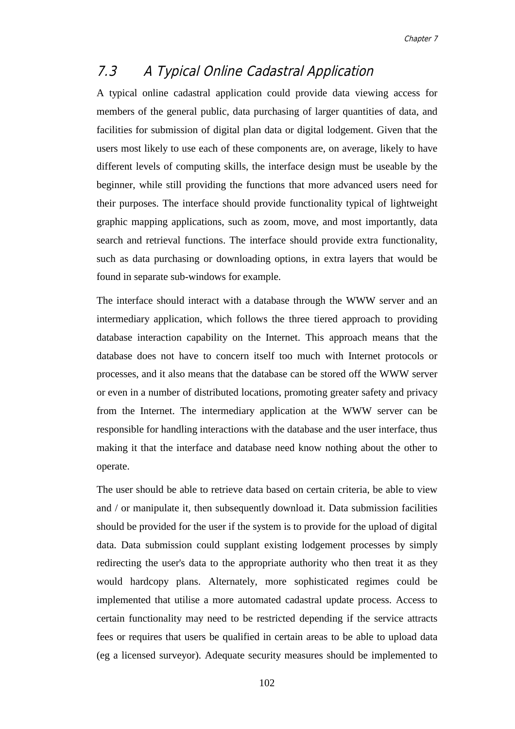## 7.3 A Typical Online Cadastral Application

A typical online cadastral application could provide data viewing access for members of the general public, data purchasing of larger quantities of data, and facilities for submission of digital plan data or digital lodgement. Given that the users most likely to use each of these components are, on average, likely to have different levels of computing skills, the interface design must be useable by the beginner, while still providing the functions that more advanced users need for their purposes. The interface should provide functionality typical of lightweight graphic mapping applications, such as zoom, move, and most importantly, data search and retrieval functions. The interface should provide extra functionality, such as data purchasing or downloading options, in extra layers that would be found in separate sub-windows for example.

The interface should interact with a database through the WWW server and an intermediary application, which follows the three tiered approach to providing database interaction capability on the Internet. This approach means that the database does not have to concern itself too much with Internet protocols or processes, and it also means that the database can be stored off the WWW server or even in a number of distributed locations, promoting greater safety and privacy from the Internet. The intermediary application at the WWW server can be responsible for handling interactions with the database and the user interface, thus making it that the interface and database need know nothing about the other to operate.

The user should be able to retrieve data based on certain criteria, be able to view and / or manipulate it, then subsequently download it. Data submission facilities should be provided for the user if the system is to provide for the upload of digital data. Data submission could supplant existing lodgement processes by simply redirecting the user's data to the appropriate authority who then treat it as they would hardcopy plans. Alternately, more sophisticated regimes could be implemented that utilise a more automated cadastral update process. Access to certain functionality may need to be restricted depending if the service attracts fees or requires that users be qualified in certain areas to be able to upload data (eg a licensed surveyor). Adequate security measures should be implemented to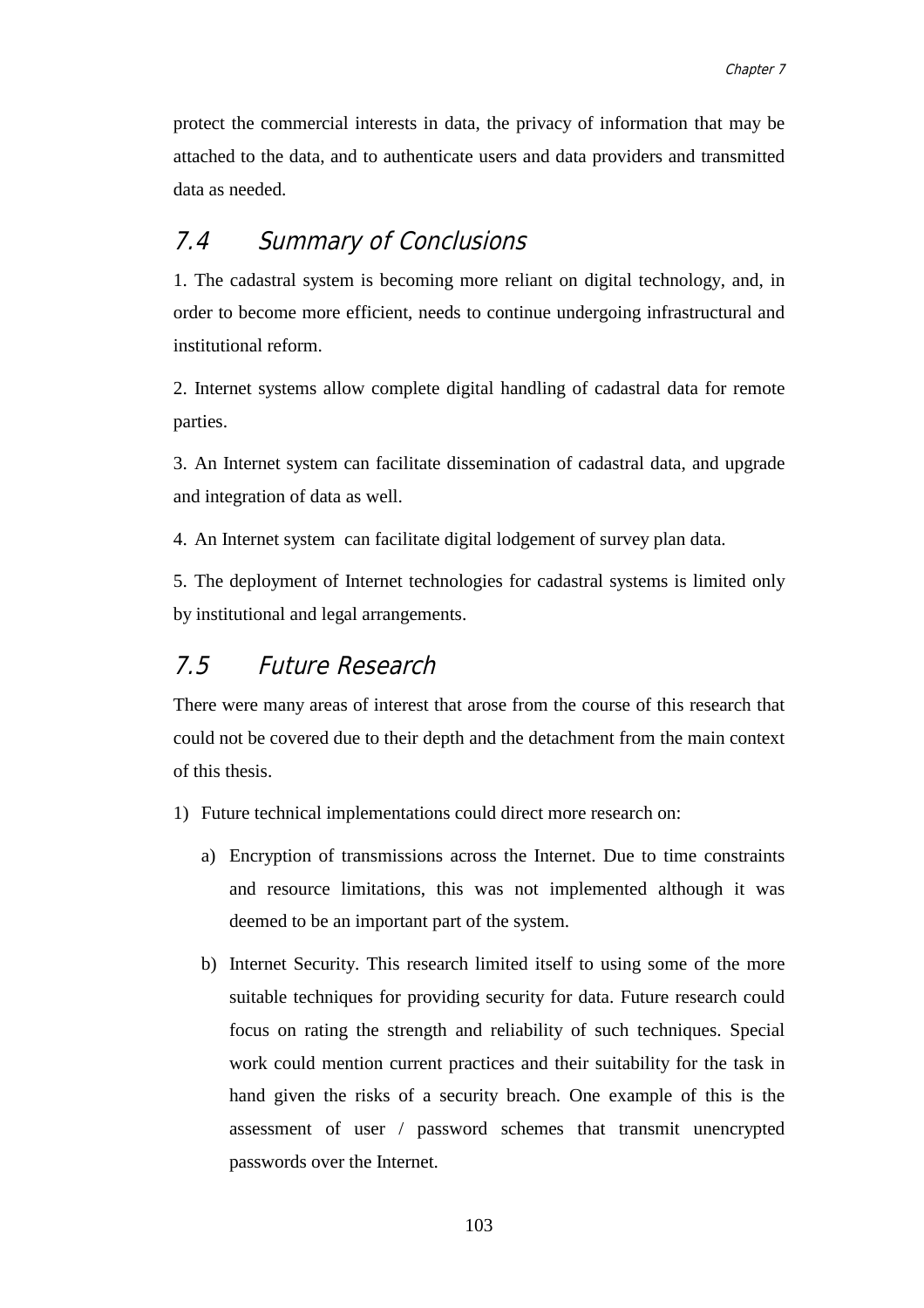protect the commercial interests in data, the privacy of information that may be attached to the data, and to authenticate users and data providers and transmitted data as needed.

## 7.4 Summary of Conclusions

1. The cadastral system is becoming more reliant on digital technology, and, in order to become more efficient, needs to continue undergoing infrastructural and institutional reform.

2. Internet systems allow complete digital handling of cadastral data for remote parties.

3. An Internet system can facilitate dissemination of cadastral data, and upgrade and integration of data as well.

4. An Internet system can facilitate digital lodgement of survey plan data.

5. The deployment of Internet technologies for cadastral systems is limited only by institutional and legal arrangements.

## 7.5 Future Research

There were many areas of interest that arose from the course of this research that could not be covered due to their depth and the detachment from the main context of this thesis.

1) Future technical implementations could direct more research on:

   a) Encryption of transmissions across the Internet. Due to time constraints and resource limitations, this was not implemented although it was deemed to be an important part of the system.

   b) Internet Security. This research limited itself to using some of the more suitable techniques for providing security for data. Future research could focus on rating the strength and reliability of such techniques. Special work could mention current practices and their suitability for the task in hand given the risks of a security breach. One example of this is the assessment of user / password schemes that transmit unencrypted passwords over the Internet.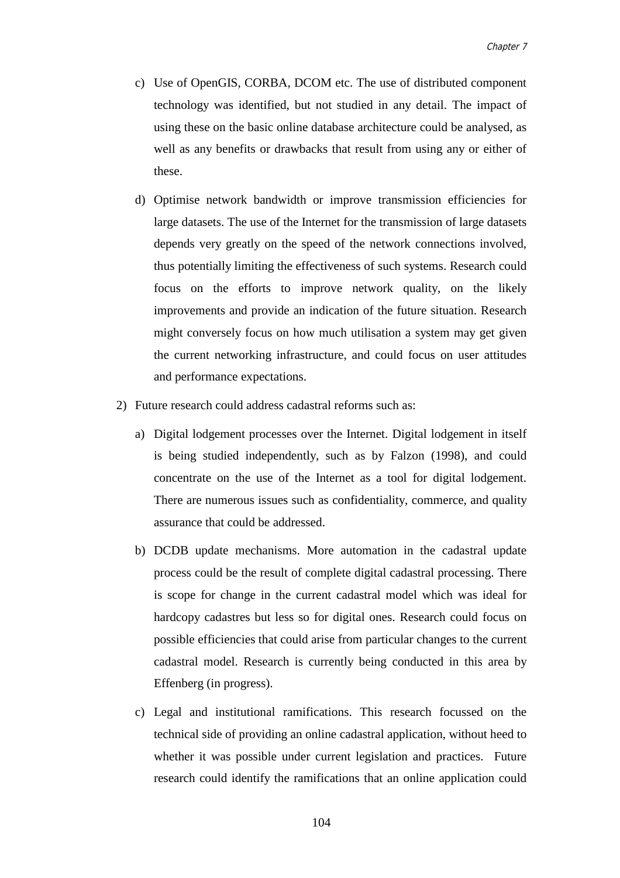c) Use of OpenGIS, CORBA, DCOM etc. The use of distributed component technology was identified, but not studied in any detail. The impact of using these on the basic online database architecture could be analysed, as well as any benefits or drawbacks that result from using any or either of these.

d) Optimise network bandwidth or improve transmission efficiencies for large datasets. The use of the Internet for the transmission of large datasets depends very greatly on the speed of the network connections involved, thus potentially limiting the effectiveness of such systems. Research could focus on the efforts to improve network quality, on the likely improvements and provide an indication of the future situation. Research might conversely focus on how much utilisation a system may get given the current networking infrastructure, and could focus on user attitudes and performance expectations.

2) Future research could address cadastral reforms such as:

a) Digital lodgement processes over the Internet. Digital lodgement in itself is being studied independently, such as by Falzon (1998), and could concentrate on the use of the Internet as a tool for digital lodgement. There are numerous issues such as confidentiality, commerce, and quality assurance that could be addressed.

b) DCDB update mechanisms. More automation in the cadastral update process could be the result of complete digital cadastral processing. There is scope for change in the current cadastral model which was ideal for hardcopy cadastres but less so for digital ones. Research could focus on possible efficiencies that could arise from particular changes to the current cadastral model. Research is currently being conducted in this area by Effenberg (in progress).

c) Legal and institutional ramifications. This research focussed on the technical side of providing an online cadastral application, without heed to whether it was possible under current legislation and practices. Future research could identify the ramifications that an online application could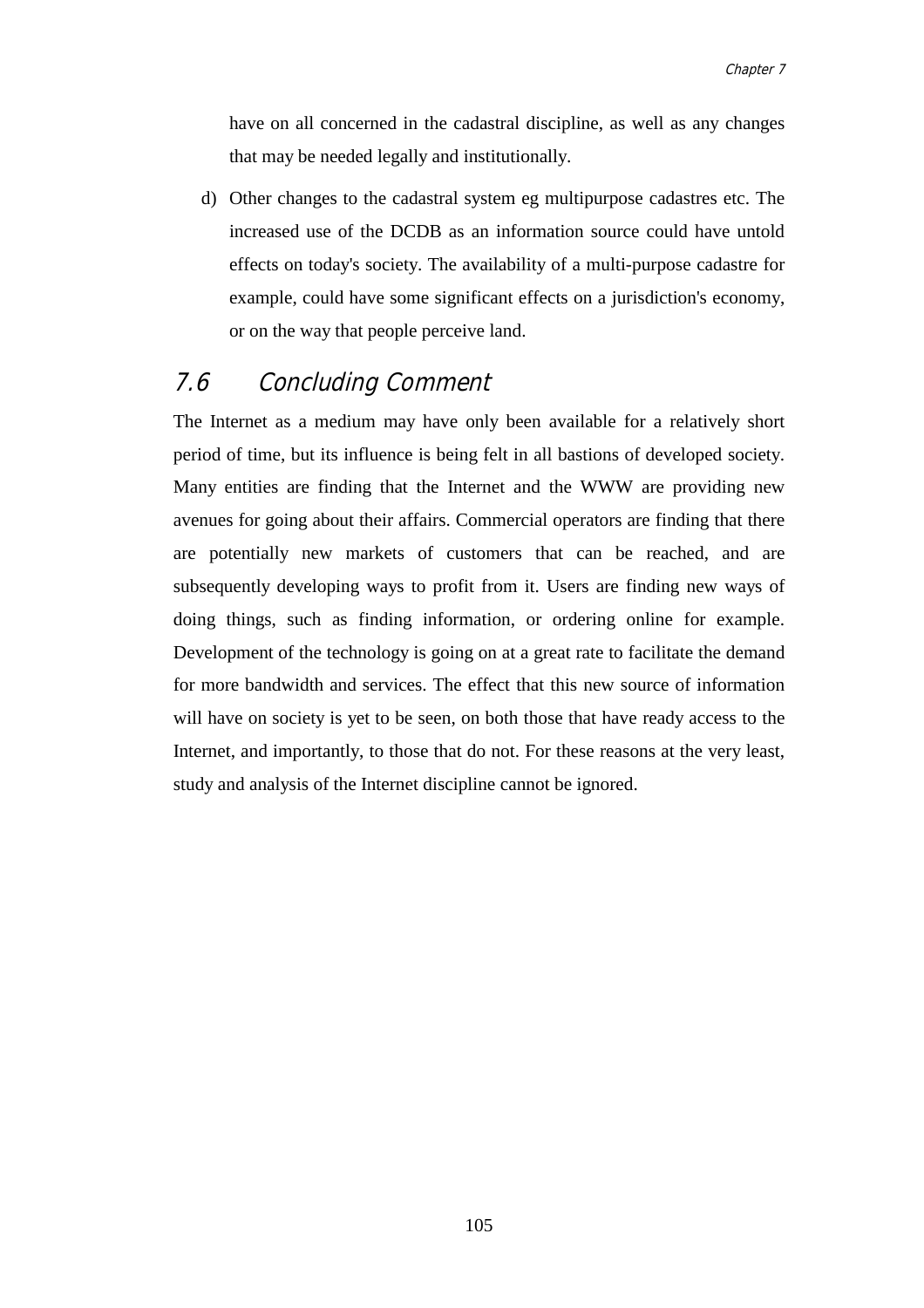have on all concerned in the cadastral discipline, as well as any changes that may be needed legally and institutionally.

d) Other changes to the cadastral system eg multipurpose cadastres etc. The increased use of the DCDB as an information source could have untold effects on today's society. The availability of a multi-purpose cadastre for example, could have some significant effects on a jurisdiction's economy, or on the way that people perceive land.

## 7.6 Concluding Comment

The Internet as a medium may have only been available for a relatively short period of time, but its influence is being felt in all bastions of developed society. Many entities are finding that the Internet and the WWW are providing new avenues for going about their affairs. Commercial operators are finding that there are potentially new markets of customers that can be reached, and are subsequently developing ways to profit from it. Users are finding new ways of doing things, such as finding information, or ordering online for example. Development of the technology is going on at a great rate to facilitate the demand for more bandwidth and services. The effect that this new source of information will have on society is yet to be seen, on both those that have ready access to the Internet, and importantly, to those that do not. For these reasons at the very least, study and analysis of the Internet discipline cannot be ignored.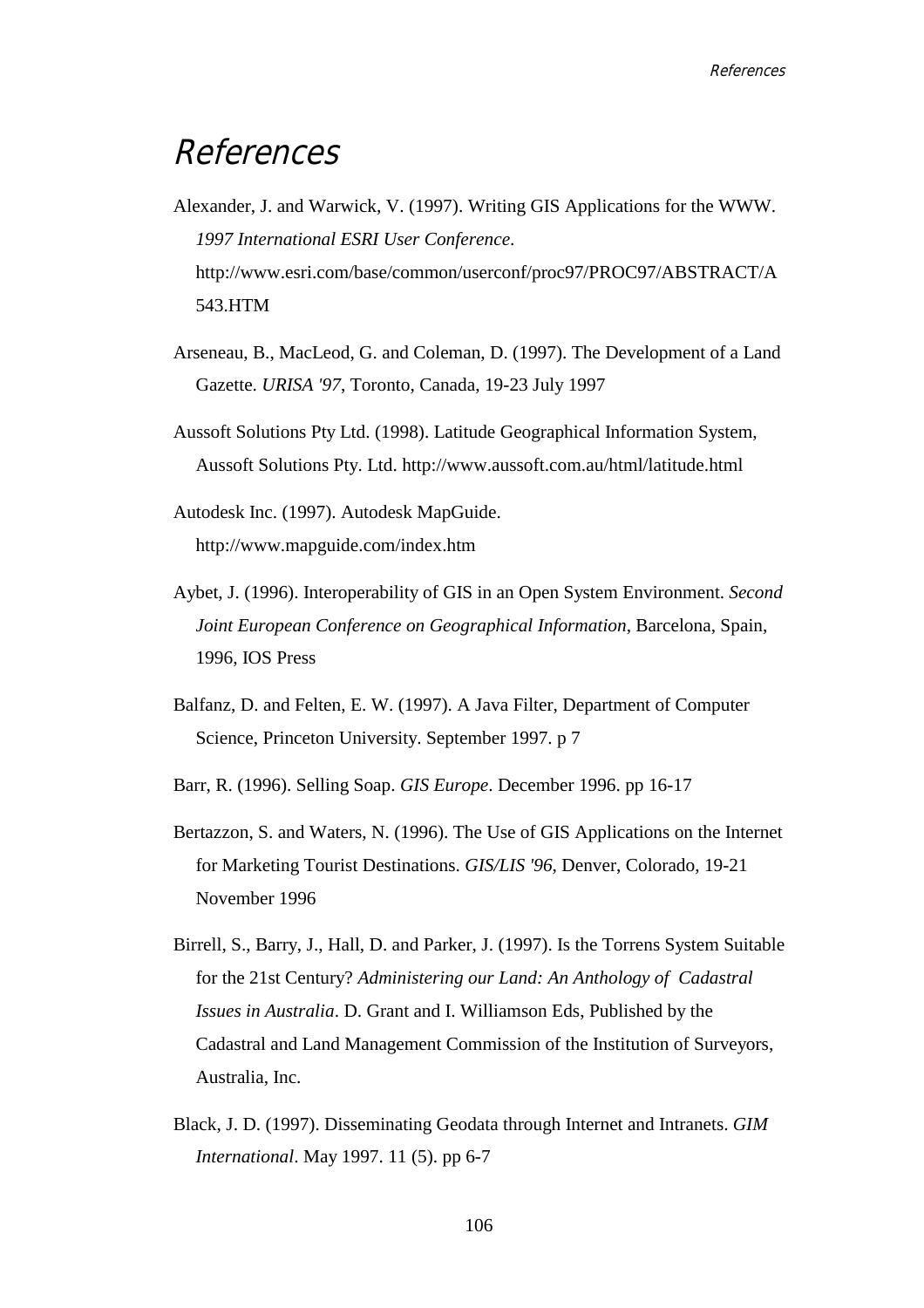# References

Alexander, J. and Warwick, V. (1997). Writing GIS Applications for the WWW. *1997 International ESRI User Conference*. http://www.esri.com/base/common/userconf/proc97/PROC97/ABSTRACT/A543.HTM

Arseneau, B., MacLeod, G. and Coleman, D. (1997). The Development of a Land Gazette. *URISA '97*, Toronto, Canada, 19-23 July 1997

Aussoft Solutions Pty Ltd. (1998). Latitude Geographical Information System, Aussoft Solutions Pty. Ltd. http://www.aussoft.com.au/html/latitude.html

Autodesk Inc. (1997). Autodesk MapGuide. http://www.mapguide.com/index.htm

Aybet, J. (1996). Interoperability of GIS in an Open System Environment. *Second Joint European Conference on Geographical Information*, Barcelona, Spain, 1996, IOS Press

Balfanz, D. and Felten, E. W. (1997). A Java Filter, Department of Computer Science, Princeton University. September 1997. p 7

Barr, R. (1996). Selling Soap. *GIS Europe*. December 1996. pp 16-17

Bertazzon, S. and Waters, N. (1996). The Use of GIS Applications on the Internet for Marketing Tourist Destinations. *GIS/LIS '96*, Denver, Colorado, 19-21 November 1996

Birrell, S., Barry, J., Hall, D. and Parker, J. (1997). Is the Torrens System Suitable for the 21st Century? *Administering our Land: An Anthology of Cadastral Issues in Australia*. D. Grant and I. Williamson Eds, Published by the Cadastral and Land Management Commission of the Institution of Surveyors, Australia, Inc.

Black, J. D. (1997). Disseminating Geodata through Internet and Intranets. *GIM International*. May 1997. 11 (5). pp 6-7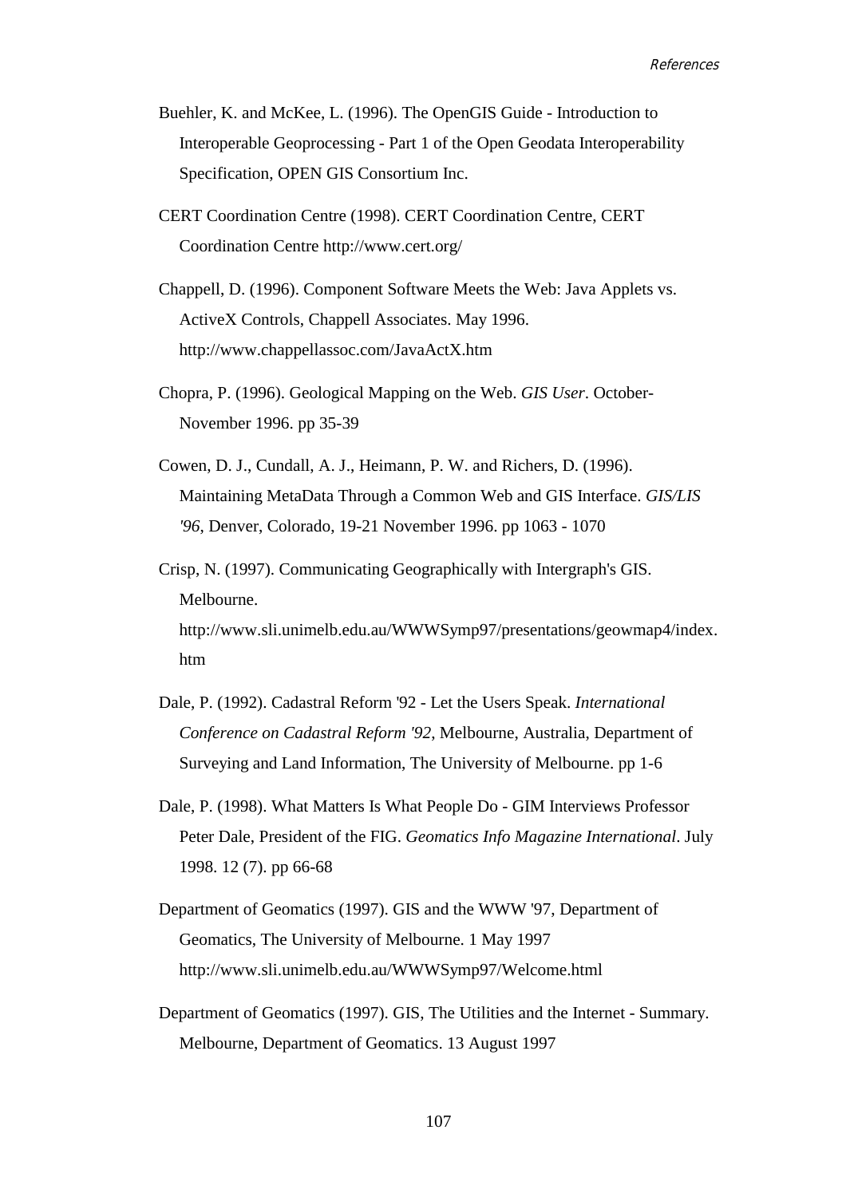Buehler, K. and McKee, L. (1996). The OpenGIS Guide - Introduction to Interoperable Geoprocessing - Part 1 of the Open Geodata Interoperability Specification, OPEN GIS Consortium Inc.

CERT Coordination Centre (1998). CERT Coordination Centre, CERT Coordination Centre http://www.cert.org/

Chappell, D. (1996). Component Software Meets the Web: Java Applets vs. ActiveX Controls, Chappell Associates. May 1996. http://www.chappellassoc.com/JavaActX.htm

Chopra, P. (1996). Geological Mapping on the Web. *GIS User*. October-November 1996. pp 35-39

Cowen, D. J., Cundall, A. J., Heimann, P. W. and Richers, D. (1996). Maintaining MetaData Through a Common Web and GIS Interface. *GIS/LIS '96*, Denver, Colorado, 19-21 November 1996. pp 1063 - 1070

Crisp, N. (1997). Communicating Geographically with Intergraph's GIS. Melbourne. http://www.sli.unimelb.edu.au/WWWSymp97/presentations/geowmap4/index.htm

Dale, P. (1992). Cadastral Reform '92 - Let the Users Speak. *International Conference on Cadastral Reform '92*, Melbourne, Australia, Department of Surveying and Land Information, The University of Melbourne. pp 1-6

Dale, P. (1998). What Matters Is What People Do - GIM Interviews Professor Peter Dale, President of the FIG. *Geomatics Info Magazine International*. July 1998. 12 (7). pp 66-68

Department of Geomatics (1997). GIS and the WWW '97, Department of Geomatics, The University of Melbourne. 1 May 1997 http://www.sli.unimelb.edu.au/WWWSymp97/Welcome.html

Department of Geomatics (1997). GIS, The Utilities and the Internet - Summary. Melbourne, Department of Geomatics. 13 August 1997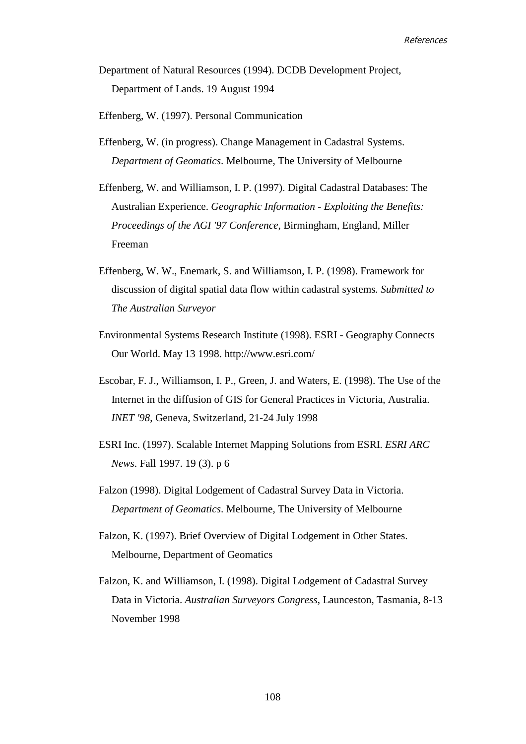Department of Natural Resources (1994). DCDB Development Project, Department of Lands. 19 August 1994

Effenberg, W. (1997). Personal Communication

Effenberg, W. (in progress). Change Management in Cadastral Systems. *Department of Geomatics*. Melbourne, The University of Melbourne

Effenberg, W. and Williamson, I. P. (1997). Digital Cadastral Databases: The Australian Experience. *Geographic Information - Exploiting the Benefits: Proceedings of the AGI '97 Conference*, Birmingham, England, Miller Freeman

Effenberg, W. W., Enemark, S. and Williamson, I. P. (1998). Framework for discussion of digital spatial data flow within cadastral systems*. Submitted to The Australian Surveyor*

Environmental Systems Research Institute (1998). ESRI - Geography Connects Our World. May 13 1998. http://www.esri.com/

Escobar, F. J., Williamson, I. P., Green, J. and Waters, E. (1998). The Use of the Internet in the diffusion of GIS for General Practices in Victoria, Australia. *INET '98*, Geneva, Switzerland, 21-24 July 1998

ESRI Inc. (1997). Scalable Internet Mapping Solutions from ESRI. *ESRI ARC News*. Fall 1997. 19 (3). p 6

Falzon (1998). Digital Lodgement of Cadastral Survey Data in Victoria. *Department of Geomatics*. Melbourne, The University of Melbourne

Falzon, K. (1997). Brief Overview of Digital Lodgement in Other States. Melbourne, Department of Geomatics

Falzon, K. and Williamson, I. (1998). Digital Lodgement of Cadastral Survey Data in Victoria. *Australian Surveyors Congress*, Launceston, Tasmania, 8-13 November 1998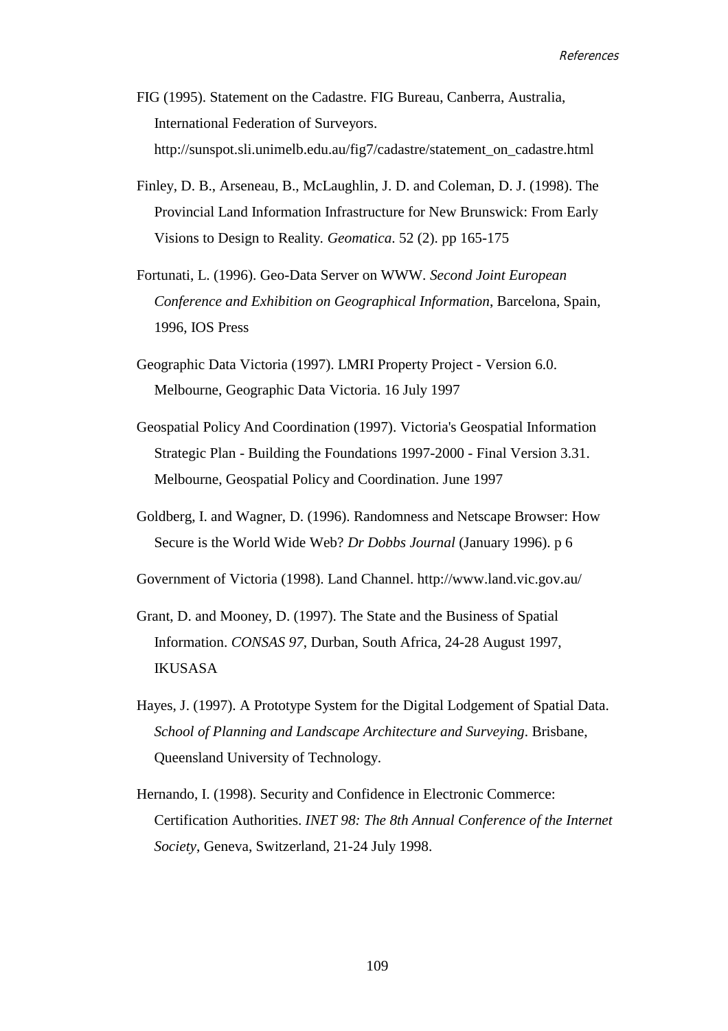FIG (1995). Statement on the Cadastre. FIG Bureau, Canberra, Australia, International Federation of Surveyors. http://sunspot.sli.unimelb.edu.au/fig7/cadastre/statement_on_cadastre.html

Finley, D. B., Arseneau, B., McLaughlin, J. D. and Coleman, D. J. (1998). The Provincial Land Information Infrastructure for New Brunswick: From Early Visions to Design to Reality. *Geomatica*. 52 (2). pp 165-175

Fortunati, L. (1996). Geo-Data Server on WWW. *Second Joint European Conference and Exhibition on Geographical Information*, Barcelona, Spain, 1996, IOS Press

Geographic Data Victoria (1997). LMRI Property Project - Version 6.0. Melbourne, Geographic Data Victoria. 16 July 1997

Geospatial Policy And Coordination (1997). Victoria's Geospatial Information Strategic Plan - Building the Foundations 1997-2000 - Final Version 3.31. Melbourne, Geospatial Policy and Coordination. June 1997

Goldberg, I. and Wagner, D. (1996). Randomness and Netscape Browser: How Secure is the World Wide Web? *Dr Dobbs Journal* (January 1996). p 6

Government of Victoria (1998). Land Channel. http://www.land.vic.gov.au/

Grant, D. and Mooney, D. (1997). The State and the Business of Spatial Information. *CONSAS 97*, Durban, South Africa, 24-28 August 1997, IKUSASA

Hayes, J. (1997). A Prototype System for the Digital Lodgement of Spatial Data. *School of Planning and Landscape Architecture and Surveying*. Brisbane, Queensland University of Technology.

Hernando, I. (1998). Security and Confidence in Electronic Commerce: Certification Authorities. *INET 98: The 8th Annual Conference of the Internet Society*, Geneva, Switzerland, 21-24 July 1998.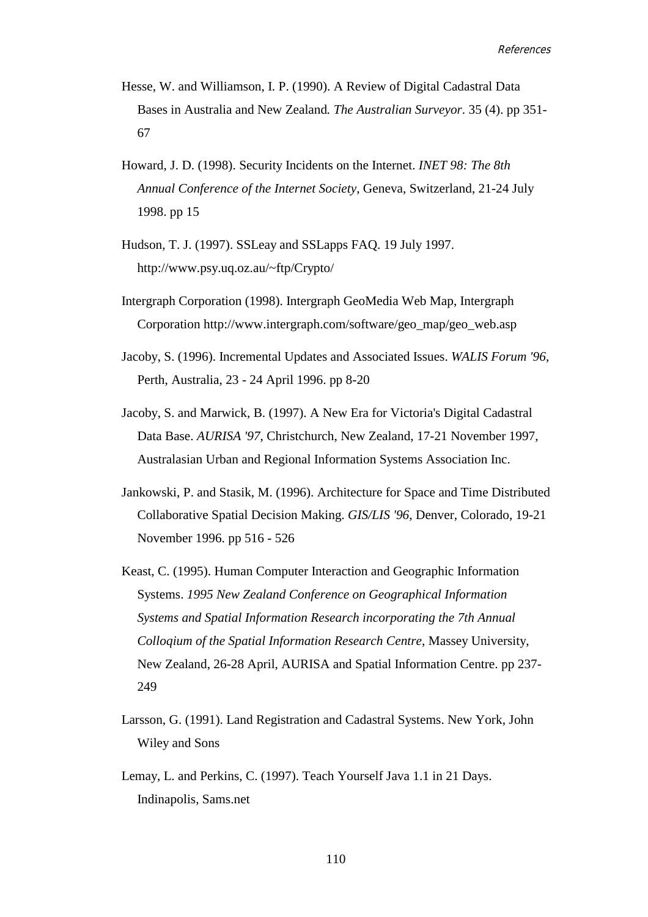Hesse, W. and Williamson, I. P. (1990). A Review of Digital Cadastral Data Bases in Australia and New Zealand. *The Australian Surveyor*. 35 (4). pp 351-67

Howard, J. D. (1998). Security Incidents on the Internet. *INET 98: The 8th Annual Conference of the Internet Society*, Geneva, Switzerland, 21-24 July 1998. pp 15

Hudson, T. J. (1997). SSLeay and SSLapps FAQ. 19 July 1997. http://www.psy.uq.oz.au/~ftp/Crypto/

Intergraph Corporation (1998). Intergraph GeoMedia Web Map, Intergraph Corporation http://www.intergraph.com/software/geo_map/geo_web.asp

Jacoby, S. (1996). Incremental Updates and Associated Issues. *WALIS Forum '96*, Perth, Australia, 23 - 24 April 1996. pp 8-20

Jacoby, S. and Marwick, B. (1997). A New Era for Victoria's Digital Cadastral Data Base. *AURISA '97*, Christchurch, New Zealand, 17-21 November 1997, Australasian Urban and Regional Information Systems Association Inc.

Jankowski, P. and Stasik, M. (1996). Architecture for Space and Time Distributed Collaborative Spatial Decision Making. *GIS/LIS '96*, Denver, Colorado, 19-21 November 1996. pp 516 - 526

Keast, C. (1995). Human Computer Interaction and Geographic Information Systems. *1995 New Zealand Conference on Geographical Information Systems and Spatial Information Research incorporating the 7th Annual Colloqium of the Spatial Information Research Centre*, Massey University, New Zealand, 26-28 April, AURISA and Spatial Information Centre. pp 237-249

Larsson, G. (1991). Land Registration and Cadastral Systems. New York, John Wiley and Sons

Lemay, L. and Perkins, C. (1997). Teach Yourself Java 1.1 in 21 Days. Indinapolis, Sams.net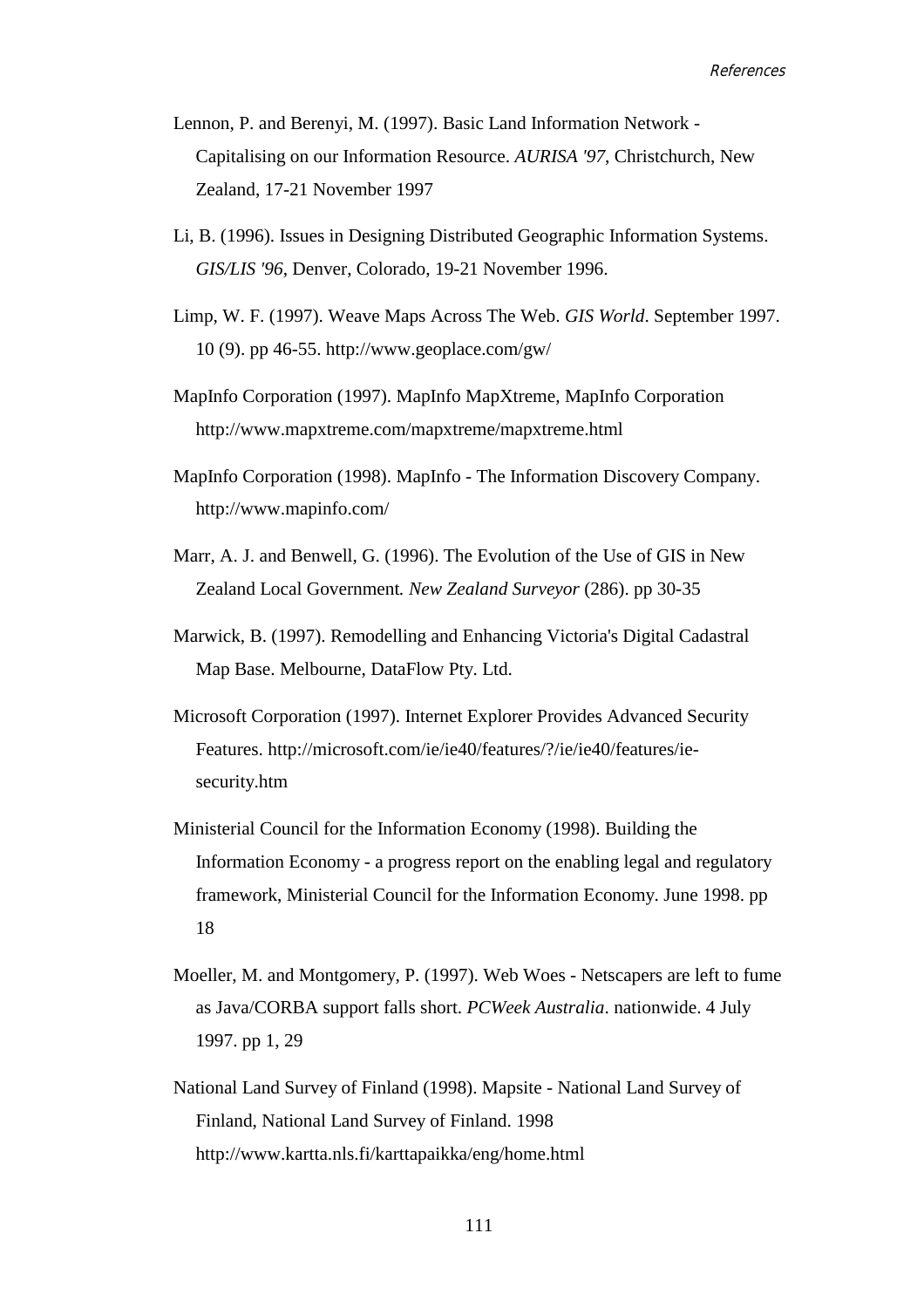Lennon, P. and Berenyi, M. (1997). Basic Land Information Network - Capitalising on our Information Resource. *AURISA '97*, Christchurch, New Zealand, 17-21 November 1997

Li, B. (1996). Issues in Designing Distributed Geographic Information Systems. *GIS/LIS '96*, Denver, Colorado, 19-21 November 1996.

Limp, W. F. (1997). Weave Maps Across The Web. *GIS World*. September 1997. 10 (9). pp 46-55. http://www.geoplace.com/gw/

MapInfo Corporation (1997). MapInfo MapXtreme, MapInfo Corporation http://www.mapxtreme.com/mapxtreme/mapxtreme.html

MapInfo Corporation (1998). MapInfo - The Information Discovery Company. http://www.mapinfo.com/

Marr, A. J. and Benwell, G. (1996). The Evolution of the Use of GIS in New Zealand Local Government*. New Zealand Surveyor* (286). pp 30-35

Marwick, B. (1997). Remodelling and Enhancing Victoria's Digital Cadastral Map Base. Melbourne, DataFlow Pty. Ltd.

Microsoft Corporation (1997). Internet Explorer Provides Advanced Security Features. http://microsoft.com/ie/ie40/features/?/ie/ie40/features/ie-security.htm

Ministerial Council for the Information Economy (1998). Building the Information Economy - a progress report on the enabling legal and regulatory framework, Ministerial Council for the Information Economy. June 1998. pp 18

Moeller, M. and Montgomery, P. (1997). Web Woes - Netscapers are left to fume as Java/CORBA support falls short. *PCWeek Australia*. nationwide. 4 July 1997. pp 1, 29

National Land Survey of Finland (1998). Mapsite - National Land Survey of Finland, National Land Survey of Finland. 1998 http://www.kartta.nls.fi/karttapaikka/eng/home.html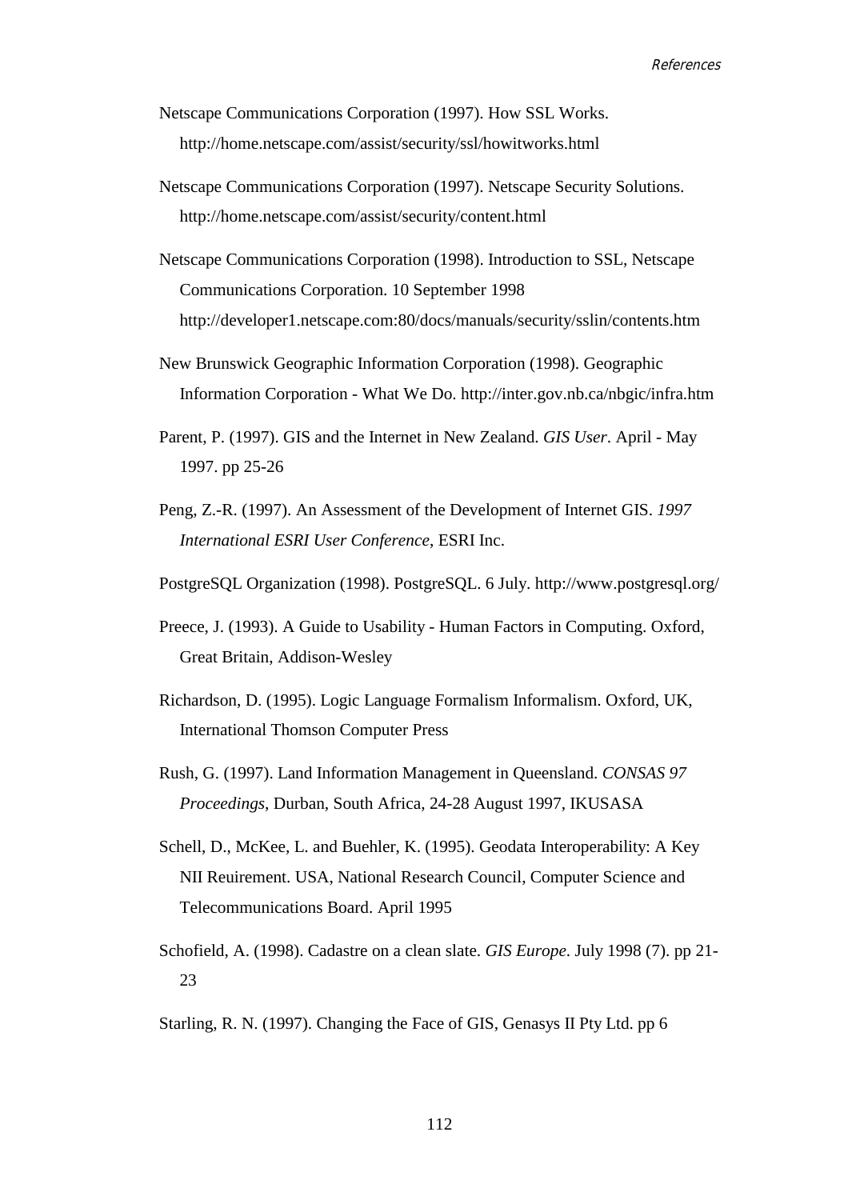Netscape Communications Corporation (1997). How SSL Works. http://home.netscape.com/assist/security/ssl/howitworks.html

Netscape Communications Corporation (1997). Netscape Security Solutions. http://home.netscape.com/assist/security/content.html

Netscape Communications Corporation (1998). Introduction to SSL, Netscape Communications Corporation. 10 September 1998 http://developer1.netscape.com:80/docs/manuals/security/sslin/contents.htm

New Brunswick Geographic Information Corporation (1998). Geographic Information Corporation - What We Do. http://inter.gov.nb.ca/nbgic/infra.htm

Parent, P. (1997). GIS and the Internet in New Zealand. *GIS User*. April - May 1997. pp 25-26

Peng, Z.-R. (1997). An Assessment of the Development of Internet GIS. *1997 International ESRI User Conference*, ESRI Inc.

PostgreSQL Organization (1998). PostgreSQL. 6 July. http://www.postgresql.org/

Preece, J. (1993). A Guide to Usability - Human Factors in Computing. Oxford, Great Britain, Addison-Wesley

Richardson, D. (1995). Logic Language Formalism Informalism. Oxford, UK, International Thomson Computer Press

Rush, G. (1997). Land Information Management in Queensland. *CONSAS 97 Proceedings*, Durban, South Africa, 24-28 August 1997, IKUSASA

Schell, D., McKee, L. and Buehler, K. (1995). Geodata Interoperability: A Key NII Reuirement. USA, National Research Council, Computer Science and Telecommunications Board. April 1995

Schofield, A. (1998). Cadastre on a clean slate. *GIS Europe*. July 1998 (7). pp 21-23

Starling, R. N. (1997). Changing the Face of GIS, Genasys II Pty Ltd. pp 6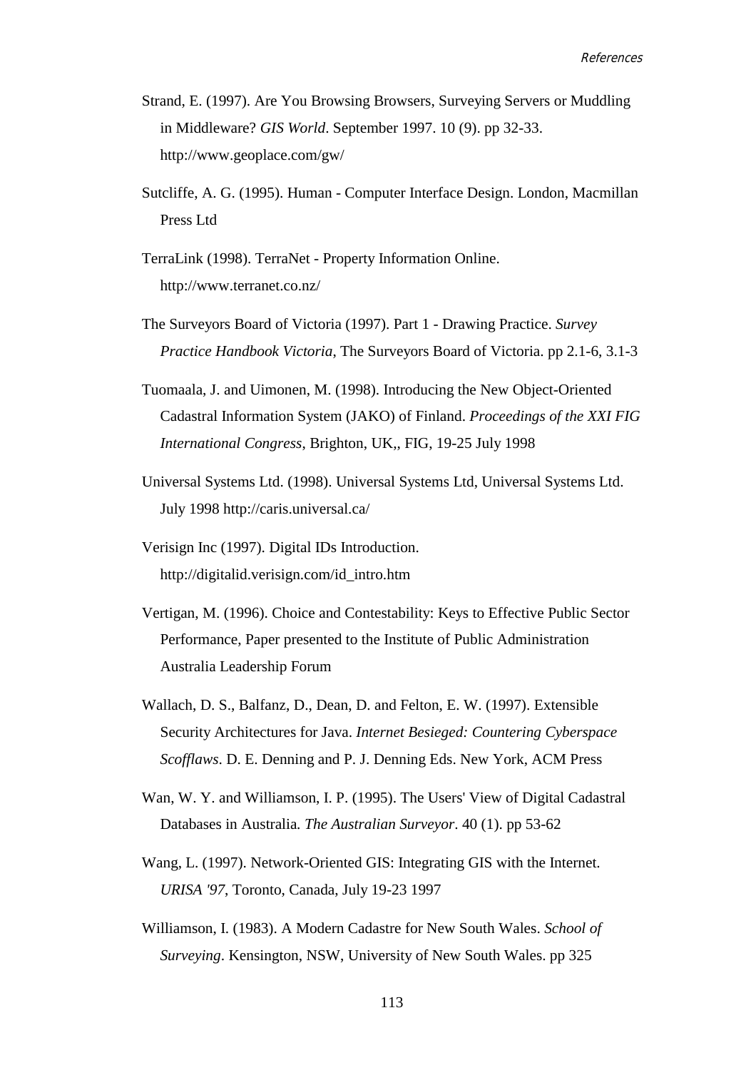Strand, E. (1997). Are You Browsing Browsers, Surveying Servers or Muddling in Middleware? *GIS World*. September 1997. 10 (9). pp 32-33. http://www.geoplace.com/gw/

Sutcliffe, A. G. (1995). Human - Computer Interface Design. London, Macmillan Press Ltd

TerraLink (1998). TerraNet - Property Information Online. http://www.terranet.co.nz/

The Surveyors Board of Victoria (1997). Part 1 - Drawing Practice. *Survey Practice Handbook Victoria*, The Surveyors Board of Victoria. pp 2.1-6, 3.1-3

Tuomaala, J. and Uimonen, M. (1998). Introducing the New Object-Oriented Cadastral Information System (JAKO) of Finland. *Proceedings of the XXI FIG International Congress*, Brighton, UK,, FIG, 19-25 July 1998

Universal Systems Ltd. (1998). Universal Systems Ltd, Universal Systems Ltd. July 1998 http://caris.universal.ca/

Verisign Inc (1997). Digital IDs Introduction. http://digitalid.verisign.com/id_intro.htm

Vertigan, M. (1996). Choice and Contestability: Keys to Effective Public Sector Performance, Paper presented to the Institute of Public Administration Australia Leadership Forum

Wallach, D. S., Balfanz, D., Dean, D. and Felton, E. W. (1997). Extensible Security Architectures for Java. *Internet Besieged: Countering Cyberspace Scofflaws*. D. E. Denning and P. J. Denning Eds. New York, ACM Press

Wan, W. Y. and Williamson, I. P. (1995). The Users' View of Digital Cadastral Databases in Australia. *The Australian Surveyor*. 40 (1). pp 53-62

Wang, L. (1997). Network-Oriented GIS: Integrating GIS with the Internet. *URISA '97*, Toronto, Canada, July 19-23 1997

Williamson, I. (1983). A Modern Cadastre for New South Wales. *School of Surveying*. Kensington, NSW, University of New South Wales. pp 325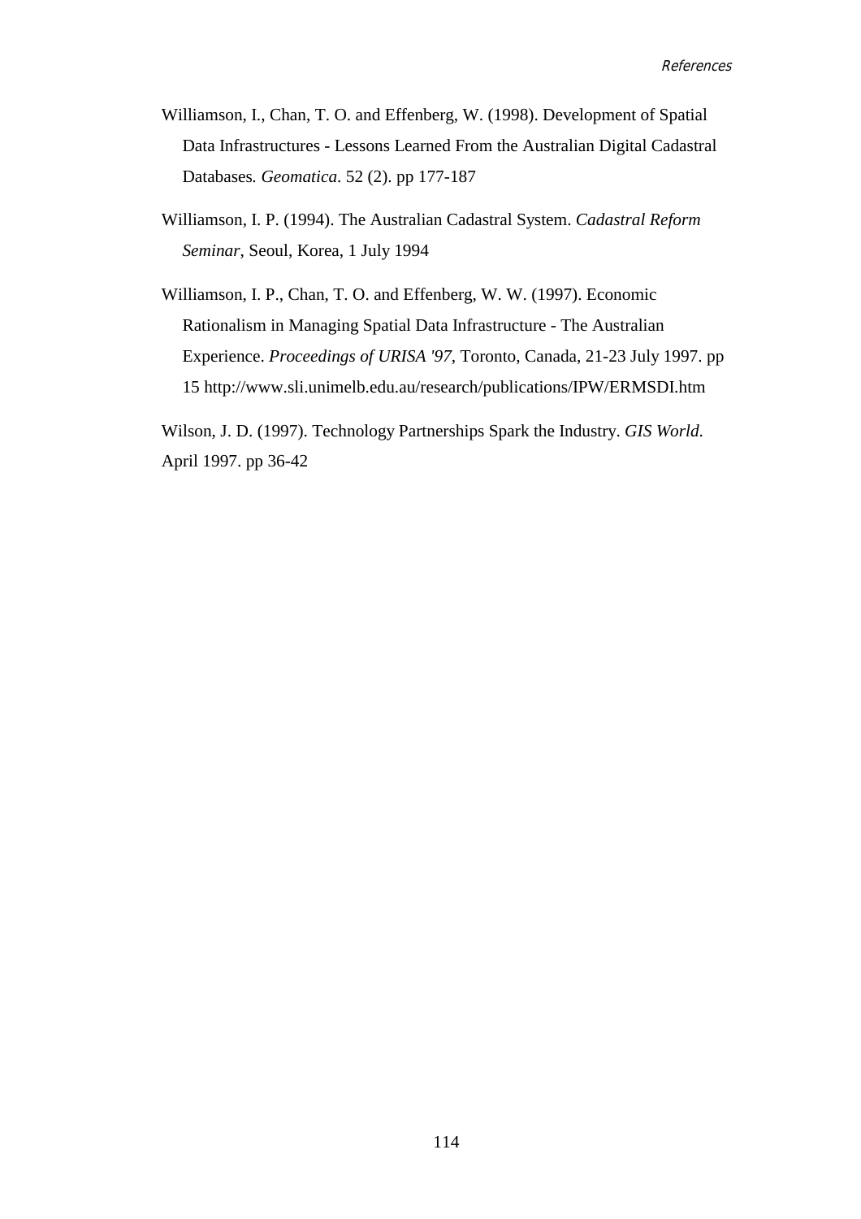Williamson, I., Chan, T. O. and Effenberg, W. (1998). Development of Spatial Data Infrastructures - Lessons Learned From the Australian Digital Cadastral Databases. *Geomatica*. 52 (2). pp 177-187

Williamson, I. P. (1994). The Australian Cadastral System. *Cadastral Reform Seminar*, Seoul, Korea, 1 July 1994

Williamson, I. P., Chan, T. O. and Effenberg, W. W. (1997). Economic Rationalism in Managing Spatial Data Infrastructure - The Australian Experience. *Proceedings of URISA '97*, Toronto, Canada, 21-23 July 1997. pp 15 http://www.sli.unimelb.edu.au/research/publications/IPW/ERMSDI.htm

Wilson, J. D. (1997). Technology Partnerships Spark the Industry. *GIS World*. April 1997. pp 36-42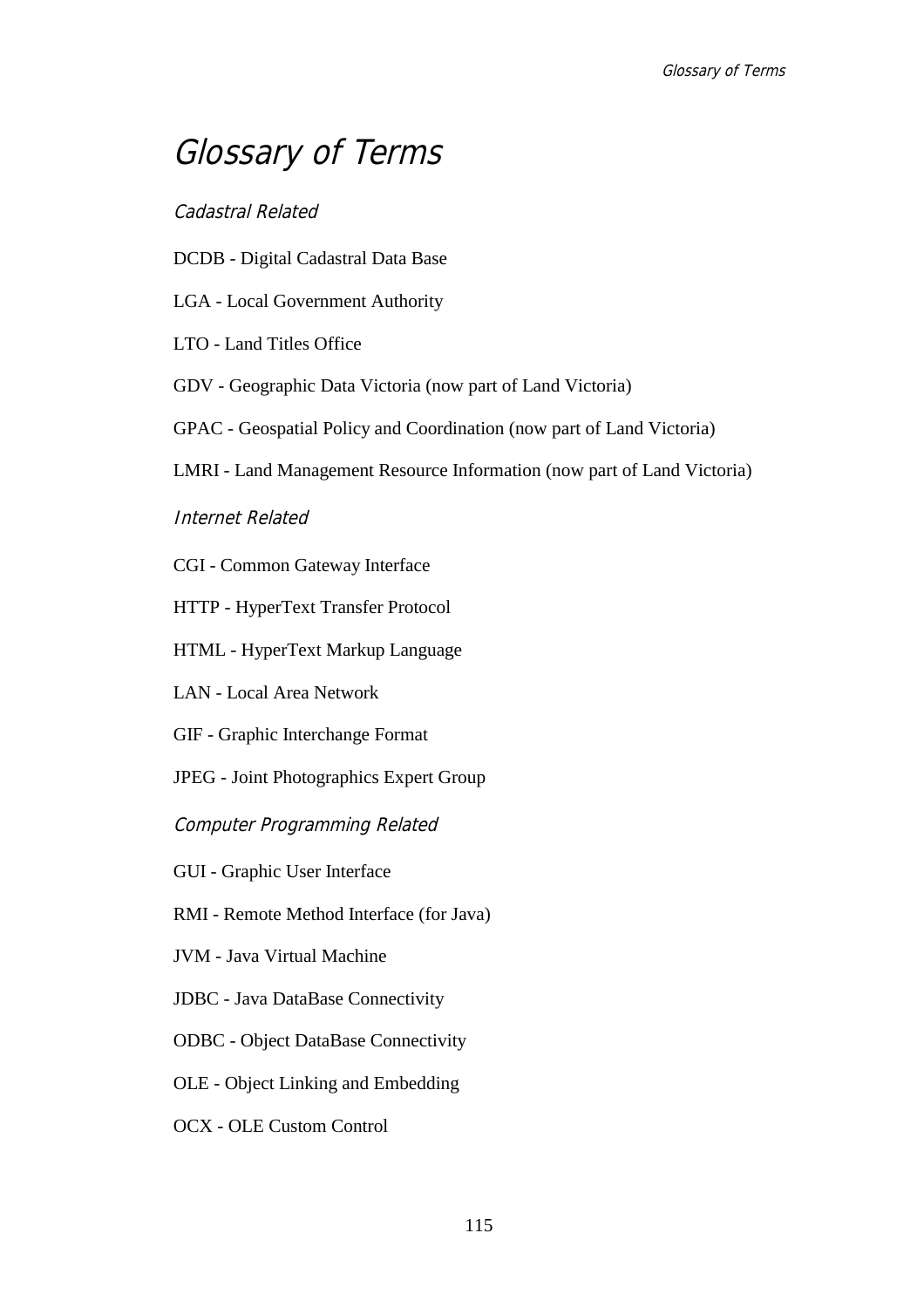# Glossary of Terms

## Cadastral Related

DCDB - Digital Cadastral Data Base

LGA - Local Government Authority

LTO - Land Titles Office

GDV - Geographic Data Victoria (now part of Land Victoria)

GPAC - Geospatial Policy and Coordination (now part of Land Victoria)

LMRI - Land Management Resource Information (now part of Land Victoria)

## Internet Related

CGI - Common Gateway Interface

HTTP - HyperText Transfer Protocol

HTML - HyperText Markup Language

LAN - Local Area Network

GIF - Graphic Interchange Format

JPEG - Joint Photographics Expert Group

## Computer Programming Related

GUI - Graphic User Interface

RMI - Remote Method Interface (for Java)

JVM - Java Virtual Machine

JDBC - Java DataBase Connectivity

ODBC - Object DataBase Connectivity

OLE - Object Linking and Embedding

OCX - OLE Custom Control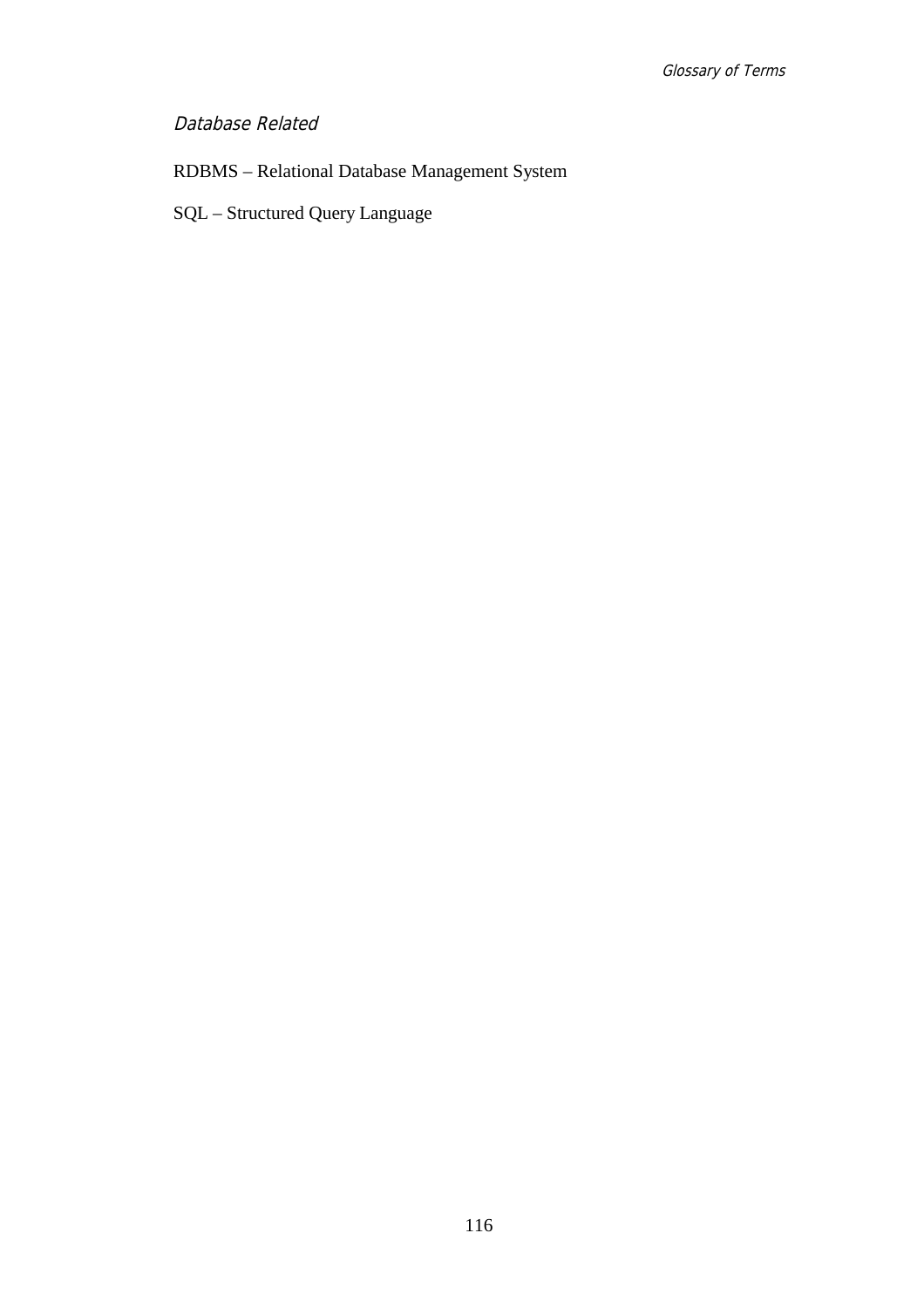### *Database Related*

RDBMS – Relational Database Management System

SQL – Structured Query Language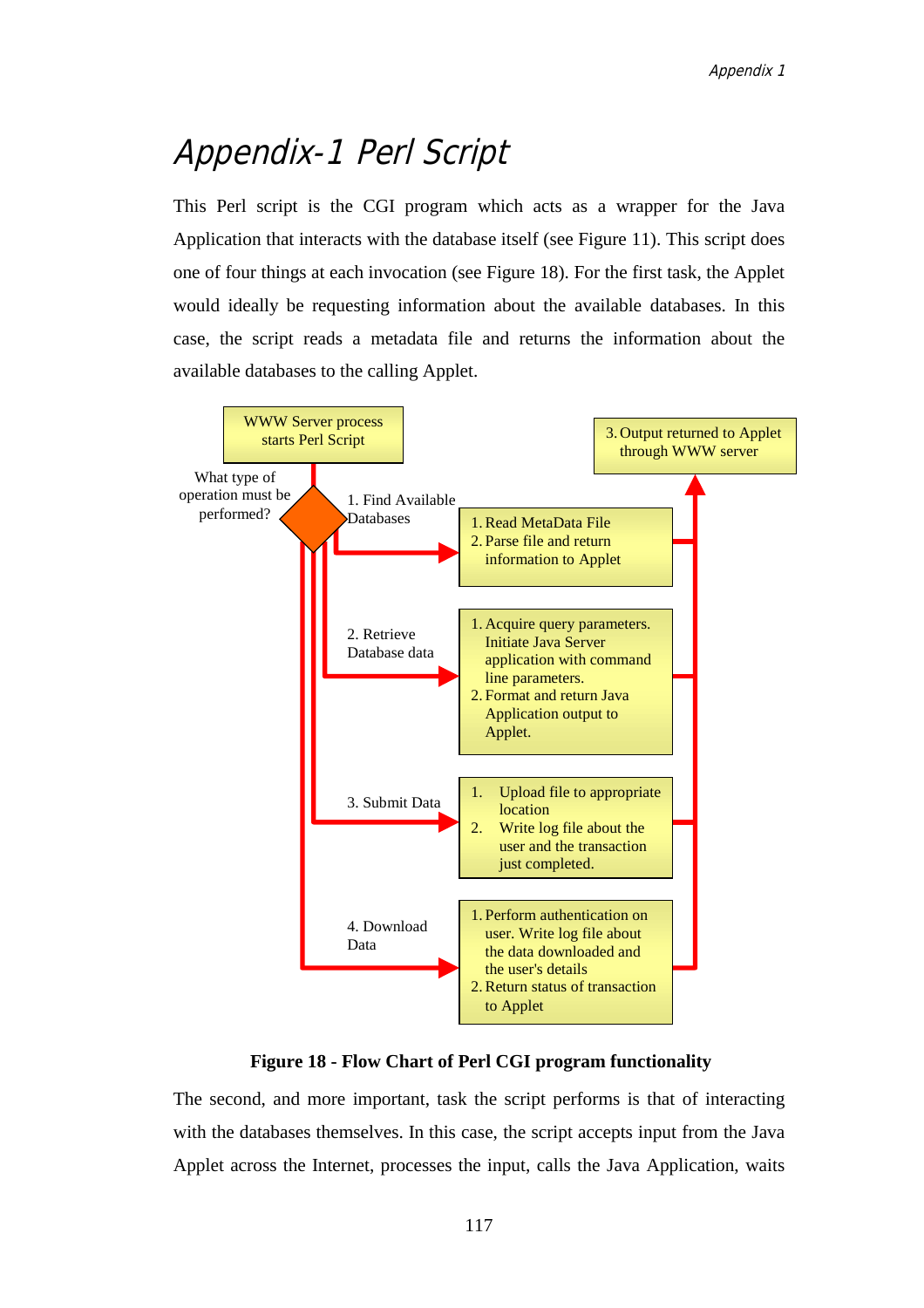# Appendix-1 Perl Script

This Perl script is the CGI program which acts as a wrapper for the Java Application that interacts with the database itself (see Figure 11). This script does one of four things at each invocation (see Figure 18). For the first task, the Applet would ideally be requesting information about the available databases. In this case, the script reads a metadata file and returns the information about the available databases to the calling Applet.

WWW Server process starts Perl Script

What type of operation must be performed?

1. Find Available Databases
   1. Read MetaData File
   2. Parse file and return information to Applet

2. Retrieve Database data
   1. Acquire query parameters. Initiate Java Server application with command line parameters.
   2. Format and return Java Application output to Applet.

3. Submit Data
   1. Upload file to appropriate location
   2. Write log file about the user and the transaction just completed.

4. Download Data
   1. Perform authentication on user. Write log file about the data downloaded and the user's details
   2. Return status of transaction to Applet

3. Output returned to Applet through WWW server

**Figure 18 - Flow Chart of Perl CGI program functionality**

The second, and more important, task the script performs is that of interacting with the databases themselves. In this case, the script accepts input from the Java Applet across the Internet, processes the input, calls the Java Application, waits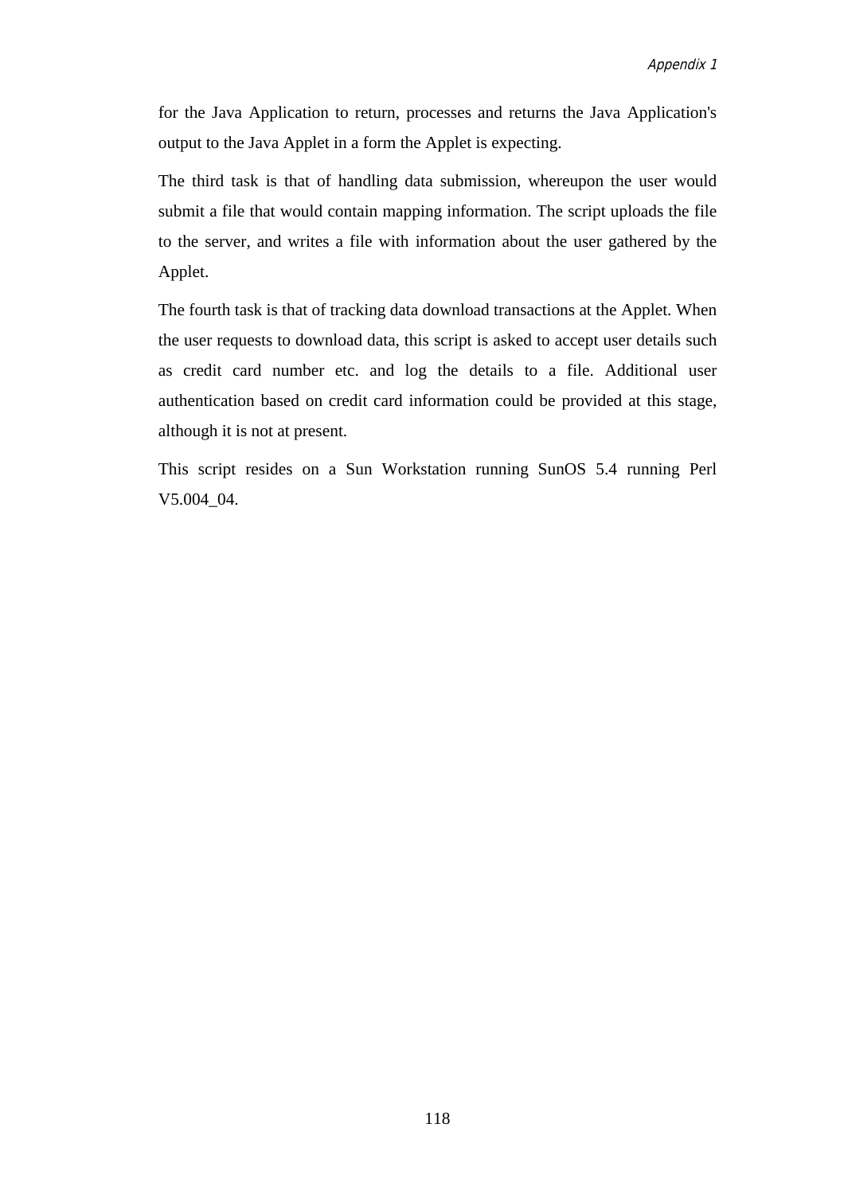for the Java Application to return, processes and returns the Java Application's output to the Java Applet in a form the Applet is expecting.

The third task is that of handling data submission, whereupon the user would submit a file that would contain mapping information. The script uploads the file to the server, and writes a file with information about the user gathered by the Applet.

The fourth task is that of tracking data download transactions at the Applet. When the user requests to download data, this script is asked to accept user details such as credit card number etc. and log the details to a file. Additional user authentication based on credit card information could be provided at this stage, although it is not at present.

This script resides on a Sun Workstation running SunOS 5.4 running Perl V5.004_04.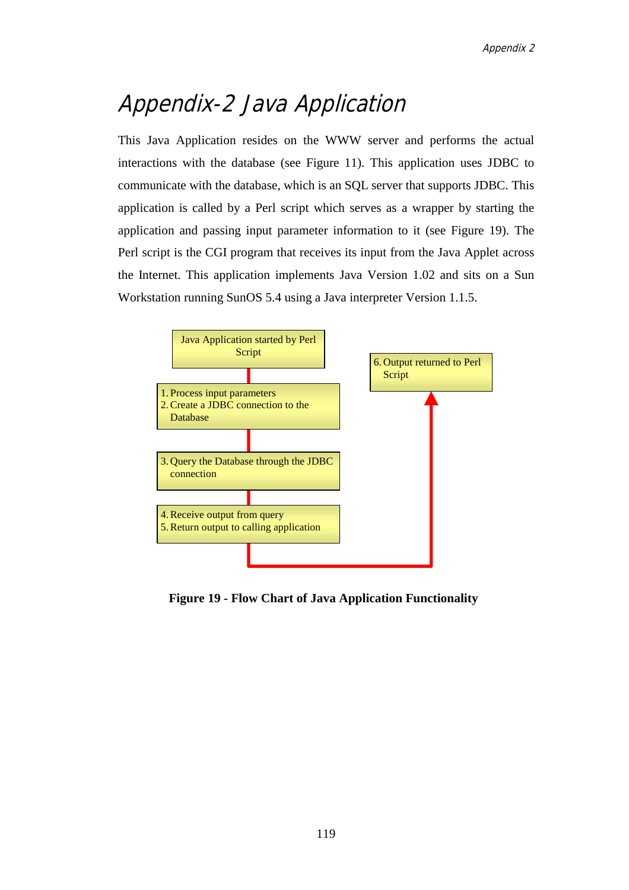# Appendix-2 Java Application

This Java Application resides on the WWW server and performs the actual interactions with the database (see Figure 11). This application uses JDBC to communicate with the database, which is an SQL server that supports JDBC. This application is called by a Perl script which serves as a wrapper by starting the application and passing input parameter information to it (see Figure 19). The Perl script is the CGI program that receives its input from the Java Applet across the Internet. This application implements Java Version 1.02 and sits on a Sun Workstation running SunOS 5.4 using a Java interpreter Version 1.1.5.

Java Application started by Perl Script

1. Process input parameters
2. Create a JDBC connection to the Database

3. Query the Database through the JDBC connection

4. Receive output from query
5. Return output to calling application

6. Output returned to Perl Script

**Figure 19 - Flow Chart of Java Application Functionality**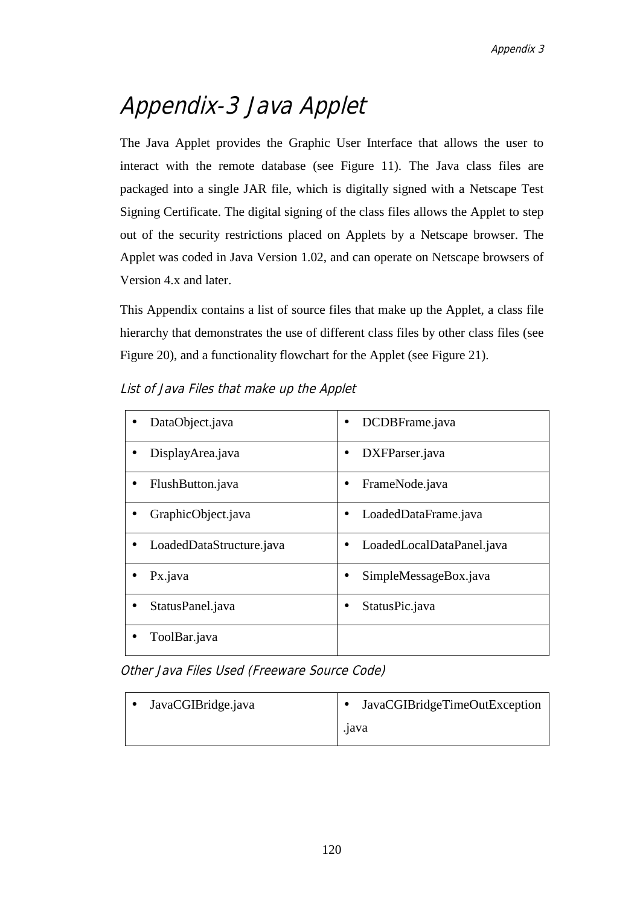# Appendix-3 Java Applet

The Java Applet provides the Graphic User Interface that allows the user to interact with the remote database (see Figure 11). The Java class files are packaged into a single JAR file, which is digitally signed with a Netscape Test Signing Certificate. The digital signing of the class files allows the Applet to step out of the security restrictions placed on Applets by a Netscape browser. The Applet was coded in Java Version 1.02, and can operate on Netscape browsers of Version 4.x and later.

This Appendix contains a list of source files that make up the Applet, a class file hierarchy that demonstrates the use of different class files by other class files (see Figure 20), and a functionality flowchart for the Applet (see Figure 21).

### *List of Java Files that make up the Applet*

| | |
|---|---|
| • DataObject.java | • DCDBFrame.java |
| • DisplayArea.java | • DXFParser.java |
| • FlushButton.java | • FrameNode.java |
| • GraphicObject.java | • LoadedDataFrame.java |
| • LoadedDataStructure.java | • LoadedLocalDataPanel.java |
| • Px.java | • SimpleMessageBox.java |
| • StatusPanel.java | • StatusPic.java |
| • ToolBar.java | |

### *Other Java Files Used (Freeware Source Code)*

| | |
|---|---|
| • JavaCGIBridge.java | • JavaCGIBridgeTimeOutException .java |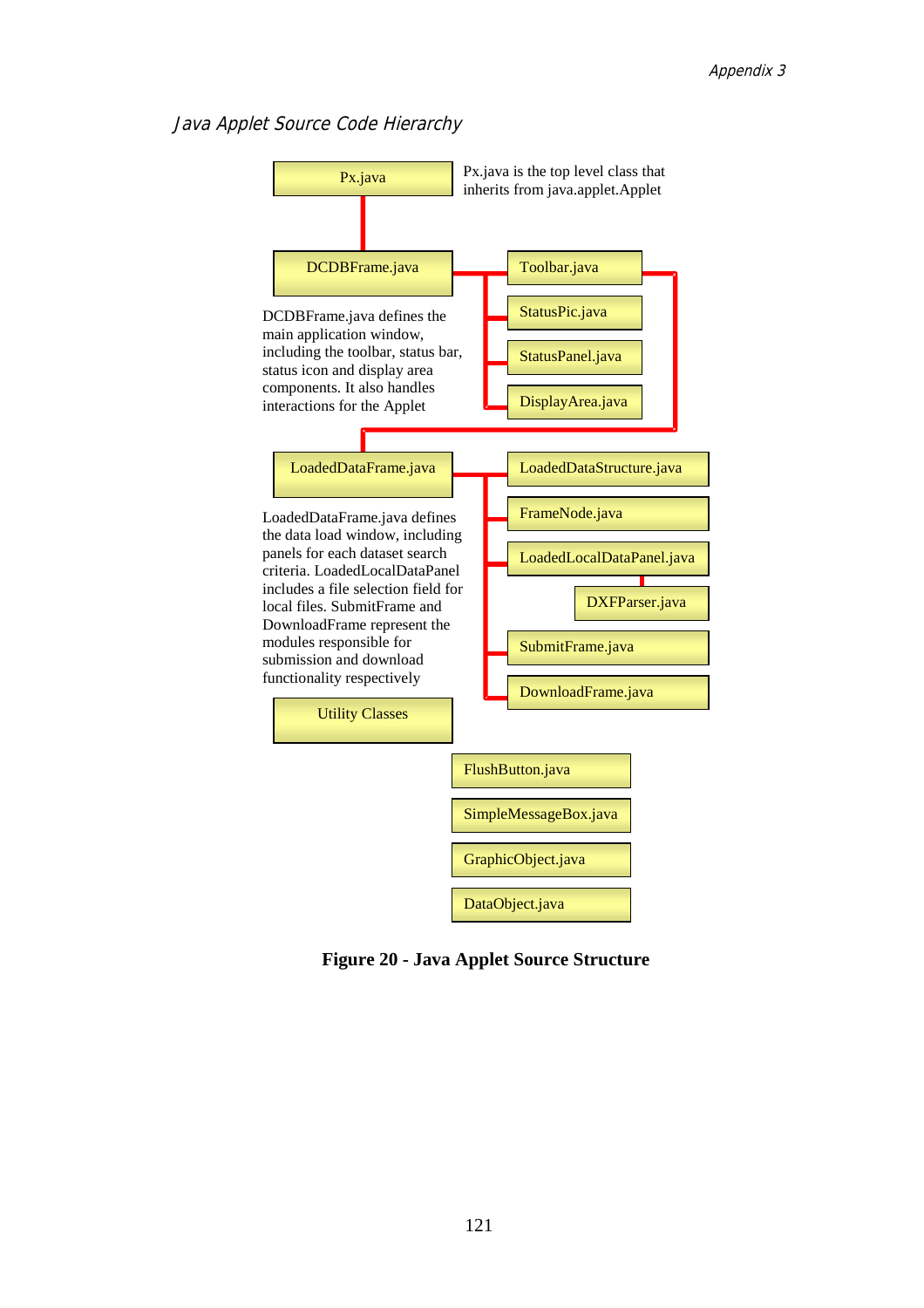*Java Applet Source Code Hierarchy*

Px.java

Px.java is the top level class that inherits from java.applet.Applet

DCDBFrame.java

Toolbar.java

StatusPic.java

StatusPanel.java

DisplayArea.java

DCDBFrame.java defines the main application window, including the toolbar, status bar, status icon and display area components. It also handles interactions for the Applet

LoadedDataFrame.java

LoadedDataStructure.java

FrameNode.java

LoadedLocalDataPanel.java

DXFParser.java

SubmitFrame.java

DownloadFrame.java

LoadedDataFrame.java defines the data load window, including panels for each dataset search criteria. LoadedLocalDataPanel includes a file selection field for local files. SubmitFrame and DownloadFrame represent the modules responsible for submission and download functionality respectively

Utility Classes

FlushButton.java

SimpleMessageBox.java

GraphicObject.java

DataObject.java

**Figure 20 - Java Applet Source Structure**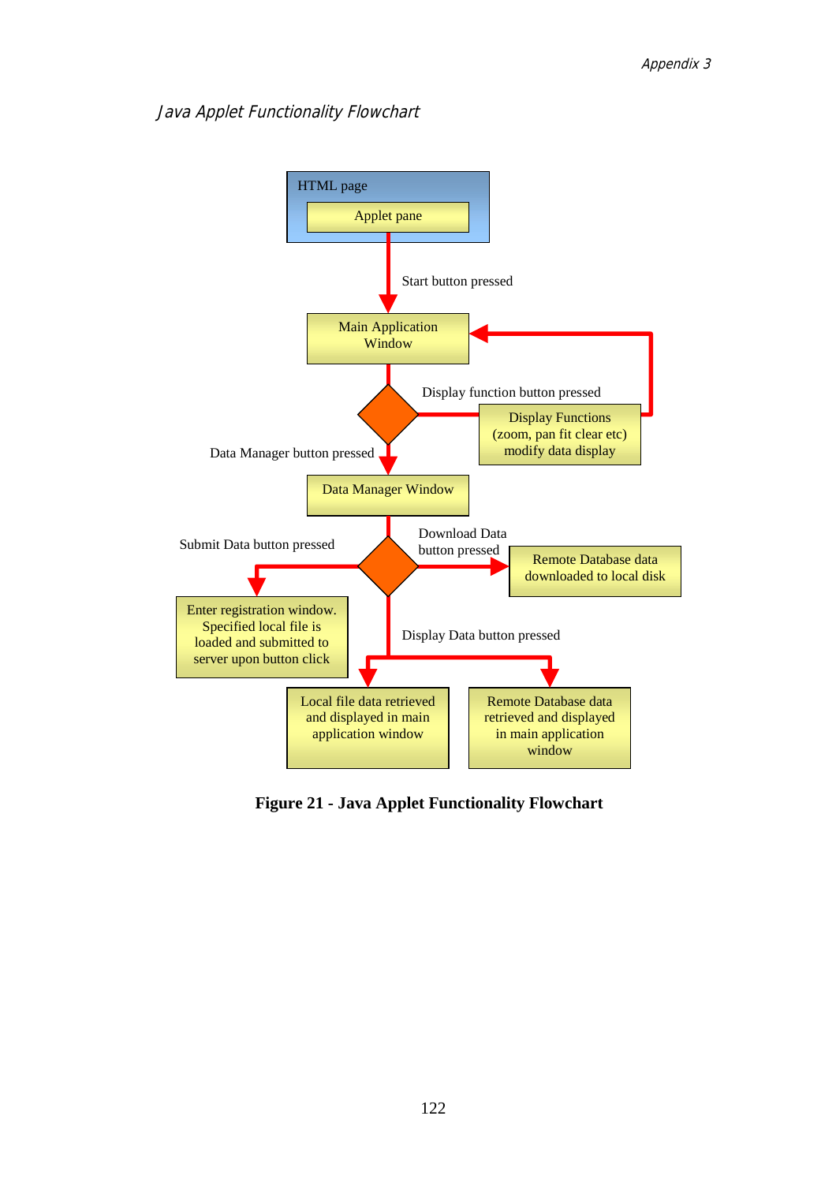*Java Applet Functionality Flowchart*

HTML page

Applet pane

Start button pressed

Main Application Window

Display function button pressed

Display Functions (zoom, pan fit clear etc) modify data display

Data Manager button pressed

Data Manager Window

Submit Data button pressed

Download Data button pressed

Remote Database data downloaded to local disk

Enter registration window. Specified local file is loaded and submitted to server upon button click

Display Data button pressed

Local file data retrieved and displayed in main application window

Remote Database data retrieved and displayed in main application window

**Figure 21 - Java Applet Functionality Flowchart**